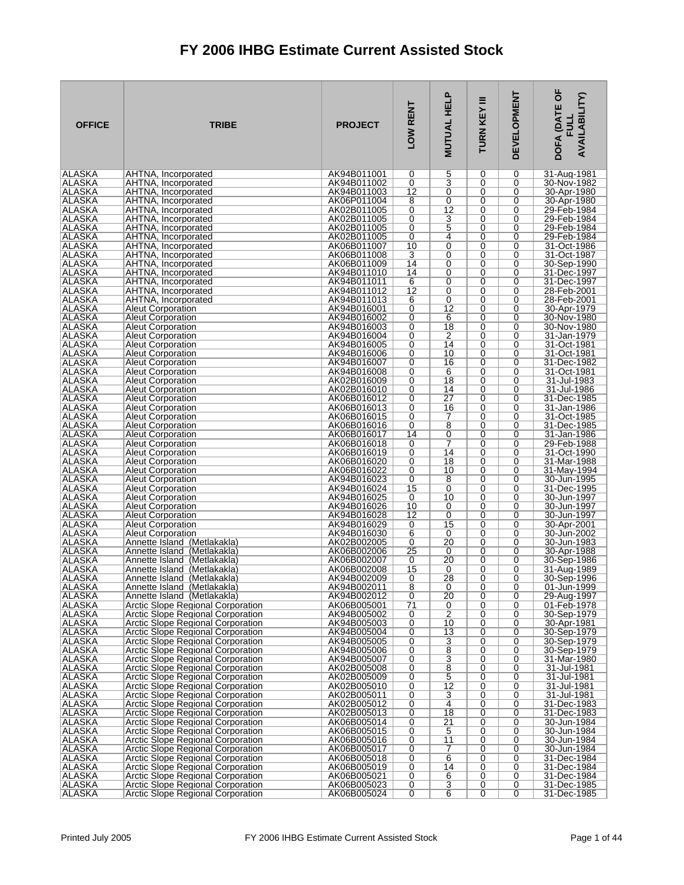# FY 2006 IHBG Estimate Current Assisted Stock

| OFFICE | TRIBE | PROJECT | LOW RENT | MUTUAL HELP | TURN KEY III | DEVELOPMENT | DOFA (DATE OF FULL AVAILABILITY) |
|---|---|---|---|---|---|---|---|
| ALASKA | AHTNA, Incorporated | AK94B011001 | 0 | 5 | 0 | 0 | 31-Aug-1981 |
| ALASKA | AHTNA, Incorporated | AK94B011002 | 0 | 3 | 0 | 0 | 30-Nov-1982 |
| ALASKA | AHTNA, Incorporated | AK94B011003 | 12 | 0 | 0 | 0 | 30-Apr-1980 |
| ALASKA | AHTNA, Incorporated | AK06P011004 | 8 | 0 | 0 | 0 | 30-Apr-1980 |
| ALASKA | AHTNA, Incorporated | AK02B011005 | 0 | 12 | 0 | 0 | 29-Feb-1984 |
| ALASKA | AHTNA, Incorporated | AK02B011005 | 0 | 3 | 0 | 0 | 29-Feb-1984 |
| ALASKA | AHTNA, Incorporated | AK02B011005 | 0 | 5 | 0 | 0 | 29-Feb-1984 |
| ALASKA | AHTNA, Incorporated | AK02B011005 | 0 | 4 | 0 | 0 | 29-Feb-1984 |
| ALASKA | AHTNA, Incorporated | AK06B011007 | 10 | 0 | 0 | 0 | 31-Oct-1986 |
| ALASKA | AHTNA, Incorporated | AK06B011008 | 3 | 0 | 0 | 0 | 31-Oct-1987 |
| ALASKA | AHTNA, Incorporated | AK06B011009 | 14 | 0 | 0 | 0 | 30-Sep-1990 |
| ALASKA | AHTNA, Incorporated | AK94B011010 | 14 | 0 | 0 | 0 | 31-Dec-1997 |
| ALASKA | AHTNA, Incorporated | AK94B011011 | 6 | 0 | 0 | 0 | 31-Dec-1997 |
| ALASKA | AHTNA, Incorporated | AK94B011012 | 12 | 0 | 0 | 0 | 28-Feb-2001 |
| ALASKA | AHTNA, Incorporated | AK94B011013 | 6 | 0 | 0 | 0 | 28-Feb-2001 |
| ALASKA | Aleut Corporation | AK94B016001 | 0 | 12 | 0 | 0 | 30-Apr-1979 |
| ALASKA | Aleut Corporation | AK94B016002 | 0 | 6 | 0 | 0 | 30-Nov-1980 |
| ALASKA | Aleut Corporation | AK94B016003 | 0 | 18 | 0 | 0 | 30-Nov-1980 |
| ALASKA | Aleut Corporation | AK94B016004 | 0 | 2 | 0 | 0 | 31-Jan-1979 |
| ALASKA | Aleut Corporation | AK94B016005 | 0 | 14 | 0 | 0 | 31-Oct-1981 |
| ALASKA | Aleut Corporation | AK94B016006 | 0 | 10 | 0 | 0 | 31-Oct-1981 |
| ALASKA | Aleut Corporation | AK94B016007 | 0 | 16 | 0 | 0 | 31-Dec-1982 |
| ALASKA | Aleut Corporation | AK94B016008 | 0 | 6 | 0 | 0 | 31-Oct-1981 |
| ALASKA | Aleut Corporation | AK02B016009 | 0 | 18 | 0 | 0 | 31-Jul-1983 |
| ALASKA | Aleut Corporation | AK02B016010 | 0 | 14 | 0 | 0 | 31-Jul-1986 |
| ALASKA | Aleut Corporation | AK06B016012 | 0 | 27 | 0 | 0 | 31-Dec-1985 |
| ALASKA | Aleut Corporation | AK06B016013 | 0 | 16 | 0 | 0 | 31-Jan-1986 |
| ALASKA | Aleut Corporation | AK06B016015 | 0 | 7 | 0 | 0 | 31-Oct-1985 |
| ALASKA | Aleut Corporation | AK06B016016 | 0 | 8 | 0 | 0 | 31-Dec-1985 |
| ALASKA | Aleut Corporation | AK06B016017 | 14 | 0 | 0 | 0 | 31-Jan-1986 |
| ALASKA | Aleut Corporation | AK06B016018 | 0 | 7 | 0 | 0 | 29-Feb-1988 |
| ALASKA | Aleut Corporation | AK06B016019 | 0 | 14 | 0 | 0 | 31-Oct-1990 |
| ALASKA | Aleut Corporation | AK06B016020 | 0 | 18 | 0 | 0 | 31-Mar-1988 |
| ALASKA | Aleut Corporation | AK06B016022 | 0 | 10 | 0 | 0 | 31-May-1994 |
| ALASKA | Aleut Corporation | AK94B016023 | 0 | 8 | 0 | 0 | 30-Jun-1995 |
| ALASKA | Aleut Corporation | AK94B016024 | 15 | 0 | 0 | 0 | 31-Dec-1995 |
| ALASKA | Aleut Corporation | AK94B016025 | 0 | 10 | 0 | 0 | 30-Jun-1997 |
| ALASKA | Aleut Corporation | AK94B016026 | 10 | 0 | 0 | 0 | 30-Jun-1997 |
| ALASKA | Aleut Corporation | AK94B016028 | 12 | 0 | 0 | 0 | 30-Jun-1997 |
| ALASKA | Aleut Corporation | AK94B016029 | 0 | 15 | 0 | 0 | 30-Apr-2001 |
| ALASKA | Aleut Corporation | AK94B016030 | 6 | 0 | 0 | 0 | 30-Jun-2002 |
| ALASKA | Annette Island (Metlakakla) | AK02B002005 | 0 | 20 | 0 | 0 | 30-Jun-1983 |
| ALASKA | Annette Island (Metlakakla) | AK06B002006 | 25 | 0 | 0 | 0 | 30-Apr-1988 |
| ALASKA | Annette Island (Metlakakla) | AK06B002007 | 0 | 20 | 0 | 0 | 30-Sep-1986 |
| ALASKA | Annette Island (Metlakakla) | AK06B002008 | 15 | 0 | 0 | 0 | 31-Aug-1989 |
| ALASKA | Annette Island (Metlakakla) | AK94B002009 | 0 | 28 | 0 | 0 | 30-Sep-1996 |
| ALASKA | Annette Island (Metlakakla) | AK94B002011 | 8 | 0 | 0 | 0 | 01-Jun-1999 |
| ALASKA | Annette Island (Metlakakla) | AK94B002012 | 0 | 20 | 0 | 0 | 29-Aug-1997 |
| ALASKA | Arctic Slope Regional Corporation | AK06B005001 | 71 | 0 | 0 | 0 | 01-Feb-1978 |
| ALASKA | Arctic Slope Regional Corporation | AK94B005002 | 0 | 2 | 0 | 0 | 30-Sep-1979 |
| ALASKA | Arctic Slope Regional Corporation | AK94B005003 | 0 | 10 | 0 | 0 | 30-Apr-1981 |
| ALASKA | Arctic Slope Regional Corporation | AK94B005004 | 0 | 13 | 0 | 0 | 30-Sep-1979 |
| ALASKA | Arctic Slope Regional Corporation | AK94B005005 | 0 | 3 | 0 | 0 | 30-Sep-1979 |
| ALASKA | Arctic Slope Regional Corporation | AK94B005006 | 0 | 8 | 0 | 0 | 30-Sep-1979 |
| ALASKA | Arctic Slope Regional Corporation | AK94B005007 | 0 | 3 | 0 | 0 | 31-Mar-1980 |
| ALASKA | Arctic Slope Regional Corporation | AK02B005008 | 0 | 8 | 0 | 0 | 31-Jul-1981 |
| ALASKA | Arctic Slope Regional Corporation | AK02B005009 | 0 | 5 | 0 | 0 | 31-Jul-1981 |
| ALASKA | Arctic Slope Regional Corporation | AK02B005010 | 0 | 12 | 0 | 0 | 31-Jul-1981 |
| ALASKA | Arctic Slope Regional Corporation | AK02B005011 | 0 | 3 | 0 | 0 | 31-Jul-1981 |
| ALASKA | Arctic Slope Regional Corporation | AK02B005012 | 0 | 4 | 0 | 0 | 31-Dec-1983 |
| ALASKA | Arctic Slope Regional Corporation | AK02B005013 | 0 | 18 | 0 | 0 | 31-Dec-1983 |
| ALASKA | Arctic Slope Regional Corporation | AK06B005014 | 0 | 21 | 0 | 0 | 30-Jun-1984 |
| ALASKA | Arctic Slope Regional Corporation | AK06B005015 | 0 | 5 | 0 | 0 | 30-Jun-1984 |
| ALASKA | Arctic Slope Regional Corporation | AK06B005016 | 0 | 11 | 0 | 0 | 30-Jun-1984 |
| ALASKA | Arctic Slope Regional Corporation | AK06B005017 | 0 | 7 | 0 | 0 | 30-Jun-1984 |
| ALASKA | Arctic Slope Regional Corporation | AK06B005018 | 0 | 6 | 0 | 0 | 31-Dec-1984 |
| ALASKA | Arctic Slope Regional Corporation | AK06B005019 | 0 | 14 | 0 | 0 | 31-Dec-1984 |
| ALASKA | Arctic Slope Regional Corporation | AK06B005021 | 0 | 6 | 0 | 0 | 31-Dec-1984 |
| ALASKA | Arctic Slope Regional Corporation | AK06B005023 | 0 | 3 | 0 | 0 | 31-Dec-1985 |
| ALASKA | Arctic Slope Regional Corporation | AK06B005024 | 0 | 6 | 0 | 0 | 31-Dec-1985 |

Printed July 2005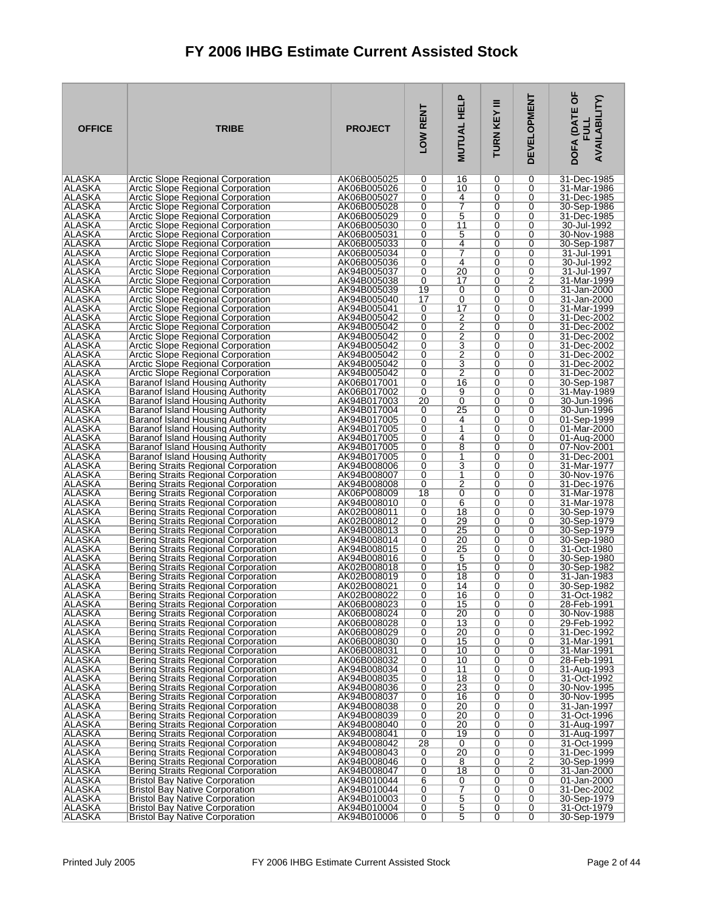# FY 2006 IHBG Estimate Current Assisted Stock

| OFFICE | TRIBE | PROJECT | LOW RENT | MUTUAL HELP | TURN KEY III | DEVELOPMENT | DOFA (DATE OF FULL AVAILABILITY) |
|---|---|---|---|---|---|---|---|
| ALASKA | Arctic Slope Regional Corporation | AK06B005025 | 0 | 16 | 0 | 0 | 31-Dec-1985 |
| ALASKA | Arctic Slope Regional Corporation | AK06B005026 | 0 | 10 | 0 | 0 | 31-Mar-1986 |
| ALASKA | Arctic Slope Regional Corporation | AK06B005027 | 0 | 4 | 0 | 0 | 31-Dec-1985 |
| ALASKA | Arctic Slope Regional Corporation | AK06B005028 | 0 | 7 | 0 | 0 | 30-Sep-1986 |
| ALASKA | Arctic Slope Regional Corporation | AK06B005029 | 0 | 5 | 0 | 0 | 31-Dec-1985 |
| ALASKA | Arctic Slope Regional Corporation | AK06B005030 | 0 | 11 | 0 | 0 | 30-Jul-1992 |
| ALASKA | Arctic Slope Regional Corporation | AK06B005031 | 0 | 5 | 0 | 0 | 30-Nov-1988 |
| ALASKA | Arctic Slope Regional Corporation | AK06B005033 | 0 | 4 | 0 | 0 | 30-Sep-1987 |
| ALASKA | Arctic Slope Regional Corporation | AK06B005034 | 0 | 7 | 0 | 0 | 31-Jul-1991 |
| ALASKA | Arctic Slope Regional Corporation | AK06B005036 | 0 | 4 | 0 | 0 | 30-Jul-1992 |
| ALASKA | Arctic Slope Regional Corporation | AK94B005037 | 0 | 20 | 0 | 0 | 31-Jul-1997 |
| ALASKA | Arctic Slope Regional Corporation | AK94B005038 | 0 | 17 | 0 | 2 | 31-Mar-1999 |
| ALASKA | Arctic Slope Regional Corporation | AK94B005039 | 19 | 0 | 0 | 0 | 31-Jan-2000 |
| ALASKA | Arctic Slope Regional Corporation | AK94B005040 | 17 | 0 | 0 | 0 | 31-Jan-2000 |
| ALASKA | Arctic Slope Regional Corporation | AK94B005041 | 0 | 17 | 0 | 0 | 31-Mar-1999 |
| ALASKA | Arctic Slope Regional Corporation | AK94B005042 | 0 | 2 | 0 | 0 | 31-Dec-2002 |
| ALASKA | Arctic Slope Regional Corporation | AK94B005042 | 0 | 2 | 0 | 0 | 31-Dec-2002 |
| ALASKA | Arctic Slope Regional Corporation | AK94B005042 | 0 | 2 | 0 | 0 | 31-Dec-2002 |
| ALASKA | Arctic Slope Regional Corporation | AK94B005042 | 0 | 3 | 0 | 0 | 31-Dec-2002 |
| ALASKA | Arctic Slope Regional Corporation | AK94B005042 | 0 | 2 | 0 | 0 | 31-Dec-2002 |
| ALASKA | Arctic Slope Regional Corporation | AK94B005042 | 0 | 3 | 0 | 0 | 31-Dec-2002 |
| ALASKA | Arctic Slope Regional Corporation | AK94B005042 | 0 | 2 | 0 | 0 | 31-Dec-2002 |
| ALASKA | Baranof Island Housing Authority | AK06B017001 | 0 | 16 | 0 | 0 | 30-Sep-1987 |
| ALASKA | Baranof Island Housing Authority | AK06B017002 | 0 | 9 | 0 | 0 | 31-May-1989 |
| ALASKA | Baranof Island Housing Authority | AK94B017003 | 20 | 0 | 0 | 0 | 30-Jun-1996 |
| ALASKA | Baranof Island Housing Authority | AK94B017004 | 0 | 25 | 0 | 0 | 30-Jun-1996 |
| ALASKA | Baranof Island Housing Authority | AK94B017005 | 0 | 4 | 0 | 0 | 01-Sep-1999 |
| ALASKA | Baranof Island Housing Authority | AK94B017005 | 0 | 1 | 0 | 0 | 01-Mar-2000 |
| ALASKA | Baranof Island Housing Authority | AK94B017005 | 0 | 4 | 0 | 0 | 01-Aug-2000 |
| ALASKA | Baranof Island Housing Authority | AK94B017005 | 0 | 8 | 0 | 0 | 07-Nov-2001 |
| ALASKA | Baranof Island Housing Authority | AK94B017005 | 0 | 1 | 0 | 0 | 31-Dec-2001 |
| ALASKA | Bering Straits Regional Corporation | AK94B008006 | 0 | 3 | 0 | 0 | 31-Mar-1977 |
| ALASKA | Bering Straits Regional Corporation | AK94B008007 | 0 | 1 | 0 | 0 | 30-Nov-1976 |
| ALASKA | Bering Straits Regional Corporation | AK94B008008 | 0 | 2 | 0 | 0 | 31-Dec-1976 |
| ALASKA | Bering Straits Regional Corporation | AK06P008009 | 18 | 0 | 0 | 0 | 31-Mar-1978 |
| ALASKA | Bering Straits Regional Corporation | AK94B008010 | 0 | 6 | 0 | 0 | 31-Mar-1978 |
| ALASKA | Bering Straits Regional Corporation | AK02B008011 | 0 | 18 | 0 | 0 | 30-Sep-1979 |
| ALASKA | Bering Straits Regional Corporation | AK02B008012 | 0 | 29 | 0 | 0 | 30-Sep-1979 |
| ALASKA | Bering Straits Regional Corporation | AK94B008013 | 0 | 25 | 0 | 0 | 30-Sep-1979 |
| ALASKA | Bering Straits Regional Corporation | AK94B008014 | 0 | 20 | 0 | 0 | 30-Sep-1980 |
| ALASKA | Bering Straits Regional Corporation | AK94B008015 | 0 | 25 | 0 | 0 | 31-Oct-1980 |
| ALASKA | Bering Straits Regional Corporation | AK94B008016 | 0 | 5 | 0 | 0 | 30-Sep-1980 |
| ALASKA | Bering Straits Regional Corporation | AK02B008018 | 0 | 15 | 0 | 0 | 30-Sep-1982 |
| ALASKA | Bering Straits Regional Corporation | AK02B008019 | 0 | 18 | 0 | 0 | 31-Jan-1983 |
| ALASKA | Bering Straits Regional Corporation | AK02B008021 | 0 | 14 | 0 | 0 | 30-Sep-1982 |
| ALASKA | Bering Straits Regional Corporation | AK02B008022 | 0 | 16 | 0 | 0 | 31-Oct-1982 |
| ALASKA | Bering Straits Regional Corporation | AK06B008023 | 0 | 15 | 0 | 0 | 28-Feb-1991 |
| ALASKA | Bering Straits Regional Corporation | AK06B008024 | 0 | 20 | 0 | 0 | 30-Nov-1988 |
| ALASKA | Bering Straits Regional Corporation | AK06B008028 | 0 | 13 | 0 | 0 | 29-Feb-1992 |
| ALASKA | Bering Straits Regional Corporation | AK06B008029 | 0 | 20 | 0 | 0 | 31-Dec-1992 |
| ALASKA | Bering Straits Regional Corporation | AK06B008030 | 0 | 15 | 0 | 0 | 31-Mar-1991 |
| ALASKA | Bering Straits Regional Corporation | AK06B008031 | 0 | 10 | 0 | 0 | 31-Mar-1991 |
| ALASKA | Bering Straits Regional Corporation | AK06B008032 | 0 | 10 | 0 | 0 | 28-Feb-1991 |
| ALASKA | Bering Straits Regional Corporation | AK94B008034 | 0 | 11 | 0 | 0 | 31-Aug-1993 |
| ALASKA | Bering Straits Regional Corporation | AK94B008035 | 0 | 18 | 0 | 0 | 31-Oct-1992 |
| ALASKA | Bering Straits Regional Corporation | AK94B008036 | 0 | 23 | 0 | 0 | 30-Nov-1995 |
| ALASKA | Bering Straits Regional Corporation | AK94B008037 | 0 | 16 | 0 | 0 | 30-Nov-1995 |
| ALASKA | Bering Straits Regional Corporation | AK94B008038 | 0 | 20 | 0 | 0 | 31-Jan-1997 |
| ALASKA | Bering Straits Regional Corporation | AK94B008039 | 0 | 20 | 0 | 0 | 31-Oct-1996 |
| ALASKA | Bering Straits Regional Corporation | AK94B008040 | 0 | 20 | 0 | 0 | 31-Aug-1997 |
| ALASKA | Bering Straits Regional Corporation | AK94B008041 | 0 | 19 | 0 | 0 | 31-Aug-1997 |
| ALASKA | Bering Straits Regional Corporation | AK94B008042 | 28 | 0 | 0 | 0 | 31-Oct-1999 |
| ALASKA | Bering Straits Regional Corporation | AK94B008043 | 0 | 20 | 0 | 0 | 31-Dec-1999 |
| ALASKA | Bering Straits Regional Corporation | AK94B008046 | 0 | 8 | 0 | 2 | 30-Sep-1999 |
| ALASKA | Bering Straits Regional Corporation | AK94B008047 | 0 | 18 | 0 | 0 | 31-Jan-2000 |
| ALASKA | Bristol Bay Native Corporation | AK94B010044 | 6 | 0 | 0 | 0 | 01-Jan-2000 |
| ALASKA | Bristol Bay Native Corporation | AK94B010044 | 0 | 7 | 0 | 0 | 31-Dec-2002 |
| ALASKA | Bristol Bay Native Corporation | AK94B010003 | 0 | 5 | 0 | 0 | 30-Sep-1979 |
| ALASKA | Bristol Bay Native Corporation | AK94B010004 | 0 | 5 | 0 | 0 | 31-Oct-1979 |
| ALASKA | Bristol Bay Native Corporation | AK94B010006 | 0 | 5 | 0 | 0 | 30-Sep-1979 |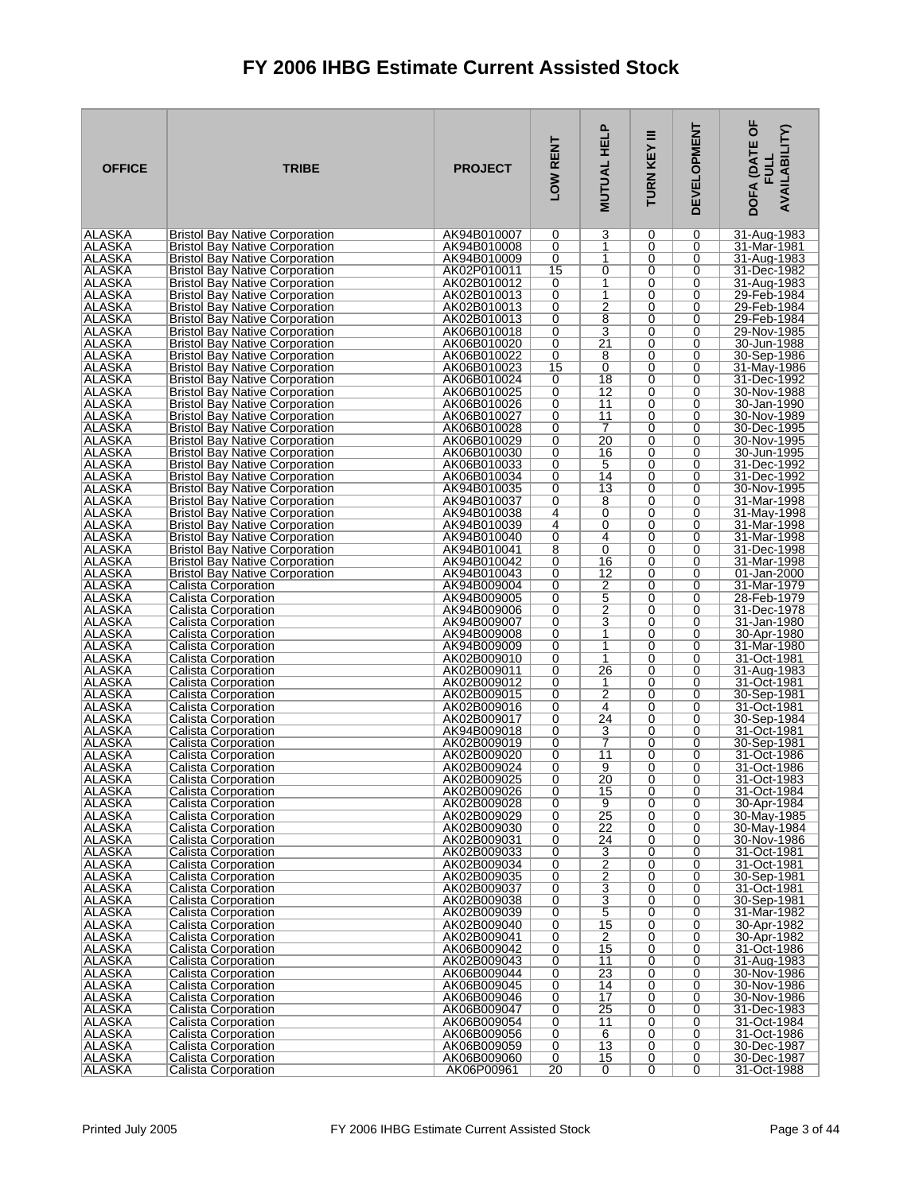# FY 2006 IHBG Estimate Current Assisted Stock

| OFFICE | TRIBE | PROJECT | LOW RENT | MUTUAL HELP | TURN KEY III | DEVELOPMENT | DOFA (DATE OF FULL AVAILABILITY) |
|---|---|---|---|---|---|---|---|
| ALASKA | Bristol Bay Native Corporation | AK94B010007 | 0 | 3 | 0 | 0 | 31-Aug-1983 |
| ALASKA | Bristol Bay Native Corporation | AK94B010008 | 0 | 1 | 0 | 0 | 31-Mar-1981 |
| ALASKA | Bristol Bay Native Corporation | AK94B010009 | 0 | 1 | 0 | 0 | 31-Aug-1983 |
| ALASKA | Bristol Bay Native Corporation | AK02P010011 | 15 | 0 | 0 | 0 | 31-Dec-1982 |
| ALASKA | Bristol Bay Native Corporation | AK02B010012 | 0 | 1 | 0 | 0 | 31-Aug-1983 |
| ALASKA | Bristol Bay Native Corporation | AK02B010013 | 0 | 1 | 0 | 0 | 29-Feb-1984 |
| ALASKA | Bristol Bay Native Corporation | AK02B010013 | 0 | 2 | 0 | 0 | 29-Feb-1984 |
| ALASKA | Bristol Bay Native Corporation | AK02B010013 | 0 | 8 | 0 | 0 | 29-Feb-1984 |
| ALASKA | Bristol Bay Native Corporation | AK06B010018 | 0 | 3 | 0 | 0 | 29-Nov-1985 |
| ALASKA | Bristol Bay Native Corporation | AK06B010020 | 0 | 21 | 0 | 0 | 30-Jun-1988 |
| ALASKA | Bristol Bay Native Corporation | AK06B010022 | 0 | 8 | 0 | 0 | 30-Sep-1986 |
| ALASKA | Bristol Bay Native Corporation | AK06B010023 | 15 | 0 | 0 | 0 | 31-May-1986 |
| ALASKA | Bristol Bay Native Corporation | AK06B010024 | 0 | 18 | 0 | 0 | 31-Dec-1992 |
| ALASKA | Bristol Bay Native Corporation | AK06B010025 | 0 | 12 | 0 | 0 | 30-Nov-1988 |
| ALASKA | Bristol Bay Native Corporation | AK06B010026 | 0 | 11 | 0 | 0 | 30-Jan-1990 |
| ALASKA | Bristol Bay Native Corporation | AK06B010027 | 0 | 11 | 0 | 0 | 30-Nov-1989 |
| ALASKA | Bristol Bay Native Corporation | AK06B010028 | 0 | 7 | 0 | 0 | 30-Dec-1995 |
| ALASKA | Bristol Bay Native Corporation | AK06B010029 | 0 | 20 | 0 | 0 | 30-Nov-1995 |
| ALASKA | Bristol Bay Native Corporation | AK06B010030 | 0 | 16 | 0 | 0 | 30-Jun-1995 |
| ALASKA | Bristol Bay Native Corporation | AK06B010033 | 0 | 5 | 0 | 0 | 31-Dec-1992 |
| ALASKA | Bristol Bay Native Corporation | AK06B010034 | 0 | 14 | 0 | 0 | 31-Dec-1992 |
| ALASKA | Bristol Bay Native Corporation | AK94B010035 | 0 | 13 | 0 | 0 | 30-Nov-1995 |
| ALASKA | Bristol Bay Native Corporation | AK94B010037 | 0 | 8 | 0 | 0 | 31-Mar-1998 |
| ALASKA | Bristol Bay Native Corporation | AK94B010038 | 4 | 0 | 0 | 0 | 31-May-1998 |
| ALASKA | Bristol Bay Native Corporation | AK94B010039 | 4 | 0 | 0 | 0 | 31-Mar-1998 |
| ALASKA | Bristol Bay Native Corporation | AK94B010040 | 0 | 4 | 0 | 0 | 31-Mar-1998 |
| ALASKA | Bristol Bay Native Corporation | AK94B010041 | 8 | 0 | 0 | 0 | 31-Dec-1998 |
| ALASKA | Bristol Bay Native Corporation | AK94B010042 | 0 | 16 | 0 | 0 | 31-Mar-1998 |
| ALASKA | Bristol Bay Native Corporation | AK94B010043 | 0 | 12 | 0 | 0 | 01-Jan-2000 |
| ALASKA | Calista Corporation | AK94B009004 | 0 | 2 | 0 | 0 | 31-Mar-1979 |
| ALASKA | Calista Corporation | AK94B009005 | 0 | 5 | 0 | 0 | 28-Feb-1979 |
| ALASKA | Calista Corporation | AK94B009006 | 0 | 2 | 0 | 0 | 31-Dec-1978 |
| ALASKA | Calista Corporation | AK94B009007 | 0 | 3 | 0 | 0 | 31-Jan-1980 |
| ALASKA | Calista Corporation | AK94B009008 | 0 | 1 | 0 | 0 | 30-Apr-1980 |
| ALASKA | Calista Corporation | AK94B009009 | 0 | 1 | 0 | 0 | 31-Mar-1980 |
| ALASKA | Calista Corporation | AK02B009010 | 0 | 1 | 0 | 0 | 31-Oct-1981 |
| ALASKA | Calista Corporation | AK02B009011 | 0 | 26 | 0 | 0 | 31-Aug-1983 |
| ALASKA | Calista Corporation | AK02B009012 | 0 | 1 | 0 | 0 | 31-Oct-1981 |
| ALASKA | Calista Corporation | AK02B009015 | 0 | 2 | 0 | 0 | 30-Sep-1981 |
| ALASKA | Calista Corporation | AK02B009016 | 0 | 4 | 0 | 0 | 31-Oct-1981 |
| ALASKA | Calista Corporation | AK02B009017 | 0 | 24 | 0 | 0 | 30-Sep-1984 |
| ALASKA | Calista Corporation | AK94B009018 | 0 | 3 | 0 | 0 | 31-Oct-1981 |
| ALASKA | Calista Corporation | AK02B009019 | 0 | 7 | 0 | 0 | 30-Sep-1981 |
| ALASKA | Calista Corporation | AK02B009020 | 0 | 11 | 0 | 0 | 31-Oct-1986 |
| ALASKA | Calista Corporation | AK02B009024 | 0 | 9 | 0 | 0 | 31-Oct-1986 |
| ALASKA | Calista Corporation | AK02B009025 | 0 | 20 | 0 | 0 | 31-Oct-1983 |
| ALASKA | Calista Corporation | AK02B009026 | 0 | 15 | 0 | 0 | 31-Oct-1984 |
| ALASKA | Calista Corporation | AK02B009028 | 0 | 9 | 0 | 0 | 30-Apr-1984 |
| ALASKA | Calista Corporation | AK02B009029 | 0 | 25 | 0 | 0 | 30-May-1985 |
| ALASKA | Calista Corporation | AK02B009030 | 0 | 22 | 0 | 0 | 30-May-1984 |
| ALASKA | Calista Corporation | AK02B009031 | 0 | 24 | 0 | 0 | 30-Nov-1986 |
| ALASKA | Calista Corporation | AK02B009033 | 0 | 3 | 0 | 0 | 31-Oct-1981 |
| ALASKA | Calista Corporation | AK02B009034 | 0 | 2 | 0 | 0 | 31-Oct-1981 |
| ALASKA | Calista Corporation | AK02B009035 | 0 | 2 | 0 | 0 | 30-Sep-1981 |
| ALASKA | Calista Corporation | AK02B009037 | 0 | 3 | 0 | 0 | 31-Oct-1981 |
| ALASKA | Calista Corporation | AK02B009038 | 0 | 3 | 0 | 0 | 30-Sep-1981 |
| ALASKA | Calista Corporation | AK02B009039 | 0 | 5 | 0 | 0 | 31-Mar-1982 |
| ALASKA | Calista Corporation | AK02B009040 | 0 | 15 | 0 | 0 | 30-Apr-1982 |
| ALASKA | Calista Corporation | AK02B009041 | 0 | 2 | 0 | 0 | 30-Apr-1982 |
| ALASKA | Calista Corporation | AK06B009042 | 0 | 15 | 0 | 0 | 31-Oct-1986 |
| ALASKA | Calista Corporation | AK02B009043 | 0 | 11 | 0 | 0 | 31-Aug-1983 |
| ALASKA | Calista Corporation | AK06B009044 | 0 | 23 | 0 | 0 | 30-Nov-1986 |
| ALASKA | Calista Corporation | AK06B009045 | 0 | 14 | 0 | 0 | 30-Nov-1986 |
| ALASKA | Calista Corporation | AK06B009046 | 0 | 17 | 0 | 0 | 30-Nov-1986 |
| ALASKA | Calista Corporation | AK06B009047 | 0 | 25 | 0 | 0 | 31-Dec-1983 |
| ALASKA | Calista Corporation | AK06B009054 | 0 | 11 | 0 | 0 | 31-Oct-1984 |
| ALASKA | Calista Corporation | AK06B009056 | 0 | 6 | 0 | 0 | 31-Oct-1986 |
| ALASKA | Calista Corporation | AK06B009059 | 0 | 13 | 0 | 0 | 30-Dec-1987 |
| ALASKA | Calista Corporation | AK06B009060 | 0 | 15 | 0 | 0 | 30-Dec-1987 |
| ALASKA | Calista Corporation | AK06P00961 | 20 | 0 | 0 | 0 | 31-Oct-1988 |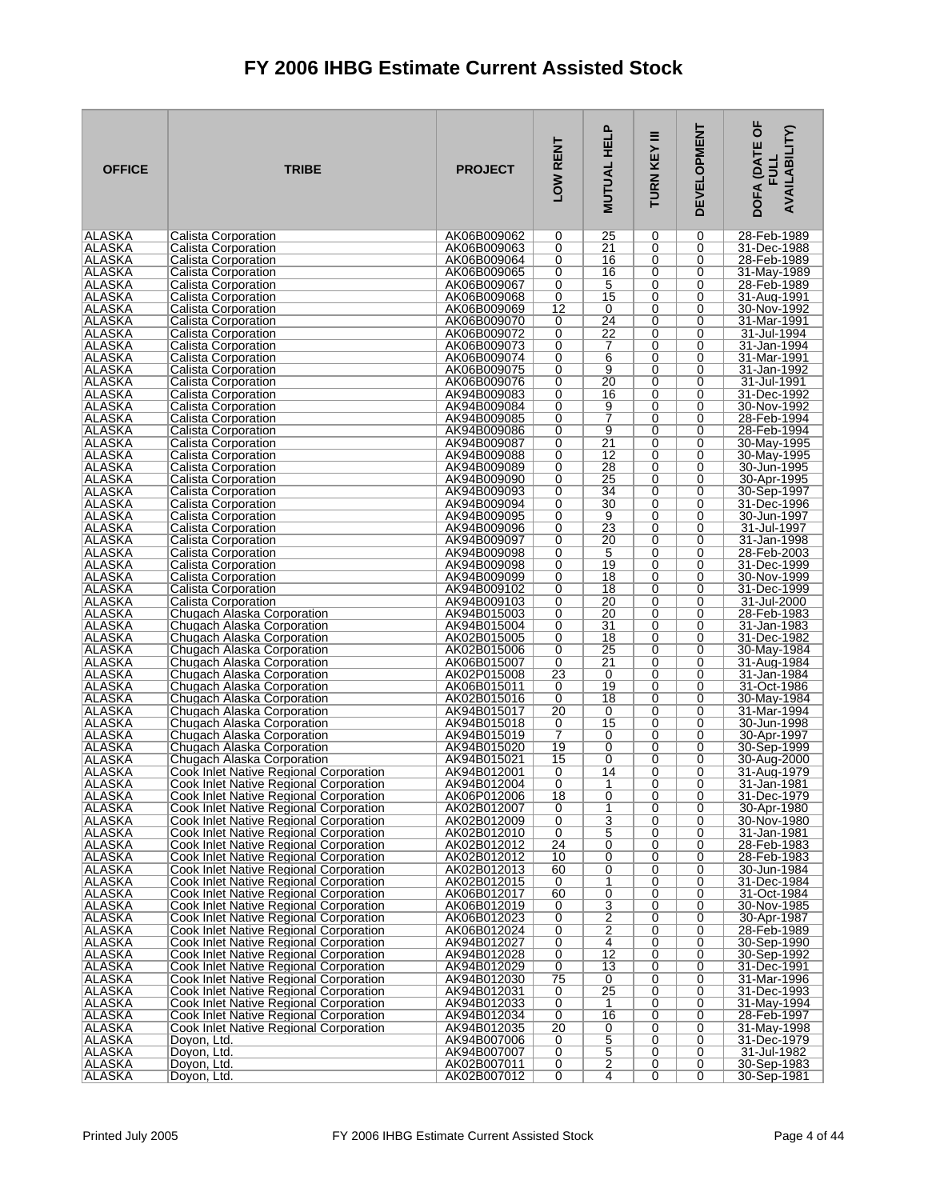# FY 2006 IHBG Estimate Current Assisted Stock

| OFFICE | TRIBE | PROJECT | LOW RENT | MUTUAL HELP | TURN KEY III | DEVELOPMENT | DOFA (DATE OF FULL AVAILABILITY) |
|---|---|---|---|---|---|---|---|
| ALASKA | Calista Corporation | AK06B009062 | 0 | 25 | 0 | 0 | 28-Feb-1989 |
| ALASKA | Calista Corporation | AK06B009063 | 0 | 21 | 0 | 0 | 31-Dec-1988 |
| ALASKA | Calista Corporation | AK06B009064 | 0 | 16 | 0 | 0 | 28-Feb-1989 |
| ALASKA | Calista Corporation | AK06B009065 | 0 | 16 | 0 | 0 | 31-May-1989 |
| ALASKA | Calista Corporation | AK06B009067 | 0 | 5 | 0 | 0 | 28-Feb-1989 |
| ALASKA | Calista Corporation | AK06B009068 | 0 | 15 | 0 | 0 | 31-Aug-1991 |
| ALASKA | Calista Corporation | AK06B009069 | 12 | 0 | 0 | 0 | 30-Nov-1992 |
| ALASKA | Calista Corporation | AK06B009070 | 0 | 24 | 0 | 0 | 31-Mar-1991 |
| ALASKA | Calista Corporation | AK06B009072 | 0 | 22 | 0 | 0 | 31-Jul-1994 |
| ALASKA | Calista Corporation | AK06B009073 | 0 | 7 | 0 | 0 | 31-Jan-1994 |
| ALASKA | Calista Corporation | AK06B009074 | 0 | 6 | 0 | 0 | 31-Mar-1991 |
| ALASKA | Calista Corporation | AK06B009075 | 0 | 9 | 0 | 0 | 31-Jan-1992 |
| ALASKA | Calista Corporation | AK06B009076 | 0 | 20 | 0 | 0 | 31-Jul-1991 |
| ALASKA | Calista Corporation | AK94B009083 | 0 | 16 | 0 | 0 | 31-Dec-1992 |
| ALASKA | Calista Corporation | AK94B009084 | 0 | 9 | 0 | 0 | 30-Nov-1992 |
| ALASKA | Calista Corporation | AK94B009085 | 0 | 7 | 0 | 0 | 28-Feb-1994 |
| ALASKA | Calista Corporation | AK94B009086 | 0 | 9 | 0 | 0 | 28-Feb-1994 |
| ALASKA | Calista Corporation | AK94B009087 | 0 | 21 | 0 | 0 | 30-May-1995 |
| ALASKA | Calista Corporation | AK94B009088 | 0 | 12 | 0 | 0 | 30-May-1995 |
| ALASKA | Calista Corporation | AK94B009089 | 0 | 28 | 0 | 0 | 30-Jun-1995 |
| ALASKA | Calista Corporation | AK94B009090 | 0 | 25 | 0 | 0 | 30-Apr-1995 |
| ALASKA | Calista Corporation | AK94B009093 | 0 | 34 | 0 | 0 | 30-Sep-1997 |
| ALASKA | Calista Corporation | AK94B009094 | 0 | 30 | 0 | 0 | 31-Dec-1996 |
| ALASKA | Calista Corporation | AK94B009095 | 0 | 9 | 0 | 0 | 30-Jun-1997 |
| ALASKA | Calista Corporation | AK94B009096 | 0 | 23 | 0 | 0 | 31-Jul-1997 |
| ALASKA | Calista Corporation | AK94B009097 | 0 | 20 | 0 | 0 | 31-Jan-1998 |
| ALASKA | Calista Corporation | AK94B009098 | 0 | 5 | 0 | 0 | 28-Feb-2003 |
| ALASKA | Calista Corporation | AK94B009098 | 0 | 19 | 0 | 0 | 31-Dec-1999 |
| ALASKA | Calista Corporation | AK94B009099 | 0 | 18 | 0 | 0 | 30-Nov-1999 |
| ALASKA | Calista Corporation | AK94B009102 | 0 | 18 | 0 | 0 | 31-Dec-1999 |
| ALASKA | Calista Corporation | AK94B009103 | 0 | 20 | 0 | 0 | 31-Jul-2000 |
| ALASKA | Chugach Alaska Corporation | AK94B015003 | 0 | 20 | 0 | 0 | 28-Feb-1983 |
| ALASKA | Chugach Alaska Corporation | AK94B015004 | 0 | 31 | 0 | 0 | 31-Jan-1983 |
| ALASKA | Chugach Alaska Corporation | AK02B015005 | 0 | 18 | 0 | 0 | 31-Dec-1982 |
| ALASKA | Chugach Alaska Corporation | AK02B015006 | 0 | 25 | 0 | 0 | 30-May-1984 |
| ALASKA | Chugach Alaska Corporation | AK06B015007 | 0 | 21 | 0 | 0 | 31-Aug-1984 |
| ALASKA | Chugach Alaska Corporation | AK02P015008 | 23 | 0 | 0 | 0 | 31-Jan-1984 |
| ALASKA | Chugach Alaska Corporation | AK06B015011 | 0 | 19 | 0 | 0 | 31-Oct-1986 |
| ALASKA | Chugach Alaska Corporation | AK02B015016 | 0 | 18 | 0 | 0 | 30-May-1984 |
| ALASKA | Chugach Alaska Corporation | AK94B015017 | 20 | 0 | 0 | 0 | 31-Mar-1994 |
| ALASKA | Chugach Alaska Corporation | AK94B015018 | 0 | 15 | 0 | 0 | 30-Jun-1998 |
| ALASKA | Chugach Alaska Corporation | AK94B015019 | 7 | 0 | 0 | 0 | 30-Apr-1997 |
| ALASKA | Chugach Alaska Corporation | AK94B015020 | 19 | 0 | 0 | 0 | 30-Sep-1999 |
| ALASKA | Chugach Alaska Corporation | AK94B015021 | 15 | 0 | 0 | 0 | 30-Aug-2000 |
| ALASKA | Cook Inlet Native Regional Corporation | AK94B012001 | 0 | 14 | 0 | 0 | 31-Aug-1979 |
| ALASKA | Cook Inlet Native Regional Corporation | AK94B012004 | 0 | 1 | 0 | 0 | 31-Jan-1981 |
| ALASKA | Cook Inlet Native Regional Corporation | AK06P012006 | 18 | 0 | 0 | 0 | 31-Dec-1979 |
| ALASKA | Cook Inlet Native Regional Corporation | AK02B012007 | 0 | 1 | 0 | 0 | 30-Apr-1980 |
| ALASKA | Cook Inlet Native Regional Corporation | AK02B012009 | 0 | 3 | 0 | 0 | 30-Nov-1980 |
| ALASKA | Cook Inlet Native Regional Corporation | AK02B012010 | 0 | 5 | 0 | 0 | 31-Jan-1981 |
| ALASKA | Cook Inlet Native Regional Corporation | AK02B012012 | 24 | 0 | 0 | 0 | 28-Feb-1983 |
| ALASKA | Cook Inlet Native Regional Corporation | AK02B012012 | 10 | 0 | 0 | 0 | 28-Feb-1983 |
| ALASKA | Cook Inlet Native Regional Corporation | AK02B012013 | 60 | 0 | 0 | 0 | 30-Jun-1984 |
| ALASKA | Cook Inlet Native Regional Corporation | AK02B012015 | 0 | 1 | 0 | 0 | 31-Dec-1984 |
| ALASKA | Cook Inlet Native Regional Corporation | AK06B012017 | 60 | 0 | 0 | 0 | 31-Oct-1984 |
| ALASKA | Cook Inlet Native Regional Corporation | AK06B012019 | 0 | 3 | 0 | 0 | 30-Nov-1985 |
| ALASKA | Cook Inlet Native Regional Corporation | AK06B012023 | 0 | 2 | 0 | 0 | 30-Apr-1987 |
| ALASKA | Cook Inlet Native Regional Corporation | AK06B012024 | 0 | 2 | 0 | 0 | 28-Feb-1989 |
| ALASKA | Cook Inlet Native Regional Corporation | AK94B012027 | 0 | 4 | 0 | 0 | 30-Sep-1990 |
| ALASKA | Cook Inlet Native Regional Corporation | AK94B012028 | 0 | 12 | 0 | 0 | 30-Sep-1992 |
| ALASKA | Cook Inlet Native Regional Corporation | AK94B012029 | 0 | 13 | 0 | 0 | 31-Dec-1991 |
| ALASKA | Cook Inlet Native Regional Corporation | AK94B012030 | 75 | 0 | 0 | 0 | 31-Mar-1996 |
| ALASKA | Cook Inlet Native Regional Corporation | AK94B012031 | 0 | 25 | 0 | 0 | 31-Dec-1993 |
| ALASKA | Cook Inlet Native Regional Corporation | AK94B012033 | 0 | 1 | 0 | 0 | 31-May-1994 |
| ALASKA | Cook Inlet Native Regional Corporation | AK94B012034 | 0 | 16 | 0 | 0 | 28-Feb-1997 |
| ALASKA | Cook Inlet Native Regional Corporation | AK94B012035 | 20 | 0 | 0 | 0 | 31-May-1998 |
| ALASKA | Doyon, Ltd. | AK94B007006 | 0 | 5 | 0 | 0 | 31-Dec-1979 |
| ALASKA | Doyon, Ltd. | AK94B007007 | 0 | 5 | 0 | 0 | 31-Jul-1982 |
| ALASKA | Doyon, Ltd. | AK02B007011 | 0 | 2 | 0 | 0 | 30-Sep-1983 |
| ALASKA | Doyon, Ltd. | AK02B007012 | 0 | 4 | 0 | 0 | 30-Sep-1981 |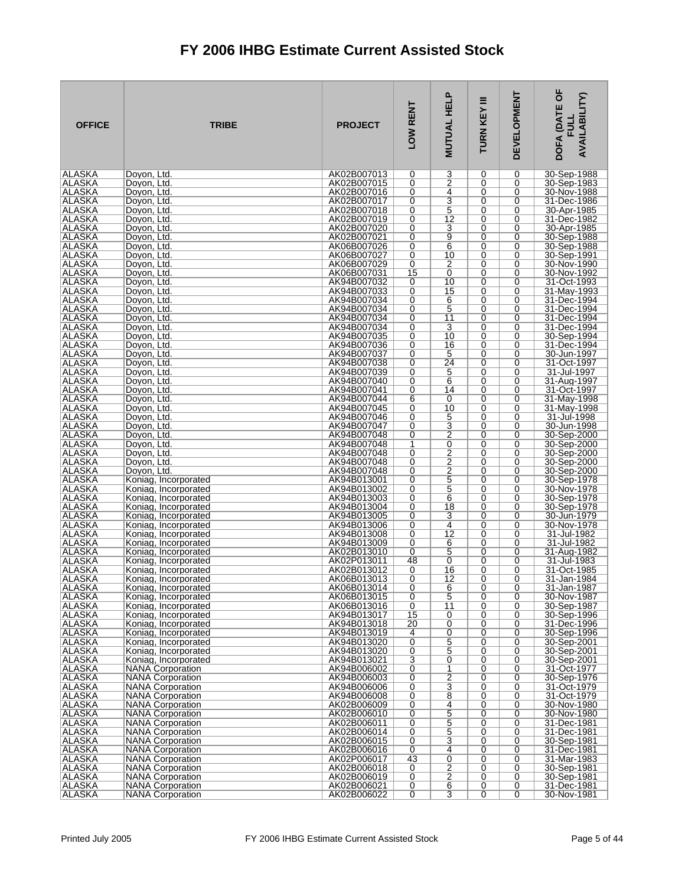# FY 2006 IHBG Estimate Current Assisted Stock

| OFFICE | TRIBE | PROJECT | LOW RENT | MUTUAL HELP | TURN KEY III | DEVELOPMENT | DOFA (DATE OF FULL AVAILABILITY) |
|---|---|---|---|---|---|---|---|
| ALASKA | Doyon, Ltd. | AK02B007013 | 0 | 3 | 0 | 0 | 30-Sep-1988 |
| ALASKA | Doyon, Ltd. | AK02B007015 | 0 | 2 | 0 | 0 | 30-Sep-1983 |
| ALASKA | Doyon, Ltd. | AK02B007016 | 0 | 4 | 0 | 0 | 30-Nov-1988 |
| ALASKA | Doyon, Ltd. | AK02B007017 | 0 | 3 | 0 | 0 | 31-Dec-1986 |
| ALASKA | Doyon, Ltd. | AK02B007018 | 0 | 5 | 0 | 0 | 30-Apr-1985 |
| ALASKA | Doyon, Ltd. | AK02B007019 | 0 | 12 | 0 | 0 | 31-Dec-1982 |
| ALASKA | Doyon, Ltd. | AK02B007020 | 0 | 3 | 0 | 0 | 30-Apr-1985 |
| ALASKA | Doyon, Ltd. | AK02B007021 | 0 | 9 | 0 | 0 | 30-Sep-1988 |
| ALASKA | Doyon, Ltd. | AK06B007026 | 0 | 6 | 0 | 0 | 30-Sep-1988 |
| ALASKA | Doyon, Ltd. | AK06B007027 | 0 | 10 | 0 | 0 | 30-Sep-1991 |
| ALASKA | Doyon, Ltd. | AK06B007029 | 0 | 2 | 0 | 0 | 30-Nov-1990 |
| ALASKA | Doyon, Ltd. | AK06B007031 | 15 | 0 | 0 | 0 | 30-Nov-1992 |
| ALASKA | Doyon, Ltd. | AK94B007032 | 0 | 10 | 0 | 0 | 31-Oct-1993 |
| ALASKA | Doyon, Ltd. | AK94B007033 | 0 | 15 | 0 | 0 | 31-May-1993 |
| ALASKA | Doyon, Ltd. | AK94B007034 | 0 | 6 | 0 | 0 | 31-Dec-1994 |
| ALASKA | Doyon, Ltd. | AK94B007034 | 0 | 5 | 0 | 0 | 31-Dec-1994 |
| ALASKA | Doyon, Ltd. | AK94B007034 | 0 | 11 | 0 | 0 | 31-Dec-1994 |
| ALASKA | Doyon, Ltd. | AK94B007034 | 0 | 3 | 0 | 0 | 31-Dec-1994 |
| ALASKA | Doyon, Ltd. | AK94B007035 | 0 | 10 | 0 | 0 | 30-Sep-1994 |
| ALASKA | Doyon, Ltd. | AK94B007036 | 0 | 16 | 0 | 0 | 31-Dec-1994 |
| ALASKA | Doyon, Ltd. | AK94B007037 | 0 | 5 | 0 | 0 | 30-Jun-1997 |
| ALASKA | Doyon, Ltd. | AK94B007038 | 0 | 24 | 0 | 0 | 31-Oct-1997 |
| ALASKA | Doyon, Ltd. | AK94B007039 | 0 | 5 | 0 | 0 | 31-Jul-1997 |
| ALASKA | Doyon, Ltd. | AK94B007040 | 0 | 6 | 0 | 0 | 31-Aug-1997 |
| ALASKA | Doyon, Ltd. | AK94B007041 | 0 | 14 | 0 | 0 | 31-Oct-1997 |
| ALASKA | Doyon, Ltd. | AK94B007044 | 6 | 0 | 0 | 0 | 31-May-1998 |
| ALASKA | Doyon, Ltd. | AK94B007045 | 0 | 10 | 0 | 0 | 31-May-1998 |
| ALASKA | Doyon, Ltd. | AK94B007046 | 0 | 5 | 0 | 0 | 31-Jul-1998 |
| ALASKA | Doyon, Ltd. | AK94B007047 | 0 | 3 | 0 | 0 | 30-Jun-1998 |
| ALASKA | Doyon, Ltd. | AK94B007048 | 0 | 2 | 0 | 0 | 30-Sep-2000 |
| ALASKA | Doyon, Ltd. | AK94B007048 | 1 | 0 | 0 | 0 | 30-Sep-2000 |
| ALASKA | Doyon, Ltd. | AK94B007048 | 0 | 2 | 0 | 0 | 30-Sep-2000 |
| ALASKA | Doyon, Ltd. | AK94B007048 | 0 | 2 | 0 | 0 | 30-Sep-2000 |
| ALASKA | Doyon, Ltd. | AK94B007048 | 0 | 2 | 0 | 0 | 30-Sep-2000 |
| ALASKA | Koniag, Incorporated | AK94B013001 | 0 | 5 | 0 | 0 | 30-Sep-1978 |
| ALASKA | Koniag, Incorporated | AK94B013002 | 0 | 5 | 0 | 0 | 30-Nov-1978 |
| ALASKA | Koniag, Incorporated | AK94B013003 | 0 | 6 | 0 | 0 | 30-Sep-1978 |
| ALASKA | Koniag, Incorporated | AK94B013004 | 0 | 18 | 0 | 0 | 30-Sep-1978 |
| ALASKA | Koniag, Incorporated | AK94B013005 | 0 | 3 | 0 | 0 | 30-Jun-1979 |
| ALASKA | Koniag, Incorporated | AK94B013006 | 0 | 4 | 0 | 0 | 30-Nov-1978 |
| ALASKA | Koniag, Incorporated | AK94B013008 | 0 | 12 | 0 | 0 | 31-Jul-1982 |
| ALASKA | Koniag, Incorporated | AK94B013009 | 0 | 6 | 0 | 0 | 31-Jul-1982 |
| ALASKA | Koniag, Incorporated | AK02B013010 | 0 | 5 | 0 | 0 | 31-Aug-1982 |
| ALASKA | Koniag, Incorporated | AK02P013011 | 48 | 0 | 0 | 0 | 31-Jul-1983 |
| ALASKA | Koniag, Incorporated | AK02B013012 | 0 | 16 | 0 | 0 | 31-Oct-1985 |
| ALASKA | Koniag, Incorporated | AK06B013013 | 0 | 12 | 0 | 0 | 31-Jan-1984 |
| ALASKA | Koniag, Incorporated | AK06B013014 | 0 | 6 | 0 | 0 | 31-Jan-1987 |
| ALASKA | Koniag, Incorporated | AK06B013015 | 0 | 5 | 0 | 0 | 30-Nov-1987 |
| ALASKA | Koniag, Incorporated | AK06B013016 | 0 | 11 | 0 | 0 | 30-Sep-1987 |
| ALASKA | Koniag, Incorporated | AK94B013017 | 15 | 0 | 0 | 0 | 30-Sep-1996 |
| ALASKA | Koniag, Incorporated | AK94B013018 | 20 | 0 | 0 | 0 | 31-Dec-1996 |
| ALASKA | Koniag, Incorporated | AK94B013019 | 4 | 0 | 0 | 0 | 30-Sep-1996 |
| ALASKA | Koniag, Incorporated | AK94B013020 | 0 | 5 | 0 | 0 | 30-Sep-2001 |
| ALASKA | Koniag, Incorporated | AK94B013020 | 0 | 5 | 0 | 0 | 30-Sep-2001 |
| ALASKA | Koniag, Incorporated | AK94B013021 | 3 | 0 | 0 | 0 | 30-Sep-2001 |
| ALASKA | NANA Corporation | AK94B006002 | 0 | 1 | 0 | 0 | 31-Oct-1977 |
| ALASKA | NANA Corporation | AK94B006003 | 0 | 2 | 0 | 0 | 30-Sep-1976 |
| ALASKA | NANA Corporation | AK94B006006 | 0 | 3 | 0 | 0 | 31-Oct-1979 |
| ALASKA | NANA Corporation | AK94B006008 | 0 | 8 | 0 | 0 | 31-Oct-1979 |
| ALASKA | NANA Corporation | AK02B006009 | 0 | 4 | 0 | 0 | 30-Nov-1980 |
| ALASKA | NANA Corporation | AK02B006010 | 0 | 5 | 0 | 0 | 30-Nov-1980 |
| ALASKA | NANA Corporation | AK02B006011 | 0 | 5 | 0 | 0 | 31-Dec-1981 |
| ALASKA | NANA Corporation | AK02B006014 | 0 | 5 | 0 | 0 | 31-Dec-1981 |
| ALASKA | NANA Corporation | AK02B006015 | 0 | 3 | 0 | 0 | 30-Sep-1981 |
| ALASKA | NANA Corporation | AK02B006016 | 0 | 4 | 0 | 0 | 31-Dec-1981 |
| ALASKA | NANA Corporation | AK02P006017 | 43 | 0 | 0 | 0 | 31-Mar-1983 |
| ALASKA | NANA Corporation | AK02B006018 | 0 | 2 | 0 | 0 | 30-Sep-1981 |
| ALASKA | NANA Corporation | AK02B006019 | 0 | 2 | 0 | 0 | 30-Sep-1981 |
| ALASKA | NANA Corporation | AK02B006021 | 0 | 6 | 0 | 0 | 31-Dec-1981 |
| ALASKA | NANA Corporation | AK02B006022 | 0 | 3 | 0 | 0 | 30-Nov-1981 |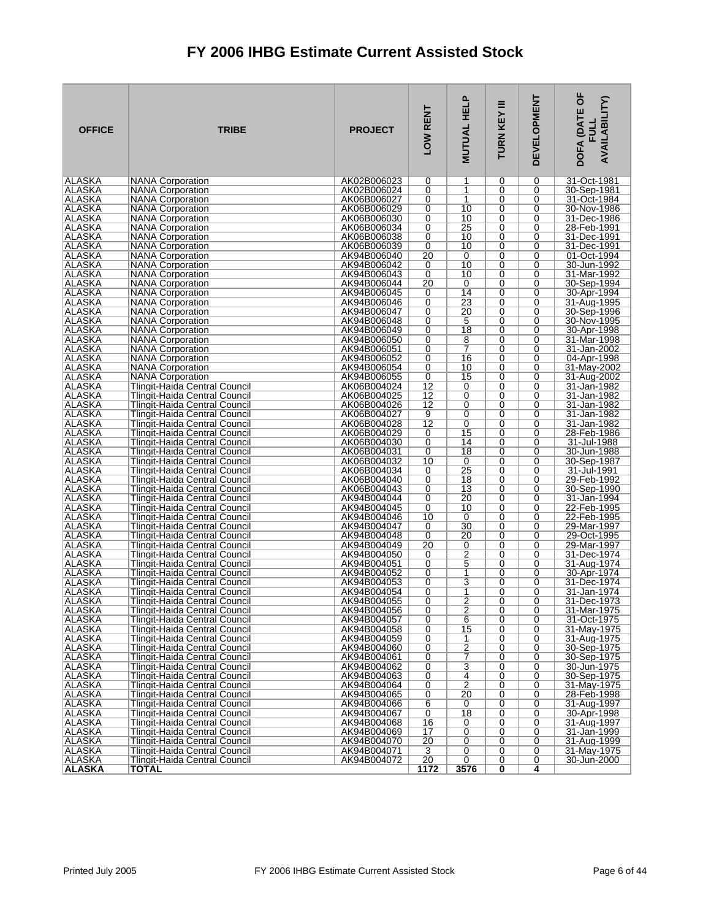# FY 2006 IHBG Estimate Current Assisted Stock

| OFFICE | TRIBE | PROJECT | LOW RENT | MUTUAL HELP | TURN KEY III | DEVELOPMENT | DOFA (DATE OF FULL AVAILABILITY) |
|---|---|---|---|---|---|---|---|
| ALASKA | NANA Corporation | AK02B006023 | 0 | 1 | 0 | 0 | 31-Oct-1981 |
| ALASKA | NANA Corporation | AK02B006024 | 0 | 1 | 0 | 0 | 30-Sep-1981 |
| ALASKA | NANA Corporation | AK06B006027 | 0 | 1 | 0 | 0 | 31-Oct-1984 |
| ALASKA | NANA Corporation | AK06B006029 | 0 | 10 | 0 | 0 | 30-Nov-1986 |
| ALASKA | NANA Corporation | AK06B006030 | 0 | 10 | 0 | 0 | 31-Dec-1986 |
| ALASKA | NANA Corporation | AK06B006034 | 0 | 25 | 0 | 0 | 28-Feb-1991 |
| ALASKA | NANA Corporation | AK06B006038 | 0 | 10 | 0 | 0 | 31-Dec-1991 |
| ALASKA | NANA Corporation | AK06B006039 | 0 | 10 | 0 | 0 | 31-Dec-1991 |
| ALASKA | NANA Corporation | AK94B006040 | 20 | 0 | 0 | 0 | 01-Oct-1994 |
| ALASKA | NANA Corporation | AK94B006042 | 0 | 10 | 0 | 0 | 30-Jun-1992 |
| ALASKA | NANA Corporation | AK94B006043 | 0 | 10 | 0 | 0 | 31-Mar-1992 |
| ALASKA | NANA Corporation | AK94B006044 | 20 | 0 | 0 | 0 | 30-Sep-1994 |
| ALASKA | NANA Corporation | AK94B006045 | 0 | 14 | 0 | 0 | 30-Apr-1994 |
| ALASKA | NANA Corporation | AK94B006046 | 0 | 23 | 0 | 0 | 31-Aug-1995 |
| ALASKA | NANA Corporation | AK94B006047 | 0 | 20 | 0 | 0 | 30-Sep-1996 |
| ALASKA | NANA Corporation | AK94B006048 | 0 | 5 | 0 | 0 | 30-Nov-1995 |
| ALASKA | NANA Corporation | AK94B006049 | 0 | 18 | 0 | 0 | 30-Apr-1998 |
| ALASKA | NANA Corporation | AK94B006050 | 0 | 8 | 0 | 0 | 31-Mar-1998 |
| ALASKA | NANA Corporation | AK94B006051 | 0 | 7 | 0 | 0 | 31-Jan-2002 |
| ALASKA | NANA Corporation | AK94B006052 | 0 | 16 | 0 | 0 | 04-Apr-1998 |
| ALASKA | NANA Corporation | AK94B006054 | 0 | 10 | 0 | 0 | 31-May-2002 |
| ALASKA | NANA Corporation | AK94B006055 | 0 | 15 | 0 | 0 | 31-Aug-2002 |
| ALASKA | Tlingit-Haida Central Council | AK06B004024 | 12 | 0 | 0 | 0 | 31-Jan-1982 |
| ALASKA | Tlingit-Haida Central Council | AK06B004025 | 12 | 0 | 0 | 0 | 31-Jan-1982 |
| ALASKA | Tlingit-Haida Central Council | AK06B004026 | 12 | 0 | 0 | 0 | 31-Jan-1982 |
| ALASKA | Tlingit-Haida Central Council | AK06B004027 | 9 | 0 | 0 | 0 | 31-Jan-1982 |
| ALASKA | Tlingit-Haida Central Council | AK06B004028 | 12 | 0 | 0 | 0 | 31-Jan-1982 |
| ALASKA | Tlingit-Haida Central Council | AK06B004029 | 0 | 15 | 0 | 0 | 28-Feb-1986 |
| ALASKA | Tlingit-Haida Central Council | AK06B004030 | 0 | 14 | 0 | 0 | 31-Jul-1988 |
| ALASKA | Tlingit-Haida Central Council | AK06B004031 | 0 | 18 | 0 | 0 | 30-Jun-1988 |
| ALASKA | Tlingit-Haida Central Council | AK06B004032 | 10 | 0 | 0 | 0 | 30-Sep-1987 |
| ALASKA | Tlingit-Haida Central Council | AK06B004034 | 0 | 25 | 0 | 0 | 31-Jul-1991 |
| ALASKA | Tlingit-Haida Central Council | AK06B004040 | 0 | 18 | 0 | 0 | 29-Feb-1992 |
| ALASKA | Tlingit-Haida Central Council | AK06B004043 | 0 | 13 | 0 | 0 | 30-Sep-1990 |
| ALASKA | Tlingit-Haida Central Council | AK94B004044 | 0 | 20 | 0 | 0 | 31-Jan-1994 |
| ALASKA | Tlingit-Haida Central Council | AK94B004045 | 0 | 10 | 0 | 0 | 22-Feb-1995 |
| ALASKA | Tlingit-Haida Central Council | AK94B004046 | 10 | 0 | 0 | 0 | 22-Feb-1995 |
| ALASKA | Tlingit-Haida Central Council | AK94B004047 | 0 | 30 | 0 | 0 | 29-Mar-1997 |
| ALASKA | Tlingit-Haida Central Council | AK94B004048 | 0 | 20 | 0 | 0 | 29-Oct-1995 |
| ALASKA | Tlingit-Haida Central Council | AK94B004049 | 20 | 0 | 0 | 0 | 29-Mar-1997 |
| ALASKA | Tlingit-Haida Central Council | AK94B004050 | 0 | 2 | 0 | 0 | 31-Dec-1974 |
| ALASKA | Tlingit-Haida Central Council | AK94B004051 | 0 | 5 | 0 | 0 | 31-Aug-1974 |
| ALASKA | Tlingit-Haida Central Council | AK94B004052 | 0 | 1 | 0 | 0 | 30-Apr-1974 |
| ALASKA | Tlingit-Haida Central Council | AK94B004053 | 0 | 3 | 0 | 0 | 31-Dec-1974 |
| ALASKA | Tlingit-Haida Central Council | AK94B004054 | 0 | 1 | 0 | 0 | 31-Jan-1974 |
| ALASKA | Tlingit-Haida Central Council | AK94B004055 | 0 | 2 | 0 | 0 | 31-Dec-1973 |
| ALASKA | Tlingit-Haida Central Council | AK94B004056 | 0 | 2 | 0 | 0 | 31-Mar-1975 |
| ALASKA | Tlingit-Haida Central Council | AK94B004057 | 0 | 6 | 0 | 0 | 31-Oct-1975 |
| ALASKA | Tlingit-Haida Central Council | AK94B004058 | 0 | 15 | 0 | 0 | 31-May-1975 |
| ALASKA | Tlingit-Haida Central Council | AK94B004059 | 0 | 1 | 0 | 0 | 31-Aug-1975 |
| ALASKA | Tlingit-Haida Central Council | AK94B004060 | 0 | 2 | 0 | 0 | 30-Sep-1975 |
| ALASKA | Tlingit-Haida Central Council | AK94B004061 | 0 | 7 | 0 | 0 | 30-Sep-1975 |
| ALASKA | Tlingit-Haida Central Council | AK94B004062 | 0 | 3 | 0 | 0 | 30-Jun-1975 |
| ALASKA | Tlingit-Haida Central Council | AK94B004063 | 0 | 4 | 0 | 0 | 30-Sep-1975 |
| ALASKA | Tlingit-Haida Central Council | AK94B004064 | 0 | 2 | 0 | 0 | 31-May-1975 |
| ALASKA | Tlingit-Haida Central Council | AK94B004065 | 0 | 20 | 0 | 0 | 28-Feb-1998 |
| ALASKA | Tlingit-Haida Central Council | AK94B004066 | 6 | 0 | 0 | 0 | 31-Aug-1997 |
| ALASKA | Tlingit-Haida Central Council | AK94B004067 | 0 | 18 | 0 | 0 | 30-Apr-1998 |
| ALASKA | Tlingit-Haida Central Council | AK94B004068 | 16 | 0 | 0 | 0 | 31-Aug-1997 |
| ALASKA | Tlingit-Haida Central Council | AK94B004069 | 17 | 0 | 0 | 0 | 31-Jan-1999 |
| ALASKA | Tlingit-Haida Central Council | AK94B004070 | 20 | 0 | 0 | 0 | 31-Aug-1999 |
| ALASKA | Tlingit-Haida Central Council | AK94B004071 | 3 | 0 | 0 | 0 | 31-May-1975 |
| ALASKA | Tlingit-Haida Central Council | AK94B004072 | 20 | 0 | 0 | 0 | 30-Jun-2000 |
| **ALASKA** | **TOTAL** | | **1172** | **3576** | **0** | **4** | |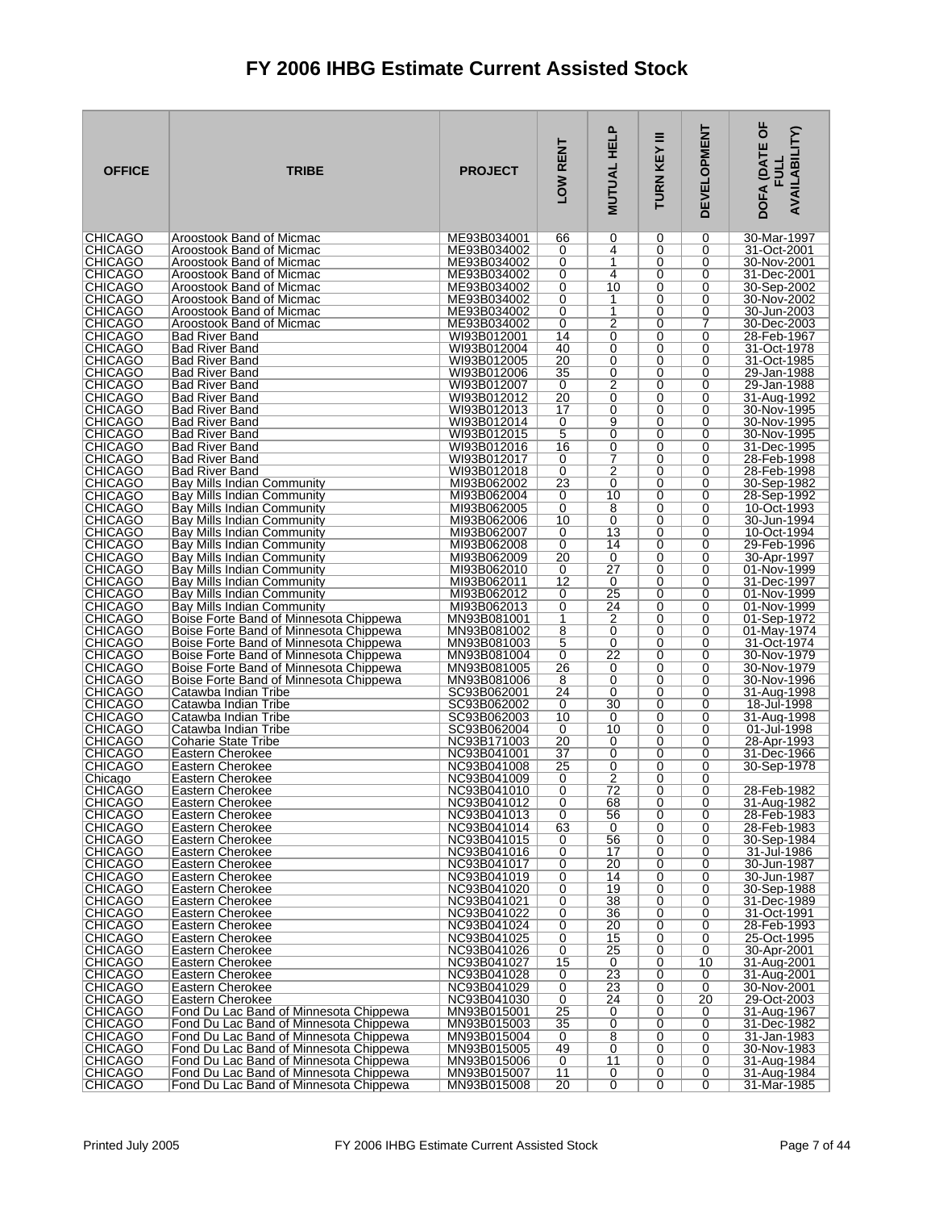# FY 2006 IHBG Estimate Current Assisted Stock

| OFFICE | TRIBE | PROJECT | LOW RENT | MUTUAL HELP | TURN KEY III | DEVELOPMENT | DOFA (DATE OF FULL AVAILABILITY) |
|---|---|---|---|---|---|---|---|
| CHICAGO | Aroostook Band of Micmac | ME93B034001 | 66 | 0 | 0 | 0 | 30-Mar-1997 |
| CHICAGO | Aroostook Band of Micmac | ME93B034002 | 0 | 4 | 0 | 0 | 31-Oct-2001 |
| CHICAGO | Aroostook Band of Micmac | ME93B034002 | 0 | 1 | 0 | 0 | 30-Nov-2001 |
| CHICAGO | Aroostook Band of Micmac | ME93B034002 | 0 | 4 | 0 | 0 | 31-Dec-2001 |
| CHICAGO | Aroostook Band of Micmac | ME93B034002 | 0 | 10 | 0 | 0 | 30-Sep-2002 |
| CHICAGO | Aroostook Band of Micmac | ME93B034002 | 0 | 1 | 0 | 0 | 30-Nov-2002 |
| CHICAGO | Aroostook Band of Micmac | ME93B034002 | 0 | 1 | 0 | 0 | 30-Jun-2003 |
| CHICAGO | Aroostook Band of Micmac | ME93B034002 | 0 | 2 | 0 | 7 | 30-Dec-2003 |
| CHICAGO | Bad River Band | WI93B012001 | 14 | 0 | 0 | 0 | 28-Feb-1967 |
| CHICAGO | Bad River Band | WI93B012004 | 40 | 0 | 0 | 0 | 31-Oct-1978 |
| CHICAGO | Bad River Band | WI93B012005 | 20 | 0 | 0 | 0 | 31-Oct-1985 |
| CHICAGO | Bad River Band | WI93B012006 | 35 | 0 | 0 | 0 | 29-Jan-1988 |
| CHICAGO | Bad River Band | WI93B012007 | 0 | 2 | 0 | 0 | 29-Jan-1988 |
| CHICAGO | Bad River Band | WI93B012012 | 20 | 0 | 0 | 0 | 31-Aug-1992 |
| CHICAGO | Bad River Band | WI93B012013 | 17 | 0 | 0 | 0 | 30-Nov-1995 |
| CHICAGO | Bad River Band | WI93B012014 | 0 | 9 | 0 | 0 | 30-Nov-1995 |
| CHICAGO | Bad River Band | WI93B012015 | 5 | 0 | 0 | 0 | 30-Nov-1995 |
| CHICAGO | Bad River Band | WI93B012016 | 16 | 0 | 0 | 0 | 31-Dec-1995 |
| CHICAGO | Bad River Band | WI93B012017 | 0 | 7 | 0 | 0 | 28-Feb-1998 |
| CHICAGO | Bad River Band | WI93B012018 | 0 | 2 | 0 | 0 | 28-Feb-1998 |
| CHICAGO | Bay Mills Indian Community | MI93B062002 | 23 | 0 | 0 | 0 | 30-Sep-1982 |
| CHICAGO | Bay Mills Indian Community | MI93B062004 | 0 | 10 | 0 | 0 | 28-Sep-1992 |
| CHICAGO | Bay Mills Indian Community | MI93B062005 | 0 | 8 | 0 | 0 | 10-Oct-1993 |
| CHICAGO | Bay Mills Indian Community | MI93B062006 | 10 | 0 | 0 | 0 | 30-Jun-1994 |
| CHICAGO | Bay Mills Indian Community | MI93B062007 | 0 | 13 | 0 | 0 | 10-Oct-1994 |
| CHICAGO | Bay Mills Indian Community | MI93B062008 | 0 | 14 | 0 | 0 | 29-Feb-1996 |
| CHICAGO | Bay Mills Indian Community | MI93B062009 | 20 | 0 | 0 | 0 | 30-Apr-1997 |
| CHICAGO | Bay Mills Indian Community | MI93B062010 | 0 | 27 | 0 | 0 | 01-Nov-1999 |
| CHICAGO | Bay Mills Indian Community | MI93B062011 | 12 | 0 | 0 | 0 | 31-Dec-1997 |
| CHICAGO | Bay Mills Indian Community | MI93B062012 | 0 | 25 | 0 | 0 | 01-Nov-1999 |
| CHICAGO | Bay Mills Indian Community | MI93B062013 | 0 | 24 | 0 | 0 | 01-Nov-1999 |
| CHICAGO | Boise Forte Band of Minnesota Chippewa | MN93B081001 | 1 | 2 | 0 | 0 | 01-Sep-1972 |
| CHICAGO | Boise Forte Band of Minnesota Chippewa | MN93B081002 | 8 | 0 | 0 | 0 | 01-May-1974 |
| CHICAGO | Boise Forte Band of Minnesota Chippewa | MN93B081003 | 5 | 0 | 0 | 0 | 31-Oct-1974 |
| CHICAGO | Boise Forte Band of Minnesota Chippewa | MN93B081004 | 0 | 22 | 0 | 0 | 30-Nov-1979 |
| CHICAGO | Boise Forte Band of Minnesota Chippewa | MN93B081005 | 26 | 0 | 0 | 0 | 30-Nov-1979 |
| CHICAGO | Boise Forte Band of Minnesota Chippewa | MN93B081006 | 8 | 0 | 0 | 0 | 30-Nov-1996 |
| CHICAGO | Catawba Indian Tribe | SC93B062001 | 24 | 0 | 0 | 0 | 31-Aug-1998 |
| CHICAGO | Catawba Indian Tribe | SC93B062002 | 0 | 30 | 0 | 0 | 18-Jul-1998 |
| CHICAGO | Catawba Indian Tribe | SC93B062003 | 10 | 0 | 0 | 0 | 31-Aug-1998 |
| CHICAGO | Catawba Indian Tribe | SC93B062004 | 0 | 10 | 0 | 0 | 01-Jul-1998 |
| CHICAGO | Coharie State Tribe | NC93B171003 | 20 | 0 | 0 | 0 | 28-Apr-1993 |
| CHICAGO | Eastern Cherokee | NC93B041001 | 37 | 0 | 0 | 0 | 31-Dec-1966 |
| CHICAGO | Eastern Cherokee | NC93B041008 | 25 | 0 | 0 | 0 | 30-Sep-1978 |
| Chicago | Eastern Cherokee | NC93B041009 | 0 | 2 | 0 | 0 | |
| CHICAGO | Eastern Cherokee | NC93B041010 | 0 | 72 | 0 | 0 | 28-Feb-1982 |
| CHICAGO | Eastern Cherokee | NC93B041012 | 0 | 68 | 0 | 0 | 31-Aug-1982 |
| CHICAGO | Eastern Cherokee | NC93B041013 | 0 | 56 | 0 | 0 | 28-Feb-1983 |
| CHICAGO | Eastern Cherokee | NC93B041014 | 63 | 0 | 0 | 0 | 28-Feb-1983 |
| CHICAGO | Eastern Cherokee | NC93B041015 | 0 | 56 | 0 | 0 | 30-Sep-1984 |
| CHICAGO | Eastern Cherokee | NC93B041016 | 0 | 17 | 0 | 0 | 31-Jul-1986 |
| CHICAGO | Eastern Cherokee | NC93B041017 | 0 | 20 | 0 | 0 | 30-Jun-1987 |
| CHICAGO | Eastern Cherokee | NC93B041019 | 0 | 14 | 0 | 0 | 30-Jun-1987 |
| CHICAGO | Eastern Cherokee | NC93B041020 | 0 | 19 | 0 | 0 | 30-Sep-1988 |
| CHICAGO | Eastern Cherokee | NC93B041021 | 0 | 38 | 0 | 0 | 31-Dec-1989 |
| CHICAGO | Eastern Cherokee | NC93B041022 | 0 | 36 | 0 | 0 | 31-Oct-1991 |
| CHICAGO | Eastern Cherokee | NC93B041024 | 0 | 20 | 0 | 0 | 28-Feb-1993 |
| CHICAGO | Eastern Cherokee | NC93B041025 | 0 | 15 | 0 | 0 | 25-Oct-1995 |
| CHICAGO | Eastern Cherokee | NC93B041026 | 0 | 25 | 0 | 0 | 30-Apr-2001 |
| CHICAGO | Eastern Cherokee | NC93B041027 | 15 | 0 | 0 | 10 | 31-Aug-2001 |
| CHICAGO | Eastern Cherokee | NC93B041028 | 0 | 23 | 0 | 0 | 31-Aug-2001 |
| CHICAGO | Eastern Cherokee | NC93B041029 | 0 | 23 | 0 | 0 | 30-Nov-2001 |
| CHICAGO | Eastern Cherokee | NC93B041030 | 0 | 24 | 0 | 20 | 29-Oct-2003 |
| CHICAGO | Fond Du Lac Band of Minnesota Chippewa | MN93B015001 | 25 | 0 | 0 | 0 | 31-Aug-1967 |
| CHICAGO | Fond Du Lac Band of Minnesota Chippewa | MN93B015003 | 35 | 0 | 0 | 0 | 31-Dec-1982 |
| CHICAGO | Fond Du Lac Band of Minnesota Chippewa | MN93B015004 | 0 | 8 | 0 | 0 | 31-Jan-1983 |
| CHICAGO | Fond Du Lac Band of Minnesota Chippewa | MN93B015005 | 49 | 0 | 0 | 0 | 30-Nov-1983 |
| CHICAGO | Fond Du Lac Band of Minnesota Chippewa | MN93B015006 | 0 | 11 | 0 | 0 | 31-Aug-1984 |
| CHICAGO | Fond Du Lac Band of Minnesota Chippewa | MN93B015007 | 11 | 0 | 0 | 0 | 31-Aug-1984 |
| CHICAGO | Fond Du Lac Band of Minnesota Chippewa | MN93B015008 | 20 | 0 | 0 | 0 | 31-Mar-1985 |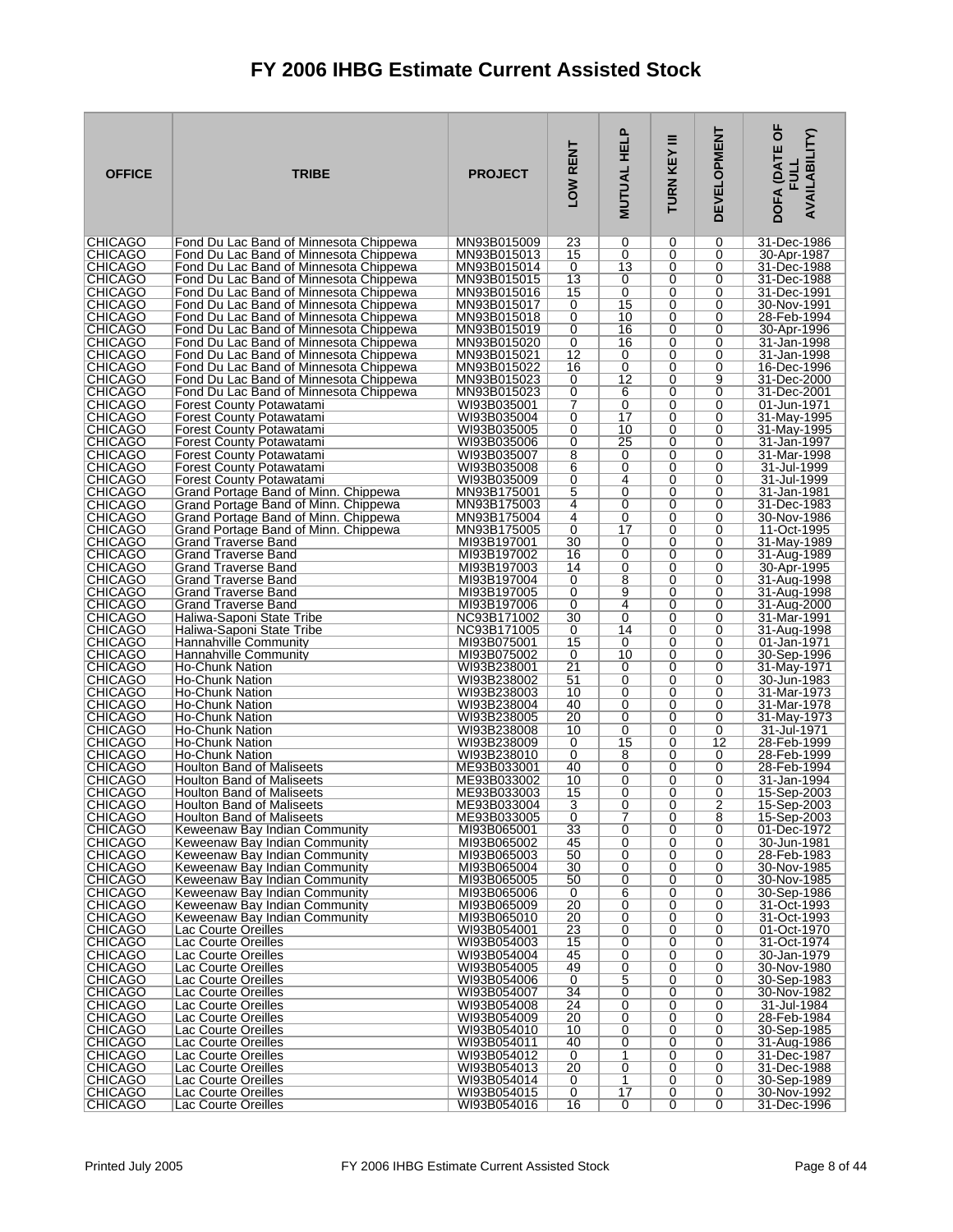# FY 2006 IHBG Estimate Current Assisted Stock

| OFFICE | TRIBE | PROJECT | LOW RENT | MUTUAL HELP | TURN KEY III | DEVELOPMENT | DOFA (DATE OF FULL AVAILABILITY) |
|---|---|---|---|---|---|---|---|
| CHICAGO | Fond Du Lac Band of Minnesota Chippewa | MN93B015009 | 23 | 0 | 0 | 0 | 31-Dec-1986 |
| CHICAGO | Fond Du Lac Band of Minnesota Chippewa | MN93B015013 | 15 | 0 | 0 | 0 | 30-Apr-1987 |
| CHICAGO | Fond Du Lac Band of Minnesota Chippewa | MN93B015014 | 0 | 13 | 0 | 0 | 31-Dec-1988 |
| CHICAGO | Fond Du Lac Band of Minnesota Chippewa | MN93B015015 | 13 | 0 | 0 | 0 | 31-Dec-1988 |
| CHICAGO | Fond Du Lac Band of Minnesota Chippewa | MN93B015016 | 15 | 0 | 0 | 0 | 31-Dec-1991 |
| CHICAGO | Fond Du Lac Band of Minnesota Chippewa | MN93B015017 | 0 | 15 | 0 | 0 | 30-Nov-1991 |
| CHICAGO | Fond Du Lac Band of Minnesota Chippewa | MN93B015018 | 0 | 10 | 0 | 0 | 28-Feb-1994 |
| CHICAGO | Fond Du Lac Band of Minnesota Chippewa | MN93B015019 | 0 | 16 | 0 | 0 | 30-Apr-1996 |
| CHICAGO | Fond Du Lac Band of Minnesota Chippewa | MN93B015020 | 0 | 16 | 0 | 0 | 31-Jan-1998 |
| CHICAGO | Fond Du Lac Band of Minnesota Chippewa | MN93B015021 | 12 | 0 | 0 | 0 | 31-Jan-1998 |
| CHICAGO | Fond Du Lac Band of Minnesota Chippewa | MN93B015022 | 16 | 0 | 0 | 0 | 16-Dec-1996 |
| CHICAGO | Fond Du Lac Band of Minnesota Chippewa | MN93B015023 | 0 | 12 | 0 | 9 | 31-Dec-2000 |
| CHICAGO | Fond Du Lac Band of Minnesota Chippewa | MN93B015023 | 0 | 6 | 0 | 0 | 31-Dec-2001 |
| CHICAGO | Forest County Potawatami | WI93B035001 | 7 | 0 | 0 | 0 | 01-Jun-1971 |
| CHICAGO | Forest County Potawatami | WI93B035004 | 0 | 17 | 0 | 0 | 31-May-1995 |
| CHICAGO | Forest County Potawatami | WI93B035005 | 0 | 10 | 0 | 0 | 31-May-1995 |
| CHICAGO | Forest County Potawatami | WI93B035006 | 0 | 25 | 0 | 0 | 31-Jan-1997 |
| CHICAGO | Forest County Potawatami | WI93B035007 | 8 | 0 | 0 | 0 | 31-Mar-1998 |
| CHICAGO | Forest County Potawatami | WI93B035008 | 6 | 0 | 0 | 0 | 31-Jul-1999 |
| CHICAGO | Forest County Potawatami | WI93B035009 | 0 | 4 | 0 | 0 | 31-Jul-1999 |
| CHICAGO | Grand Portage Band of Minn. Chippewa | MN93B175001 | 5 | 0 | 0 | 0 | 31-Jan-1981 |
| CHICAGO | Grand Portage Band of Minn. Chippewa | MN93B175003 | 4 | 0 | 0 | 0 | 31-Dec-1983 |
| CHICAGO | Grand Portage Band of Minn. Chippewa | MN93B175004 | 4 | 0 | 0 | 0 | 30-Nov-1986 |
| CHICAGO | Grand Portage Band of Minn. Chippewa | MN93B175005 | 0 | 17 | 0 | 0 | 11-Oct-1995 |
| CHICAGO | Grand Traverse Band | MI93B197001 | 30 | 0 | 0 | 0 | 31-May-1989 |
| CHICAGO | Grand Traverse Band | MI93B197002 | 16 | 0 | 0 | 0 | 31-Aug-1989 |
| CHICAGO | Grand Traverse Band | MI93B197003 | 14 | 0 | 0 | 0 | 30-Apr-1995 |
| CHICAGO | Grand Traverse Band | MI93B197004 | 0 | 8 | 0 | 0 | 31-Aug-1998 |
| CHICAGO | Grand Traverse Band | MI93B197005 | 0 | 9 | 0 | 0 | 31-Aug-1998 |
| CHICAGO | Grand Traverse Band | MI93B197006 | 0 | 4 | 0 | 0 | 31-Aug-2000 |
| CHICAGO | Haliwa-Saponi State Tribe | NC93B171002 | 30 | 0 | 0 | 0 | 31-Mar-1991 |
| CHICAGO | Haliwa-Saponi State Tribe | NC93B171005 | 0 | 14 | 0 | 0 | 31-Aug-1998 |
| CHICAGO | Hannahville Community | MI93B075001 | 15 | 0 | 0 | 0 | 01-Jan-1971 |
| CHICAGO | Hannahville Community | MI93B075002 | 0 | 10 | 0 | 0 | 30-Sep-1996 |
| CHICAGO | Ho-Chunk Nation | WI93B238001 | 21 | 0 | 0 | 0 | 31-May-1971 |
| CHICAGO | Ho-Chunk Nation | WI93B238002 | 51 | 0 | 0 | 0 | 30-Jun-1983 |
| CHICAGO | Ho-Chunk Nation | WI93B238003 | 10 | 0 | 0 | 0 | 31-Mar-1973 |
| CHICAGO | Ho-Chunk Nation | WI93B238004 | 40 | 0 | 0 | 0 | 31-Mar-1978 |
| CHICAGO | Ho-Chunk Nation | WI93B238005 | 20 | 0 | 0 | 0 | 31-May-1973 |
| CHICAGO | Ho-Chunk Nation | WI93B238008 | 10 | 0 | 0 | 0 | 31-Jul-1971 |
| CHICAGO | Ho-Chunk Nation | WI93B238009 | 0 | 15 | 0 | 12 | 28-Feb-1999 |
| CHICAGO | Ho-Chunk Nation | WI93B238010 | 0 | 8 | 0 | 0 | 28-Feb-1999 |
| CHICAGO | Houlton Band of Maliseets | ME93B033001 | 40 | 0 | 0 | 0 | 28-Feb-1994 |
| CHICAGO | Houlton Band of Maliseets | ME93B033002 | 10 | 0 | 0 | 0 | 31-Jan-1994 |
| CHICAGO | Houlton Band of Maliseets | ME93B033003 | 15 | 0 | 0 | 0 | 15-Sep-2003 |
| CHICAGO | Houlton Band of Maliseets | ME93B033004 | 3 | 0 | 0 | 2 | 15-Sep-2003 |
| CHICAGO | Houlton Band of Maliseets | ME93B033005 | 0 | 7 | 0 | 8 | 15-Sep-2003 |
| CHICAGO | Keweenaw Bay Indian Community | MI93B065001 | 33 | 0 | 0 | 0 | 01-Dec-1972 |
| CHICAGO | Keweenaw Bay Indian Community | MI93B065002 | 45 | 0 | 0 | 0 | 30-Jun-1981 |
| CHICAGO | Keweenaw Bay Indian Community | MI93B065003 | 50 | 0 | 0 | 0 | 28-Feb-1983 |
| CHICAGO | Keweenaw Bay Indian Community | MI93B065004 | 30 | 0 | 0 | 0 | 30-Nov-1985 |
| CHICAGO | Keweenaw Bay Indian Community | MI93B065005 | 50 | 0 | 0 | 0 | 30-Nov-1985 |
| CHICAGO | Keweenaw Bay Indian Community | MI93B065006 | 0 | 6 | 0 | 0 | 30-Sep-1986 |
| CHICAGO | Keweenaw Bay Indian Community | MI93B065009 | 20 | 0 | 0 | 0 | 31-Oct-1993 |
| CHICAGO | Keweenaw Bay Indian Community | MI93B065010 | 20 | 0 | 0 | 0 | 31-Oct-1993 |
| CHICAGO | Lac Courte Oreilles | WI93B054001 | 23 | 0 | 0 | 0 | 01-Oct-1970 |
| CHICAGO | Lac Courte Oreilles | WI93B054003 | 15 | 0 | 0 | 0 | 31-Oct-1974 |
| CHICAGO | Lac Courte Oreilles | WI93B054004 | 45 | 0 | 0 | 0 | 30-Jan-1979 |
| CHICAGO | Lac Courte Oreilles | WI93B054005 | 49 | 0 | 0 | 0 | 30-Nov-1980 |
| CHICAGO | Lac Courte Oreilles | WI93B054006 | 0 | 5 | 0 | 0 | 30-Sep-1983 |
| CHICAGO | Lac Courte Oreilles | WI93B054007 | 34 | 0 | 0 | 0 | 30-Nov-1982 |
| CHICAGO | Lac Courte Oreilles | WI93B054008 | 24 | 0 | 0 | 0 | 31-Jul-1984 |
| CHICAGO | Lac Courte Oreilles | WI93B054009 | 20 | 0 | 0 | 0 | 28-Feb-1984 |
| CHICAGO | Lac Courte Oreilles | WI93B054010 | 10 | 0 | 0 | 0 | 30-Sep-1985 |
| CHICAGO | Lac Courte Oreilles | WI93B054011 | 40 | 0 | 0 | 0 | 31-Aug-1986 |
| CHICAGO | Lac Courte Oreilles | WI93B054012 | 0 | 1 | 0 | 0 | 31-Dec-1987 |
| CHICAGO | Lac Courte Oreilles | WI93B054013 | 20 | 0 | 0 | 0 | 31-Dec-1988 |
| CHICAGO | Lac Courte Oreilles | WI93B054014 | 0 | 1 | 0 | 0 | 30-Sep-1989 |
| CHICAGO | Lac Courte Oreilles | WI93B054015 | 0 | 17 | 0 | 0 | 30-Nov-1992 |
| CHICAGO | Lac Courte Oreilles | WI93B054016 | 16 | 0 | 0 | 0 | 31-Dec-1996 |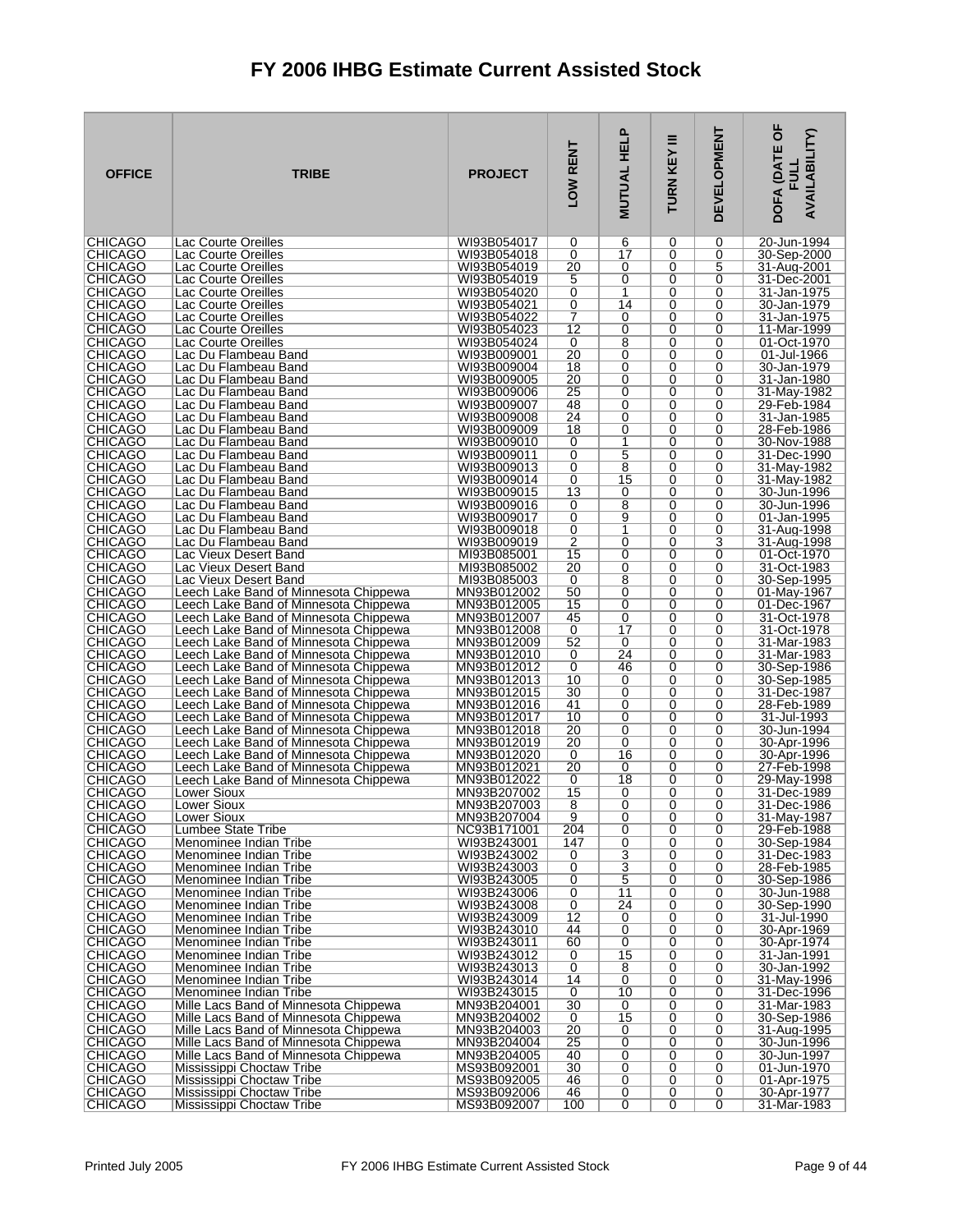# FY 2006 IHBG Estimate Current Assisted Stock

| OFFICE | TRIBE | PROJECT | LOW RENT | MUTUAL HELP | TURN KEY III | DEVELOPMENT | DOFA (DATE OF FULL AVAILABILITY) |
|---|---|---|---|---|---|---|---|
| CHICAGO | Lac Courte Oreilles | WI93B054017 | 0 | 6 | 0 | 0 | 20-Jun-1994 |
| CHICAGO | Lac Courte Oreilles | WI93B054018 | 0 | 17 | 0 | 0 | 30-Sep-2000 |
| CHICAGO | Lac Courte Oreilles | WI93B054019 | 20 | 0 | 0 | 5 | 31-Aug-2001 |
| CHICAGO | Lac Courte Oreilles | WI93B054019 | 5 | 0 | 0 | 0 | 31-Dec-2001 |
| CHICAGO | Lac Courte Oreilles | WI93B054020 | 0 | 1 | 0 | 0 | 31-Jan-1975 |
| CHICAGO | Lac Courte Oreilles | WI93B054021 | 0 | 14 | 0 | 0 | 30-Jan-1979 |
| CHICAGO | Lac Courte Oreilles | WI93B054022 | 7 | 0 | 0 | 0 | 31-Jan-1975 |
| CHICAGO | Lac Courte Oreilles | WI93B054023 | 12 | 0 | 0 | 0 | 11-Mar-1999 |
| CHICAGO | Lac Courte Oreilles | WI93B054024 | 0 | 8 | 0 | 0 | 01-Oct-1970 |
| CHICAGO | Lac Du Flambeau Band | WI93B009001 | 20 | 0 | 0 | 0 | 01-Jul-1966 |
| CHICAGO | Lac Du Flambeau Band | WI93B009004 | 18 | 0 | 0 | 0 | 30-Jan-1979 |
| CHICAGO | Lac Du Flambeau Band | WI93B009005 | 20 | 0 | 0 | 0 | 31-Jan-1980 |
| CHICAGO | Lac Du Flambeau Band | WI93B009006 | 25 | 0 | 0 | 0 | 31-May-1982 |
| CHICAGO | Lac Du Flambeau Band | WI93B009007 | 48 | 0 | 0 | 0 | 29-Feb-1984 |
| CHICAGO | Lac Du Flambeau Band | WI93B009008 | 24 | 0 | 0 | 0 | 31-Jan-1985 |
| CHICAGO | Lac Du Flambeau Band | WI93B009009 | 18 | 0 | 0 | 0 | 28-Feb-1986 |
| CHICAGO | Lac Du Flambeau Band | WI93B009010 | 0 | 1 | 0 | 0 | 30-Nov-1988 |
| CHICAGO | Lac Du Flambeau Band | WI93B009011 | 0 | 5 | 0 | 0 | 31-Dec-1990 |
| CHICAGO | Lac Du Flambeau Band | WI93B009013 | 0 | 8 | 0 | 0 | 31-May-1982 |
| CHICAGO | Lac Du Flambeau Band | WI93B009014 | 0 | 15 | 0 | 0 | 31-May-1982 |
| CHICAGO | Lac Du Flambeau Band | WI93B009015 | 13 | 0 | 0 | 0 | 30-Jun-1996 |
| CHICAGO | Lac Du Flambeau Band | WI93B009016 | 0 | 8 | 0 | 0 | 30-Jun-1996 |
| CHICAGO | Lac Du Flambeau Band | WI93B009017 | 0 | 9 | 0 | 0 | 01-Jan-1995 |
| CHICAGO | Lac Du Flambeau Band | WI93B009018 | 0 | 1 | 0 | 0 | 31-Aug-1998 |
| CHICAGO | Lac Du Flambeau Band | WI93B009019 | 2 | 0 | 0 | 3 | 31-Aug-1998 |
| CHICAGO | Lac Vieux Desert Band | MI93B085001 | 15 | 0 | 0 | 0 | 01-Oct-1970 |
| CHICAGO | Lac Vieux Desert Band | MI93B085002 | 20 | 0 | 0 | 0 | 31-Oct-1983 |
| CHICAGO | Lac Vieux Desert Band | MI93B085003 | 0 | 8 | 0 | 0 | 30-Sep-1995 |
| CHICAGO | Leech Lake Band of Minnesota Chippewa | MN93B012002 | 50 | 0 | 0 | 0 | 01-May-1967 |
| CHICAGO | Leech Lake Band of Minnesota Chippewa | MN93B012005 | 15 | 0 | 0 | 0 | 01-Dec-1967 |
| CHICAGO | Leech Lake Band of Minnesota Chippewa | MN93B012007 | 45 | 0 | 0 | 0 | 31-Oct-1978 |
| CHICAGO | Leech Lake Band of Minnesota Chippewa | MN93B012008 | 0 | 17 | 0 | 0 | 31-Oct-1978 |
| CHICAGO | Leech Lake Band of Minnesota Chippewa | MN93B012009 | 52 | 0 | 0 | 0 | 31-Mar-1983 |
| CHICAGO | Leech Lake Band of Minnesota Chippewa | MN93B012010 | 0 | 24 | 0 | 0 | 31-Mar-1983 |
| CHICAGO | Leech Lake Band of Minnesota Chippewa | MN93B012012 | 0 | 46 | 0 | 0 | 30-Sep-1986 |
| CHICAGO | Leech Lake Band of Minnesota Chippewa | MN93B012013 | 10 | 0 | 0 | 0 | 30-Sep-1985 |
| CHICAGO | Leech Lake Band of Minnesota Chippewa | MN93B012015 | 30 | 0 | 0 | 0 | 31-Dec-1987 |
| CHICAGO | Leech Lake Band of Minnesota Chippewa | MN93B012016 | 41 | 0 | 0 | 0 | 28-Feb-1989 |
| CHICAGO | Leech Lake Band of Minnesota Chippewa | MN93B012017 | 10 | 0 | 0 | 0 | 31-Jul-1993 |
| CHICAGO | Leech Lake Band of Minnesota Chippewa | MN93B012018 | 20 | 0 | 0 | 0 | 30-Jun-1994 |
| CHICAGO | Leech Lake Band of Minnesota Chippewa | MN93B012019 | 20 | 0 | 0 | 0 | 30-Apr-1996 |
| CHICAGO | Leech Lake Band of Minnesota Chippewa | MN93B012020 | 0 | 16 | 0 | 0 | 30-Apr-1996 |
| CHICAGO | Leech Lake Band of Minnesota Chippewa | MN93B012021 | 20 | 0 | 0 | 0 | 27-Feb-1998 |
| CHICAGO | Leech Lake Band of Minnesota Chippewa | MN93B012022 | 0 | 18 | 0 | 0 | 29-May-1998 |
| CHICAGO | Lower Sioux | MN93B207002 | 15 | 0 | 0 | 0 | 31-Dec-1989 |
| CHICAGO | Lower Sioux | MN93B207003 | 8 | 0 | 0 | 0 | 31-Dec-1986 |
| CHICAGO | Lower Sioux | MN93B207004 | 9 | 0 | 0 | 0 | 31-May-1987 |
| CHICAGO | Lumbee State Tribe | NC93B171001 | 204 | 0 | 0 | 0 | 29-Feb-1988 |
| CHICAGO | Menominee Indian Tribe | WI93B243001 | 147 | 0 | 0 | 0 | 30-Sep-1984 |
| CHICAGO | Menominee Indian Tribe | WI93B243002 | 0 | 3 | 0 | 0 | 31-Dec-1983 |
| CHICAGO | Menominee Indian Tribe | WI93B243003 | 0 | 3 | 0 | 0 | 28-Feb-1985 |
| CHICAGO | Menominee Indian Tribe | WI93B243005 | 0 | 5 | 0 | 0 | 30-Sep-1986 |
| CHICAGO | Menominee Indian Tribe | WI93B243006 | 0 | 11 | 0 | 0 | 30-Jun-1988 |
| CHICAGO | Menominee Indian Tribe | WI93B243008 | 0 | 24 | 0 | 0 | 30-Sep-1990 |
| CHICAGO | Menominee Indian Tribe | WI93B243009 | 12 | 0 | 0 | 0 | 31-Jul-1990 |
| CHICAGO | Menominee Indian Tribe | WI93B243010 | 44 | 0 | 0 | 0 | 30-Apr-1969 |
| CHICAGO | Menominee Indian Tribe | WI93B243011 | 60 | 0 | 0 | 0 | 30-Apr-1974 |
| CHICAGO | Menominee Indian Tribe | WI93B243012 | 0 | 15 | 0 | 0 | 31-Jan-1991 |
| CHICAGO | Menominee Indian Tribe | WI93B243013 | 0 | 8 | 0 | 0 | 30-Jan-1992 |
| CHICAGO | Menominee Indian Tribe | WI93B243014 | 14 | 0 | 0 | 0 | 31-May-1996 |
| CHICAGO | Menominee Indian Tribe | WI93B243015 | 0 | 10 | 0 | 0 | 31-Dec-1996 |
| CHICAGO | Mille Lacs Band of Minnesota Chippewa | MN93B204001 | 30 | 0 | 0 | 0 | 31-Mar-1983 |
| CHICAGO | Mille Lacs Band of Minnesota Chippewa | MN93B204002 | 0 | 15 | 0 | 0 | 30-Sep-1986 |
| CHICAGO | Mille Lacs Band of Minnesota Chippewa | MN93B204003 | 20 | 0 | 0 | 0 | 31-Aug-1995 |
| CHICAGO | Mille Lacs Band of Minnesota Chippewa | MN93B204004 | 25 | 0 | 0 | 0 | 30-Jun-1996 |
| CHICAGO | Mille Lacs Band of Minnesota Chippewa | MN93B204005 | 40 | 0 | 0 | 0 | 30-Jun-1997 |
| CHICAGO | Mississippi Choctaw Tribe | MS93B092001 | 30 | 0 | 0 | 0 | 01-Jun-1970 |
| CHICAGO | Mississippi Choctaw Tribe | MS93B092005 | 46 | 0 | 0 | 0 | 01-Apr-1975 |
| CHICAGO | Mississippi Choctaw Tribe | MS93B092006 | 46 | 0 | 0 | 0 | 30-Apr-1977 |
| CHICAGO | Mississippi Choctaw Tribe | MS93B092007 | 100 | 0 | 0 | 0 | 31-Mar-1983 |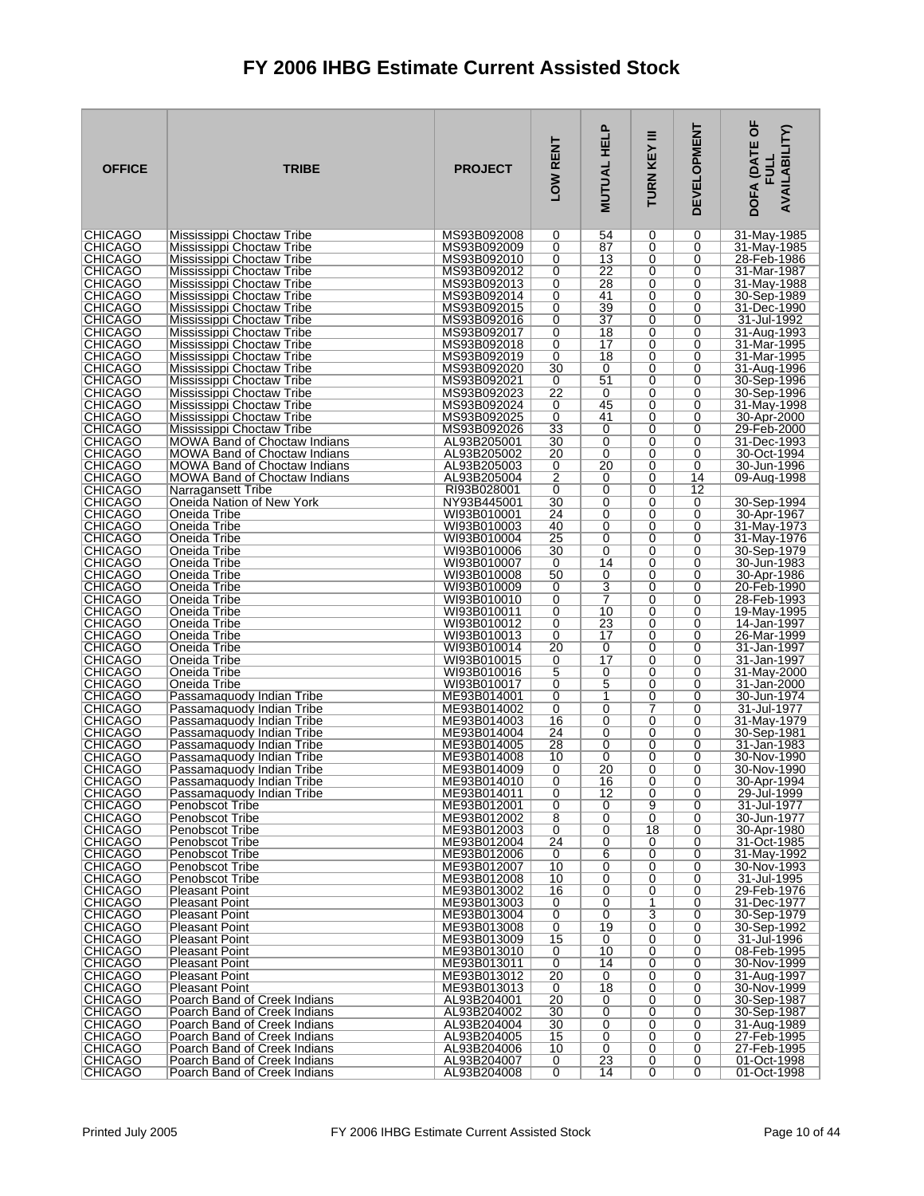# FY 2006 IHBG Estimate Current Assisted Stock

| OFFICE | TRIBE | PROJECT | LOW RENT | MUTUAL HELP | TURN KEY III | DEVELOPMENT | DOFA (DATE OF FULL AVAILABILITY) |
|---|---|---|---|---|---|---|---|
| CHICAGO | Mississippi Choctaw Tribe | MS93B092008 | 0 | 54 | 0 | 0 | 31-May-1985 |
| CHICAGO | Mississippi Choctaw Tribe | MS93B092009 | 0 | 87 | 0 | 0 | 31-May-1985 |
| CHICAGO | Mississippi Choctaw Tribe | MS93B092010 | 0 | 13 | 0 | 0 | 28-Feb-1986 |
| CHICAGO | Mississippi Choctaw Tribe | MS93B092012 | 0 | 22 | 0 | 0 | 31-Mar-1987 |
| CHICAGO | Mississippi Choctaw Tribe | MS93B092013 | 0 | 28 | 0 | 0 | 31-May-1988 |
| CHICAGO | Mississippi Choctaw Tribe | MS93B092014 | 0 | 41 | 0 | 0 | 30-Sep-1989 |
| CHICAGO | Mississippi Choctaw Tribe | MS93B092015 | 0 | 39 | 0 | 0 | 31-Dec-1990 |
| CHICAGO | Mississippi Choctaw Tribe | MS93B092016 | 0 | 37 | 0 | 0 | 31-Jul-1992 |
| CHICAGO | Mississippi Choctaw Tribe | MS93B092017 | 0 | 18 | 0 | 0 | 31-Aug-1993 |
| CHICAGO | Mississippi Choctaw Tribe | MS93B092018 | 0 | 17 | 0 | 0 | 31-Mar-1995 |
| CHICAGO | Mississippi Choctaw Tribe | MS93B092019 | 0 | 18 | 0 | 0 | 31-Mar-1995 |
| CHICAGO | Mississippi Choctaw Tribe | MS93B092020 | 30 | 0 | 0 | 0 | 31-Aug-1996 |
| CHICAGO | Mississippi Choctaw Tribe | MS93B092021 | 0 | 51 | 0 | 0 | 30-Sep-1996 |
| CHICAGO | Mississippi Choctaw Tribe | MS93B092023 | 22 | 0 | 0 | 0 | 30-Sep-1996 |
| CHICAGO | Mississippi Choctaw Tribe | MS93B092024 | 0 | 45 | 0 | 0 | 31-May-1998 |
| CHICAGO | Mississippi Choctaw Tribe | MS93B092025 | 0 | 41 | 0 | 0 | 30-Apr-2000 |
| CHICAGO | Mississippi Choctaw Tribe | MS93B092026 | 33 | 0 | 0 | 0 | 29-Feb-2000 |
| CHICAGO | MOWA Band of Choctaw Indians | AL93B205001 | 30 | 0 | 0 | 0 | 31-Dec-1993 |
| CHICAGO | MOWA Band of Choctaw Indians | AL93B205002 | 20 | 0 | 0 | 0 | 30-Oct-1994 |
| CHICAGO | MOWA Band of Choctaw Indians | AL93B205003 | 0 | 20 | 0 | 0 | 30-Jun-1996 |
| CHICAGO | MOWA Band of Choctaw Indians | AL93B205004 | 2 | 0 | 0 | 14 | 09-Aug-1998 |
| CHICAGO | Narragansett Tribe | RI93B028001 | 0 | 0 | 0 | 12 | |
| CHICAGO | Oneida Nation of New York | NY93B445001 | 30 | 0 | 0 | 0 | 30-Sep-1994 |
| CHICAGO | Oneida Tribe | WI93B010001 | 24 | 0 | 0 | 0 | 30-Apr-1967 |
| CHICAGO | Oneida Tribe | WI93B010003 | 40 | 0 | 0 | 0 | 31-May-1973 |
| CHICAGO | Oneida Tribe | WI93B010004 | 25 | 0 | 0 | 0 | 31-May-1976 |
| CHICAGO | Oneida Tribe | WI93B010006 | 30 | 0 | 0 | 0 | 30-Sep-1979 |
| CHICAGO | Oneida Tribe | WI93B010007 | 0 | 14 | 0 | 0 | 30-Jun-1983 |
| CHICAGO | Oneida Tribe | WI93B010008 | 50 | 0 | 0 | 0 | 30-Apr-1986 |
| CHICAGO | Oneida Tribe | WI93B010009 | 0 | 3 | 0 | 0 | 20-Feb-1990 |
| CHICAGO | Oneida Tribe | WI93B010010 | 0 | 7 | 0 | 0 | 28-Feb-1993 |
| CHICAGO | Oneida Tribe | WI93B010011 | 0 | 10 | 0 | 0 | 19-May-1995 |
| CHICAGO | Oneida Tribe | WI93B010012 | 0 | 23 | 0 | 0 | 14-Jan-1997 |
| CHICAGO | Oneida Tribe | WI93B010013 | 0 | 17 | 0 | 0 | 26-Mar-1999 |
| CHICAGO | Oneida Tribe | WI93B010014 | 20 | 0 | 0 | 0 | 31-Jan-1997 |
| CHICAGO | Oneida Tribe | WI93B010015 | 0 | 17 | 0 | 0 | 31-Jan-1997 |
| CHICAGO | Oneida Tribe | WI93B010016 | 5 | 0 | 0 | 0 | 31-May-2000 |
| CHICAGO | Oneida Tribe | WI93B010017 | 0 | 5 | 0 | 0 | 31-Jan-2000 |
| CHICAGO | Passamaquody Indian Tribe | ME93B014001 | 0 | 1 | 0 | 0 | 30-Jun-1974 |
| CHICAGO | Passamaquody Indian Tribe | ME93B014002 | 0 | 0 | 7 | 0 | 31-Jul-1977 |
| CHICAGO | Passamaquody Indian Tribe | ME93B014003 | 16 | 0 | 0 | 0 | 31-May-1979 |
| CHICAGO | Passamaquody Indian Tribe | ME93B014004 | 24 | 0 | 0 | 0 | 30-Sep-1981 |
| CHICAGO | Passamaquody Indian Tribe | ME93B014005 | 28 | 0 | 0 | 0 | 31-Jan-1983 |
| CHICAGO | Passamaquody Indian Tribe | ME93B014008 | 10 | 0 | 0 | 0 | 30-Nov-1990 |
| CHICAGO | Passamaquody Indian Tribe | ME93B014009 | 0 | 20 | 0 | 0 | 30-Nov-1990 |
| CHICAGO | Passamaquody Indian Tribe | ME93B014010 | 0 | 16 | 0 | 0 | 30-Apr-1994 |
| CHICAGO | Passamaquody Indian Tribe | ME93B014011 | 0 | 12 | 0 | 0 | 29-Jul-1999 |
| CHICAGO | Penobscot Tribe | ME93B012001 | 0 | 0 | 9 | 0 | 31-Jul-1977 |
| CHICAGO | Penobscot Tribe | ME93B012002 | 8 | 0 | 0 | 0 | 30-Jun-1977 |
| CHICAGO | Penobscot Tribe | ME93B012003 | 0 | 0 | 18 | 0 | 30-Apr-1980 |
| CHICAGO | Penobscot Tribe | ME93B012004 | 24 | 0 | 0 | 0 | 31-Oct-1985 |
| CHICAGO | Penobscot Tribe | ME93B012006 | 0 | 6 | 0 | 0 | 31-May-1992 |
| CHICAGO | Penobscot Tribe | ME93B012007 | 10 | 0 | 0 | 0 | 30-Nov-1993 |
| CHICAGO | Penobscot Tribe | ME93B012008 | 10 | 0 | 0 | 0 | 31-Jul-1995 |
| CHICAGO | Pleasant Point | ME93B013002 | 16 | 0 | 0 | 0 | 29-Feb-1976 |
| CHICAGO | Pleasant Point | ME93B013003 | 0 | 0 | 1 | 0 | 31-Dec-1977 |
| CHICAGO | Pleasant Point | ME93B013004 | 0 | 0 | 3 | 0 | 30-Sep-1979 |
| CHICAGO | Pleasant Point | ME93B013008 | 0 | 19 | 0 | 0 | 30-Sep-1992 |
| CHICAGO | Pleasant Point | ME93B013009 | 15 | 0 | 0 | 0 | 31-Jul-1996 |
| CHICAGO | Pleasant Point | ME93B013010 | 0 | 10 | 0 | 0 | 08-Feb-1995 |
| CHICAGO | Pleasant Point | ME93B013011 | 0 | 14 | 0 | 0 | 30-Nov-1999 |
| CHICAGO | Pleasant Point | ME93B013012 | 20 | 0 | 0 | 0 | 31-Aug-1997 |
| CHICAGO | Pleasant Point | ME93B013013 | 0 | 18 | 0 | 0 | 30-Nov-1999 |
| CHICAGO | Poarch Band of Creek Indians | AL93B204001 | 20 | 0 | 0 | 0 | 30-Sep-1987 |
| CHICAGO | Poarch Band of Creek Indians | AL93B204002 | 30 | 0 | 0 | 0 | 30-Sep-1987 |
| CHICAGO | Poarch Band of Creek Indians | AL93B204004 | 30 | 0 | 0 | 0 | 31-Aug-1989 |
| CHICAGO | Poarch Band of Creek Indians | AL93B204005 | 15 | 0 | 0 | 0 | 27-Feb-1995 |
| CHICAGO | Poarch Band of Creek Indians | AL93B204006 | 10 | 0 | 0 | 0 | 27-Feb-1995 |
| CHICAGO | Poarch Band of Creek Indians | AL93B204007 | 0 | 23 | 0 | 0 | 01-Oct-1998 |
| CHICAGO | Poarch Band of Creek Indians | AL93B204008 | 0 | 14 | 0 | 0 | 01-Oct-1998 |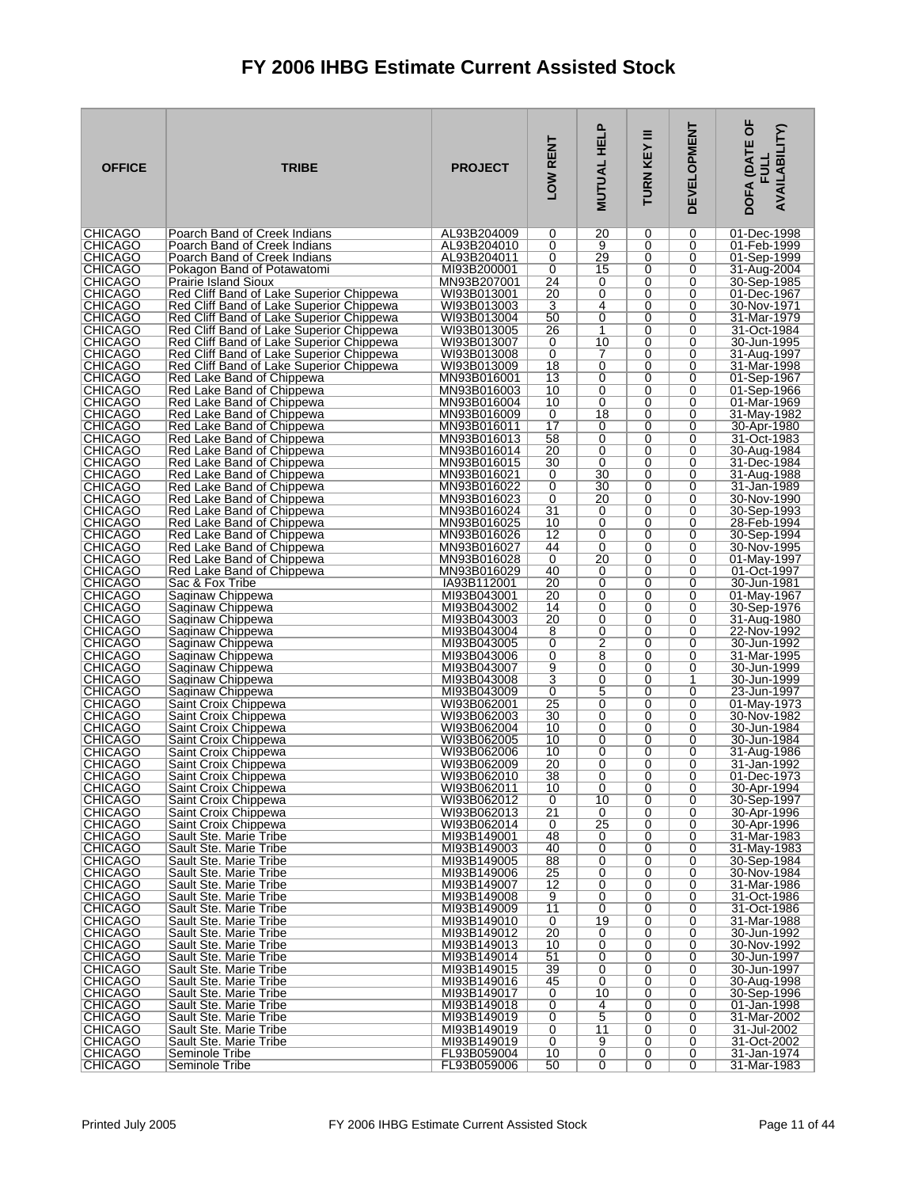# FY 2006 IHBG Estimate Current Assisted Stock

| OFFICE | TRIBE | PROJECT | LOW RENT | MUTUAL HELP | TURN KEY III | DEVELOPMENT | DOFA (DATE OF FULL AVAILABILITY) |
|---|---|---|---|---|---|---|---|
| CHICAGO | Poarch Band of Creek Indians | AL93B204009 | 0 | 20 | 0 | 0 | 01-Dec-1998 |
| CHICAGO | Poarch Band of Creek Indians | AL93B204010 | 0 | 9 | 0 | 0 | 01-Feb-1999 |
| CHICAGO | Poarch Band of Creek Indians | AL93B204011 | 0 | 29 | 0 | 0 | 01-Sep-1999 |
| CHICAGO | Pokagon Band of Potawatomi | MI93B200001 | 0 | 15 | 0 | 0 | 31-Aug-2004 |
| CHICAGO | Prairie Island Sioux | MN93B207001 | 24 | 0 | 0 | 0 | 30-Sep-1985 |
| CHICAGO | Red Cliff Band of Lake Superior Chippewa | WI93B013001 | 20 | 0 | 0 | 0 | 01-Dec-1967 |
| CHICAGO | Red Cliff Band of Lake Superior Chippewa | WI93B013003 | 3 | 4 | 0 | 0 | 30-Nov-1971 |
| CHICAGO | Red Cliff Band of Lake Superior Chippewa | WI93B013004 | 50 | 0 | 0 | 0 | 31-Mar-1979 |
| CHICAGO | Red Cliff Band of Lake Superior Chippewa | WI93B013005 | 26 | 1 | 0 | 0 | 31-Oct-1984 |
| CHICAGO | Red Cliff Band of Lake Superior Chippewa | WI93B013007 | 0 | 10 | 0 | 0 | 30-Jun-1995 |
| CHICAGO | Red Cliff Band of Lake Superior Chippewa | WI93B013008 | 0 | 7 | 0 | 0 | 31-Aug-1997 |
| CHICAGO | Red Cliff Band of Lake Superior Chippewa | WI93B013009 | 18 | 0 | 0 | 0 | 31-Mar-1998 |
| CHICAGO | Red Lake Band of Chippewa | MN93B016001 | 13 | 0 | 0 | 0 | 01-Sep-1967 |
| CHICAGO | Red Lake Band of Chippewa | MN93B016003 | 10 | 0 | 0 | 0 | 01-Sep-1966 |
| CHICAGO | Red Lake Band of Chippewa | MN93B016004 | 10 | 0 | 0 | 0 | 01-Mar-1969 |
| CHICAGO | Red Lake Band of Chippewa | MN93B016009 | 0 | 18 | 0 | 0 | 31-May-1982 |
| CHICAGO | Red Lake Band of Chippewa | MN93B016011 | 17 | 0 | 0 | 0 | 30-Apr-1980 |
| CHICAGO | Red Lake Band of Chippewa | MN93B016013 | 58 | 0 | 0 | 0 | 31-Oct-1983 |
| CHICAGO | Red Lake Band of Chippewa | MN93B016014 | 20 | 0 | 0 | 0 | 30-Aug-1984 |
| CHICAGO | Red Lake Band of Chippewa | MN93B016015 | 30 | 0 | 0 | 0 | 31-Dec-1984 |
| CHICAGO | Red Lake Band of Chippewa | MN93B016021 | 0 | 30 | 0 | 0 | 31-Aug-1988 |
| CHICAGO | Red Lake Band of Chippewa | MN93B016022 | 0 | 30 | 0 | 0 | 31-Jan-1989 |
| CHICAGO | Red Lake Band of Chippewa | MN93B016023 | 0 | 20 | 0 | 0 | 30-Nov-1990 |
| CHICAGO | Red Lake Band of Chippewa | MN93B016024 | 31 | 0 | 0 | 0 | 30-Sep-1993 |
| CHICAGO | Red Lake Band of Chippewa | MN93B016025 | 10 | 0 | 0 | 0 | 28-Feb-1994 |
| CHICAGO | Red Lake Band of Chippewa | MN93B016026 | 12 | 0 | 0 | 0 | 30-Sep-1994 |
| CHICAGO | Red Lake Band of Chippewa | MN93B016027 | 44 | 0 | 0 | 0 | 30-Nov-1995 |
| CHICAGO | Red Lake Band of Chippewa | MN93B016028 | 0 | 20 | 0 | 0 | 01-May-1997 |
| CHICAGO | Red Lake Band of Chippewa | MN93B016029 | 40 | 0 | 0 | 0 | 01-Oct-1997 |
| CHICAGO | Sac & Fox Tribe | IA93B112001 | 20 | 0 | 0 | 0 | 30-Jun-1981 |
| CHICAGO | Saginaw Chippewa | MI93B043001 | 20 | 0 | 0 | 0 | 01-May-1967 |
| CHICAGO | Saginaw Chippewa | MI93B043002 | 14 | 0 | 0 | 0 | 30-Sep-1976 |
| CHICAGO | Saginaw Chippewa | MI93B043003 | 20 | 0 | 0 | 0 | 31-Aug-1980 |
| CHICAGO | Saginaw Chippewa | MI93B043004 | 8 | 0 | 0 | 0 | 22-Nov-1992 |
| CHICAGO | Saginaw Chippewa | MI93B043005 | 0 | 2 | 0 | 0 | 30-Jun-1992 |
| CHICAGO | Saginaw Chippewa | MI93B043006 | 0 | 8 | 0 | 0 | 31-Mar-1995 |
| CHICAGO | Saginaw Chippewa | MI93B043007 | 9 | 0 | 0 | 0 | 30-Jun-1999 |
| CHICAGO | Saginaw Chippewa | MI93B043008 | 3 | 0 | 0 | 1 | 30-Jun-1999 |
| CHICAGO | Saginaw Chippewa | MI93B043009 | 0 | 5 | 0 | 0 | 23-Jun-1997 |
| CHICAGO | Saint Croix Chippewa | WI93B062001 | 25 | 0 | 0 | 0 | 01-May-1973 |
| CHICAGO | Saint Croix Chippewa | WI93B062003 | 30 | 0 | 0 | 0 | 30-Nov-1982 |
| CHICAGO | Saint Croix Chippewa | WI93B062004 | 10 | 0 | 0 | 0 | 30-Jun-1984 |
| CHICAGO | Saint Croix Chippewa | WI93B062005 | 10 | 0 | 0 | 0 | 30-Jun-1984 |
| CHICAGO | Saint Croix Chippewa | WI93B062006 | 10 | 0 | 0 | 0 | 31-Aug-1986 |
| CHICAGO | Saint Croix Chippewa | WI93B062009 | 20 | 0 | 0 | 0 | 31-Jan-1992 |
| CHICAGO | Saint Croix Chippewa | WI93B062010 | 38 | 0 | 0 | 0 | 01-Dec-1973 |
| CHICAGO | Saint Croix Chippewa | WI93B062011 | 10 | 0 | 0 | 0 | 30-Apr-1994 |
| CHICAGO | Saint Croix Chippewa | WI93B062012 | 0 | 10 | 0 | 0 | 30-Sep-1997 |
| CHICAGO | Saint Croix Chippewa | WI93B062013 | 21 | 0 | 0 | 0 | 30-Apr-1996 |
| CHICAGO | Saint Croix Chippewa | WI93B062014 | 0 | 25 | 0 | 0 | 30-Apr-1996 |
| CHICAGO | Sault Ste. Marie Tribe | MI93B149001 | 48 | 0 | 0 | 0 | 31-Mar-1983 |
| CHICAGO | Sault Ste. Marie Tribe | MI93B149003 | 40 | 0 | 0 | 0 | 31-May-1983 |
| CHICAGO | Sault Ste. Marie Tribe | MI93B149005 | 88 | 0 | 0 | 0 | 30-Sep-1984 |
| CHICAGO | Sault Ste. Marie Tribe | MI93B149006 | 25 | 0 | 0 | 0 | 30-Nov-1984 |
| CHICAGO | Sault Ste. Marie Tribe | MI93B149007 | 12 | 0 | 0 | 0 | 31-Mar-1986 |
| CHICAGO | Sault Ste. Marie Tribe | MI93B149008 | 9 | 0 | 0 | 0 | 31-Oct-1986 |
| CHICAGO | Sault Ste. Marie Tribe | MI93B149009 | 11 | 0 | 0 | 0 | 31-Oct-1986 |
| CHICAGO | Sault Ste. Marie Tribe | MI93B149010 | 0 | 19 | 0 | 0 | 31-Mar-1988 |
| CHICAGO | Sault Ste. Marie Tribe | MI93B149012 | 20 | 0 | 0 | 0 | 30-Jun-1992 |
| CHICAGO | Sault Ste. Marie Tribe | MI93B149013 | 10 | 0 | 0 | 0 | 30-Nov-1992 |
| CHICAGO | Sault Ste. Marie Tribe | MI93B149014 | 51 | 0 | 0 | 0 | 30-Jun-1997 |
| CHICAGO | Sault Ste. Marie Tribe | MI93B149015 | 39 | 0 | 0 | 0 | 30-Jun-1997 |
| CHICAGO | Sault Ste. Marie Tribe | MI93B149016 | 45 | 0 | 0 | 0 | 30-Aug-1998 |
| CHICAGO | Sault Ste. Marie Tribe | MI93B149017 | 0 | 10 | 0 | 0 | 30-Sep-1996 |
| CHICAGO | Sault Ste. Marie Tribe | MI93B149018 | 0 | 4 | 0 | 0 | 01-Jan-1998 |
| CHICAGO | Sault Ste. Marie Tribe | MI93B149019 | 0 | 5 | 0 | 0 | 31-Mar-2002 |
| CHICAGO | Sault Ste. Marie Tribe | MI93B149019 | 0 | 11 | 0 | 0 | 31-Jul-2002 |
| CHICAGO | Sault Ste. Marie Tribe | MI93B149019 | 0 | 9 | 0 | 0 | 31-Oct-2002 |
| CHICAGO | Seminole Tribe | FL93B059004 | 10 | 0 | 0 | 0 | 31-Jan-1974 |
| CHICAGO | Seminole Tribe | FL93B059006 | 50 | 0 | 0 | 0 | 31-Mar-1983 |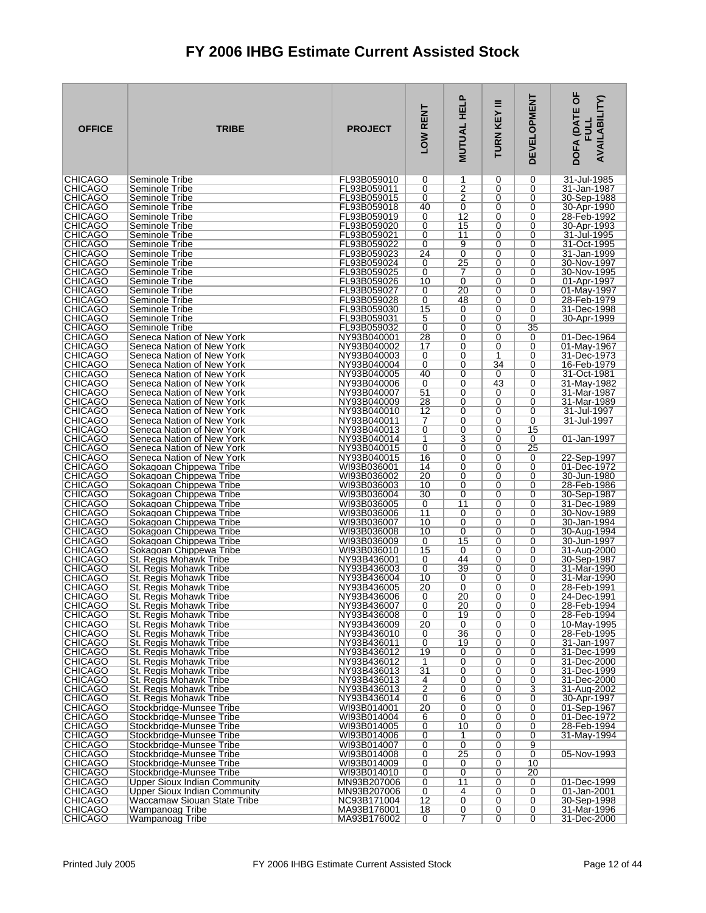# FY 2006 IHBG Estimate Current Assisted Stock

| OFFICE | TRIBE | PROJECT | LOW RENT | MUTUAL HELP | TURN KEY III | DEVELOPMENT | DOFA (DATE OF FULL AVAILABILITY) |
|---|---|---|---|---|---|---|---|
| CHICAGO | Seminole Tribe | FL93B059010 | 0 | 1 | 0 | 0 | 31-Jul-1985 |
| CHICAGO | Seminole Tribe | FL93B059011 | 0 | 2 | 0 | 0 | 31-Jan-1987 |
| CHICAGO | Seminole Tribe | FL93B059015 | 0 | 2 | 0 | 0 | 30-Sep-1988 |
| CHICAGO | Seminole Tribe | FL93B059018 | 40 | 0 | 0 | 0 | 30-Apr-1990 |
| CHICAGO | Seminole Tribe | FL93B059019 | 0 | 12 | 0 | 0 | 28-Feb-1992 |
| CHICAGO | Seminole Tribe | FL93B059020 | 0 | 15 | 0 | 0 | 30-Apr-1993 |
| CHICAGO | Seminole Tribe | FL93B059021 | 0 | 11 | 0 | 0 | 31-Jul-1995 |
| CHICAGO | Seminole Tribe | FL93B059022 | 0 | 9 | 0 | 0 | 31-Oct-1995 |
| CHICAGO | Seminole Tribe | FL93B059023 | 24 | 0 | 0 | 0 | 31-Jan-1999 |
| CHICAGO | Seminole Tribe | FL93B059024 | 0 | 25 | 0 | 0 | 30-Nov-1997 |
| CHICAGO | Seminole Tribe | FL93B059025 | 0 | 7 | 0 | 0 | 30-Nov-1995 |
| CHICAGO | Seminole Tribe | FL93B059026 | 10 | 0 | 0 | 0 | 01-Apr-1997 |
| CHICAGO | Seminole Tribe | FL93B059027 | 0 | 20 | 0 | 0 | 01-May-1997 |
| CHICAGO | Seminole Tribe | FL93B059028 | 0 | 48 | 0 | 0 | 28-Feb-1979 |
| CHICAGO | Seminole Tribe | FL93B059030 | 15 | 0 | 0 | 0 | 31-Dec-1998 |
| CHICAGO | Seminole Tribe | FL93B059031 | 5 | 0 | 0 | 0 | 30-Apr-1999 |
| CHICAGO | Seminole Tribe | FL93B059032 | 0 | 0 | 0 | 35 | |
| CHICAGO | Seneca Nation of New York | NY93B040001 | 28 | 0 | 0 | 0 | 01-Dec-1964 |
| CHICAGO | Seneca Nation of New York | NY93B040002 | 17 | 0 | 0 | 0 | 01-May-1967 |
| CHICAGO | Seneca Nation of New York | NY93B040003 | 0 | 0 | 1 | 0 | 31-Dec-1973 |
| CHICAGO | Seneca Nation of New York | NY93B040004 | 0 | 0 | 34 | 0 | 16-Feb-1979 |
| CHICAGO | Seneca Nation of New York | NY93B040005 | 40 | 0 | 0 | 0 | 31-Oct-1981 |
| CHICAGO | Seneca Nation of New York | NY93B040006 | 0 | 0 | 43 | 0 | 31-May-1982 |
| CHICAGO | Seneca Nation of New York | NY93B040007 | 51 | 0 | 0 | 0 | 31-Mar-1987 |
| CHICAGO | Seneca Nation of New York | NY93B040009 | 28 | 0 | 0 | 0 | 31-Mar-1989 |
| CHICAGO | Seneca Nation of New York | NY93B040010 | 12 | 0 | 0 | 0 | 31-Jul-1997 |
| CHICAGO | Seneca Nation of New York | NY93B040011 | 7 | 0 | 0 | 0 | 31-Jul-1997 |
| CHICAGO | Seneca Nation of New York | NY93B040013 | 0 | 0 | 0 | 15 | |
| CHICAGO | Seneca Nation of New York | NY93B040014 | 1 | 3 | 0 | 0 | 01-Jan-1997 |
| CHICAGO | Seneca Nation of New York | NY93B040015 | 0 | 0 | 0 | 25 | |
| CHICAGO | Seneca Nation of New York | NY93B040015 | 16 | 0 | 0 | 0 | 22-Sep-1997 |
| CHICAGO | Sokagoan Chippewa Tribe | WI93B036001 | 14 | 0 | 0 | 0 | 01-Dec-1972 |
| CHICAGO | Sokagoan Chippewa Tribe | WI93B036002 | 20 | 0 | 0 | 0 | 30-Jun-1980 |
| CHICAGO | Sokagoan Chippewa Tribe | WI93B036003 | 10 | 0 | 0 | 0 | 28-Feb-1986 |
| CHICAGO | Sokagoan Chippewa Tribe | WI93B036004 | 30 | 0 | 0 | 0 | 30-Sep-1987 |
| CHICAGO | Sokagoan Chippewa Tribe | WI93B036005 | 0 | 11 | 0 | 0 | 31-Dec-1989 |
| CHICAGO | Sokagoan Chippewa Tribe | WI93B036006 | 11 | 0 | 0 | 0 | 30-Nov-1989 |
| CHICAGO | Sokagoan Chippewa Tribe | WI93B036007 | 10 | 0 | 0 | 0 | 30-Jan-1994 |
| CHICAGO | Sokagoan Chippewa Tribe | WI93B036008 | 10 | 0 | 0 | 0 | 30-Aug-1994 |
| CHICAGO | Sokagoan Chippewa Tribe | WI93B036009 | 0 | 15 | 0 | 0 | 30-Jun-1997 |
| CHICAGO | Sokagoan Chippewa Tribe | WI93B036010 | 15 | 0 | 0 | 0 | 31-Aug-2000 |
| CHICAGO | St. Regis Mohawk Tribe | NY93B436001 | 0 | 44 | 0 | 0 | 30-Sep-1987 |
| CHICAGO | St. Regis Mohawk Tribe | NY93B436003 | 0 | 39 | 0 | 0 | 31-Mar-1990 |
| CHICAGO | St. Regis Mohawk Tribe | NY93B436004 | 10 | 0 | 0 | 0 | 31-Mar-1990 |
| CHICAGO | St. Regis Mohawk Tribe | NY93B436005 | 20 | 0 | 0 | 0 | 28-Feb-1991 |
| CHICAGO | St. Regis Mohawk Tribe | NY93B436006 | 0 | 20 | 0 | 0 | 24-Dec-1991 |
| CHICAGO | St. Regis Mohawk Tribe | NY93B436007 | 0 | 20 | 0 | 0 | 28-Feb-1994 |
| CHICAGO | St. Regis Mohawk Tribe | NY93B436008 | 0 | 19 | 0 | 0 | 28-Feb-1994 |
| CHICAGO | St. Regis Mohawk Tribe | NY93B436009 | 20 | 0 | 0 | 0 | 10-May-1995 |
| CHICAGO | St. Regis Mohawk Tribe | NY93B436010 | 0 | 36 | 0 | 0 | 28-Feb-1995 |
| CHICAGO | St. Regis Mohawk Tribe | NY93B436011 | 0 | 19 | 0 | 0 | 31-Jan-1997 |
| CHICAGO | St. Regis Mohawk Tribe | NY93B436012 | 19 | 0 | 0 | 0 | 31-Dec-1999 |
| CHICAGO | St. Regis Mohawk Tribe | NY93B436012 | 1 | 0 | 0 | 0 | 31-Dec-2000 |
| CHICAGO | St. Regis Mohawk Tribe | NY93B436013 | 31 | 0 | 0 | 0 | 31-Dec-1999 |
| CHICAGO | St. Regis Mohawk Tribe | NY93B436013 | 4 | 0 | 0 | 0 | 31-Dec-2000 |
| CHICAGO | St. Regis Mohawk Tribe | NY93B436013 | 2 | 0 | 0 | 3 | 31-Aug-2002 |
| CHICAGO | St. Regis Mohawk Tribe | NY93B436014 | 0 | 6 | 0 | 0 | 30-Apr-1997 |
| CHICAGO | Stockbridge-Munsee Tribe | WI93B014001 | 20 | 0 | 0 | 0 | 01-Sep-1967 |
| CHICAGO | Stockbridge-Munsee Tribe | WI93B014004 | 6 | 0 | 0 | 0 | 01-Dec-1972 |
| CHICAGO | Stockbridge-Munsee Tribe | WI93B014005 | 0 | 10 | 0 | 0 | 28-Feb-1994 |
| CHICAGO | Stockbridge-Munsee Tribe | WI93B014006 | 0 | 1 | 0 | 0 | 31-May-1994 |
| CHICAGO | Stockbridge-Munsee Tribe | WI93B014007 | 0 | 0 | 0 | 9 | |
| CHICAGO | Stockbridge-Munsee Tribe | WI93B014008 | 0 | 25 | 0 | 0 | 05-Nov-1993 |
| CHICAGO | Stockbridge-Munsee Tribe | WI93B014009 | 0 | 0 | 0 | 10 | |
| CHICAGO | Stockbridge-Munsee Tribe | WI93B014010 | 0 | 0 | 0 | 20 | |
| CHICAGO | Upper Sioux Indian Community | MN93B207006 | 0 | 11 | 0 | 0 | 01-Dec-1999 |
| CHICAGO | Upper Sioux Indian Community | MN93B207006 | 0 | 4 | 0 | 0 | 01-Jan-2001 |
| CHICAGO | Waccamaw Siouan State Tribe | NC93B171004 | 12 | 0 | 0 | 0 | 30-Sep-1998 |
| CHICAGO | Wampanoag Tribe | MA93B176001 | 18 | 0 | 0 | 0 | 31-Mar-1996 |
| CHICAGO | Wampanoag Tribe | MA93B176002 | 0 | 7 | 0 | 0 | 31-Dec-2000 |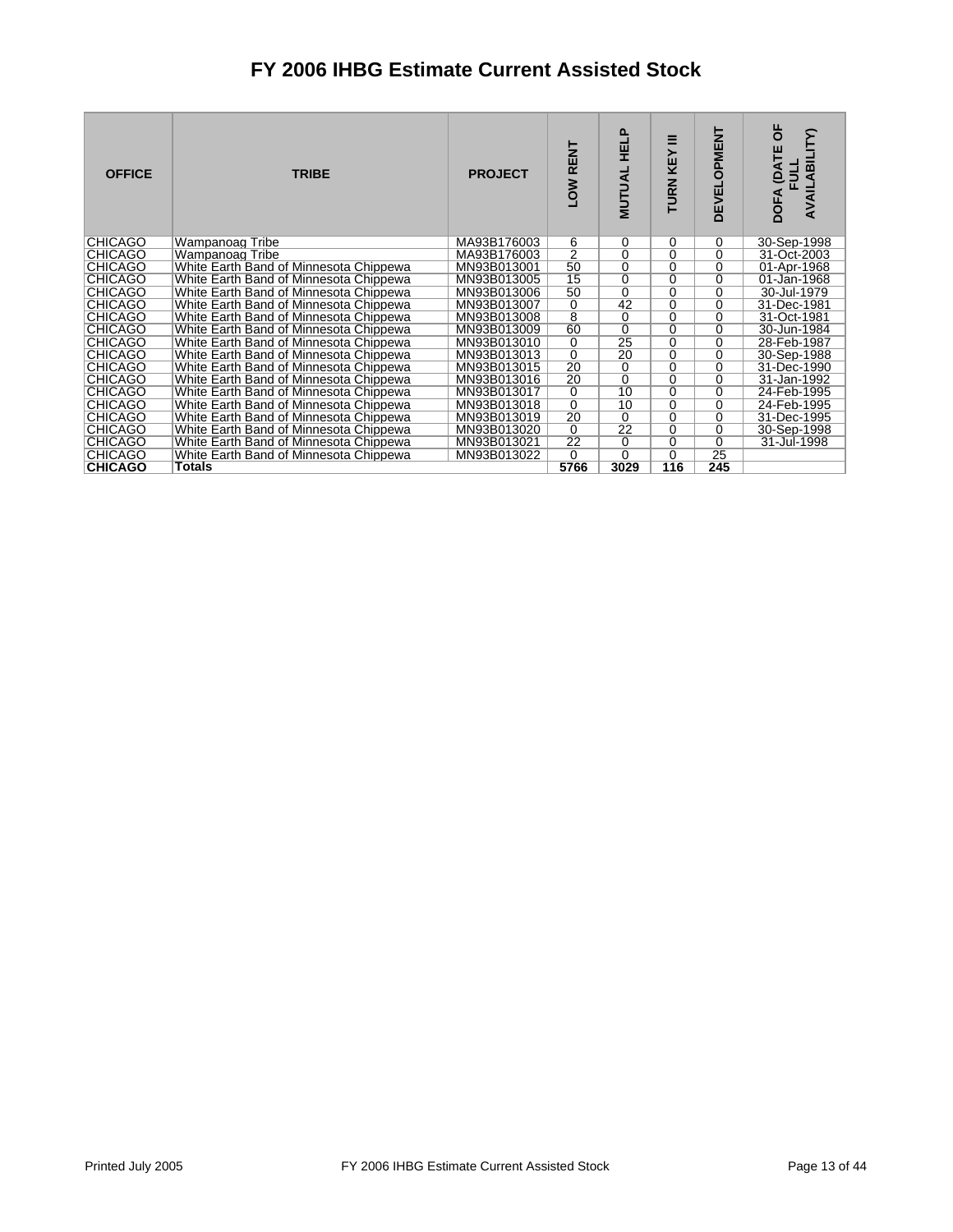# FY 2006 IHBG Estimate Current Assisted Stock

| OFFICE | TRIBE | PROJECT | LOW RENT | MUTUAL HELP | TURN KEY III | DEVELOPMENT | DOFA (DATE OF FULL AVAILABILITY) |
|---|---|---|---|---|---|---|---|
| CHICAGO | Wampanoag Tribe | MA93B176003 | 6 | 0 | 0 | 0 | 30-Sep-1998 |
| CHICAGO | Wampanoag Tribe | MA93B176003 | 2 | 0 | 0 | 0 | 31-Oct-2003 |
| CHICAGO | White Earth Band of Minnesota Chippewa | MN93B013001 | 50 | 0 | 0 | 0 | 01-Apr-1968 |
| CHICAGO | White Earth Band of Minnesota Chippewa | MN93B013005 | 15 | 0 | 0 | 0 | 01-Jan-1968 |
| CHICAGO | White Earth Band of Minnesota Chippewa | MN93B013006 | 50 | 0 | 0 | 0 | 30-Jul-1979 |
| CHICAGO | White Earth Band of Minnesota Chippewa | MN93B013007 | 0 | 42 | 0 | 0 | 31-Dec-1981 |
| CHICAGO | White Earth Band of Minnesota Chippewa | MN93B013008 | 8 | 0 | 0 | 0 | 31-Oct-1981 |
| CHICAGO | White Earth Band of Minnesota Chippewa | MN93B013009 | 60 | 0 | 0 | 0 | 30-Jun-1984 |
| CHICAGO | White Earth Band of Minnesota Chippewa | MN93B013010 | 0 | 25 | 0 | 0 | 28-Feb-1987 |
| CHICAGO | White Earth Band of Minnesota Chippewa | MN93B013013 | 0 | 20 | 0 | 0 | 30-Sep-1988 |
| CHICAGO | White Earth Band of Minnesota Chippewa | MN93B013015 | 20 | 0 | 0 | 0 | 31-Dec-1990 |
| CHICAGO | White Earth Band of Minnesota Chippewa | MN93B013016 | 20 | 0 | 0 | 0 | 31-Jan-1992 |
| CHICAGO | White Earth Band of Minnesota Chippewa | MN93B013017 | 0 | 10 | 0 | 0 | 24-Feb-1995 |
| CHICAGO | White Earth Band of Minnesota Chippewa | MN93B013018 | 0 | 10 | 0 | 0 | 24-Feb-1995 |
| CHICAGO | White Earth Band of Minnesota Chippewa | MN93B013019 | 20 | 0 | 0 | 0 | 31-Dec-1995 |
| CHICAGO | White Earth Band of Minnesota Chippewa | MN93B013020 | 0 | 22 | 0 | 0 | 30-Sep-1998 |
| CHICAGO | White Earth Band of Minnesota Chippewa | MN93B013021 | 22 | 0 | 0 | 0 | 31-Jul-1998 |
| CHICAGO | White Earth Band of Minnesota Chippewa | MN93B013022 | 0 | 0 | 0 | 25 | |
| **CHICAGO** | **Totals** | | **5766** | **3029** | **116** | **245** | |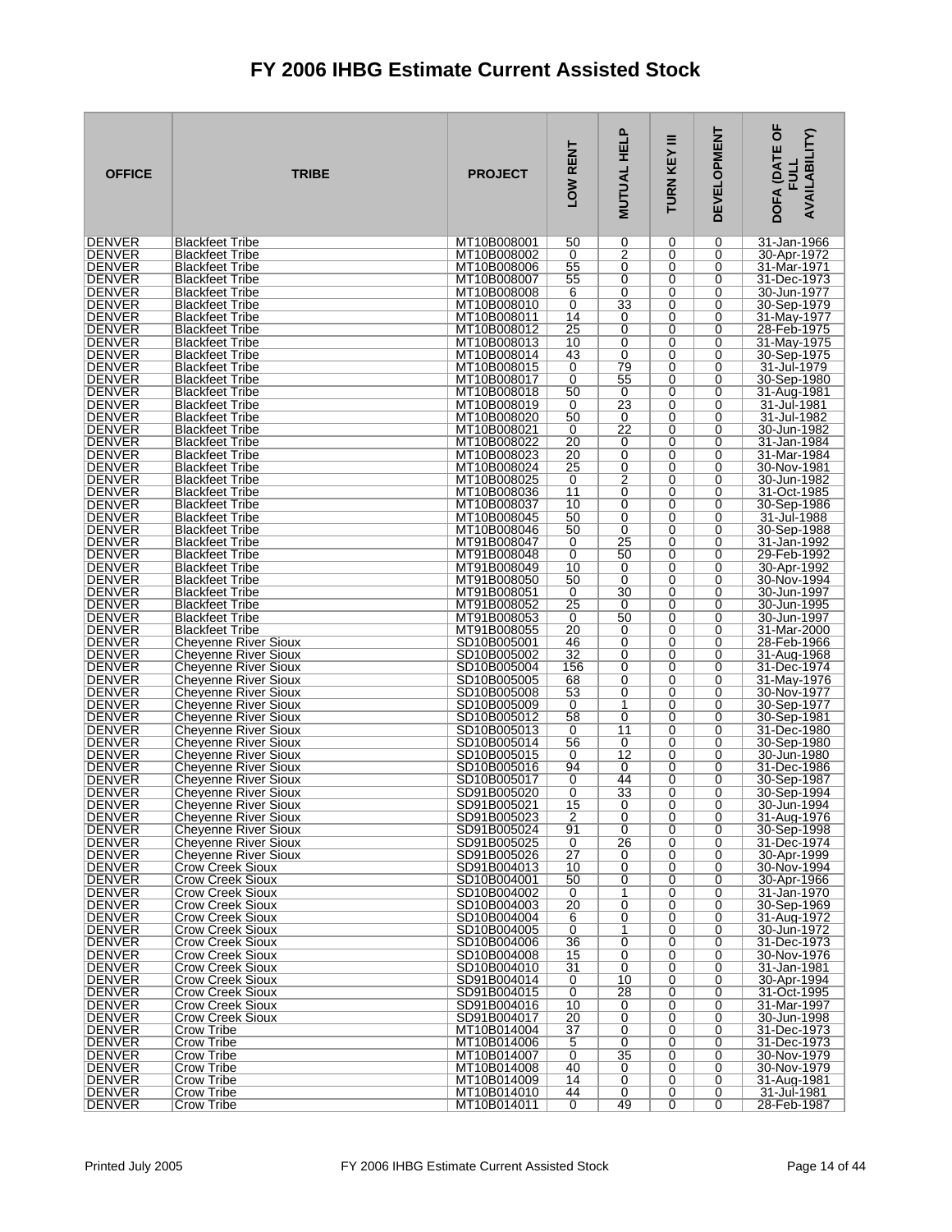# FY 2006 IHBG Estimate Current Assisted Stock

| OFFICE | TRIBE | PROJECT | LOW RENT | MUTUAL HELP | TURN KEY III | DEVELOPMENT | DOFA (DATE OF FULL AVAILABILITY) |
|---|---|---|---|---|---|---|---|
| DENVER | Blackfeet Tribe | MT10B008001 | 50 | 0 | 0 | 0 | 31-Jan-1966 |
| DENVER | Blackfeet Tribe | MT10B008002 | 0 | 2 | 0 | 0 | 30-Apr-1972 |
| DENVER | Blackfeet Tribe | MT10B008006 | 55 | 0 | 0 | 0 | 31-Mar-1971 |
| DENVER | Blackfeet Tribe | MT10B008007 | 55 | 0 | 0 | 0 | 31-Dec-1973 |
| DENVER | Blackfeet Tribe | MT10B008008 | 6 | 0 | 0 | 0 | 30-Jun-1977 |
| DENVER | Blackfeet Tribe | MT10B008010 | 0 | 33 | 0 | 0 | 30-Sep-1979 |
| DENVER | Blackfeet Tribe | MT10B008011 | 14 | 0 | 0 | 0 | 31-May-1977 |
| DENVER | Blackfeet Tribe | MT10B008012 | 25 | 0 | 0 | 0 | 28-Feb-1975 |
| DENVER | Blackfeet Tribe | MT10B008013 | 10 | 0 | 0 | 0 | 31-May-1975 |
| DENVER | Blackfeet Tribe | MT10B008014 | 43 | 0 | 0 | 0 | 30-Sep-1975 |
| DENVER | Blackfeet Tribe | MT10B008015 | 0 | 79 | 0 | 0 | 31-Jul-1979 |
| DENVER | Blackfeet Tribe | MT10B008017 | 0 | 55 | 0 | 0 | 30-Sep-1980 |
| DENVER | Blackfeet Tribe | MT10B008018 | 50 | 0 | 0 | 0 | 31-Aug-1981 |
| DENVER | Blackfeet Tribe | MT10B008019 | 0 | 23 | 0 | 0 | 31-Jul-1981 |
| DENVER | Blackfeet Tribe | MT10B008020 | 50 | 0 | 0 | 0 | 31-Jul-1982 |
| DENVER | Blackfeet Tribe | MT10B008021 | 0 | 22 | 0 | 0 | 30-Jun-1982 |
| DENVER | Blackfeet Tribe | MT10B008022 | 20 | 0 | 0 | 0 | 31-Jan-1984 |
| DENVER | Blackfeet Tribe | MT10B008023 | 20 | 0 | 0 | 0 | 31-Mar-1984 |
| DENVER | Blackfeet Tribe | MT10B008024 | 25 | 0 | 0 | 0 | 30-Nov-1981 |
| DENVER | Blackfeet Tribe | MT10B008025 | 0 | 2 | 0 | 0 | 30-Jun-1982 |
| DENVER | Blackfeet Tribe | MT10B008036 | 11 | 0 | 0 | 0 | 31-Oct-1985 |
| DENVER | Blackfeet Tribe | MT10B008037 | 10 | 0 | 0 | 0 | 30-Sep-1986 |
| DENVER | Blackfeet Tribe | MT10B008045 | 50 | 0 | 0 | 0 | 31-Jul-1988 |
| DENVER | Blackfeet Tribe | MT10B008046 | 50 | 0 | 0 | 0 | 30-Sep-1988 |
| DENVER | Blackfeet Tribe | MT91B008047 | 0 | 25 | 0 | 0 | 31-Jan-1992 |
| DENVER | Blackfeet Tribe | MT91B008048 | 0 | 50 | 0 | 0 | 29-Feb-1992 |
| DENVER | Blackfeet Tribe | MT91B008049 | 10 | 0 | 0 | 0 | 30-Apr-1992 |
| DENVER | Blackfeet Tribe | MT91B008050 | 50 | 0 | 0 | 0 | 30-Nov-1994 |
| DENVER | Blackfeet Tribe | MT91B008051 | 0 | 30 | 0 | 0 | 30-Jun-1997 |
| DENVER | Blackfeet Tribe | MT91B008052 | 25 | 0 | 0 | 0 | 30-Jun-1995 |
| DENVER | Blackfeet Tribe | MT91B008053 | 0 | 50 | 0 | 0 | 30-Jun-1997 |
| DENVER | Blackfeet Tribe | MT91B008055 | 20 | 0 | 0 | 0 | 31-Mar-2000 |
| DENVER | Cheyenne River Sioux | SD10B005001 | 46 | 0 | 0 | 0 | 28-Feb-1966 |
| DENVER | Cheyenne River Sioux | SD10B005002 | 32 | 0 | 0 | 0 | 31-Aug-1968 |
| DENVER | Cheyenne River Sioux | SD10B005004 | 156 | 0 | 0 | 0 | 31-Dec-1974 |
| DENVER | Cheyenne River Sioux | SD10B005005 | 68 | 0 | 0 | 0 | 31-May-1976 |
| DENVER | Cheyenne River Sioux | SD10B005008 | 53 | 0 | 0 | 0 | 30-Nov-1977 |
| DENVER | Cheyenne River Sioux | SD10B005009 | 0 | 1 | 0 | 0 | 30-Sep-1977 |
| DENVER | Cheyenne River Sioux | SD10B005012 | 58 | 0 | 0 | 0 | 30-Sep-1981 |
| DENVER | Cheyenne River Sioux | SD10B005013 | 0 | 11 | 0 | 0 | 31-Dec-1980 |
| DENVER | Cheyenne River Sioux | SD10B005014 | 56 | 0 | 0 | 0 | 30-Sep-1980 |
| DENVER | Cheyenne River Sioux | SD10B005015 | 0 | 12 | 0 | 0 | 30-Jun-1980 |
| DENVER | Cheyenne River Sioux | SD10B005016 | 94 | 0 | 0 | 0 | 31-Dec-1986 |
| DENVER | Cheyenne River Sioux | SD10B005017 | 0 | 44 | 0 | 0 | 30-Sep-1987 |
| DENVER | Cheyenne River Sioux | SD91B005020 | 0 | 33 | 0 | 0 | 30-Sep-1994 |
| DENVER | Cheyenne River Sioux | SD91B005021 | 15 | 0 | 0 | 0 | 30-Jun-1994 |
| DENVER | Cheyenne River Sioux | SD91B005023 | 2 | 0 | 0 | 0 | 31-Aug-1976 |
| DENVER | Cheyenne River Sioux | SD91B005024 | 91 | 0 | 0 | 0 | 30-Sep-1998 |
| DENVER | Cheyenne River Sioux | SD91B005025 | 0 | 26 | 0 | 0 | 31-Dec-1974 |
| DENVER | Cheyenne River Sioux | SD91B005026 | 27 | 0 | 0 | 0 | 30-Apr-1999 |
| DENVER | Crow Creek Sioux | SD91B004013 | 10 | 0 | 0 | 0 | 30-Nov-1994 |
| DENVER | Crow Creek Sioux | SD10B004001 | 50 | 0 | 0 | 0 | 30-Apr-1966 |
| DENVER | Crow Creek Sioux | SD10B004002 | 0 | 1 | 0 | 0 | 31-Jan-1970 |
| DENVER | Crow Creek Sioux | SD10B004003 | 20 | 0 | 0 | 0 | 30-Sep-1969 |
| DENVER | Crow Creek Sioux | SD10B004004 | 6 | 0 | 0 | 0 | 31-Aug-1972 |
| DENVER | Crow Creek Sioux | SD10B004005 | 0 | 1 | 0 | 0 | 30-Jun-1972 |
| DENVER | Crow Creek Sioux | SD10B004006 | 36 | 0 | 0 | 0 | 31-Dec-1973 |
| DENVER | Crow Creek Sioux | SD10B004008 | 15 | 0 | 0 | 0 | 30-Nov-1976 |
| DENVER | Crow Creek Sioux | SD10B004010 | 31 | 0 | 0 | 0 | 31-Jan-1981 |
| DENVER | Crow Creek Sioux | SD91B004014 | 0 | 10 | 0 | 0 | 30-Apr-1994 |
| DENVER | Crow Creek Sioux | SD91B004015 | 0 | 28 | 0 | 0 | 31-Oct-1995 |
| DENVER | Crow Creek Sioux | SD91B004016 | 10 | 0 | 0 | 0 | 31-Mar-1997 |
| DENVER | Crow Creek Sioux | SD91B004017 | 20 | 0 | 0 | 0 | 30-Jun-1998 |
| DENVER | Crow Tribe | MT10B014004 | 37 | 0 | 0 | 0 | 31-Dec-1973 |
| DENVER | Crow Tribe | MT10B014006 | 5 | 0 | 0 | 0 | 31-Dec-1973 |
| DENVER | Crow Tribe | MT10B014007 | 0 | 35 | 0 | 0 | 30-Nov-1979 |
| DENVER | Crow Tribe | MT10B014008 | 40 | 0 | 0 | 0 | 30-Nov-1979 |
| DENVER | Crow Tribe | MT10B014009 | 14 | 0 | 0 | 0 | 31-Aug-1981 |
| DENVER | Crow Tribe | MT10B014010 | 44 | 0 | 0 | 0 | 31-Jul-1981 |
| DENVER | Crow Tribe | MT10B014011 | 0 | 49 | 0 | 0 | 28-Feb-1987 |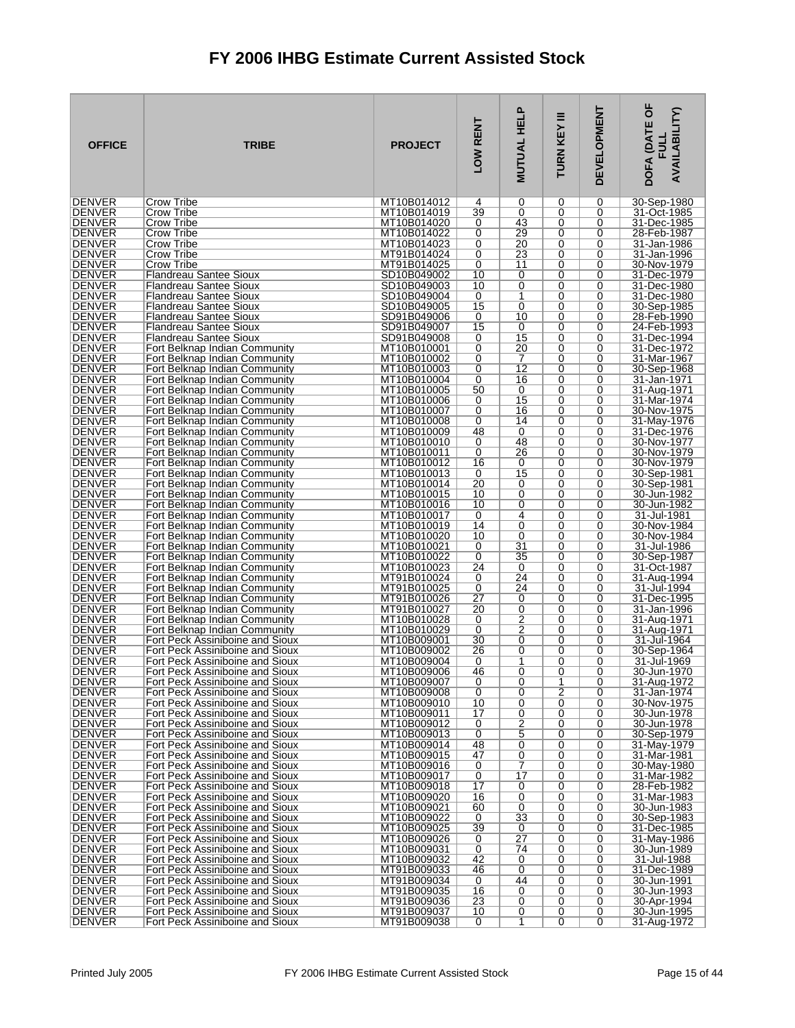# FY 2006 IHBG Estimate Current Assisted Stock

| OFFICE | TRIBE | PROJECT | LOW RENT | MUTUAL HELP | TURN KEY III | DEVELOPMENT | DOFA (DATE OF FULL AVAILABILITY) |
|---|---|---|---|---|---|---|---|
| DENVER | Crow Tribe | MT10B014012 | 4 | 0 | 0 | 0 | 30-Sep-1980 |
| DENVER | Crow Tribe | MT10B014019 | 39 | 0 | 0 | 0 | 31-Oct-1985 |
| DENVER | Crow Tribe | MT10B014020 | 0 | 43 | 0 | 0 | 31-Dec-1985 |
| DENVER | Crow Tribe | MT10B014022 | 0 | 29 | 0 | 0 | 28-Feb-1987 |
| DENVER | Crow Tribe | MT10B014023 | 0 | 20 | 0 | 0 | 31-Jan-1986 |
| DENVER | Crow Tribe | MT91B014024 | 0 | 23 | 0 | 0 | 31-Jan-1996 |
| DENVER | Crow Tribe | MT91B014025 | 0 | 11 | 0 | 0 | 30-Nov-1979 |
| DENVER | Flandreau Santee Sioux | SD10B049002 | 10 | 0 | 0 | 0 | 31-Dec-1979 |
| DENVER | Flandreau Santee Sioux | SD10B049003 | 10 | 0 | 0 | 0 | 31-Dec-1980 |
| DENVER | Flandreau Santee Sioux | SD10B049004 | 0 | 1 | 0 | 0 | 31-Dec-1980 |
| DENVER | Flandreau Santee Sioux | SD10B049005 | 15 | 0 | 0 | 0 | 30-Sep-1985 |
| DENVER | Flandreau Santee Sioux | SD91B049006 | 0 | 10 | 0 | 0 | 28-Feb-1990 |
| DENVER | Flandreau Santee Sioux | SD91B049007 | 15 | 0 | 0 | 0 | 24-Feb-1993 |
| DENVER | Flandreau Santee Sioux | SD91B049008 | 0 | 15 | 0 | 0 | 31-Dec-1994 |
| DENVER | Fort Belknap Indian Community | MT10B010001 | 0 | 20 | 0 | 0 | 31-Dec-1972 |
| DENVER | Fort Belknap Indian Community | MT10B010002 | 0 | 7 | 0 | 0 | 31-Mar-1967 |
| DENVER | Fort Belknap Indian Community | MT10B010003 | 0 | 12 | 0 | 0 | 30-Sep-1968 |
| DENVER | Fort Belknap Indian Community | MT10B010004 | 0 | 16 | 0 | 0 | 31-Jan-1971 |
| DENVER | Fort Belknap Indian Community | MT10B010005 | 50 | 0 | 0 | 0 | 31-Aug-1971 |
| DENVER | Fort Belknap Indian Community | MT10B010006 | 0 | 15 | 0 | 0 | 31-Mar-1974 |
| DENVER | Fort Belknap Indian Community | MT10B010007 | 0 | 16 | 0 | 0 | 30-Nov-1975 |
| DENVER | Fort Belknap Indian Community | MT10B010008 | 0 | 14 | 0 | 0 | 31-May-1976 |
| DENVER | Fort Belknap Indian Community | MT10B010009 | 48 | 0 | 0 | 0 | 31-Dec-1976 |
| DENVER | Fort Belknap Indian Community | MT10B010010 | 0 | 48 | 0 | 0 | 30-Nov-1977 |
| DENVER | Fort Belknap Indian Community | MT10B010011 | 0 | 26 | 0 | 0 | 30-Nov-1979 |
| DENVER | Fort Belknap Indian Community | MT10B010012 | 16 | 0 | 0 | 0 | 30-Nov-1979 |
| DENVER | Fort Belknap Indian Community | MT10B010013 | 0 | 15 | 0 | 0 | 30-Sep-1981 |
| DENVER | Fort Belknap Indian Community | MT10B010014 | 20 | 0 | 0 | 0 | 30-Sep-1981 |
| DENVER | Fort Belknap Indian Community | MT10B010015 | 10 | 0 | 0 | 0 | 30-Jun-1982 |
| DENVER | Fort Belknap Indian Community | MT10B010016 | 10 | 0 | 0 | 0 | 30-Jun-1982 |
| DENVER | Fort Belknap Indian Community | MT10B010017 | 0 | 4 | 0 | 0 | 31-Jul-1981 |
| DENVER | Fort Belknap Indian Community | MT10B010019 | 14 | 0 | 0 | 0 | 30-Nov-1984 |
| DENVER | Fort Belknap Indian Community | MT10B010020 | 10 | 0 | 0 | 0 | 30-Nov-1984 |
| DENVER | Fort Belknap Indian Community | MT10B010021 | 0 | 31 | 0 | 0 | 31-Jul-1986 |
| DENVER | Fort Belknap Indian Community | MT10B010022 | 0 | 35 | 0 | 0 | 30-Sep-1987 |
| DENVER | Fort Belknap Indian Community | MT10B010023 | 24 | 0 | 0 | 0 | 31-Oct-1987 |
| DENVER | Fort Belknap Indian Community | MT91B010024 | 0 | 24 | 0 | 0 | 31-Aug-1994 |
| DENVER | Fort Belknap Indian Community | MT91B010025 | 0 | 24 | 0 | 0 | 31-Jul-1994 |
| DENVER | Fort Belknap Indian Community | MT91B010026 | 27 | 0 | 0 | 0 | 31-Dec-1995 |
| DENVER | Fort Belknap Indian Community | MT91B010027 | 20 | 0 | 0 | 0 | 31-Jan-1996 |
| DENVER | Fort Belknap Indian Community | MT10B010028 | 0 | 2 | 0 | 0 | 31-Aug-1971 |
| DENVER | Fort Belknap Indian Community | MT10B010029 | 0 | 2 | 0 | 0 | 31-Aug-1971 |
| DENVER | Fort Peck Assiniboine and Sioux | MT10B009001 | 30 | 0 | 0 | 0 | 31-Jul-1964 |
| DENVER | Fort Peck Assiniboine and Sioux | MT10B009002 | 26 | 0 | 0 | 0 | 30-Sep-1964 |
| DENVER | Fort Peck Assiniboine and Sioux | MT10B009004 | 0 | 1 | 0 | 0 | 31-Jul-1969 |
| DENVER | Fort Peck Assiniboine and Sioux | MT10B009006 | 46 | 0 | 0 | 0 | 30-Jun-1970 |
| DENVER | Fort Peck Assiniboine and Sioux | MT10B009007 | 0 | 0 | 1 | 0 | 31-Aug-1972 |
| DENVER | Fort Peck Assiniboine and Sioux | MT10B009008 | 0 | 0 | 2 | 0 | 31-Jan-1974 |
| DENVER | Fort Peck Assiniboine and Sioux | MT10B009010 | 10 | 0 | 0 | 0 | 30-Nov-1975 |
| DENVER | Fort Peck Assiniboine and Sioux | MT10B009011 | 17 | 0 | 0 | 0 | 30-Jun-1978 |
| DENVER | Fort Peck Assiniboine and Sioux | MT10B009012 | 0 | 2 | 0 | 0 | 30-Jun-1978 |
| DENVER | Fort Peck Assiniboine and Sioux | MT10B009013 | 0 | 5 | 0 | 0 | 30-Sep-1979 |
| DENVER | Fort Peck Assiniboine and Sioux | MT10B009014 | 48 | 0 | 0 | 0 | 31-May-1979 |
| DENVER | Fort Peck Assiniboine and Sioux | MT10B009015 | 47 | 0 | 0 | 0 | 31-Mar-1981 |
| DENVER | Fort Peck Assiniboine and Sioux | MT10B009016 | 0 | 7 | 0 | 0 | 30-May-1980 |
| DENVER | Fort Peck Assiniboine and Sioux | MT10B009017 | 0 | 17 | 0 | 0 | 31-Mar-1982 |
| DENVER | Fort Peck Assiniboine and Sioux | MT10B009018 | 17 | 0 | 0 | 0 | 28-Feb-1982 |
| DENVER | Fort Peck Assiniboine and Sioux | MT10B009020 | 16 | 0 | 0 | 0 | 31-Mar-1983 |
| DENVER | Fort Peck Assiniboine and Sioux | MT10B009021 | 60 | 0 | 0 | 0 | 30-Jun-1983 |
| DENVER | Fort Peck Assiniboine and Sioux | MT10B009022 | 0 | 33 | 0 | 0 | 30-Sep-1983 |
| DENVER | Fort Peck Assiniboine and Sioux | MT10B009025 | 39 | 0 | 0 | 0 | 31-Dec-1985 |
| DENVER | Fort Peck Assiniboine and Sioux | MT10B009026 | 0 | 27 | 0 | 0 | 31-May-1986 |
| DENVER | Fort Peck Assiniboine and Sioux | MT10B009031 | 0 | 74 | 0 | 0 | 30-Jun-1989 |
| DENVER | Fort Peck Assiniboine and Sioux | MT10B009032 | 42 | 0 | 0 | 0 | 31-Jul-1988 |
| DENVER | Fort Peck Assiniboine and Sioux | MT91B009033 | 46 | 0 | 0 | 0 | 31-Dec-1989 |
| DENVER | Fort Peck Assiniboine and Sioux | MT91B009034 | 0 | 44 | 0 | 0 | 30-Jun-1991 |
| DENVER | Fort Peck Assiniboine and Sioux | MT91B009035 | 16 | 0 | 0 | 0 | 30-Jun-1993 |
| DENVER | Fort Peck Assiniboine and Sioux | MT91B009036 | 23 | 0 | 0 | 0 | 30-Apr-1994 |
| DENVER | Fort Peck Assiniboine and Sioux | MT91B009037 | 10 | 0 | 0 | 0 | 30-Jun-1995 |
| DENVER | Fort Peck Assiniboine and Sioux | MT91B009038 | 0 | 1 | 0 | 0 | 31-Aug-1972 |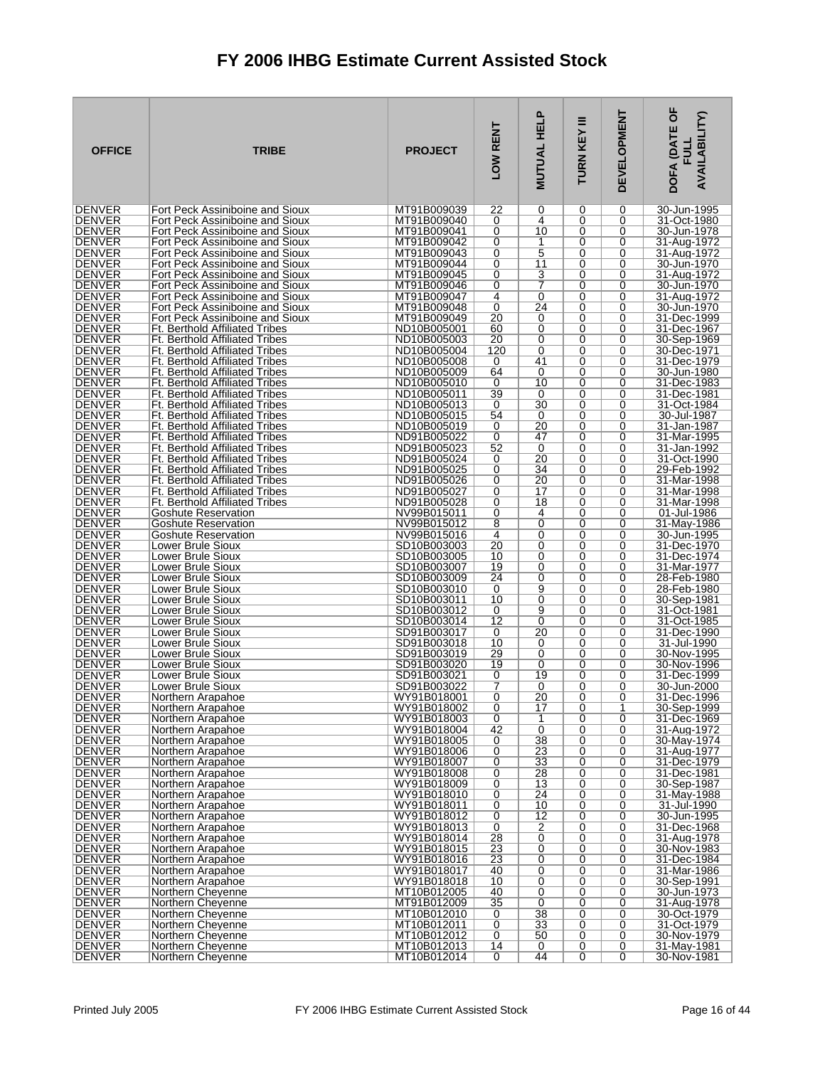# FY 2006 IHBG Estimate Current Assisted Stock

| OFFICE | TRIBE | PROJECT | LOW RENT | MUTUAL HELP | TURN KEY III | DEVELOPMENT | DOFA (DATE OF FULL AVAILABILITY) |
|---|---|---|---|---|---|---|---|
| DENVER | Fort Peck Assiniboine and Sioux | MT91B009039 | 22 | 0 | 0 | 0 | 30-Jun-1995 |
| DENVER | Fort Peck Assiniboine and Sioux | MT91B009040 | 0 | 4 | 0 | 0 | 31-Oct-1980 |
| DENVER | Fort Peck Assiniboine and Sioux | MT91B009041 | 0 | 10 | 0 | 0 | 30-Jun-1978 |
| DENVER | Fort Peck Assiniboine and Sioux | MT91B009042 | 0 | 1 | 0 | 0 | 31-Aug-1972 |
| DENVER | Fort Peck Assiniboine and Sioux | MT91B009043 | 0 | 5 | 0 | 0 | 31-Aug-1972 |
| DENVER | Fort Peck Assiniboine and Sioux | MT91B009044 | 0 | 11 | 0 | 0 | 30-Jun-1970 |
| DENVER | Fort Peck Assiniboine and Sioux | MT91B009045 | 0 | 3 | 0 | 0 | 31-Aug-1972 |
| DENVER | Fort Peck Assiniboine and Sioux | MT91B009046 | 0 | 7 | 0 | 0 | 30-Jun-1970 |
| DENVER | Fort Peck Assiniboine and Sioux | MT91B009047 | 4 | 0 | 0 | 0 | 31-Aug-1972 |
| DENVER | Fort Peck Assiniboine and Sioux | MT91B009048 | 0 | 24 | 0 | 0 | 30-Jun-1970 |
| DENVER | Fort Peck Assiniboine and Sioux | MT91B009049 | 20 | 0 | 0 | 0 | 31-Dec-1999 |
| DENVER | Ft. Berthold Affiliated Tribes | ND10B005001 | 60 | 0 | 0 | 0 | 31-Dec-1967 |
| DENVER | Ft. Berthold Affiliated Tribes | ND10B005003 | 20 | 0 | 0 | 0 | 30-Sep-1969 |
| DENVER | Ft. Berthold Affiliated Tribes | ND10B005004 | 120 | 0 | 0 | 0 | 30-Dec-1971 |
| DENVER | Ft. Berthold Affiliated Tribes | ND10B005008 | 0 | 41 | 0 | 0 | 31-Dec-1979 |
| DENVER | Ft. Berthold Affiliated Tribes | ND10B005009 | 64 | 0 | 0 | 0 | 30-Jun-1980 |
| DENVER | Ft. Berthold Affiliated Tribes | ND10B005010 | 0 | 10 | 0 | 0 | 31-Dec-1983 |
| DENVER | Ft. Berthold Affiliated Tribes | ND10B005011 | 39 | 0 | 0 | 0 | 31-Dec-1981 |
| DENVER | Ft. Berthold Affiliated Tribes | ND10B005013 | 0 | 30 | 0 | 0 | 31-Oct-1984 |
| DENVER | Ft. Berthold Affiliated Tribes | ND10B005015 | 54 | 0 | 0 | 0 | 30-Jul-1987 |
| DENVER | Ft. Berthold Affiliated Tribes | ND10B005019 | 0 | 20 | 0 | 0 | 31-Jan-1987 |
| DENVER | Ft. Berthold Affiliated Tribes | ND91B005022 | 0 | 47 | 0 | 0 | 31-Mar-1995 |
| DENVER | Ft. Berthold Affiliated Tribes | ND91B005023 | 52 | 0 | 0 | 0 | 31-Jan-1992 |
| DENVER | Ft. Berthold Affiliated Tribes | ND91B005024 | 0 | 20 | 0 | 0 | 31-Oct-1990 |
| DENVER | Ft. Berthold Affiliated Tribes | ND91B005025 | 0 | 34 | 0 | 0 | 29-Feb-1992 |
| DENVER | Ft. Berthold Affiliated Tribes | ND91B005026 | 0 | 20 | 0 | 0 | 31-Mar-1998 |
| DENVER | Ft. Berthold Affiliated Tribes | ND91B005027 | 0 | 17 | 0 | 0 | 31-Mar-1998 |
| DENVER | Ft. Berthold Affiliated Tribes | ND91B005028 | 0 | 18 | 0 | 0 | 31-Mar-1998 |
| DENVER | Goshute Reservation | NV99B015011 | 0 | 4 | 0 | 0 | 01-Jul-1986 |
| DENVER | Goshute Reservation | NV99B015012 | 8 | 0 | 0 | 0 | 31-May-1986 |
| DENVER | Goshute Reservation | NV99B015016 | 4 | 0 | 0 | 0 | 30-Jun-1995 |
| DENVER | Lower Brule Sioux | SD10B003003 | 20 | 0 | 0 | 0 | 31-Dec-1970 |
| DENVER | Lower Brule Sioux | SD10B003005 | 10 | 0 | 0 | 0 | 31-Dec-1974 |
| DENVER | Lower Brule Sioux | SD10B003007 | 19 | 0 | 0 | 0 | 31-Mar-1977 |
| DENVER | Lower Brule Sioux | SD10B003009 | 24 | 0 | 0 | 0 | 28-Feb-1980 |
| DENVER | Lower Brule Sioux | SD10B003010 | 0 | 9 | 0 | 0 | 28-Feb-1980 |
| DENVER | Lower Brule Sioux | SD10B003011 | 10 | 0 | 0 | 0 | 30-Sep-1981 |
| DENVER | Lower Brule Sioux | SD10B003012 | 0 | 9 | 0 | 0 | 31-Oct-1981 |
| DENVER | Lower Brule Sioux | SD10B003014 | 12 | 0 | 0 | 0 | 31-Oct-1985 |
| DENVER | Lower Brule Sioux | SD91B003017 | 0 | 20 | 0 | 0 | 31-Dec-1990 |
| DENVER | Lower Brule Sioux | SD91B003018 | 10 | 0 | 0 | 0 | 31-Jul-1990 |
| DENVER | Lower Brule Sioux | SD91B003019 | 29 | 0 | 0 | 0 | 30-Nov-1995 |
| DENVER | Lower Brule Sioux | SD91B003020 | 19 | 0 | 0 | 0 | 30-Nov-1996 |
| DENVER | Lower Brule Sioux | SD91B003021 | 0 | 19 | 0 | 0 | 31-Dec-1999 |
| DENVER | Lower Brule Sioux | SD91B003022 | 7 | 0 | 0 | 0 | 30-Jun-2000 |
| DENVER | Northern Arapahoe | WY91B018001 | 0 | 20 | 0 | 0 | 31-Dec-1996 |
| DENVER | Northern Arapahoe | WY91B018002 | 0 | 17 | 0 | 1 | 30-Sep-1999 |
| DENVER | Northern Arapahoe | WY91B018003 | 0 | 1 | 0 | 0 | 31-Dec-1969 |
| DENVER | Northern Arapahoe | WY91B018004 | 42 | 0 | 0 | 0 | 31-Aug-1972 |
| DENVER | Northern Arapahoe | WY91B018005 | 0 | 38 | 0 | 0 | 30-May-1974 |
| DENVER | Northern Arapahoe | WY91B018006 | 0 | 23 | 0 | 0 | 31-Aug-1977 |
| DENVER | Northern Arapahoe | WY91B018007 | 0 | 33 | 0 | 0 | 31-Dec-1979 |
| DENVER | Northern Arapahoe | WY91B018008 | 0 | 28 | 0 | 0 | 31-Dec-1981 |
| DENVER | Northern Arapahoe | WY91B018009 | 0 | 13 | 0 | 0 | 30-Sep-1987 |
| DENVER | Northern Arapahoe | WY91B018010 | 0 | 24 | 0 | 0 | 31-May-1988 |
| DENVER | Northern Arapahoe | WY91B018011 | 0 | 10 | 0 | 0 | 31-Jul-1990 |
| DENVER | Northern Arapahoe | WY91B018012 | 0 | 12 | 0 | 0 | 30-Jun-1995 |
| DENVER | Northern Arapahoe | WY91B018013 | 0 | 2 | 0 | 0 | 31-Dec-1968 |
| DENVER | Northern Arapahoe | WY91B018014 | 28 | 0 | 0 | 0 | 31-Aug-1978 |
| DENVER | Northern Arapahoe | WY91B018015 | 23 | 0 | 0 | 0 | 30-Nov-1983 |
| DENVER | Northern Arapahoe | WY91B018016 | 23 | 0 | 0 | 0 | 31-Dec-1984 |
| DENVER | Northern Arapahoe | WY91B018017 | 40 | 0 | 0 | 0 | 31-Mar-1986 |
| DENVER | Northern Arapahoe | WY91B018018 | 10 | 0 | 0 | 0 | 30-Sep-1991 |
| DENVER | Northern Cheyenne | MT10B012005 | 40 | 0 | 0 | 0 | 30-Jun-1973 |
| DENVER | Northern Cheyenne | MT91B012009 | 35 | 0 | 0 | 0 | 31-Aug-1978 |
| DENVER | Northern Cheyenne | MT10B012010 | 0 | 38 | 0 | 0 | 30-Oct-1979 |
| DENVER | Northern Cheyenne | MT10B012011 | 0 | 33 | 0 | 0 | 31-Oct-1979 |
| DENVER | Northern Cheyenne | MT10B012012 | 0 | 50 | 0 | 0 | 30-Nov-1979 |
| DENVER | Northern Cheyenne | MT10B012013 | 14 | 0 | 0 | 0 | 31-May-1981 |
| DENVER | Northern Cheyenne | MT10B012014 | 0 | 44 | 0 | 0 | 30-Nov-1981 |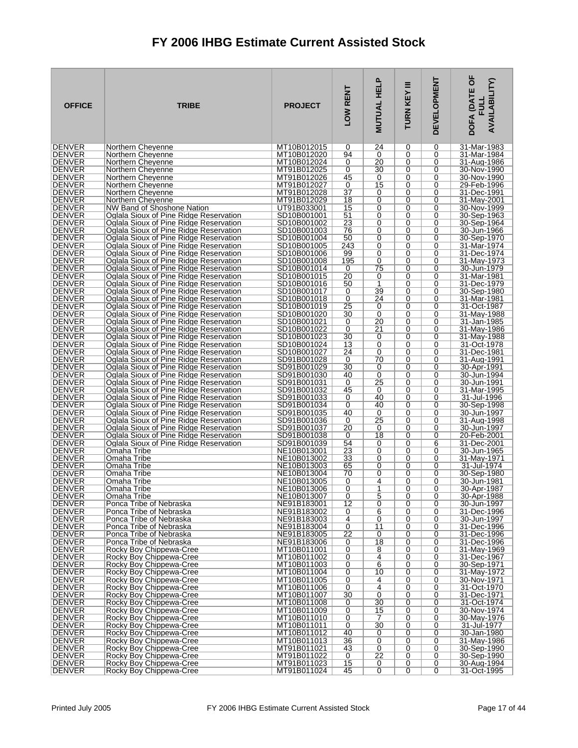# FY 2006 IHBG Estimate Current Assisted Stock

| OFFICE | TRIBE | PROJECT | LOW RENT | MUTUAL HELP | TURN KEY III | DEVELOPMENT | DOFA (DATE OF FULL AVAILABILITY) |
|---|---|---|---|---|---|---|---|
| DENVER | Northern Cheyenne | MT10B012015 | 0 | 24 | 0 | 0 | 31-Mar-1983 |
| DENVER | Northern Cheyenne | MT10B012020 | 94 | 0 | 0 | 0 | 31-Mar-1984 |
| DENVER | Northern Cheyenne | MT10B012024 | 0 | 20 | 0 | 0 | 31-Aug-1986 |
| DENVER | Northern Cheyenne | MT91B012025 | 0 | 30 | 0 | 0 | 30-Nov-1990 |
| DENVER | Northern Cheyenne | MT91B012026 | 45 | 0 | 0 | 0 | 30-Nov-1990 |
| DENVER | Northern Cheyenne | MT91B012027 | 0 | 15 | 0 | 0 | 29-Feb-1996 |
| DENVER | Northern Cheyenne | MT91B012028 | 37 | 0 | 0 | 0 | 31-Dec-1991 |
| DENVER | Northern Cheyenne | MT91B012029 | 18 | 0 | 0 | 0 | 31-May-2001 |
| DENVER | NW Band of Shoshone Nation | UT91B033001 | 15 | 0 | 0 | 0 | 30-Nov-1999 |
| DENVER | Oglala Sioux of Pine Ridge Reservation | SD10B001001 | 51 | 0 | 0 | 0 | 30-Sep-1963 |
| DENVER | Oglala Sioux of Pine Ridge Reservation | SD10B001002 | 23 | 0 | 0 | 0 | 30-Sep-1964 |
| DENVER | Oglala Sioux of Pine Ridge Reservation | SD10B001003 | 76 | 0 | 0 | 0 | 30-Jun-1966 |
| DENVER | Oglala Sioux of Pine Ridge Reservation | SD10B001004 | 50 | 0 | 0 | 0 | 30-Sep-1970 |
| DENVER | Oglala Sioux of Pine Ridge Reservation | SD10B001005 | 243 | 0 | 0 | 0 | 31-Mar-1974 |
| DENVER | Oglala Sioux of Pine Ridge Reservation | SD10B001006 | 99 | 0 | 0 | 0 | 31-Dec-1974 |
| DENVER | Oglala Sioux of Pine Ridge Reservation | SD10B001008 | 195 | 0 | 0 | 0 | 31-May-1973 |
| DENVER | Oglala Sioux of Pine Ridge Reservation | SD10B001014 | 0 | 75 | 0 | 0 | 30-Jun-1979 |
| DENVER | Oglala Sioux of Pine Ridge Reservation | SD10B001015 | 20 | 0 | 0 | 0 | 31-Mar-1981 |
| DENVER | Oglala Sioux of Pine Ridge Reservation | SD10B001016 | 50 | 1 | 0 | 0 | 31-Dec-1979 |
| DENVER | Oglala Sioux of Pine Ridge Reservation | SD10B001017 | 0 | 39 | 0 | 0 | 30-Sep-1980 |
| DENVER | Oglala Sioux of Pine Ridge Reservation | SD10B001018 | 0 | 24 | 0 | 0 | 31-Mar-1981 |
| DENVER | Oglala Sioux of Pine Ridge Reservation | SD10B001019 | 25 | 0 | 0 | 0 | 31-Oct-1987 |
| DENVER | Oglala Sioux of Pine Ridge Reservation | SD10B001020 | 30 | 0 | 0 | 0 | 31-May-1988 |
| DENVER | Oglala Sioux of Pine Ridge Reservation | SD10B001021 | 0 | 20 | 0 | 0 | 31-Jan-1985 |
| DENVER | Oglala Sioux of Pine Ridge Reservation | SD10B001022 | 0 | 21 | 0 | 0 | 31-May-1986 |
| DENVER | Oglala Sioux of Pine Ridge Reservation | SD10B001023 | 30 | 0 | 0 | 0 | 31-May-1988 |
| DENVER | Oglala Sioux of Pine Ridge Reservation | SD10B001024 | 13 | 0 | 0 | 0 | 31-Oct-1978 |
| DENVER | Oglala Sioux of Pine Ridge Reservation | SD10B001027 | 24 | 0 | 0 | 0 | 31-Dec-1981 |
| DENVER | Oglala Sioux of Pine Ridge Reservation | SD91B001028 | 0 | 70 | 0 | 0 | 31-Aug-1991 |
| DENVER | Oglala Sioux of Pine Ridge Reservation | SD91B001029 | 30 | 0 | 0 | 0 | 30-Apr-1991 |
| DENVER | Oglala Sioux of Pine Ridge Reservation | SD91B001030 | 40 | 0 | 0 | 0 | 30-Jun-1994 |
| DENVER | Oglala Sioux of Pine Ridge Reservation | SD91B001031 | 0 | 25 | 0 | 0 | 30-Jun-1991 |
| DENVER | Oglala Sioux of Pine Ridge Reservation | SD91B001032 | 45 | 0 | 0 | 0 | 31-Mar-1995 |
| DENVER | Oglala Sioux of Pine Ridge Reservation | SD91B001033 | 0 | 40 | 0 | 0 | 31-Jul-1996 |
| DENVER | Oglala Sioux of Pine Ridge Reservation | SD91B001034 | 0 | 40 | 0 | 0 | 30-Sep-1998 |
| DENVER | Oglala Sioux of Pine Ridge Reservation | SD91B001035 | 40 | 0 | 0 | 0 | 30-Jun-1997 |
| DENVER | Oglala Sioux of Pine Ridge Reservation | SD91B001036 | 0 | 25 | 0 | 0 | 31-Aug-1998 |
| DENVER | Oglala Sioux of Pine Ridge Reservation | SD91B001037 | 20 | 0 | 0 | 0 | 30-Jun-1997 |
| DENVER | Oglala Sioux of Pine Ridge Reservation | SD91B001038 | 0 | 18 | 0 | 0 | 20-Feb-2001 |
| DENVER | Oglala Sioux of Pine Ridge Reservation | SD91B001039 | 54 | 0 | 0 | 6 | 31-Dec-2001 |
| DENVER | Omaha Tribe | NE10B013001 | 23 | 0 | 0 | 0 | 30-Jun-1965 |
| DENVER | Omaha Tribe | NE10B013002 | 33 | 0 | 0 | 0 | 31-May-1971 |
| DENVER | Omaha Tribe | NE10B013003 | 65 | 0 | 0 | 0 | 31-Jul-1974 |
| DENVER | Omaha Tribe | NE10B013004 | 70 | 0 | 0 | 0 | 30-Sep-1980 |
| DENVER | Omaha Tribe | NE10B013005 | 0 | 4 | 0 | 0 | 30-Jun-1981 |
| DENVER | Omaha Tribe | NE10B013006 | 0 | 1 | 0 | 0 | 30-Apr-1987 |
| DENVER | Omaha Tribe | NE10B013007 | 0 | 5 | 0 | 0 | 30-Apr-1988 |
| DENVER | Ponca Tribe of Nebraska | NE91B183001 | 12 | 0 | 0 | 0 | 30-Jun-1997 |
| DENVER | Ponca Tribe of Nebraska | NE91B183002 | 0 | 6 | 0 | 0 | 31-Dec-1996 |
| DENVER | Ponca Tribe of Nebraska | NE91B183003 | 4 | 0 | 0 | 0 | 30-Jun-1997 |
| DENVER | Ponca Tribe of Nebraska | NE91B183004 | 0 | 11 | 0 | 0 | 31-Dec-1996 |
| DENVER | Ponca Tribe of Nebraska | NE91B183005 | 22 | 0 | 0 | 0 | 31-Dec-1996 |
| DENVER | Ponca Tribe of Nebraska | NE91B183006 | 0 | 18 | 0 | 0 | 31-Dec-1996 |
| DENVER | Rocky Boy Chippewa-Cree | MT10B011001 | 0 | 8 | 0 | 0 | 31-May-1969 |
| DENVER | Rocky Boy Chippewa-Cree | MT10B011002 | 0 | 4 | 0 | 0 | 31-Dec-1967 |
| DENVER | Rocky Boy Chippewa-Cree | MT10B011003 | 0 | 6 | 0 | 0 | 30-Sep-1971 |
| DENVER | Rocky Boy Chippewa-Cree | MT10B011004 | 0 | 10 | 0 | 0 | 31-May-1972 |
| DENVER | Rocky Boy Chippewa-Cree | MT10B011005 | 0 | 4 | 0 | 0 | 30-Nov-1971 |
| DENVER | Rocky Boy Chippewa-Cree | MT10B011006 | 0 | 4 | 0 | 0 | 31-Oct-1970 |
| DENVER | Rocky Boy Chippewa-Cree | MT10B011007 | 30 | 0 | 0 | 0 | 31-Dec-1971 |
| DENVER | Rocky Boy Chippewa-Cree | MT10B011008 | 0 | 30 | 0 | 0 | 31-Oct-1974 |
| DENVER | Rocky Boy Chippewa-Cree | MT10B011009 | 0 | 15 | 0 | 0 | 30-Nov-1974 |
| DENVER | Rocky Boy Chippewa-Cree | MT10B011010 | 0 | 7 | 0 | 0 | 30-May-1976 |
| DENVER | Rocky Boy Chippewa-Cree | MT10B011011 | 0 | 30 | 0 | 0 | 31-Jul-1977 |
| DENVER | Rocky Boy Chippewa-Cree | MT10B011012 | 40 | 0 | 0 | 0 | 30-Jan-1980 |
| DENVER | Rocky Boy Chippewa-Cree | MT10B011013 | 36 | 0 | 0 | 0 | 31-May-1986 |
| DENVER | Rocky Boy Chippewa-Cree | MT91B011021 | 43 | 0 | 0 | 0 | 30-Sep-1990 |
| DENVER | Rocky Boy Chippewa-Cree | MT91B011022 | 0 | 22 | 0 | 0 | 30-Sep-1990 |
| DENVER | Rocky Boy Chippewa-Cree | MT91B011023 | 15 | 0 | 0 | 0 | 30-Aug-1994 |
| DENVER | Rocky Boy Chippewa-Cree | MT91B011024 | 45 | 0 | 0 | 0 | 31-Oct-1995 |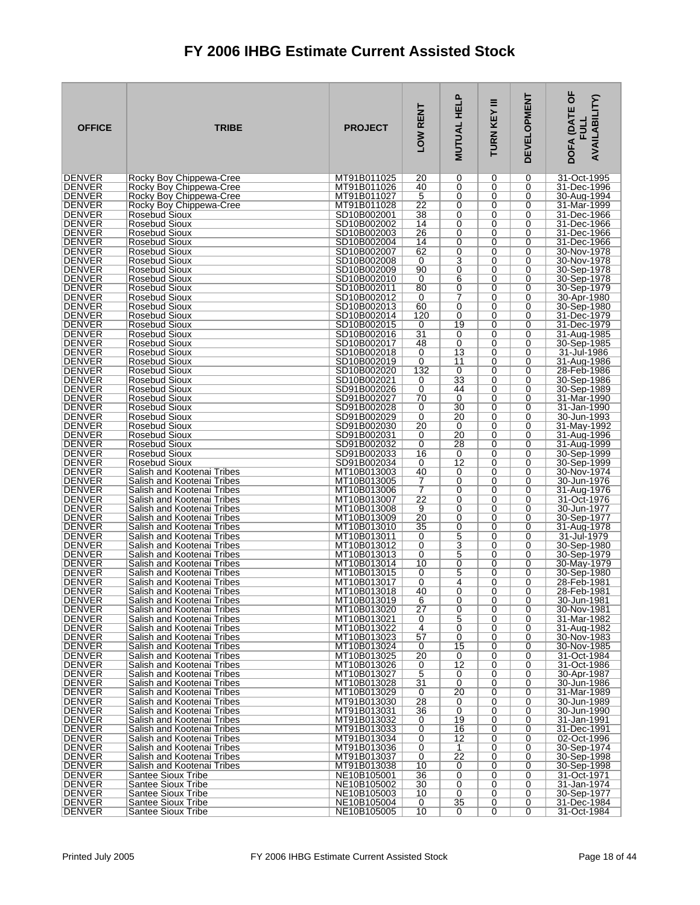# FY 2006 IHBG Estimate Current Assisted Stock

| OFFICE | TRIBE | PROJECT | LOW RENT | MUTUAL HELP | TURN KEY III | DEVELOPMENT | DOFA (DATE OF FULL AVAILABILITY) |
|---|---|---|---|---|---|---|---|
| DENVER | Rocky Boy Chippewa-Cree | MT91B011025 | 20 | 0 | 0 | 0 | 31-Oct-1995 |
| DENVER | Rocky Boy Chippewa-Cree | MT91B011026 | 40 | 0 | 0 | 0 | 31-Dec-1996 |
| DENVER | Rocky Boy Chippewa-Cree | MT91B011027 | 5 | 0 | 0 | 0 | 30-Aug-1994 |
| DENVER | Rocky Boy Chippewa-Cree | MT91B011028 | 22 | 0 | 0 | 0 | 31-Mar-1999 |
| DENVER | Rosebud Sioux | SD10B002001 | 38 | 0 | 0 | 0 | 31-Dec-1966 |
| DENVER | Rosebud Sioux | SD10B002002 | 14 | 0 | 0 | 0 | 31-Dec-1966 |
| DENVER | Rosebud Sioux | SD10B002003 | 26 | 0 | 0 | 0 | 31-Dec-1966 |
| DENVER | Rosebud Sioux | SD10B002004 | 14 | 0 | 0 | 0 | 31-Dec-1966 |
| DENVER | Rosebud Sioux | SD10B002007 | 62 | 0 | 0 | 0 | 30-Nov-1978 |
| DENVER | Rosebud Sioux | SD10B002008 | 0 | 3 | 0 | 0 | 30-Nov-1978 |
| DENVER | Rosebud Sioux | SD10B002009 | 90 | 0 | 0 | 0 | 30-Sep-1978 |
| DENVER | Rosebud Sioux | SD10B002010 | 0 | 6 | 0 | 0 | 30-Sep-1978 |
| DENVER | Rosebud Sioux | SD10B002011 | 80 | 0 | 0 | 0 | 30-Sep-1979 |
| DENVER | Rosebud Sioux | SD10B002012 | 0 | 7 | 0 | 0 | 30-Apr-1980 |
| DENVER | Rosebud Sioux | SD10B002013 | 60 | 0 | 0 | 0 | 30-Sep-1980 |
| DENVER | Rosebud Sioux | SD10B002014 | 120 | 0 | 0 | 0 | 31-Dec-1979 |
| DENVER | Rosebud Sioux | SD10B002015 | 0 | 19 | 0 | 0 | 31-Dec-1979 |
| DENVER | Rosebud Sioux | SD10B002016 | 31 | 0 | 0 | 0 | 31-Aug-1985 |
| DENVER | Rosebud Sioux | SD10B002017 | 48 | 0 | 0 | 0 | 30-Sep-1985 |
| DENVER | Rosebud Sioux | SD10B002018 | 0 | 13 | 0 | 0 | 31-Jul-1986 |
| DENVER | Rosebud Sioux | SD10B002019 | 0 | 11 | 0 | 0 | 31-Aug-1986 |
| DENVER | Rosebud Sioux | SD10B002020 | 132 | 0 | 0 | 0 | 28-Feb-1986 |
| DENVER | Rosebud Sioux | SD10B002021 | 0 | 33 | 0 | 0 | 30-Sep-1986 |
| DENVER | Rosebud Sioux | SD91B002026 | 0 | 44 | 0 | 0 | 30-Sep-1989 |
| DENVER | Rosebud Sioux | SD91B002027 | 70 | 0 | 0 | 0 | 31-Mar-1990 |
| DENVER | Rosebud Sioux | SD91B002028 | 0 | 30 | 0 | 0 | 31-Jan-1990 |
| DENVER | Rosebud Sioux | SD91B002029 | 0 | 20 | 0 | 0 | 30-Jun-1993 |
| DENVER | Rosebud Sioux | SD91B002030 | 20 | 0 | 0 | 0 | 31-May-1992 |
| DENVER | Rosebud Sioux | SD91B002031 | 0 | 20 | 0 | 0 | 31-Aug-1996 |
| DENVER | Rosebud Sioux | SD91B002032 | 0 | 28 | 0 | 0 | 31-Aug-1999 |
| DENVER | Rosebud Sioux | SD91B002033 | 16 | 0 | 0 | 0 | 30-Sep-1999 |
| DENVER | Rosebud Sioux | SD91B002034 | 0 | 12 | 0 | 0 | 30-Sep-1999 |
| DENVER | Salish and Kootenai Tribes | MT10B013003 | 40 | 0 | 0 | 0 | 30-Nov-1974 |
| DENVER | Salish and Kootenai Tribes | MT10B013005 | 7 | 0 | 0 | 0 | 30-Jun-1976 |
| DENVER | Salish and Kootenai Tribes | MT10B013006 | 7 | 0 | 0 | 0 | 31-Aug-1976 |
| DENVER | Salish and Kootenai Tribes | MT10B013007 | 22 | 0 | 0 | 0 | 31-Oct-1976 |
| DENVER | Salish and Kootenai Tribes | MT10B013008 | 9 | 0 | 0 | 0 | 30-Jun-1977 |
| DENVER | Salish and Kootenai Tribes | MT10B013009 | 20 | 0 | 0 | 0 | 30-Sep-1977 |
| DENVER | Salish and Kootenai Tribes | MT10B013010 | 35 | 0 | 0 | 0 | 31-Aug-1978 |
| DENVER | Salish and Kootenai Tribes | MT10B013011 | 0 | 5 | 0 | 0 | 31-Jul-1979 |
| DENVER | Salish and Kootenai Tribes | MT10B013012 | 0 | 3 | 0 | 0 | 30-Sep-1980 |
| DENVER | Salish and Kootenai Tribes | MT10B013013 | 0 | 5 | 0 | 0 | 30-Sep-1979 |
| DENVER | Salish and Kootenai Tribes | MT10B013014 | 10 | 0 | 0 | 0 | 30-May-1979 |
| DENVER | Salish and Kootenai Tribes | MT10B013015 | 0 | 5 | 0 | 0 | 30-Sep-1980 |
| DENVER | Salish and Kootenai Tribes | MT10B013017 | 0 | 4 | 0 | 0 | 28-Feb-1981 |
| DENVER | Salish and Kootenai Tribes | MT10B013018 | 40 | 0 | 0 | 0 | 28-Feb-1981 |
| DENVER | Salish and Kootenai Tribes | MT10B013019 | 6 | 0 | 0 | 0 | 30-Jun-1981 |
| DENVER | Salish and Kootenai Tribes | MT10B013020 | 27 | 0 | 0 | 0 | 30-Nov-1981 |
| DENVER | Salish and Kootenai Tribes | MT10B013021 | 0 | 5 | 0 | 0 | 31-Mar-1982 |
| DENVER | Salish and Kootenai Tribes | MT10B013022 | 4 | 0 | 0 | 0 | 31-Aug-1982 |
| DENVER | Salish and Kootenai Tribes | MT10B013023 | 57 | 0 | 0 | 0 | 30-Nov-1983 |
| DENVER | Salish and Kootenai Tribes | MT10B013024 | 0 | 15 | 0 | 0 | 30-Nov-1985 |
| DENVER | Salish and Kootenai Tribes | MT10B013025 | 20 | 0 | 0 | 0 | 31-Oct-1984 |
| DENVER | Salish and Kootenai Tribes | MT10B013026 | 0 | 12 | 0 | 0 | 31-Oct-1986 |
| DENVER | Salish and Kootenai Tribes | MT10B013027 | 5 | 0 | 0 | 0 | 30-Apr-1987 |
| DENVER | Salish and Kootenai Tribes | MT10B013028 | 31 | 0 | 0 | 0 | 30-Jun-1986 |
| DENVER | Salish and Kootenai Tribes | MT10B013029 | 0 | 20 | 0 | 0 | 31-Mar-1989 |
| DENVER | Salish and Kootenai Tribes | MT91B013030 | 28 | 0 | 0 | 0 | 30-Jun-1989 |
| DENVER | Salish and Kootenai Tribes | MT91B013031 | 36 | 0 | 0 | 0 | 30-Jun-1990 |
| DENVER | Salish and Kootenai Tribes | MT91B013032 | 0 | 19 | 0 | 0 | 31-Jan-1991 |
| DENVER | Salish and Kootenai Tribes | MT91B013033 | 0 | 16 | 0 | 0 | 31-Dec-1991 |
| DENVER | Salish and Kootenai Tribes | MT91B013034 | 0 | 12 | 0 | 0 | 02-Oct-1996 |
| DENVER | Salish and Kootenai Tribes | MT91B013036 | 0 | 1 | 0 | 0 | 30-Sep-1974 |
| DENVER | Salish and Kootenai Tribes | MT91B013037 | 0 | 22 | 0 | 0 | 30-Sep-1998 |
| DENVER | Salish and Kootenai Tribes | MT91B013038 | 10 | 0 | 0 | 0 | 30-Sep-1998 |
| DENVER | Santee Sioux Tribe | NE10B105001 | 36 | 0 | 0 | 0 | 31-Oct-1971 |
| DENVER | Santee Sioux Tribe | NE10B105002 | 30 | 0 | 0 | 0 | 31-Jan-1974 |
| DENVER | Santee Sioux Tribe | NE10B105003 | 10 | 0 | 0 | 0 | 30-Sep-1977 |
| DENVER | Santee Sioux Tribe | NE10B105004 | 0 | 35 | 0 | 0 | 31-Dec-1984 |
| DENVER | Santee Sioux Tribe | NE10B105005 | 10 | 0 | 0 | 0 | 31-Oct-1984 |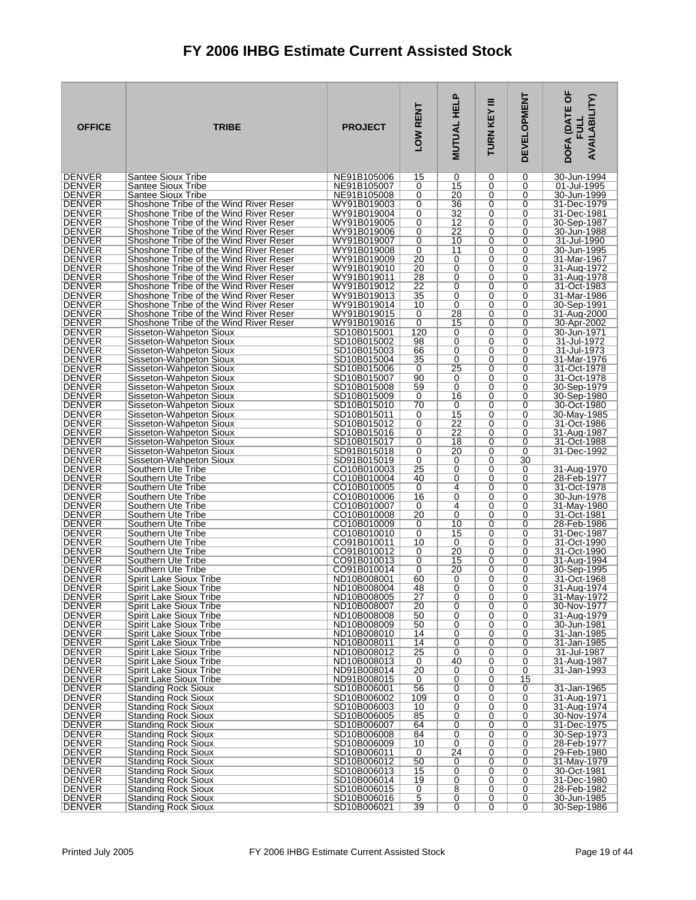# FY 2006 IHBG Estimate Current Assisted Stock

| OFFICE | TRIBE | PROJECT | LOW RENT | MUTUAL HELP | TURN KEY III | DEVELOPMENT | DOFA (DATE OF FULL AVAILABILITY) |
|---|---|---|---|---|---|---|---|
| DENVER | Santee Sioux Tribe | NE91B105006 | 15 | 0 | 0 | 0 | 30-Jun-1994 |
| DENVER | Santee Sioux Tribe | NE91B105007 | 0 | 15 | 0 | 0 | 01-Jul-1995 |
| DENVER | Santee Sioux Tribe | NE91B105008 | 0 | 20 | 0 | 0 | 30-Jun-1999 |
| DENVER | Shoshone Tribe of the Wind River Reser | WY91B019003 | 0 | 36 | 0 | 0 | 31-Dec-1979 |
| DENVER | Shoshone Tribe of the Wind River Reser | WY91B019004 | 0 | 32 | 0 | 0 | 31-Dec-1981 |
| DENVER | Shoshone Tribe of the Wind River Reser | WY91B019005 | 0 | 12 | 0 | 0 | 30-Sep-1987 |
| DENVER | Shoshone Tribe of the Wind River Reser | WY91B019006 | 0 | 22 | 0 | 0 | 30-Jun-1988 |
| DENVER | Shoshone Tribe of the Wind River Reser | WY91B019007 | 0 | 10 | 0 | 0 | 31-Jul-1990 |
| DENVER | Shoshone Tribe of the Wind River Reser | WY91B019008 | 0 | 11 | 0 | 0 | 30-Jun-1995 |
| DENVER | Shoshone Tribe of the Wind River Reser | WY91B019009 | 20 | 0 | 0 | 0 | 31-Mar-1967 |
| DENVER | Shoshone Tribe of the Wind River Reser | WY91B019010 | 20 | 0 | 0 | 0 | 31-Aug-1972 |
| DENVER | Shoshone Tribe of the Wind River Reser | WY91B019011 | 28 | 0 | 0 | 0 | 31-Aug-1978 |
| DENVER | Shoshone Tribe of the Wind River Reser | WY91B019012 | 22 | 0 | 0 | 0 | 31-Oct-1983 |
| DENVER | Shoshone Tribe of the Wind River Reser | WY91B019013 | 35 | 0 | 0 | 0 | 31-Mar-1986 |
| DENVER | Shoshone Tribe of the Wind River Reser | WY91B019014 | 10 | 0 | 0 | 0 | 30-Sep-1991 |
| DENVER | Shoshone Tribe of the Wind River Reser | WY91B019015 | 0 | 28 | 0 | 0 | 31-Aug-2000 |
| DENVER | Shoshone Tribe of the Wind River Reser | WY91B019016 | 0 | 15 | 0 | 0 | 30-Apr-2002 |
| DENVER | Sisseton-Wahpeton Sioux | SD10B015001 | 120 | 0 | 0 | 0 | 30-Jun-1971 |
| DENVER | Sisseton-Wahpeton Sioux | SD10B015002 | 98 | 0 | 0 | 0 | 31-Jul-1972 |
| DENVER | Sisseton-Wahpeton Sioux | SD10B015003 | 66 | 0 | 0 | 0 | 31-Jul-1973 |
| DENVER | Sisseton-Wahpeton Sioux | SD10B015004 | 35 | 0 | 0 | 0 | 31-Mar-1976 |
| DENVER | Sisseton-Wahpeton Sioux | SD10B015006 | 0 | 25 | 0 | 0 | 31-Oct-1978 |
| DENVER | Sisseton-Wahpeton Sioux | SD10B015007 | 90 | 0 | 0 | 0 | 31-Oct-1978 |
| DENVER | Sisseton-Wahpeton Sioux | SD10B015008 | 59 | 0 | 0 | 0 | 30-Sep-1979 |
| DENVER | Sisseton-Wahpeton Sioux | SD10B015009 | 0 | 16 | 0 | 0 | 30-Sep-1980 |
| DENVER | Sisseton-Wahpeton Sioux | SD10B015010 | 70 | 0 | 0 | 0 | 30-Oct-1980 |
| DENVER | Sisseton-Wahpeton Sioux | SD10B015011 | 0 | 15 | 0 | 0 | 30-May-1985 |
| DENVER | Sisseton-Wahpeton Sioux | SD10B015012 | 0 | 22 | 0 | 0 | 31-Oct-1986 |
| DENVER | Sisseton-Wahpeton Sioux | SD10B015016 | 0 | 22 | 0 | 0 | 31-Aug-1987 |
| DENVER | Sisseton-Wahpeton Sioux | SD10B015017 | 0 | 18 | 0 | 0 | 31-Oct-1988 |
| DENVER | Sisseton-Wahpeton Sioux | SD91B015018 | 0 | 20 | 0 | 0 | 31-Dec-1992 |
| DENVER | Sisseton-Wahpeton Sioux | SD91B015019 | 0 | 0 | 0 | 30 | |
| DENVER | Southern Ute Tribe | CO10B010003 | 25 | 0 | 0 | 0 | 31-Aug-1970 |
| DENVER | Southern Ute Tribe | CO10B010004 | 40 | 0 | 0 | 0 | 28-Feb-1977 |
| DENVER | Southern Ute Tribe | CO10B010005 | 0 | 4 | 0 | 0 | 31-Oct-1978 |
| DENVER | Southern Ute Tribe | CO10B010006 | 16 | 0 | 0 | 0 | 30-Jun-1978 |
| DENVER | Southern Ute Tribe | CO10B010007 | 0 | 4 | 0 | 0 | 31-May-1980 |
| DENVER | Southern Ute Tribe | CO10B010008 | 20 | 0 | 0 | 0 | 31-Oct-1981 |
| DENVER | Southern Ute Tribe | CO10B010009 | 0 | 10 | 0 | 0 | 28-Feb-1986 |
| DENVER | Southern Ute Tribe | CO10B010010 | 0 | 15 | 0 | 0 | 31-Dec-1987 |
| DENVER | Southern Ute Tribe | CO91B010011 | 10 | 0 | 0 | 0 | 31-Oct-1990 |
| DENVER | Southern Ute Tribe | CO91B010012 | 0 | 20 | 0 | 0 | 31-Oct-1990 |
| DENVER | Southern Ute Tribe | CO91B010013 | 0 | 15 | 0 | 0 | 31-Aug-1994 |
| DENVER | Southern Ute Tribe | CO91B010014 | 0 | 20 | 0 | 0 | 30-Sep-1995 |
| DENVER | Spirit Lake Sioux Tribe | ND10B008001 | 60 | 0 | 0 | 0 | 31-Oct-1968 |
| DENVER | Spirit Lake Sioux Tribe | ND10B008004 | 48 | 0 | 0 | 0 | 31-Aug-1974 |
| DENVER | Spirit Lake Sioux Tribe | ND10B008005 | 27 | 0 | 0 | 0 | 31-May-1972 |
| DENVER | Spirit Lake Sioux Tribe | ND10B008007 | 20 | 0 | 0 | 0 | 30-Nov-1977 |
| DENVER | Spirit Lake Sioux Tribe | ND10B008008 | 50 | 0 | 0 | 0 | 31-Aug-1979 |
| DENVER | Spirit Lake Sioux Tribe | ND10B008009 | 50 | 0 | 0 | 0 | 30-Jun-1981 |
| DENVER | Spirit Lake Sioux Tribe | ND10B008010 | 14 | 0 | 0 | 0 | 31-Jan-1985 |
| DENVER | Spirit Lake Sioux Tribe | ND10B008011 | 14 | 0 | 0 | 0 | 31-Jan-1985 |
| DENVER | Spirit Lake Sioux Tribe | ND10B008012 | 25 | 0 | 0 | 0 | 31-Jul-1987 |
| DENVER | Spirit Lake Sioux Tribe | ND10B008013 | 0 | 40 | 0 | 0 | 31-Aug-1987 |
| DENVER | Spirit Lake Sioux Tribe | ND91B008014 | 20 | 0 | 0 | 0 | 31-Jan-1993 |
| DENVER | Spirit Lake Sioux Tribe | ND91B008015 | 0 | 0 | 0 | 15 | |
| DENVER | Standing Rock Sioux | SD10B006001 | 56 | 0 | 0 | 0 | 31-Jan-1965 |
| DENVER | Standing Rock Sioux | SD10B006002 | 109 | 0 | 0 | 0 | 31-Aug-1971 |
| DENVER | Standing Rock Sioux | SD10B006003 | 10 | 0 | 0 | 0 | 31-Aug-1974 |
| DENVER | Standing Rock Sioux | SD10B006005 | 85 | 0 | 0 | 0 | 30-Nov-1974 |
| DENVER | Standing Rock Sioux | SD10B006007 | 64 | 0 | 0 | 0 | 31-Dec-1975 |
| DENVER | Standing Rock Sioux | SD10B006008 | 84 | 0 | 0 | 0 | 30-Sep-1973 |
| DENVER | Standing Rock Sioux | SD10B006009 | 10 | 0 | 0 | 0 | 28-Feb-1977 |
| DENVER | Standing Rock Sioux | SD10B006011 | 0 | 24 | 0 | 0 | 29-Feb-1980 |
| DENVER | Standing Rock Sioux | SD10B006012 | 50 | 0 | 0 | 0 | 31-May-1979 |
| DENVER | Standing Rock Sioux | SD10B006013 | 15 | 0 | 0 | 0 | 30-Oct-1981 |
| DENVER | Standing Rock Sioux | SD10B006014 | 19 | 0 | 0 | 0 | 31-Dec-1980 |
| DENVER | Standing Rock Sioux | SD10B006015 | 0 | 8 | 0 | 0 | 28-Feb-1982 |
| DENVER | Standing Rock Sioux | SD10B006016 | 5 | 0 | 0 | 0 | 30-Jun-1985 |
| DENVER | Standing Rock Sioux | SD10B006021 | 39 | 0 | 0 | 0 | 30-Sep-1986 |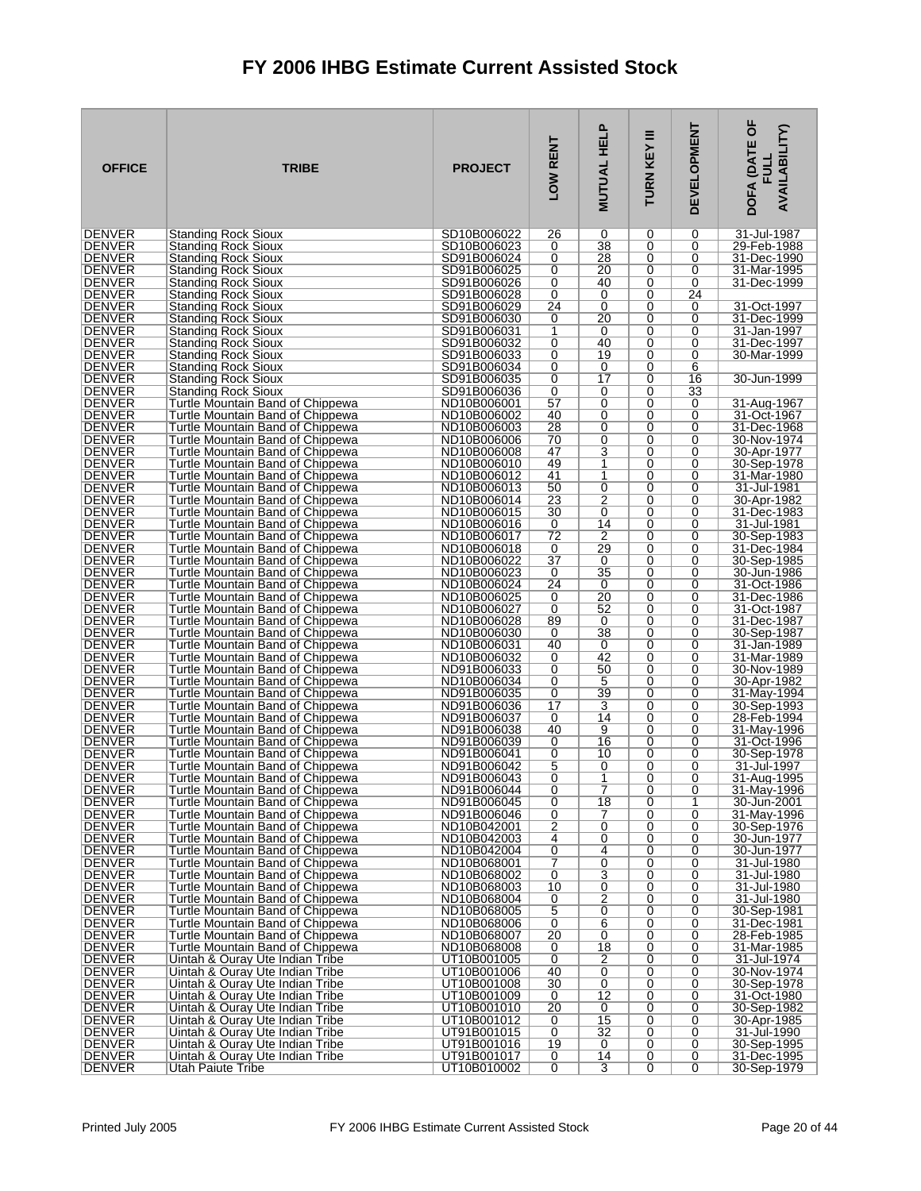# FY 2006 IHBG Estimate Current Assisted Stock

| OFFICE | TRIBE | PROJECT | LOW RENT | MUTUAL HELP | TURN KEY III | DEVELOPMENT | DOFA (DATE OF FULL AVAILABILITY) |
|---|---|---|---|---|---|---|---|
| DENVER | Standing Rock Sioux | SD10B006022 | 26 | 0 | 0 | 0 | 31-Jul-1987 |
| DENVER | Standing Rock Sioux | SD10B006023 | 0 | 38 | 0 | 0 | 29-Feb-1988 |
| DENVER | Standing Rock Sioux | SD91B006024 | 0 | 28 | 0 | 0 | 31-Dec-1990 |
| DENVER | Standing Rock Sioux | SD91B006025 | 0 | 20 | 0 | 0 | 31-Mar-1995 |
| DENVER | Standing Rock Sioux | SD91B006026 | 0 | 40 | 0 | 0 | 31-Dec-1999 |
| DENVER | Standing Rock Sioux | SD91B006028 | 0 | 0 | 0 | 24 | |
| DENVER | Standing Rock Sioux | SD91B006029 | 24 | 0 | 0 | 0 | 31-Oct-1997 |
| DENVER | Standing Rock Sioux | SD91B006030 | 0 | 20 | 0 | 0 | 31-Dec-1999 |
| DENVER | Standing Rock Sioux | SD91B006031 | 1 | 0 | 0 | 0 | 31-Jan-1997 |
| DENVER | Standing Rock Sioux | SD91B006032 | 0 | 40 | 0 | 0 | 31-Dec-1997 |
| DENVER | Standing Rock Sioux | SD91B006033 | 0 | 19 | 0 | 0 | 30-Mar-1999 |
| DENVER | Standing Rock Sioux | SD91B006034 | 0 | 0 | 0 | 6 | |
| DENVER | Standing Rock Sioux | SD91B006035 | 0 | 17 | 0 | 16 | 30-Jun-1999 |
| DENVER | Standing Rock Sioux | SD91B006036 | 0 | 0 | 0 | 33 | |
| DENVER | Turtle Mountain Band of Chippewa | ND10B006001 | 57 | 0 | 0 | 0 | 31-Aug-1967 |
| DENVER | Turtle Mountain Band of Chippewa | ND10B006002 | 40 | 0 | 0 | 0 | 31-Oct-1967 |
| DENVER | Turtle Mountain Band of Chippewa | ND10B006003 | 28 | 0 | 0 | 0 | 31-Dec-1968 |
| DENVER | Turtle Mountain Band of Chippewa | ND10B006006 | 70 | 0 | 0 | 0 | 30-Nov-1974 |
| DENVER | Turtle Mountain Band of Chippewa | ND10B006008 | 47 | 3 | 0 | 0 | 30-Apr-1977 |
| DENVER | Turtle Mountain Band of Chippewa | ND10B006010 | 49 | 1 | 0 | 0 | 30-Sep-1978 |
| DENVER | Turtle Mountain Band of Chippewa | ND10B006012 | 41 | 1 | 0 | 0 | 31-Mar-1980 |
| DENVER | Turtle Mountain Band of Chippewa | ND10B006013 | 50 | 0 | 0 | 0 | 31-Jul-1981 |
| DENVER | Turtle Mountain Band of Chippewa | ND10B006014 | 23 | 2 | 0 | 0 | 30-Apr-1982 |
| DENVER | Turtle Mountain Band of Chippewa | ND10B006015 | 30 | 0 | 0 | 0 | 31-Dec-1983 |
| DENVER | Turtle Mountain Band of Chippewa | ND10B006016 | 0 | 14 | 0 | 0 | 31-Jul-1981 |
| DENVER | Turtle Mountain Band of Chippewa | ND10B006017 | 72 | 2 | 0 | 0 | 30-Sep-1983 |
| DENVER | Turtle Mountain Band of Chippewa | ND10B006018 | 0 | 29 | 0 | 0 | 31-Dec-1984 |
| DENVER | Turtle Mountain Band of Chippewa | ND10B006022 | 37 | 0 | 0 | 0 | 30-Sep-1985 |
| DENVER | Turtle Mountain Band of Chippewa | ND10B006023 | 0 | 35 | 0 | 0 | 30-Jun-1986 |
| DENVER | Turtle Mountain Band of Chippewa | ND10B006024 | 24 | 0 | 0 | 0 | 31-Oct-1986 |
| DENVER | Turtle Mountain Band of Chippewa | ND10B006025 | 0 | 20 | 0 | 0 | 31-Dec-1986 |
| DENVER | Turtle Mountain Band of Chippewa | ND10B006027 | 0 | 52 | 0 | 0 | 31-Oct-1987 |
| DENVER | Turtle Mountain Band of Chippewa | ND10B006028 | 89 | 0 | 0 | 0 | 31-Dec-1987 |
| DENVER | Turtle Mountain Band of Chippewa | ND10B006030 | 0 | 38 | 0 | 0 | 30-Sep-1987 |
| DENVER | Turtle Mountain Band of Chippewa | ND10B006031 | 40 | 0 | 0 | 0 | 31-Jan-1989 |
| DENVER | Turtle Mountain Band of Chippewa | ND10B006032 | 0 | 42 | 0 | 0 | 31-Mar-1989 |
| DENVER | Turtle Mountain Band of Chippewa | ND91B006033 | 0 | 50 | 0 | 0 | 30-Nov-1989 |
| DENVER | Turtle Mountain Band of Chippewa | ND10B006034 | 0 | 5 | 0 | 0 | 30-Apr-1982 |
| DENVER | Turtle Mountain Band of Chippewa | ND91B006035 | 0 | 39 | 0 | 0 | 31-May-1994 |
| DENVER | Turtle Mountain Band of Chippewa | ND91B006036 | 17 | 3 | 0 | 0 | 30-Sep-1993 |
| DENVER | Turtle Mountain Band of Chippewa | ND91B006037 | 0 | 14 | 0 | 0 | 28-Feb-1994 |
| DENVER | Turtle Mountain Band of Chippewa | ND91B006038 | 40 | 9 | 0 | 0 | 31-May-1996 |
| DENVER | Turtle Mountain Band of Chippewa | ND91B006039 | 0 | 16 | 0 | 0 | 31-Oct-1996 |
| DENVER | Turtle Mountain Band of Chippewa | ND91B006041 | 0 | 10 | 0 | 0 | 30-Sep-1978 |
| DENVER | Turtle Mountain Band of Chippewa | ND91B006042 | 5 | 0 | 0 | 0 | 31-Jul-1997 |
| DENVER | Turtle Mountain Band of Chippewa | ND91B006043 | 0 | 1 | 0 | 0 | 31-Aug-1995 |
| DENVER | Turtle Mountain Band of Chippewa | ND91B006044 | 0 | 7 | 0 | 0 | 31-May-1996 |
| DENVER | Turtle Mountain Band of Chippewa | ND91B006045 | 0 | 18 | 0 | 1 | 30-Jun-2001 |
| DENVER | Turtle Mountain Band of Chippewa | ND91B006046 | 0 | 7 | 0 | 0 | 31-May-1996 |
| DENVER | Turtle Mountain Band of Chippewa | ND10B042001 | 2 | 0 | 0 | 0 | 30-Sep-1976 |
| DENVER | Turtle Mountain Band of Chippewa | ND10B042003 | 4 | 0 | 0 | 0 | 30-Jun-1977 |
| DENVER | Turtle Mountain Band of Chippewa | ND10B042004 | 0 | 4 | 0 | 0 | 30-Jun-1977 |
| DENVER | Turtle Mountain Band of Chippewa | ND10B068001 | 7 | 0 | 0 | 0 | 31-Jul-1980 |
| DENVER | Turtle Mountain Band of Chippewa | ND10B068002 | 0 | 3 | 0 | 0 | 31-Jul-1980 |
| DENVER | Turtle Mountain Band of Chippewa | ND10B068003 | 10 | 0 | 0 | 0 | 31-Jul-1980 |
| DENVER | Turtle Mountain Band of Chippewa | ND10B068004 | 0 | 2 | 0 | 0 | 31-Jul-1980 |
| DENVER | Turtle Mountain Band of Chippewa | ND10B068005 | 5 | 0 | 0 | 0 | 30-Sep-1981 |
| DENVER | Turtle Mountain Band of Chippewa | ND10B068006 | 0 | 6 | 0 | 0 | 31-Dec-1981 |
| DENVER | Turtle Mountain Band of Chippewa | ND10B068007 | 20 | 0 | 0 | 0 | 28-Feb-1985 |
| DENVER | Turtle Mountain Band of Chippewa | ND10B068008 | 0 | 18 | 0 | 0 | 31-Mar-1985 |
| DENVER | Uintah & Ouray Ute Indian Tribe | UT10B001005 | 0 | 2 | 0 | 0 | 31-Jul-1974 |
| DENVER | Uintah & Ouray Ute Indian Tribe | UT10B001006 | 40 | 0 | 0 | 0 | 30-Nov-1974 |
| DENVER | Uintah & Ouray Ute Indian Tribe | UT10B001008 | 30 | 0 | 0 | 0 | 30-Sep-1978 |
| DENVER | Uintah & Ouray Ute Indian Tribe | UT10B001009 | 0 | 12 | 0 | 0 | 31-Oct-1980 |
| DENVER | Uintah & Ouray Ute Indian Tribe | UT10B001010 | 20 | 0 | 0 | 0 | 30-Sep-1982 |
| DENVER | Uintah & Ouray Ute Indian Tribe | UT10B001012 | 0 | 15 | 0 | 0 | 30-Apr-1985 |
| DENVER | Uintah & Ouray Ute Indian Tribe | UT91B001015 | 0 | 32 | 0 | 0 | 31-Jul-1990 |
| DENVER | Uintah & Ouray Ute Indian Tribe | UT91B001016 | 19 | 0 | 0 | 0 | 30-Sep-1995 |
| DENVER | Uintah & Ouray Ute Indian Tribe | UT91B001017 | 0 | 14 | 0 | 0 | 31-Dec-1995 |
| DENVER | Utah Paiute Tribe | UT10B010002 | 0 | 3 | 0 | 0 | 30-Sep-1979 |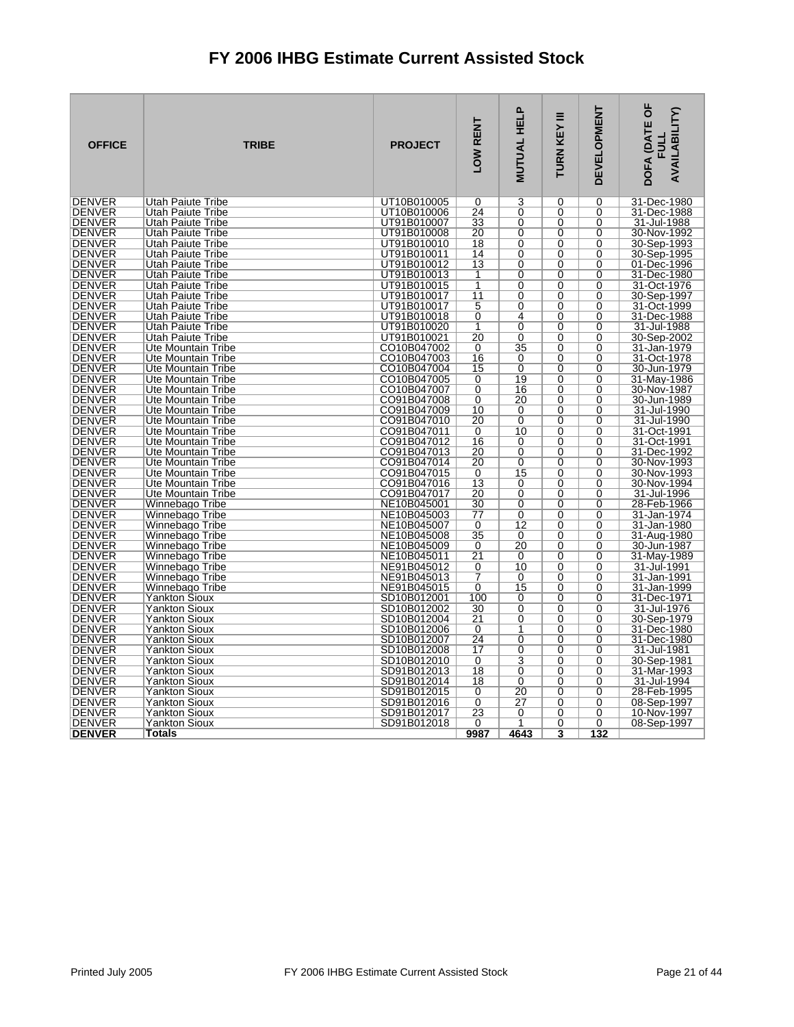# FY 2006 IHBG Estimate Current Assisted Stock

| OFFICE | TRIBE | PROJECT | LOW RENT | MUTUAL HELP | TURN KEY III | DEVELOPMENT | DOFA (DATE OF FULL AVAILABILITY) |
|---|---|---|---|---|---|---|---|
| DENVER | Utah Paiute Tribe | UT10B010005 | 0 | 3 | 0 | 0 | 31-Dec-1980 |
| DENVER | Utah Paiute Tribe | UT10B010006 | 24 | 0 | 0 | 0 | 31-Dec-1988 |
| DENVER | Utah Paiute Tribe | UT91B010007 | 33 | 0 | 0 | 0 | 31-Jul-1988 |
| DENVER | Utah Paiute Tribe | UT91B010008 | 20 | 0 | 0 | 0 | 30-Nov-1992 |
| DENVER | Utah Paiute Tribe | UT91B010010 | 18 | 0 | 0 | 0 | 30-Sep-1993 |
| DENVER | Utah Paiute Tribe | UT91B010011 | 14 | 0 | 0 | 0 | 30-Sep-1995 |
| DENVER | Utah Paiute Tribe | UT91B010012 | 13 | 0 | 0 | 0 | 01-Dec-1996 |
| DENVER | Utah Paiute Tribe | UT91B010013 | 1 | 0 | 0 | 0 | 31-Dec-1980 |
| DENVER | Utah Paiute Tribe | UT91B010015 | 1 | 0 | 0 | 0 | 31-Oct-1976 |
| DENVER | Utah Paiute Tribe | UT91B010017 | 11 | 0 | 0 | 0 | 30-Sep-1997 |
| DENVER | Utah Paiute Tribe | UT91B010017 | 5 | 0 | 0 | 0 | 31-Oct-1999 |
| DENVER | Utah Paiute Tribe | UT91B010018 | 0 | 4 | 0 | 0 | 31-Dec-1988 |
| DENVER | Utah Paiute Tribe | UT91B010020 | 1 | 0 | 0 | 0 | 31-Jul-1988 |
| DENVER | Utah Paiute Tribe | UT91B010021 | 20 | 0 | 0 | 0 | 30-Sep-2002 |
| DENVER | Ute Mountain Tribe | CO10B047002 | 0 | 35 | 0 | 0 | 31-Jan-1979 |
| DENVER | Ute Mountain Tribe | CO10B047003 | 16 | 0 | 0 | 0 | 31-Oct-1978 |
| DENVER | Ute Mountain Tribe | CO10B047004 | 15 | 0 | 0 | 0 | 30-Jun-1979 |
| DENVER | Ute Mountain Tribe | CO10B047005 | 0 | 19 | 0 | 0 | 31-May-1986 |
| DENVER | Ute Mountain Tribe | CO10B047007 | 0 | 16 | 0 | 0 | 30-Nov-1987 |
| DENVER | Ute Mountain Tribe | CO91B047008 | 0 | 20 | 0 | 0 | 30-Jun-1989 |
| DENVER | Ute Mountain Tribe | CO91B047009 | 10 | 0 | 0 | 0 | 31-Jul-1990 |
| DENVER | Ute Mountain Tribe | CO91B047010 | 20 | 0 | 0 | 0 | 31-Jul-1990 |
| DENVER | Ute Mountain Tribe | CO91B047011 | 0 | 10 | 0 | 0 | 31-Oct-1991 |
| DENVER | Ute Mountain Tribe | CO91B047012 | 16 | 0 | 0 | 0 | 31-Oct-1991 |
| DENVER | Ute Mountain Tribe | CO91B047013 | 20 | 0 | 0 | 0 | 31-Dec-1992 |
| DENVER | Ute Mountain Tribe | CO91B047014 | 20 | 0 | 0 | 0 | 30-Nov-1993 |
| DENVER | Ute Mountain Tribe | CO91B047015 | 0 | 15 | 0 | 0 | 30-Nov-1993 |
| DENVER | Ute Mountain Tribe | CO91B047016 | 13 | 0 | 0 | 0 | 30-Nov-1994 |
| DENVER | Ute Mountain Tribe | CO91B047017 | 20 | 0 | 0 | 0 | 31-Jul-1996 |
| DENVER | Winnebago Tribe | NE10B045001 | 30 | 0 | 0 | 0 | 28-Feb-1966 |
| DENVER | Winnebago Tribe | NE10B045003 | 77 | 0 | 0 | 0 | 31-Jan-1974 |
| DENVER | Winnebago Tribe | NE10B045007 | 0 | 12 | 0 | 0 | 31-Jan-1980 |
| DENVER | Winnebago Tribe | NE10B045008 | 35 | 0 | 0 | 0 | 31-Aug-1980 |
| DENVER | Winnebago Tribe | NE10B045009 | 0 | 20 | 0 | 0 | 30-Jun-1987 |
| DENVER | Winnebago Tribe | NE10B045011 | 21 | 0 | 0 | 0 | 31-May-1989 |
| DENVER | Winnebago Tribe | NE91B045012 | 0 | 10 | 0 | 0 | 31-Jul-1991 |
| DENVER | Winnebago Tribe | NE91B045013 | 7 | 0 | 0 | 0 | 31-Jan-1991 |
| DENVER | Winnebago Tribe | NE91B045015 | 0 | 15 | 0 | 0 | 31-Jan-1999 |
| DENVER | Yankton Sioux | SD10B012001 | 100 | 0 | 0 | 0 | 31-Dec-1971 |
| DENVER | Yankton Sioux | SD10B012002 | 30 | 0 | 0 | 0 | 31-Jul-1976 |
| DENVER | Yankton Sioux | SD10B012004 | 21 | 0 | 0 | 0 | 30-Sep-1979 |
| DENVER | Yankton Sioux | SD10B012006 | 0 | 1 | 0 | 0 | 31-Dec-1980 |
| DENVER | Yankton Sioux | SD10B012007 | 24 | 0 | 0 | 0 | 31-Dec-1980 |
| DENVER | Yankton Sioux | SD10B012008 | 17 | 0 | 0 | 0 | 31-Jul-1981 |
| DENVER | Yankton Sioux | SD10B012010 | 0 | 3 | 0 | 0 | 30-Sep-1981 |
| DENVER | Yankton Sioux | SD91B012013 | 18 | 0 | 0 | 0 | 31-Mar-1993 |
| DENVER | Yankton Sioux | SD91B012014 | 18 | 0 | 0 | 0 | 31-Jul-1994 |
| DENVER | Yankton Sioux | SD91B012015 | 0 | 20 | 0 | 0 | 28-Feb-1995 |
| DENVER | Yankton Sioux | SD91B012016 | 0 | 27 | 0 | 0 | 08-Sep-1997 |
| DENVER | Yankton Sioux | SD91B012017 | 23 | 0 | 0 | 0 | 10-Nov-1997 |
| DENVER | Yankton Sioux | SD91B012018 | 0 | 1 | 0 | 0 | 08-Sep-1997 |
| **DENVER** | **Totals** | | **9987** | **4643** | **3** | **132** | |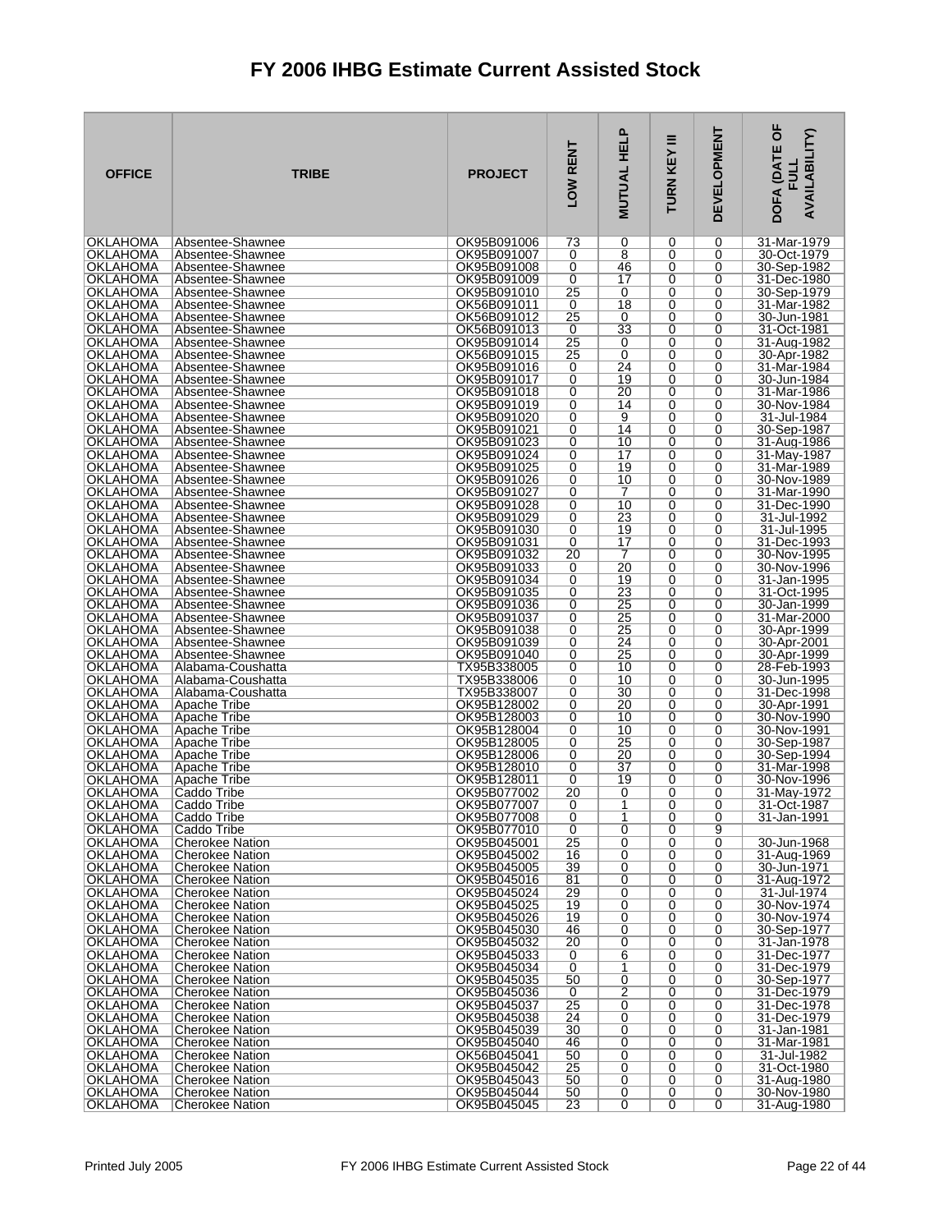# FY 2006 IHBG Estimate Current Assisted Stock

| OFFICE | TRIBE | PROJECT | LOW RENT | MUTUAL HELP | TURN KEY III | DEVELOPMENT | DOFA (DATE OF FULL AVAILABILITY) |
|---|---|---|---|---|---|---|---|
| OKLAHOMA | Absentee-Shawnee | OK95B091006 | 73 | 0 | 0 | 0 | 31-Mar-1979 |
| OKLAHOMA | Absentee-Shawnee | OK95B091007 | 0 | 8 | 0 | 0 | 30-Oct-1979 |
| OKLAHOMA | Absentee-Shawnee | OK95B091008 | 0 | 46 | 0 | 0 | 30-Sep-1982 |
| OKLAHOMA | Absentee-Shawnee | OK95B091009 | 0 | 17 | 0 | 0 | 31-Dec-1980 |
| OKLAHOMA | Absentee-Shawnee | OK95B091010 | 25 | 0 | 0 | 0 | 30-Sep-1979 |
| OKLAHOMA | Absentee-Shawnee | OK56B091011 | 0 | 18 | 0 | 0 | 31-Mar-1982 |
| OKLAHOMA | Absentee-Shawnee | OK56B091012 | 25 | 0 | 0 | 0 | 30-Jun-1981 |
| OKLAHOMA | Absentee-Shawnee | OK56B091013 | 0 | 33 | 0 | 0 | 31-Oct-1981 |
| OKLAHOMA | Absentee-Shawnee | OK95B091014 | 25 | 0 | 0 | 0 | 31-Aug-1982 |
| OKLAHOMA | Absentee-Shawnee | OK56B091015 | 25 | 0 | 0 | 0 | 30-Apr-1982 |
| OKLAHOMA | Absentee-Shawnee | OK95B091016 | 0 | 24 | 0 | 0 | 31-Mar-1984 |
| OKLAHOMA | Absentee-Shawnee | OK95B091017 | 0 | 19 | 0 | 0 | 30-Jun-1984 |
| OKLAHOMA | Absentee-Shawnee | OK95B091018 | 0 | 20 | 0 | 0 | 31-Mar-1986 |
| OKLAHOMA | Absentee-Shawnee | OK95B091019 | 0 | 14 | 0 | 0 | 30-Nov-1984 |
| OKLAHOMA | Absentee-Shawnee | OK95B091020 | 0 | 9 | 0 | 0 | 31-Jul-1984 |
| OKLAHOMA | Absentee-Shawnee | OK95B091021 | 0 | 14 | 0 | 0 | 30-Sep-1987 |
| OKLAHOMA | Absentee-Shawnee | OK95B091023 | 0 | 10 | 0 | 0 | 31-Aug-1986 |
| OKLAHOMA | Absentee-Shawnee | OK95B091024 | 0 | 17 | 0 | 0 | 31-May-1987 |
| OKLAHOMA | Absentee-Shawnee | OK95B091025 | 0 | 19 | 0 | 0 | 31-Mar-1989 |
| OKLAHOMA | Absentee-Shawnee | OK95B091026 | 0 | 10 | 0 | 0 | 30-Nov-1989 |
| OKLAHOMA | Absentee-Shawnee | OK95B091027 | 0 | 7 | 0 | 0 | 31-Mar-1990 |
| OKLAHOMA | Absentee-Shawnee | OK95B091028 | 0 | 10 | 0 | 0 | 31-Dec-1990 |
| OKLAHOMA | Absentee-Shawnee | OK95B091029 | 0 | 23 | 0 | 0 | 31-Jul-1992 |
| OKLAHOMA | Absentee-Shawnee | OK95B091030 | 0 | 19 | 0 | 0 | 31-Jul-1995 |
| OKLAHOMA | Absentee-Shawnee | OK95B091031 | 0 | 17 | 0 | 0 | 31-Dec-1993 |
| OKLAHOMA | Absentee-Shawnee | OK95B091032 | 20 | 7 | 0 | 0 | 30-Nov-1995 |
| OKLAHOMA | Absentee-Shawnee | OK95B091033 | 0 | 20 | 0 | 0 | 30-Nov-1996 |
| OKLAHOMA | Absentee-Shawnee | OK95B091034 | 0 | 19 | 0 | 0 | 31-Jan-1995 |
| OKLAHOMA | Absentee-Shawnee | OK95B091035 | 0 | 23 | 0 | 0 | 31-Oct-1995 |
| OKLAHOMA | Absentee-Shawnee | OK95B091036 | 0 | 25 | 0 | 0 | 30-Jan-1999 |
| OKLAHOMA | Absentee-Shawnee | OK95B091037 | 0 | 25 | 0 | 0 | 31-Mar-2000 |
| OKLAHOMA | Absentee-Shawnee | OK95B091038 | 0 | 25 | 0 | 0 | 30-Apr-1999 |
| OKLAHOMA | Absentee-Shawnee | OK95B091039 | 0 | 24 | 0 | 0 | 30-Apr-2001 |
| OKLAHOMA | Absentee-Shawnee | OK95B091040 | 0 | 25 | 0 | 0 | 30-Apr-1999 |
| OKLAHOMA | Alabama-Coushatta | TX95B338005 | 0 | 10 | 0 | 0 | 28-Feb-1993 |
| OKLAHOMA | Alabama-Coushatta | TX95B338006 | 0 | 10 | 0 | 0 | 30-Jun-1995 |
| OKLAHOMA | Alabama-Coushatta | TX95B338007 | 0 | 30 | 0 | 0 | 31-Dec-1998 |
| OKLAHOMA | Apache Tribe | OK95B128002 | 0 | 20 | 0 | 0 | 30-Apr-1991 |
| OKLAHOMA | Apache Tribe | OK95B128003 | 0 | 10 | 0 | 0 | 30-Nov-1990 |
| OKLAHOMA | Apache Tribe | OK95B128004 | 0 | 10 | 0 | 0 | 30-Nov-1991 |
| OKLAHOMA | Apache Tribe | OK95B128005 | 0 | 25 | 0 | 0 | 30-Sep-1987 |
| OKLAHOMA | Apache Tribe | OK95B128006 | 0 | 20 | 0 | 0 | 30-Sep-1994 |
| OKLAHOMA | Apache Tribe | OK95B128010 | 0 | 37 | 0 | 0 | 31-Mar-1998 |
| OKLAHOMA | Apache Tribe | OK95B128011 | 0 | 19 | 0 | 0 | 30-Nov-1996 |
| OKLAHOMA | Caddo Tribe | OK95B077002 | 20 | 0 | 0 | 0 | 31-May-1972 |
| OKLAHOMA | Caddo Tribe | OK95B077007 | 0 | 1 | 0 | 0 | 31-Oct-1987 |
| OKLAHOMA | Caddo Tribe | OK95B077008 | 0 | 1 | 0 | 0 | 31-Jan-1991 |
| OKLAHOMA | Caddo Tribe | OK95B077010 | 0 | 0 | 0 | 9 | |
| OKLAHOMA | Cherokee Nation | OK95B045001 | 25 | 0 | 0 | 0 | 30-Jun-1968 |
| OKLAHOMA | Cherokee Nation | OK95B045002 | 16 | 0 | 0 | 0 | 31-Aug-1969 |
| OKLAHOMA | Cherokee Nation | OK95B045005 | 39 | 0 | 0 | 0 | 30-Jun-1971 |
| OKLAHOMA | Cherokee Nation | OK95B045016 | 81 | 0 | 0 | 0 | 31-Aug-1972 |
| OKLAHOMA | Cherokee Nation | OK95B045024 | 29 | 0 | 0 | 0 | 31-Jul-1974 |
| OKLAHOMA | Cherokee Nation | OK95B045025 | 19 | 0 | 0 | 0 | 30-Nov-1974 |
| OKLAHOMA | Cherokee Nation | OK95B045026 | 19 | 0 | 0 | 0 | 30-Nov-1974 |
| OKLAHOMA | Cherokee Nation | OK95B045030 | 46 | 0 | 0 | 0 | 30-Sep-1977 |
| OKLAHOMA | Cherokee Nation | OK95B045032 | 20 | 0 | 0 | 0 | 31-Jan-1978 |
| OKLAHOMA | Cherokee Nation | OK95B045033 | 0 | 6 | 0 | 0 | 31-Dec-1977 |
| OKLAHOMA | Cherokee Nation | OK95B045034 | 0 | 1 | 0 | 0 | 31-Dec-1979 |
| OKLAHOMA | Cherokee Nation | OK95B045035 | 50 | 0 | 0 | 0 | 30-Sep-1977 |
| OKLAHOMA | Cherokee Nation | OK95B045036 | 0 | 2 | 0 | 0 | 31-Dec-1979 |
| OKLAHOMA | Cherokee Nation | OK95B045037 | 25 | 0 | 0 | 0 | 31-Dec-1978 |
| OKLAHOMA | Cherokee Nation | OK95B045038 | 24 | 0 | 0 | 0 | 31-Dec-1979 |
| OKLAHOMA | Cherokee Nation | OK95B045039 | 30 | 0 | 0 | 0 | 31-Jan-1981 |
| OKLAHOMA | Cherokee Nation | OK95B045040 | 46 | 0 | 0 | 0 | 31-Mar-1981 |
| OKLAHOMA | Cherokee Nation | OK56B045041 | 50 | 0 | 0 | 0 | 31-Jul-1982 |
| OKLAHOMA | Cherokee Nation | OK95B045042 | 25 | 0 | 0 | 0 | 31-Oct-1980 |
| OKLAHOMA | Cherokee Nation | OK95B045043 | 50 | 0 | 0 | 0 | 31-Aug-1980 |
| OKLAHOMA | Cherokee Nation | OK95B045044 | 50 | 0 | 0 | 0 | 30-Nov-1980 |
| OKLAHOMA | Cherokee Nation | OK95B045045 | 23 | 0 | 0 | 0 | 31-Aug-1980 |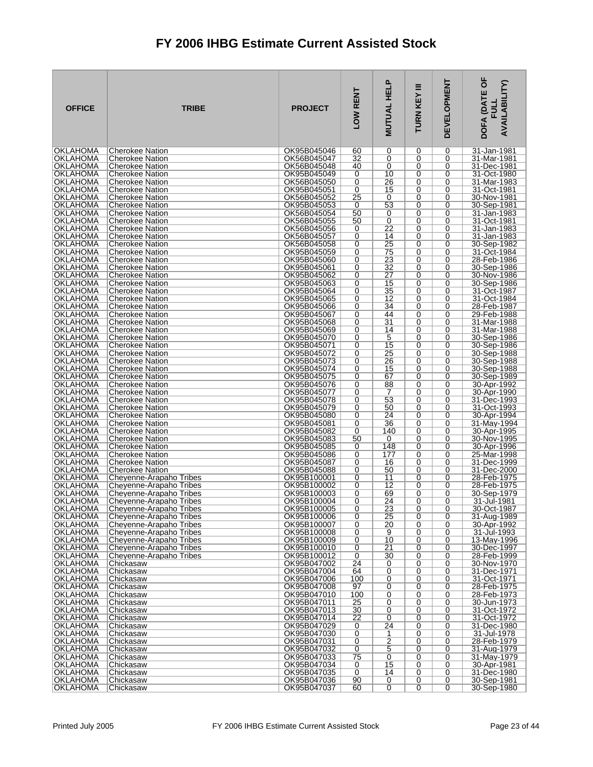# FY 2006 IHBG Estimate Current Assisted Stock

| OFFICE | TRIBE | PROJECT | LOW RENT | MUTUAL HELP | TURN KEY III | DEVELOPMENT | DOFA (DATE OF FULL AVAILABILITY) |
|---|---|---|---|---|---|---|---|
| OKLAHOMA | Cherokee Nation | OK95B045046 | 60 | 0 | 0 | 0 | 31-Jan-1981 |
| OKLAHOMA | Cherokee Nation | OK56B045047 | 32 | 0 | 0 | 0 | 31-Mar-1981 |
| OKLAHOMA | Cherokee Nation | OK56B045048 | 40 | 0 | 0 | 0 | 31-Dec-1981 |
| OKLAHOMA | Cherokee Nation | OK95B045049 | 0 | 10 | 0 | 0 | 31-Oct-1980 |
| OKLAHOMA | Cherokee Nation | OK56B045050 | 0 | 26 | 0 | 0 | 31-Mar-1983 |
| OKLAHOMA | Cherokee Nation | OK95B045051 | 0 | 15 | 0 | 0 | 31-Oct-1981 |
| OKLAHOMA | Cherokee Nation | OK56B045052 | 25 | 0 | 0 | 0 | 30-Nov-1981 |
| OKLAHOMA | Cherokee Nation | OK95B045053 | 0 | 53 | 0 | 0 | 30-Sep-1981 |
| OKLAHOMA | Cherokee Nation | OK56B045054 | 50 | 0 | 0 | 0 | 31-Jan-1983 |
| OKLAHOMA | Cherokee Nation | OK56B045055 | 50 | 0 | 0 | 0 | 31-Oct-1981 |
| OKLAHOMA | Cherokee Nation | OK56B045056 | 0 | 22 | 0 | 0 | 31-Jan-1983 |
| OKLAHOMA | Cherokee Nation | OK56B045057 | 0 | 14 | 0 | 0 | 31-Jan-1983 |
| OKLAHOMA | Cherokee Nation | OK56B045058 | 0 | 25 | 0 | 0 | 30-Sep-1982 |
| OKLAHOMA | Cherokee Nation | OK95B045059 | 0 | 75 | 0 | 0 | 31-Oct-1984 |
| OKLAHOMA | Cherokee Nation | OK95B045060 | 0 | 23 | 0 | 0 | 28-Feb-1986 |
| OKLAHOMA | Cherokee Nation | OK95B045061 | 0 | 32 | 0 | 0 | 30-Sep-1986 |
| OKLAHOMA | Cherokee Nation | OK95B045062 | 0 | 27 | 0 | 0 | 30-Nov-1986 |
| OKLAHOMA | Cherokee Nation | OK95B045063 | 0 | 15 | 0 | 0 | 30-Sep-1986 |
| OKLAHOMA | Cherokee Nation | OK95B045064 | 0 | 35 | 0 | 0 | 31-Oct-1987 |
| OKLAHOMA | Cherokee Nation | OK95B045065 | 0 | 12 | 0 | 0 | 31-Oct-1984 |
| OKLAHOMA | Cherokee Nation | OK95B045066 | 0 | 34 | 0 | 0 | 28-Feb-1987 |
| OKLAHOMA | Cherokee Nation | OK95B045067 | 0 | 44 | 0 | 0 | 29-Feb-1988 |
| OKLAHOMA | Cherokee Nation | OK95B045068 | 0 | 31 | 0 | 0 | 31-Mar-1988 |
| OKLAHOMA | Cherokee Nation | OK95B045069 | 0 | 14 | 0 | 0 | 31-Mar-1988 |
| OKLAHOMA | Cherokee Nation | OK95B045070 | 0 | 5 | 0 | 0 | 30-Sep-1986 |
| OKLAHOMA | Cherokee Nation | OK95B045071 | 0 | 15 | 0 | 0 | 30-Sep-1986 |
| OKLAHOMA | Cherokee Nation | OK95B045072 | 0 | 25 | 0 | 0 | 30-Sep-1988 |
| OKLAHOMA | Cherokee Nation | OK95B045073 | 0 | 26 | 0 | 0 | 30-Sep-1988 |
| OKLAHOMA | Cherokee Nation | OK95B045074 | 0 | 15 | 0 | 0 | 30-Sep-1988 |
| OKLAHOMA | Cherokee Nation | OK95B045075 | 0 | 67 | 0 | 0 | 30-Sep-1989 |
| OKLAHOMA | Cherokee Nation | OK95B045076 | 0 | 88 | 0 | 0 | 30-Apr-1992 |
| OKLAHOMA | Cherokee Nation | OK95B045077 | 0 | 7 | 0 | 0 | 30-Apr-1990 |
| OKLAHOMA | Cherokee Nation | OK95B045078 | 0 | 53 | 0 | 0 | 31-Dec-1993 |
| OKLAHOMA | Cherokee Nation | OK95B045079 | 0 | 50 | 0 | 0 | 31-Oct-1993 |
| OKLAHOMA | Cherokee Nation | OK95B045080 | 0 | 24 | 0 | 0 | 30-Apr-1994 |
| OKLAHOMA | Cherokee Nation | OK95B045081 | 0 | 36 | 0 | 0 | 31-May-1994 |
| OKLAHOMA | Cherokee Nation | OK95B045082 | 0 | 140 | 0 | 0 | 30-Apr-1995 |
| OKLAHOMA | Cherokee Nation | OK95B045083 | 50 | 0 | 0 | 0 | 30-Nov-1995 |
| OKLAHOMA | Cherokee Nation | OK95B045085 | 0 | 148 | 0 | 0 | 30-Apr-1996 |
| OKLAHOMA | Cherokee Nation | OK95B045086 | 0 | 177 | 0 | 0 | 25-Mar-1998 |
| OKLAHOMA | Cherokee Nation | OK95B045087 | 0 | 16 | 0 | 0 | 31-Dec-1999 |
| OKLAHOMA | Cherokee Nation | OK95B045088 | 0 | 50 | 0 | 0 | 31-Dec-2000 |
| OKLAHOMA | Cheyenne-Arapaho Tribes | OK95B100001 | 0 | 11 | 0 | 0 | 28-Feb-1975 |
| OKLAHOMA | Cheyenne-Arapaho Tribes | OK95B100002 | 0 | 12 | 0 | 0 | 28-Feb-1975 |
| OKLAHOMA | Cheyenne-Arapaho Tribes | OK95B100003 | 0 | 69 | 0 | 0 | 30-Sep-1979 |
| OKLAHOMA | Cheyenne-Arapaho Tribes | OK95B100004 | 0 | 24 | 0 | 0 | 31-Jul-1981 |
| OKLAHOMA | Cheyenne-Arapaho Tribes | OK95B100005 | 0 | 23 | 0 | 0 | 30-Oct-1987 |
| OKLAHOMA | Cheyenne-Arapaho Tribes | OK95B100006 | 0 | 25 | 0 | 0 | 31-Aug-1989 |
| OKLAHOMA | Cheyenne-Arapaho Tribes | OK95B100007 | 0 | 20 | 0 | 0 | 30-Apr-1992 |
| OKLAHOMA | Cheyenne-Arapaho Tribes | OK95B100008 | 0 | 9 | 0 | 0 | 31-Jul-1993 |
| OKLAHOMA | Cheyenne-Arapaho Tribes | OK95B100009 | 0 | 10 | 0 | 0 | 13-May-1996 |
| OKLAHOMA | Cheyenne-Arapaho Tribes | OK95B100010 | 0 | 21 | 0 | 0 | 30-Dec-1997 |
| OKLAHOMA | Cheyenne-Arapaho Tribes | OK95B100012 | 0 | 30 | 0 | 0 | 28-Feb-1999 |
| OKLAHOMA | Chickasaw | OK95B047002 | 24 | 0 | 0 | 0 | 30-Nov-1970 |
| OKLAHOMA | Chickasaw | OK95B047004 | 64 | 0 | 0 | 0 | 31-Dec-1971 |
| OKLAHOMA | Chickasaw | OK95B047006 | 100 | 0 | 0 | 0 | 31-Oct-1971 |
| OKLAHOMA | Chickasaw | OK95B047008 | 97 | 0 | 0 | 0 | 28-Feb-1975 |
| OKLAHOMA | Chickasaw | OK95B047010 | 100 | 0 | 0 | 0 | 28-Feb-1973 |
| OKLAHOMA | Chickasaw | OK95B047011 | 25 | 0 | 0 | 0 | 30-Jun-1973 |
| OKLAHOMA | Chickasaw | OK95B047013 | 30 | 0 | 0 | 0 | 31-Oct-1972 |
| OKLAHOMA | Chickasaw | OK95B047014 | 22 | 0 | 0 | 0 | 31-Oct-1972 |
| OKLAHOMA | Chickasaw | OK95B047029 | 0 | 24 | 0 | 0 | 31-Dec-1980 |
| OKLAHOMA | Chickasaw | OK95B047030 | 0 | 1 | 0 | 0 | 31-Jul-1978 |
| OKLAHOMA | Chickasaw | OK95B047031 | 0 | 2 | 0 | 0 | 28-Feb-1979 |
| OKLAHOMA | Chickasaw | OK95B047032 | 0 | 5 | 0 | 0 | 31-Aug-1979 |
| OKLAHOMA | Chickasaw | OK95B047033 | 75 | 0 | 0 | 0 | 31-May-1979 |
| OKLAHOMA | Chickasaw | OK95B047034 | 0 | 15 | 0 | 0 | 30-Apr-1981 |
| OKLAHOMA | Chickasaw | OK95B047035 | 0 | 14 | 0 | 0 | 31-Dec-1980 |
| OKLAHOMA | Chickasaw | OK95B047036 | 90 | 0 | 0 | 0 | 30-Sep-1981 |
| OKLAHOMA | Chickasaw | OK95B047037 | 60 | 0 | 0 | 0 | 30-Sep-1980 |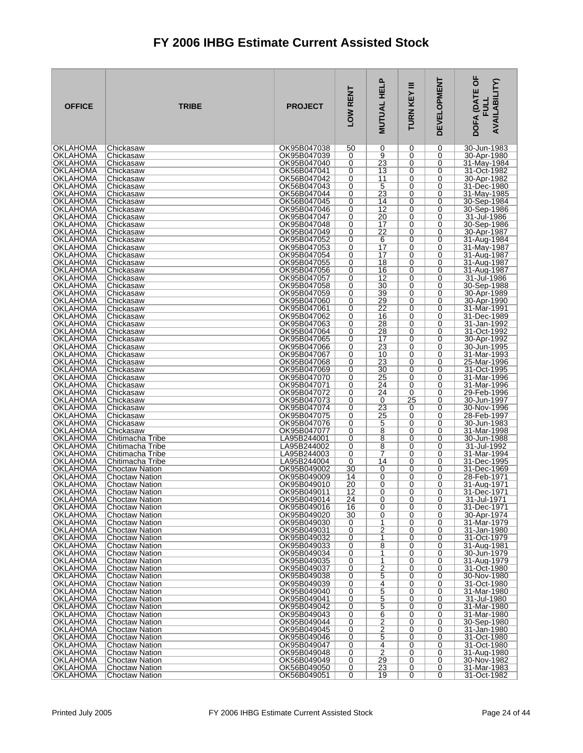# FY 2006 IHBG Estimate Current Assisted Stock

| OFFICE | TRIBE | PROJECT | LOW RENT | MUTUAL HELP | TURN KEY III | DEVELOPMENT | DOFA (DATE OF FULL AVAILABILITY) |
|---|---|---|---|---|---|---|---|
| OKLAHOMA | Chickasaw | OK95B047038 | 50 | 0 | 0 | 0 | 30-Jun-1983 |
| OKLAHOMA | Chickasaw | OK95B047039 | 0 | 9 | 0 | 0 | 30-Apr-1980 |
| OKLAHOMA | Chickasaw | OK95B047040 | 0 | 23 | 0 | 0 | 31-May-1984 |
| OKLAHOMA | Chickasaw | OK56B047041 | 0 | 13 | 0 | 0 | 31-Oct-1982 |
| OKLAHOMA | Chickasaw | OK56B047042 | 0 | 11 | 0 | 0 | 30-Apr-1982 |
| OKLAHOMA | Chickasaw | OK56B047043 | 0 | 5 | 0 | 0 | 31-Dec-1980 |
| OKLAHOMA | Chickasaw | OK56B047044 | 0 | 23 | 0 | 0 | 31-May-1985 |
| OKLAHOMA | Chickasaw | OK56B047045 | 0 | 14 | 0 | 0 | 30-Sep-1984 |
| OKLAHOMA | Chickasaw | OK95B047046 | 0 | 12 | 0 | 0 | 30-Sep-1986 |
| OKLAHOMA | Chickasaw | OK95B047047 | 0 | 20 | 0 | 0 | 31-Jul-1986 |
| OKLAHOMA | Chickasaw | OK95B047048 | 0 | 17 | 0 | 0 | 30-Sep-1986 |
| OKLAHOMA | Chickasaw | OK95B047049 | 0 | 22 | 0 | 0 | 30-Apr-1987 |
| OKLAHOMA | Chickasaw | OK95B047052 | 0 | 6 | 0 | 0 | 31-Aug-1984 |
| OKLAHOMA | Chickasaw | OK95B047053 | 0 | 17 | 0 | 0 | 31-May-1987 |
| OKLAHOMA | Chickasaw | OK95B047054 | 0 | 17 | 0 | 0 | 31-Aug-1987 |
| OKLAHOMA | Chickasaw | OK95B047055 | 0 | 18 | 0 | 0 | 31-Aug-1987 |
| OKLAHOMA | Chickasaw | OK95B047056 | 0 | 16 | 0 | 0 | 31-Aug-1987 |
| OKLAHOMA | Chickasaw | OK95B047057 | 0 | 12 | 0 | 0 | 31-Jul-1986 |
| OKLAHOMA | Chickasaw | OK95B047058 | 0 | 30 | 0 | 0 | 30-Sep-1988 |
| OKLAHOMA | Chickasaw | OK95B047059 | 0 | 39 | 0 | 0 | 30-Apr-1989 |
| OKLAHOMA | Chickasaw | OK95B047060 | 0 | 29 | 0 | 0 | 30-Apr-1990 |
| OKLAHOMA | Chickasaw | OK95B047061 | 0 | 22 | 0 | 0 | 31-Mar-1991 |
| OKLAHOMA | Chickasaw | OK95B047062 | 0 | 16 | 0 | 0 | 31-Dec-1989 |
| OKLAHOMA | Chickasaw | OK95B047063 | 0 | 28 | 0 | 0 | 31-Jan-1992 |
| OKLAHOMA | Chickasaw | OK95B047064 | 0 | 28 | 0 | 0 | 31-Oct-1992 |
| OKLAHOMA | Chickasaw | OK95B047065 | 0 | 17 | 0 | 0 | 30-Apr-1992 |
| OKLAHOMA | Chickasaw | OK95B047066 | 0 | 23 | 0 | 0 | 30-Jun-1995 |
| OKLAHOMA | Chickasaw | OK95B047067 | 0 | 10 | 0 | 0 | 31-Mar-1993 |
| OKLAHOMA | Chickasaw | OK95B047068 | 0 | 23 | 0 | 0 | 25-Mar-1996 |
| OKLAHOMA | Chickasaw | OK95B047069 | 0 | 30 | 0 | 0 | 31-Oct-1995 |
| OKLAHOMA | Chickasaw | OK95B047070 | 0 | 25 | 0 | 0 | 31-Mar-1996 |
| OKLAHOMA | Chickasaw | OK95B047071 | 0 | 24 | 0 | 0 | 31-Mar-1996 |
| OKLAHOMA | Chickasaw | OK95B047072 | 0 | 24 | 0 | 0 | 29-Feb-1996 |
| OKLAHOMA | Chickasaw | OK95B047073 | 0 | 0 | 25 | 0 | 30-Jun-1997 |
| OKLAHOMA | Chickasaw | OK95B047074 | 0 | 23 | 0 | 0 | 30-Nov-1996 |
| OKLAHOMA | Chickasaw | OK95B047075 | 0 | 25 | 0 | 0 | 28-Feb-1997 |
| OKLAHOMA | Chickasaw | OK95B047076 | 0 | 5 | 0 | 0 | 30-Jun-1983 |
| OKLAHOMA | Chickasaw | OK95B047077 | 0 | 8 | 0 | 0 | 31-Mar-1998 |
| OKLAHOMA | Chitimacha Tribe | LA95B244001 | 0 | 8 | 0 | 0 | 30-Jun-1988 |
| OKLAHOMA | Chitimacha Tribe | LA95B244002 | 0 | 8 | 0 | 0 | 31-Jul-1992 |
| OKLAHOMA | Chitimacha Tribe | LA95B244003 | 0 | 7 | 0 | 0 | 31-Mar-1994 |
| OKLAHOMA | Chitimacha Tribe | LA95B244004 | 0 | 14 | 0 | 0 | 31-Dec-1995 |
| OKLAHOMA | Choctaw Nation | OK95B049002 | 30 | 0 | 0 | 0 | 31-Dec-1969 |
| OKLAHOMA | Choctaw Nation | OK95B049009 | 14 | 0 | 0 | 0 | 28-Feb-1971 |
| OKLAHOMA | Choctaw Nation | OK95B049010 | 20 | 0 | 0 | 0 | 31-Aug-1971 |
| OKLAHOMA | Choctaw Nation | OK95B049011 | 12 | 0 | 0 | 0 | 31-Dec-1971 |
| OKLAHOMA | Choctaw Nation | OK95B049014 | 24 | 0 | 0 | 0 | 31-Jul-1971 |
| OKLAHOMA | Choctaw Nation | OK95B049016 | 16 | 0 | 0 | 0 | 31-Dec-1971 |
| OKLAHOMA | Choctaw Nation | OK95B049020 | 30 | 0 | 0 | 0 | 30-Apr-1974 |
| OKLAHOMA | Choctaw Nation | OK95B049030 | 0 | 1 | 0 | 0 | 31-Mar-1979 |
| OKLAHOMA | Choctaw Nation | OK95B049031 | 0 | 2 | 0 | 0 | 31-Jan-1980 |
| OKLAHOMA | Choctaw Nation | OK95B049032 | 0 | 1 | 0 | 0 | 31-Oct-1979 |
| OKLAHOMA | Choctaw Nation | OK95B049033 | 0 | 8 | 0 | 0 | 31-Aug-1981 |
| OKLAHOMA | Choctaw Nation | OK95B049034 | 0 | 1 | 0 | 0 | 30-Jun-1979 |
| OKLAHOMA | Choctaw Nation | OK95B049035 | 0 | 1 | 0 | 0 | 31-Aug-1979 |
| OKLAHOMA | Choctaw Nation | OK95B049037 | 0 | 2 | 0 | 0 | 31-Oct-1980 |
| OKLAHOMA | Choctaw Nation | OK95B049038 | 0 | 5 | 0 | 0 | 30-Nov-1980 |
| OKLAHOMA | Choctaw Nation | OK95B049039 | 0 | 4 | 0 | 0 | 31-Oct-1980 |
| OKLAHOMA | Choctaw Nation | OK95B049040 | 0 | 5 | 0 | 0 | 31-Mar-1980 |
| OKLAHOMA | Choctaw Nation | OK95B049041 | 0 | 5 | 0 | 0 | 31-Jul-1980 |
| OKLAHOMA | Choctaw Nation | OK95B049042 | 0 | 5 | 0 | 0 | 31-Mar-1980 |
| OKLAHOMA | Choctaw Nation | OK95B049043 | 0 | 6 | 0 | 0 | 31-Mar-1980 |
| OKLAHOMA | Choctaw Nation | OK95B049044 | 0 | 2 | 0 | 0 | 30-Sep-1980 |
| OKLAHOMA | Choctaw Nation | OK95B049045 | 0 | 2 | 0 | 0 | 31-Jan-1980 |
| OKLAHOMA | Choctaw Nation | OK95B049046 | 0 | 5 | 0 | 0 | 31-Oct-1980 |
| OKLAHOMA | Choctaw Nation | OK95B049047 | 0 | 4 | 0 | 0 | 31-Oct-1980 |
| OKLAHOMA | Choctaw Nation | OK95B049048 | 0 | 2 | 0 | 0 | 31-Aug-1980 |
| OKLAHOMA | Choctaw Nation | OK56B049049 | 0 | 29 | 0 | 0 | 30-Nov-1982 |
| OKLAHOMA | Choctaw Nation | OK56B049050 | 0 | 23 | 0 | 0 | 31-Mar-1983 |
| OKLAHOMA | Choctaw Nation | OK56B049051 | 0 | 19 | 0 | 0 | 31-Oct-1982 |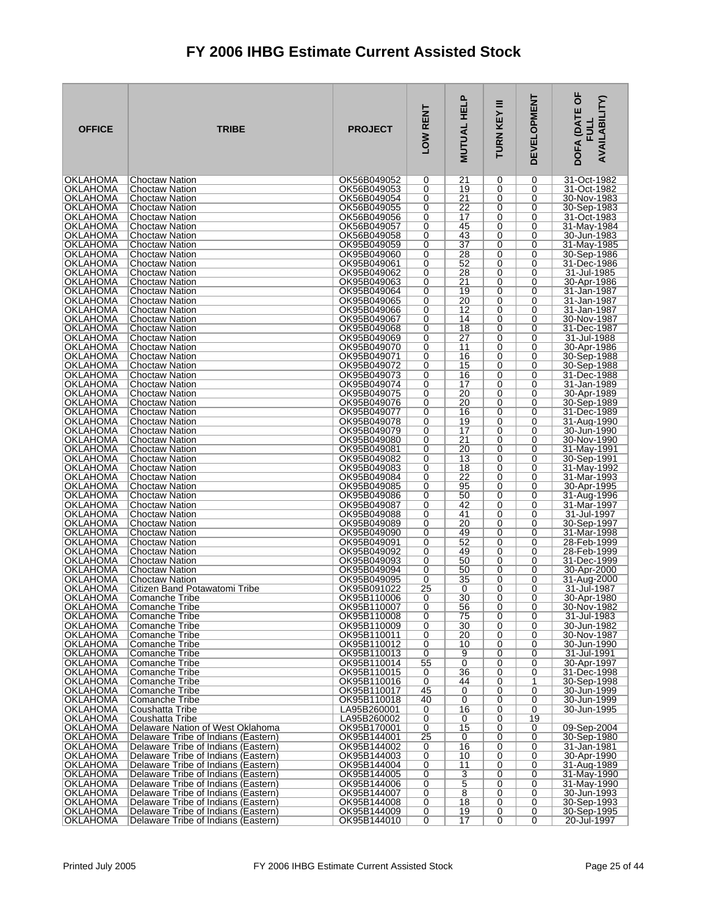# FY 2006 IHBG Estimate Current Assisted Stock

| OFFICE | TRIBE | PROJECT | LOW RENT | MUTUAL HELP | TURN KEY III | DEVELOPMENT | DOFA (DATE OF FULL AVAILABILITY) |
|---|---|---|---|---|---|---|---|
| OKLAHOMA | Choctaw Nation | OK56B049052 | 0 | 21 | 0 | 0 | 31-Oct-1982 |
| OKLAHOMA | Choctaw Nation | OK56B049053 | 0 | 19 | 0 | 0 | 31-Oct-1982 |
| OKLAHOMA | Choctaw Nation | OK56B049054 | 0 | 21 | 0 | 0 | 30-Nov-1983 |
| OKLAHOMA | Choctaw Nation | OK56B049055 | 0 | 22 | 0 | 0 | 30-Sep-1983 |
| OKLAHOMA | Choctaw Nation | OK56B049056 | 0 | 17 | 0 | 0 | 31-Oct-1983 |
| OKLAHOMA | Choctaw Nation | OK56B049057 | 0 | 45 | 0 | 0 | 31-May-1984 |
| OKLAHOMA | Choctaw Nation | OK56B049058 | 0 | 43 | 0 | 0 | 30-Jun-1983 |
| OKLAHOMA | Choctaw Nation | OK95B049059 | 0 | 37 | 0 | 0 | 31-May-1985 |
| OKLAHOMA | Choctaw Nation | OK95B049060 | 0 | 28 | 0 | 0 | 30-Sep-1986 |
| OKLAHOMA | Choctaw Nation | OK95B049061 | 0 | 52 | 0 | 0 | 31-Dec-1986 |
| OKLAHOMA | Choctaw Nation | OK95B049062 | 0 | 28 | 0 | 0 | 31-Jul-1985 |
| OKLAHOMA | Choctaw Nation | OK95B049063 | 0 | 21 | 0 | 0 | 30-Apr-1986 |
| OKLAHOMA | Choctaw Nation | OK95B049064 | 0 | 19 | 0 | 0 | 31-Jan-1987 |
| OKLAHOMA | Choctaw Nation | OK95B049065 | 0 | 20 | 0 | 0 | 31-Jan-1987 |
| OKLAHOMA | Choctaw Nation | OK95B049066 | 0 | 12 | 0 | 0 | 31-Jan-1987 |
| OKLAHOMA | Choctaw Nation | OK95B049067 | 0 | 14 | 0 | 0 | 30-Nov-1987 |
| OKLAHOMA | Choctaw Nation | OK95B049068 | 0 | 18 | 0 | 0 | 31-Dec-1987 |
| OKLAHOMA | Choctaw Nation | OK95B049069 | 0 | 27 | 0 | 0 | 31-Jul-1988 |
| OKLAHOMA | Choctaw Nation | OK95B049070 | 0 | 11 | 0 | 0 | 30-Apr-1986 |
| OKLAHOMA | Choctaw Nation | OK95B049071 | 0 | 16 | 0 | 0 | 30-Sep-1988 |
| OKLAHOMA | Choctaw Nation | OK95B049072 | 0 | 15 | 0 | 0 | 30-Sep-1988 |
| OKLAHOMA | Choctaw Nation | OK95B049073 | 0 | 16 | 0 | 0 | 31-Dec-1988 |
| OKLAHOMA | Choctaw Nation | OK95B049074 | 0 | 17 | 0 | 0 | 31-Jan-1989 |
| OKLAHOMA | Choctaw Nation | OK95B049075 | 0 | 20 | 0 | 0 | 30-Apr-1989 |
| OKLAHOMA | Choctaw Nation | OK95B049076 | 0 | 20 | 0 | 0 | 30-Sep-1989 |
| OKLAHOMA | Choctaw Nation | OK95B049077 | 0 | 16 | 0 | 0 | 31-Dec-1989 |
| OKLAHOMA | Choctaw Nation | OK95B049078 | 0 | 19 | 0 | 0 | 31-Aug-1990 |
| OKLAHOMA | Choctaw Nation | OK95B049079 | 0 | 17 | 0 | 0 | 30-Jun-1990 |
| OKLAHOMA | Choctaw Nation | OK95B049080 | 0 | 21 | 0 | 0 | 30-Nov-1990 |
| OKLAHOMA | Choctaw Nation | OK95B049081 | 0 | 20 | 0 | 0 | 31-May-1991 |
| OKLAHOMA | Choctaw Nation | OK95B049082 | 0 | 13 | 0 | 0 | 30-Sep-1991 |
| OKLAHOMA | Choctaw Nation | OK95B049083 | 0 | 18 | 0 | 0 | 31-May-1992 |
| OKLAHOMA | Choctaw Nation | OK95B049084 | 0 | 22 | 0 | 0 | 31-Mar-1993 |
| OKLAHOMA | Choctaw Nation | OK95B049085 | 0 | 95 | 0 | 0 | 30-Apr-1995 |
| OKLAHOMA | Choctaw Nation | OK95B049086 | 0 | 50 | 0 | 0 | 31-Aug-1996 |
| OKLAHOMA | Choctaw Nation | OK95B049087 | 0 | 42 | 0 | 0 | 31-Mar-1997 |
| OKLAHOMA | Choctaw Nation | OK95B049088 | 0 | 41 | 0 | 0 | 31-Jul-1997 |
| OKLAHOMA | Choctaw Nation | OK95B049089 | 0 | 20 | 0 | 0 | 30-Sep-1997 |
| OKLAHOMA | Choctaw Nation | OK95B049090 | 0 | 49 | 0 | 0 | 31-Mar-1998 |
| OKLAHOMA | Choctaw Nation | OK95B049091 | 0 | 52 | 0 | 0 | 28-Feb-1999 |
| OKLAHOMA | Choctaw Nation | OK95B049092 | 0 | 49 | 0 | 0 | 28-Feb-1999 |
| OKLAHOMA | Choctaw Nation | OK95B049093 | 0 | 50 | 0 | 0 | 31-Dec-1999 |
| OKLAHOMA | Choctaw Nation | OK95B049094 | 0 | 50 | 0 | 0 | 30-Apr-2000 |
| OKLAHOMA | Choctaw Nation | OK95B049095 | 0 | 35 | 0 | 0 | 31-Aug-2000 |
| OKLAHOMA | Citizen Band Potawatomi Tribe | OK95B091022 | 25 | 0 | 0 | 0 | 31-Jul-1987 |
| OKLAHOMA | Comanche Tribe | OK95B110006 | 0 | 30 | 0 | 0 | 30-Apr-1980 |
| OKLAHOMA | Comanche Tribe | OK95B110007 | 0 | 56 | 0 | 0 | 30-Nov-1982 |
| OKLAHOMA | Comanche Tribe | OK95B110008 | 0 | 75 | 0 | 0 | 31-Jul-1983 |
| OKLAHOMA | Comanche Tribe | OK95B110009 | 0 | 30 | 0 | 0 | 30-Jun-1982 |
| OKLAHOMA | Comanche Tribe | OK95B110011 | 0 | 20 | 0 | 0 | 30-Nov-1987 |
| OKLAHOMA | Comanche Tribe | OK95B110012 | 0 | 10 | 0 | 0 | 30-Jun-1990 |
| OKLAHOMA | Comanche Tribe | OK95B110013 | 0 | 9 | 0 | 0 | 31-Jul-1991 |
| OKLAHOMA | Comanche Tribe | OK95B110014 | 55 | 0 | 0 | 0 | 30-Apr-1997 |
| OKLAHOMA | Comanche Tribe | OK95B110015 | 0 | 36 | 0 | 0 | 31-Dec-1998 |
| OKLAHOMA | Comanche Tribe | OK95B110016 | 0 | 44 | 0 | 1 | 30-Sep-1998 |
| OKLAHOMA | Comanche Tribe | OK95B110017 | 45 | 0 | 0 | 0 | 30-Jun-1999 |
| OKLAHOMA | Comanche Tribe | OK95B110018 | 40 | 0 | 0 | 0 | 30-Jun-1999 |
| OKLAHOMA | Coushatta Tribe | LA95B260001 | 0 | 16 | 0 | 0 | 30-Jun-1995 |
| OKLAHOMA | Coushatta Tribe | LA95B260002 | 0 | 0 | 0 | 19 | |
| OKLAHOMA | Delaware Nation of West Oklahoma | OK95B170001 | 0 | 15 | 0 | 0 | 09-Sep-2004 |
| OKLAHOMA | Delaware Tribe of Indians (Eastern) | OK95B144001 | 25 | 0 | 0 | 0 | 30-Sep-1980 |
| OKLAHOMA | Delaware Tribe of Indians (Eastern) | OK95B144002 | 0 | 16 | 0 | 0 | 31-Jan-1981 |
| OKLAHOMA | Delaware Tribe of Indians (Eastern) | OK95B144003 | 0 | 10 | 0 | 0 | 30-Apr-1990 |
| OKLAHOMA | Delaware Tribe of Indians (Eastern) | OK95B144004 | 0 | 11 | 0 | 0 | 31-Aug-1989 |
| OKLAHOMA | Delaware Tribe of Indians (Eastern) | OK95B144005 | 0 | 3 | 0 | 0 | 31-May-1990 |
| OKLAHOMA | Delaware Tribe of Indians (Eastern) | OK95B144006 | 0 | 5 | 0 | 0 | 31-May-1990 |
| OKLAHOMA | Delaware Tribe of Indians (Eastern) | OK95B144007 | 0 | 8 | 0 | 0 | 30-Jun-1993 |
| OKLAHOMA | Delaware Tribe of Indians (Eastern) | OK95B144008 | 0 | 18 | 0 | 0 | 30-Sep-1993 |
| OKLAHOMA | Delaware Tribe of Indians (Eastern) | OK95B144009 | 0 | 19 | 0 | 0 | 30-Sep-1995 |
| OKLAHOMA | Delaware Tribe of Indians (Eastern) | OK95B144010 | 0 | 17 | 0 | 0 | 20-Jul-1997 |

Printed July 2005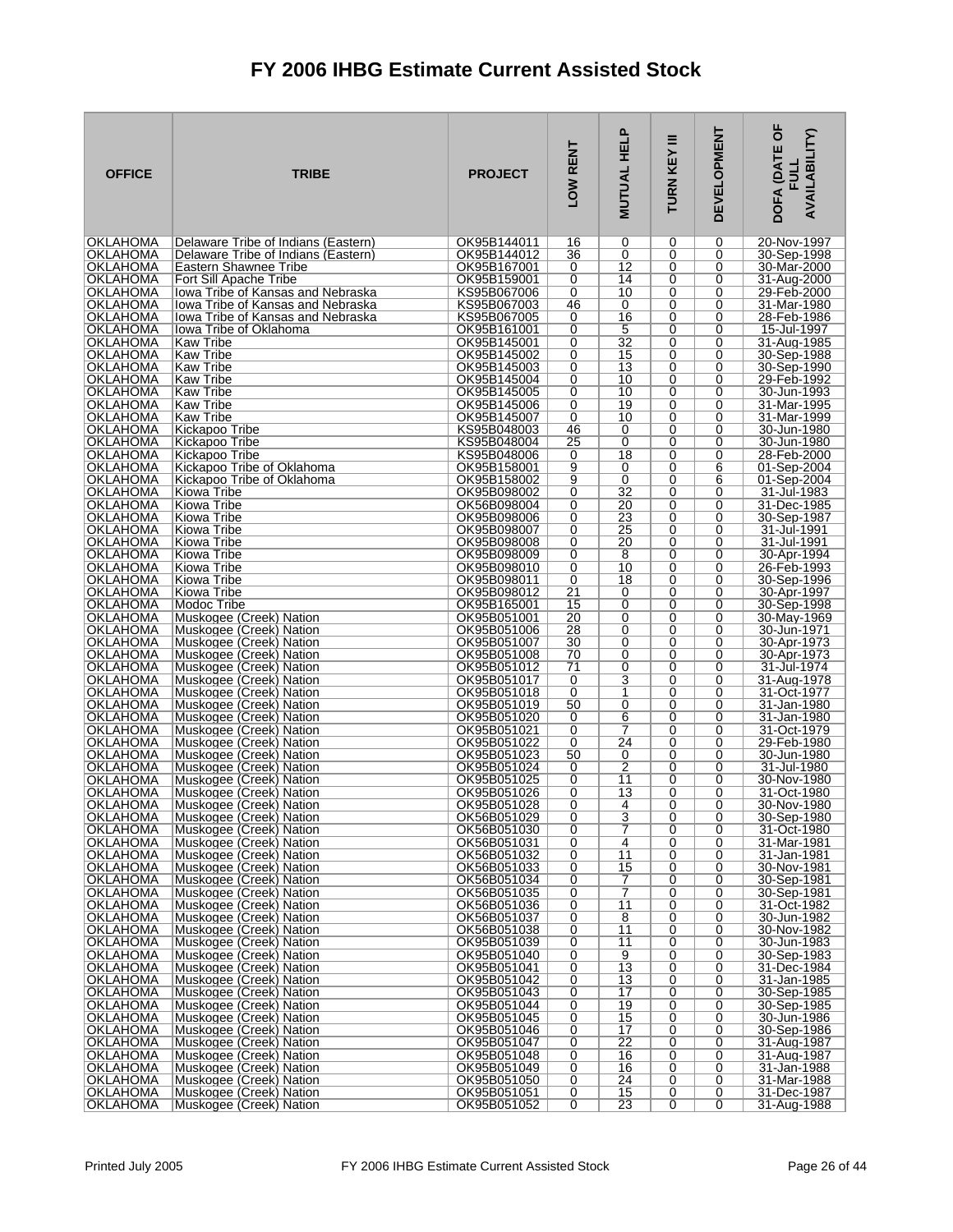# FY 2006 IHBG Estimate Current Assisted Stock

| OFFICE | TRIBE | PROJECT | LOW RENT | MUTUAL HELP | TURN KEY III | DEVELOPMENT | DOFA (DATE OF FULL AVAILABILITY) |
|---|---|---|---|---|---|---|---|
| OKLAHOMA | Delaware Tribe of Indians (Eastern) | OK95B144011 | 16 | 0 | 0 | 0 | 20-Nov-1997 |
| OKLAHOMA | Delaware Tribe of Indians (Eastern) | OK95B144012 | 36 | 0 | 0 | 0 | 30-Sep-1998 |
| OKLAHOMA | Eastern Shawnee Tribe | OK95B167001 | 0 | 12 | 0 | 0 | 30-Mar-2000 |
| OKLAHOMA | Fort Sill Apache Tribe | OK95B159001 | 0 | 14 | 0 | 0 | 31-Aug-2000 |
| OKLAHOMA | Iowa Tribe of Kansas and Nebraska | KS95B067006 | 0 | 10 | 0 | 0 | 29-Feb-2000 |
| OKLAHOMA | Iowa Tribe of Kansas and Nebraska | KS95B067003 | 46 | 0 | 0 | 0 | 31-Mar-1980 |
| OKLAHOMA | Iowa Tribe of Kansas and Nebraska | KS95B067005 | 0 | 16 | 0 | 0 | 28-Feb-1986 |
| OKLAHOMA | Iowa Tribe of Oklahoma | OK95B161001 | 0 | 5 | 0 | 0 | 15-Jul-1997 |
| OKLAHOMA | Kaw Tribe | OK95B145001 | 0 | 32 | 0 | 0 | 31-Aug-1985 |
| OKLAHOMA | Kaw Tribe | OK95B145002 | 0 | 15 | 0 | 0 | 30-Sep-1988 |
| OKLAHOMA | Kaw Tribe | OK95B145003 | 0 | 13 | 0 | 0 | 30-Sep-1990 |
| OKLAHOMA | Kaw Tribe | OK95B145004 | 0 | 10 | 0 | 0 | 29-Feb-1992 |
| OKLAHOMA | Kaw Tribe | OK95B145005 | 0 | 10 | 0 | 0 | 30-Jun-1993 |
| OKLAHOMA | Kaw Tribe | OK95B145006 | 0 | 19 | 0 | 0 | 31-Mar-1995 |
| OKLAHOMA | Kaw Tribe | OK95B145007 | 0 | 10 | 0 | 0 | 31-Mar-1999 |
| OKLAHOMA | Kickapoo Tribe | KS95B048003 | 46 | 0 | 0 | 0 | 30-Jun-1980 |
| OKLAHOMA | Kickapoo Tribe | KS95B048004 | 25 | 0 | 0 | 0 | 30-Jun-1980 |
| OKLAHOMA | Kickapoo Tribe | KS95B048006 | 0 | 18 | 0 | 0 | 28-Feb-2000 |
| OKLAHOMA | Kickapoo Tribe of Oklahoma | OK95B158001 | 9 | 0 | 0 | 6 | 01-Sep-2004 |
| OKLAHOMA | Kickapoo Tribe of Oklahoma | OK95B158002 | 9 | 0 | 0 | 6 | 01-Sep-2004 |
| OKLAHOMA | Kiowa Tribe | OK95B098002 | 0 | 32 | 0 | 0 | 31-Jul-1983 |
| OKLAHOMA | Kiowa Tribe | OK56B098004 | 0 | 20 | 0 | 0 | 31-Dec-1985 |
| OKLAHOMA | Kiowa Tribe | OK95B098006 | 0 | 23 | 0 | 0 | 30-Sep-1987 |
| OKLAHOMA | Kiowa Tribe | OK95B098007 | 0 | 25 | 0 | 0 | 31-Jul-1991 |
| OKLAHOMA | Kiowa Tribe | OK95B098008 | 0 | 20 | 0 | 0 | 31-Jul-1991 |
| OKLAHOMA | Kiowa Tribe | OK95B098009 | 0 | 8 | 0 | 0 | 30-Apr-1994 |
| OKLAHOMA | Kiowa Tribe | OK95B098010 | 0 | 10 | 0 | 0 | 26-Feb-1993 |
| OKLAHOMA | Kiowa Tribe | OK95B098011 | 0 | 18 | 0 | 0 | 30-Sep-1996 |
| OKLAHOMA | Kiowa Tribe | OK95B098012 | 21 | 0 | 0 | 0 | 30-Apr-1997 |
| OKLAHOMA | Modoc Tribe | OK95B165001 | 15 | 0 | 0 | 0 | 30-Sep-1998 |
| OKLAHOMA | Muskogee (Creek) Nation | OK95B051001 | 20 | 0 | 0 | 0 | 30-May-1969 |
| OKLAHOMA | Muskogee (Creek) Nation | OK95B051006 | 28 | 0 | 0 | 0 | 30-Jun-1971 |
| OKLAHOMA | Muskogee (Creek) Nation | OK95B051007 | 30 | 0 | 0 | 0 | 30-Apr-1973 |
| OKLAHOMA | Muskogee (Creek) Nation | OK95B051008 | 70 | 0 | 0 | 0 | 30-Apr-1973 |
| OKLAHOMA | Muskogee (Creek) Nation | OK95B051012 | 71 | 0 | 0 | 0 | 31-Jul-1974 |
| OKLAHOMA | Muskogee (Creek) Nation | OK95B051017 | 0 | 3 | 0 | 0 | 31-Aug-1978 |
| OKLAHOMA | Muskogee (Creek) Nation | OK95B051018 | 0 | 1 | 0 | 0 | 31-Oct-1977 |
| OKLAHOMA | Muskogee (Creek) Nation | OK95B051019 | 50 | 0 | 0 | 0 | 31-Jan-1980 |
| OKLAHOMA | Muskogee (Creek) Nation | OK95B051020 | 0 | 6 | 0 | 0 | 31-Jan-1980 |
| OKLAHOMA | Muskogee (Creek) Nation | OK95B051021 | 0 | 7 | 0 | 0 | 31-Oct-1979 |
| OKLAHOMA | Muskogee (Creek) Nation | OK95B051022 | 0 | 24 | 0 | 0 | 29-Feb-1980 |
| OKLAHOMA | Muskogee (Creek) Nation | OK95B051023 | 50 | 0 | 0 | 0 | 30-Jun-1980 |
| OKLAHOMA | Muskogee (Creek) Nation | OK95B051024 | 0 | 2 | 0 | 0 | 31-Jul-1980 |
| OKLAHOMA | Muskogee (Creek) Nation | OK95B051025 | 0 | 11 | 0 | 0 | 30-Nov-1980 |
| OKLAHOMA | Muskogee (Creek) Nation | OK95B051026 | 0 | 13 | 0 | 0 | 31-Oct-1980 |
| OKLAHOMA | Muskogee (Creek) Nation | OK95B051028 | 0 | 4 | 0 | 0 | 30-Nov-1980 |
| OKLAHOMA | Muskogee (Creek) Nation | OK56B051029 | 0 | 3 | 0 | 0 | 30-Sep-1980 |
| OKLAHOMA | Muskogee (Creek) Nation | OK56B051030 | 0 | 7 | 0 | 0 | 31-Oct-1980 |
| OKLAHOMA | Muskogee (Creek) Nation | OK56B051031 | 0 | 4 | 0 | 0 | 31-Mar-1981 |
| OKLAHOMA | Muskogee (Creek) Nation | OK56B051032 | 0 | 11 | 0 | 0 | 31-Jan-1981 |
| OKLAHOMA | Muskogee (Creek) Nation | OK56B051033 | 0 | 15 | 0 | 0 | 30-Nov-1981 |
| OKLAHOMA | Muskogee (Creek) Nation | OK56B051034 | 0 | 7 | 0 | 0 | 30-Sep-1981 |
| OKLAHOMA | Muskogee (Creek) Nation | OK56B051035 | 0 | 7 | 0 | 0 | 30-Sep-1981 |
| OKLAHOMA | Muskogee (Creek) Nation | OK56B051036 | 0 | 11 | 0 | 0 | 31-Oct-1982 |
| OKLAHOMA | Muskogee (Creek) Nation | OK56B051037 | 0 | 8 | 0 | 0 | 30-Jun-1982 |
| OKLAHOMA | Muskogee (Creek) Nation | OK56B051038 | 0 | 11 | 0 | 0 | 30-Nov-1982 |
| OKLAHOMA | Muskogee (Creek) Nation | OK95B051039 | 0 | 11 | 0 | 0 | 30-Jun-1983 |
| OKLAHOMA | Muskogee (Creek) Nation | OK95B051040 | 0 | 9 | 0 | 0 | 30-Sep-1983 |
| OKLAHOMA | Muskogee (Creek) Nation | OK95B051041 | 0 | 13 | 0 | 0 | 31-Dec-1984 |
| OKLAHOMA | Muskogee (Creek) Nation | OK95B051042 | 0 | 13 | 0 | 0 | 31-Jan-1985 |
| OKLAHOMA | Muskogee (Creek) Nation | OK95B051043 | 0 | 17 | 0 | 0 | 30-Sep-1985 |
| OKLAHOMA | Muskogee (Creek) Nation | OK95B051044 | 0 | 19 | 0 | 0 | 30-Sep-1985 |
| OKLAHOMA | Muskogee (Creek) Nation | OK95B051045 | 0 | 15 | 0 | 0 | 30-Jun-1986 |
| OKLAHOMA | Muskogee (Creek) Nation | OK95B051046 | 0 | 17 | 0 | 0 | 30-Sep-1986 |
| OKLAHOMA | Muskogee (Creek) Nation | OK95B051047 | 0 | 22 | 0 | 0 | 31-Aug-1987 |
| OKLAHOMA | Muskogee (Creek) Nation | OK95B051048 | 0 | 16 | 0 | 0 | 31-Aug-1987 |
| OKLAHOMA | Muskogee (Creek) Nation | OK95B051049 | 0 | 16 | 0 | 0 | 31-Jan-1988 |
| OKLAHOMA | Muskogee (Creek) Nation | OK95B051050 | 0 | 24 | 0 | 0 | 31-Mar-1988 |
| OKLAHOMA | Muskogee (Creek) Nation | OK95B051051 | 0 | 15 | 0 | 0 | 31-Dec-1987 |
| OKLAHOMA | Muskogee (Creek) Nation | OK95B051052 | 0 | 23 | 0 | 0 | 31-Aug-1988 |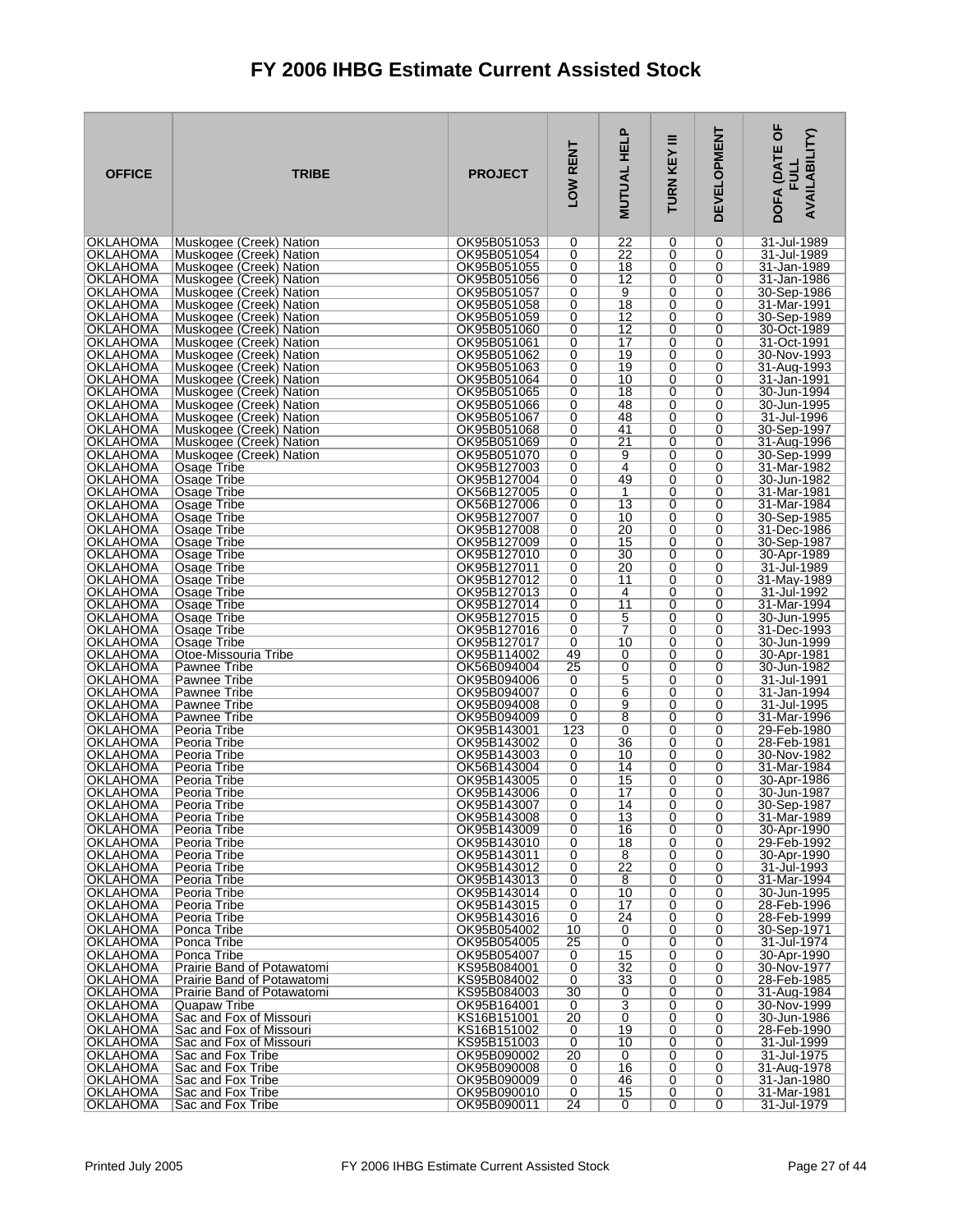# FY 2006 IHBG Estimate Current Assisted Stock

| OFFICE | TRIBE | PROJECT | LOW RENT | MUTUAL HELP | TURN KEY III | DEVELOPMENT | DOFA (DATE OF FULL AVAILABILITY) |
|---|---|---|---|---|---|---|---|
| OKLAHOMA | Muskogee (Creek) Nation | OK95B051053 | 0 | 22 | 0 | 0 | 31-Jul-1989 |
| OKLAHOMA | Muskogee (Creek) Nation | OK95B051054 | 0 | 22 | 0 | 0 | 31-Jul-1989 |
| OKLAHOMA | Muskogee (Creek) Nation | OK95B051055 | 0 | 18 | 0 | 0 | 31-Jan-1989 |
| OKLAHOMA | Muskogee (Creek) Nation | OK95B051056 | 0 | 12 | 0 | 0 | 31-Jan-1986 |
| OKLAHOMA | Muskogee (Creek) Nation | OK95B051057 | 0 | 9 | 0 | 0 | 30-Sep-1986 |
| OKLAHOMA | Muskogee (Creek) Nation | OK95B051058 | 0 | 18 | 0 | 0 | 31-Mar-1991 |
| OKLAHOMA | Muskogee (Creek) Nation | OK95B051059 | 0 | 12 | 0 | 0 | 30-Sep-1989 |
| OKLAHOMA | Muskogee (Creek) Nation | OK95B051060 | 0 | 12 | 0 | 0 | 30-Oct-1989 |
| OKLAHOMA | Muskogee (Creek) Nation | OK95B051061 | 0 | 17 | 0 | 0 | 31-Oct-1991 |
| OKLAHOMA | Muskogee (Creek) Nation | OK95B051062 | 0 | 19 | 0 | 0 | 30-Nov-1993 |
| OKLAHOMA | Muskogee (Creek) Nation | OK95B051063 | 0 | 19 | 0 | 0 | 31-Aug-1993 |
| OKLAHOMA | Muskogee (Creek) Nation | OK95B051064 | 0 | 10 | 0 | 0 | 31-Jan-1991 |
| OKLAHOMA | Muskogee (Creek) Nation | OK95B051065 | 0 | 18 | 0 | 0 | 30-Jun-1994 |
| OKLAHOMA | Muskogee (Creek) Nation | OK95B051066 | 0 | 48 | 0 | 0 | 30-Jun-1995 |
| OKLAHOMA | Muskogee (Creek) Nation | OK95B051067 | 0 | 48 | 0 | 0 | 31-Jul-1996 |
| OKLAHOMA | Muskogee (Creek) Nation | OK95B051068 | 0 | 41 | 0 | 0 | 30-Sep-1997 |
| OKLAHOMA | Muskogee (Creek) Nation | OK95B051069 | 0 | 21 | 0 | 0 | 31-Aug-1996 |
| OKLAHOMA | Muskogee (Creek) Nation | OK95B051070 | 0 | 9 | 0 | 0 | 30-Sep-1999 |
| OKLAHOMA | Osage Tribe | OK95B127003 | 0 | 4 | 0 | 0 | 31-Mar-1982 |
| OKLAHOMA | Osage Tribe | OK95B127004 | 0 | 49 | 0 | 0 | 30-Jun-1982 |
| OKLAHOMA | Osage Tribe | OK56B127005 | 0 | 1 | 0 | 0 | 31-Mar-1981 |
| OKLAHOMA | Osage Tribe | OK56B127006 | 0 | 13 | 0 | 0 | 31-Mar-1984 |
| OKLAHOMA | Osage Tribe | OK95B127007 | 0 | 10 | 0 | 0 | 30-Sep-1985 |
| OKLAHOMA | Osage Tribe | OK95B127008 | 0 | 20 | 0 | 0 | 31-Dec-1986 |
| OKLAHOMA | Osage Tribe | OK95B127009 | 0 | 15 | 0 | 0 | 30-Sep-1987 |
| OKLAHOMA | Osage Tribe | OK95B127010 | 0 | 30 | 0 | 0 | 30-Apr-1989 |
| OKLAHOMA | Osage Tribe | OK95B127011 | 0 | 20 | 0 | 0 | 31-Jul-1989 |
| OKLAHOMA | Osage Tribe | OK95B127012 | 0 | 11 | 0 | 0 | 31-May-1989 |
| OKLAHOMA | Osage Tribe | OK95B127013 | 0 | 4 | 0 | 0 | 31-Jul-1992 |
| OKLAHOMA | Osage Tribe | OK95B127014 | 0 | 11 | 0 | 0 | 31-Mar-1994 |
| OKLAHOMA | Osage Tribe | OK95B127015 | 0 | 5 | 0 | 0 | 30-Jun-1995 |
| OKLAHOMA | Osage Tribe | OK95B127016 | 0 | 7 | 0 | 0 | 31-Dec-1993 |
| OKLAHOMA | Osage Tribe | OK95B127017 | 0 | 10 | 0 | 0 | 30-Jun-1999 |
| OKLAHOMA | Otoe-Missouria Tribe | OK95B114002 | 49 | 0 | 0 | 0 | 30-Apr-1981 |
| OKLAHOMA | Pawnee Tribe | OK56B094004 | 25 | 0 | 0 | 0 | 30-Jun-1982 |
| OKLAHOMA | Pawnee Tribe | OK95B094006 | 0 | 5 | 0 | 0 | 31-Jul-1991 |
| OKLAHOMA | Pawnee Tribe | OK95B094007 | 0 | 6 | 0 | 0 | 31-Jan-1994 |
| OKLAHOMA | Pawnee Tribe | OK95B094008 | 0 | 9 | 0 | 0 | 31-Jul-1995 |
| OKLAHOMA | Pawnee Tribe | OK95B094009 | 0 | 8 | 0 | 0 | 31-Mar-1996 |
| OKLAHOMA | Peoria Tribe | OK95B143001 | 123 | 0 | 0 | 0 | 29-Feb-1980 |
| OKLAHOMA | Peoria Tribe | OK95B143002 | 0 | 36 | 0 | 0 | 28-Feb-1981 |
| OKLAHOMA | Peoria Tribe | OK95B143003 | 0 | 10 | 0 | 0 | 30-Nov-1982 |
| OKLAHOMA | Peoria Tribe | OK56B143004 | 0 | 14 | 0 | 0 | 31-Mar-1984 |
| OKLAHOMA | Peoria Tribe | OK95B143005 | 0 | 15 | 0 | 0 | 30-Apr-1986 |
| OKLAHOMA | Peoria Tribe | OK95B143006 | 0 | 17 | 0 | 0 | 30-Jun-1987 |
| OKLAHOMA | Peoria Tribe | OK95B143007 | 0 | 14 | 0 | 0 | 30-Sep-1987 |
| OKLAHOMA | Peoria Tribe | OK95B143008 | 0 | 13 | 0 | 0 | 31-Mar-1989 |
| OKLAHOMA | Peoria Tribe | OK95B143009 | 0 | 16 | 0 | 0 | 30-Apr-1990 |
| OKLAHOMA | Peoria Tribe | OK95B143010 | 0 | 18 | 0 | 0 | 29-Feb-1992 |
| OKLAHOMA | Peoria Tribe | OK95B143011 | 0 | 8 | 0 | 0 | 30-Apr-1990 |
| OKLAHOMA | Peoria Tribe | OK95B143012 | 0 | 22 | 0 | 0 | 31-Jul-1993 |
| OKLAHOMA | Peoria Tribe | OK95B143013 | 0 | 8 | 0 | 0 | 31-Mar-1994 |
| OKLAHOMA | Peoria Tribe | OK95B143014 | 0 | 10 | 0 | 0 | 30-Jun-1995 |
| OKLAHOMA | Peoria Tribe | OK95B143015 | 0 | 17 | 0 | 0 | 28-Feb-1996 |
| OKLAHOMA | Peoria Tribe | OK95B143016 | 0 | 24 | 0 | 0 | 28-Feb-1999 |
| OKLAHOMA | Ponca Tribe | OK95B054002 | 10 | 0 | 0 | 0 | 30-Sep-1971 |
| OKLAHOMA | Ponca Tribe | OK95B054005 | 25 | 0 | 0 | 0 | 31-Jul-1974 |
| OKLAHOMA | Ponca Tribe | OK95B054007 | 0 | 15 | 0 | 0 | 30-Apr-1990 |
| OKLAHOMA | Prairie Band of Potawatomi | KS95B084001 | 0 | 32 | 0 | 0 | 30-Nov-1977 |
| OKLAHOMA | Prairie Band of Potawatomi | KS95B084002 | 0 | 33 | 0 | 0 | 28-Feb-1985 |
| OKLAHOMA | Prairie Band of Potawatomi | KS95B084003 | 30 | 0 | 0 | 0 | 31-Aug-1984 |
| OKLAHOMA | Quapaw Tribe | OK95B164001 | 0 | 3 | 0 | 0 | 30-Nov-1999 |
| OKLAHOMA | Sac and Fox of Missouri | KS16B151001 | 20 | 0 | 0 | 0 | 30-Jun-1986 |
| OKLAHOMA | Sac and Fox of Missouri | KS16B151002 | 0 | 19 | 0 | 0 | 28-Feb-1990 |
| OKLAHOMA | Sac and Fox of Missouri | KS95B151003 | 0 | 10 | 0 | 0 | 31-Jul-1999 |
| OKLAHOMA | Sac and Fox Tribe | OK95B090002 | 20 | 0 | 0 | 0 | 31-Jul-1975 |
| OKLAHOMA | Sac and Fox Tribe | OK95B090008 | 0 | 16 | 0 | 0 | 31-Aug-1978 |
| OKLAHOMA | Sac and Fox Tribe | OK95B090009 | 0 | 46 | 0 | 0 | 31-Jan-1980 |
| OKLAHOMA | Sac and Fox Tribe | OK95B090010 | 0 | 15 | 0 | 0 | 31-Mar-1981 |
| OKLAHOMA | Sac and Fox Tribe | OK95B090011 | 24 | 0 | 0 | 0 | 31-Jul-1979 |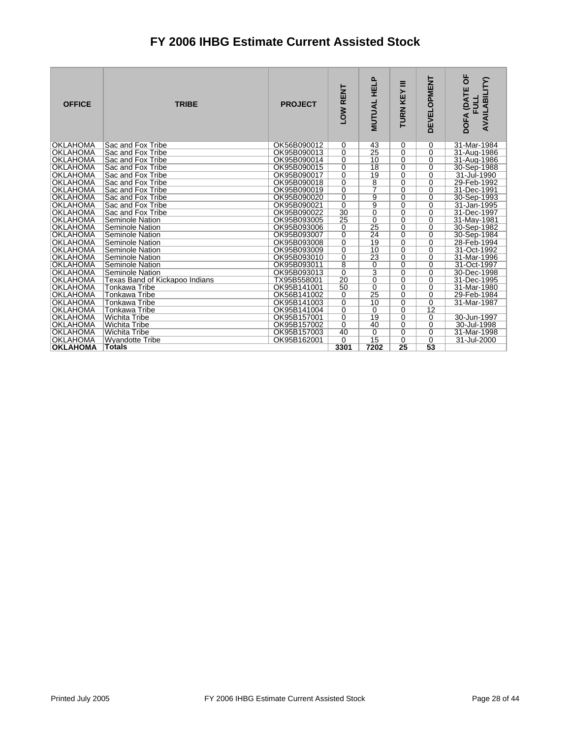# FY 2006 IHBG Estimate Current Assisted Stock

| OFFICE | TRIBE | PROJECT | LOW RENT | MUTUAL HELP | TURN KEY III | DEVELOPMENT | DOFA (DATE OF FULL AVAILABILITY) |
|---|---|---|---|---|---|---|---|
| OKLAHOMA | Sac and Fox Tribe | OK56B090012 | 0 | 43 | 0 | 0 | 31-Mar-1984 |
| OKLAHOMA | Sac and Fox Tribe | OK95B090013 | 0 | 25 | 0 | 0 | 31-Aug-1986 |
| OKLAHOMA | Sac and Fox Tribe | OK95B090014 | 0 | 10 | 0 | 0 | 31-Aug-1986 |
| OKLAHOMA | Sac and Fox Tribe | OK95B090015 | 0 | 18 | 0 | 0 | 30-Sep-1988 |
| OKLAHOMA | Sac and Fox Tribe | OK95B090017 | 0 | 19 | 0 | 0 | 31-Jul-1990 |
| OKLAHOMA | Sac and Fox Tribe | OK95B090018 | 0 | 8 | 0 | 0 | 29-Feb-1992 |
| OKLAHOMA | Sac and Fox Tribe | OK95B090019 | 0 | 7 | 0 | 0 | 31-Dec-1991 |
| OKLAHOMA | Sac and Fox Tribe | OK95B090020 | 0 | 9 | 0 | 0 | 30-Sep-1993 |
| OKLAHOMA | Sac and Fox Tribe | OK95B090021 | 0 | 9 | 0 | 0 | 31-Jan-1995 |
| OKLAHOMA | Sac and Fox Tribe | OK95B090022 | 30 | 0 | 0 | 0 | 31-Dec-1997 |
| OKLAHOMA | Seminole Nation | OK95B093005 | 25 | 0 | 0 | 0 | 31-May-1981 |
| OKLAHOMA | Seminole Nation | OK95B093006 | 0 | 25 | 0 | 0 | 30-Sep-1982 |
| OKLAHOMA | Seminole Nation | OK95B093007 | 0 | 24 | 0 | 0 | 30-Sep-1984 |
| OKLAHOMA | Seminole Nation | OK95B093008 | 0 | 19 | 0 | 0 | 28-Feb-1994 |
| OKLAHOMA | Seminole Nation | OK95B093009 | 0 | 10 | 0 | 0 | 31-Oct-1992 |
| OKLAHOMA | Seminole Nation | OK95B093010 | 0 | 23 | 0 | 0 | 31-Mar-1996 |
| OKLAHOMA | Seminole Nation | OK95B093011 | 8 | 0 | 0 | 0 | 31-Oct-1997 |
| OKLAHOMA | Seminole Nation | OK95B093013 | 0 | 3 | 0 | 0 | 30-Dec-1998 |
| OKLAHOMA | Texas Band of Kickapoo Indians | TX95B558001 | 20 | 0 | 0 | 0 | 31-Dec-1995 |
| OKLAHOMA | Tonkawa Tribe | OK95B141001 | 50 | 0 | 0 | 0 | 31-Mar-1980 |
| OKLAHOMA | Tonkawa Tribe | OK56B141002 | 0 | 25 | 0 | 0 | 29-Feb-1984 |
| OKLAHOMA | Tonkawa Tribe | OK95B141003 | 0 | 10 | 0 | 0 | 31-Mar-1987 |
| OKLAHOMA | Tonkawa Tribe | OK95B141004 | 0 | 0 | 0 | 12 | |
| OKLAHOMA | Wichita Tribe | OK95B157001 | 0 | 19 | 0 | 0 | 30-Jun-1997 |
| OKLAHOMA | Wichita Tribe | OK95B157002 | 0 | 40 | 0 | 0 | 30-Jul-1998 |
| OKLAHOMA | Wichita Tribe | OK95B157003 | 40 | 0 | 0 | 0 | 31-Mar-1998 |
| OKLAHOMA | Wyandotte Tribe | OK95B162001 | 0 | 15 | 0 | 0 | 31-Jul-2000 |
| **OKLAHOMA** | **Totals** | | **3301** | **7202** | **25** | **53** | |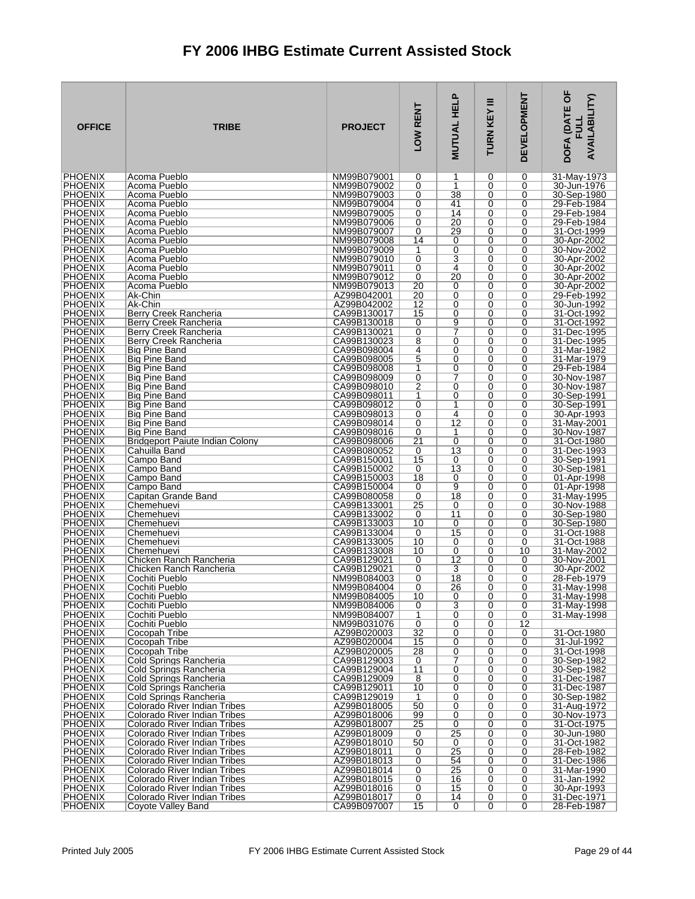# FY 2006 IHBG Estimate Current Assisted Stock

| OFFICE | TRIBE | PROJECT | LOW RENT | MUTUAL HELP | TURN KEY III | DEVELOPMENT | DOFA (DATE OF FULL AVAILABILITY) |
|---|---|---|---|---|---|---|---|
| PHOENIX | Acoma Pueblo | NM99B079001 | 0 | 1 | 0 | 0 | 31-May-1973 |
| PHOENIX | Acoma Pueblo | NM99B079002 | 0 | 1 | 0 | 0 | 30-Jun-1976 |
| PHOENIX | Acoma Pueblo | NM99B079003 | 0 | 38 | 0 | 0 | 30-Sep-1980 |
| PHOENIX | Acoma Pueblo | NM99B079004 | 0 | 41 | 0 | 0 | 29-Feb-1984 |
| PHOENIX | Acoma Pueblo | NM99B079005 | 0 | 14 | 0 | 0 | 29-Feb-1984 |
| PHOENIX | Acoma Pueblo | NM99B079006 | 0 | 20 | 0 | 0 | 29-Feb-1984 |
| PHOENIX | Acoma Pueblo | NM99B079007 | 0 | 29 | 0 | 0 | 31-Oct-1999 |
| PHOENIX | Acoma Pueblo | NM99B079008 | 14 | 0 | 0 | 0 | 30-Apr-2002 |
| PHOENIX | Acoma Pueblo | NM99B079009 | 1 | 0 | 0 | 0 | 30-Nov-2002 |
| PHOENIX | Acoma Pueblo | NM99B079010 | 0 | 3 | 0 | 0 | 30-Apr-2002 |
| PHOENIX | Acoma Pueblo | NM99B079011 | 0 | 4 | 0 | 0 | 30-Apr-2002 |
| PHOENIX | Acoma Pueblo | NM99B079012 | 0 | 20 | 0 | 0 | 30-Apr-2002 |
| PHOENIX | Acoma Pueblo | NM99B079013 | 20 | 0 | 0 | 0 | 30-Apr-2002 |
| PHOENIX | Ak-Chin | AZ99B042001 | 20 | 0 | 0 | 0 | 29-Feb-1992 |
| PHOENIX | Ak-Chin | AZ99B042002 | 12 | 0 | 0 | 0 | 30-Jun-1992 |
| PHOENIX | Berry Creek Rancheria | CA99B130017 | 15 | 0 | 0 | 0 | 31-Oct-1992 |
| PHOENIX | Berry Creek Rancheria | CA99B130018 | 0 | 9 | 0 | 0 | 31-Oct-1992 |
| PHOENIX | Berry Creek Rancheria | CA99B130021 | 0 | 7 | 0 | 0 | 31-Dec-1995 |
| PHOENIX | Berry Creek Rancheria | CA99B130023 | 8 | 0 | 0 | 0 | 31-Dec-1995 |
| PHOENIX | Big Pine Band | CA99B098004 | 4 | 0 | 0 | 0 | 31-Mar-1982 |
| PHOENIX | Big Pine Band | CA99B098005 | 5 | 0 | 0 | 0 | 31-Mar-1979 |
| PHOENIX | Big Pine Band | CA99B098008 | 1 | 0 | 0 | 0 | 29-Feb-1984 |
| PHOENIX | Big Pine Band | CA99B098009 | 0 | 7 | 0 | 0 | 30-Nov-1987 |
| PHOENIX | Big Pine Band | CA99B098010 | 2 | 0 | 0 | 0 | 30-Nov-1987 |
| PHOENIX | Big Pine Band | CA99B098011 | 1 | 0 | 0 | 0 | 30-Sep-1991 |
| PHOENIX | Big Pine Band | CA99B098012 | 0 | 1 | 0 | 0 | 30-Sep-1991 |
| PHOENIX | Big Pine Band | CA99B098013 | 0 | 4 | 0 | 0 | 30-Apr-1993 |
| PHOENIX | Big Pine Band | CA99B098014 | 0 | 12 | 0 | 0 | 31-May-2001 |
| PHOENIX | Big Pine Band | CA99B098016 | 0 | 1 | 0 | 0 | 30-Nov-1987 |
| PHOENIX | Bridgeport Paiute Indian Colony | CA99B098006 | 21 | 0 | 0 | 0 | 31-Oct-1980 |
| PHOENIX | Cahuilla Band | CA99B080052 | 0 | 13 | 0 | 0 | 31-Dec-1993 |
| PHOENIX | Campo Band | CA99B150001 | 15 | 0 | 0 | 0 | 30-Sep-1991 |
| PHOENIX | Campo Band | CA99B150002 | 0 | 13 | 0 | 0 | 30-Sep-1981 |
| PHOENIX | Campo Band | CA99B150003 | 18 | 0 | 0 | 0 | 01-Apr-1998 |
| PHOENIX | Campo Band | CA99B150004 | 0 | 9 | 0 | 0 | 01-Apr-1998 |
| PHOENIX | Capitan Grande Band | CA99B080058 | 0 | 18 | 0 | 0 | 31-May-1995 |
| PHOENIX | Chemehuevi | CA99B133001 | 25 | 0 | 0 | 0 | 30-Nov-1988 |
| PHOENIX | Chemehuevi | CA99B133002 | 0 | 11 | 0 | 0 | 30-Sep-1980 |
| PHOENIX | Chemehuevi | CA99B133003 | 10 | 0 | 0 | 0 | 30-Sep-1980 |
| PHOENIX | Chemehuevi | CA99B133004 | 0 | 15 | 0 | 0 | 31-Oct-1988 |
| PHOENIX | Chemehuevi | CA99B133005 | 10 | 0 | 0 | 0 | 31-Oct-1988 |
| PHOENIX | Chemehuevi | CA99B133008 | 10 | 0 | 0 | 10 | 31-May-2002 |
| PHOENIX | Chicken Ranch Rancheria | CA99B129021 | 0 | 12 | 0 | 0 | 30-Nov-2001 |
| PHOENIX | Chicken Ranch Rancheria | CA99B129021 | 0 | 3 | 0 | 0 | 30-Apr-2002 |
| PHOENIX | Cochiti Pueblo | NM99B084003 | 0 | 18 | 0 | 0 | 28-Feb-1979 |
| PHOENIX | Cochiti Pueblo | NM99B084004 | 0 | 26 | 0 | 0 | 31-May-1998 |
| PHOENIX | Cochiti Pueblo | NM99B084005 | 10 | 0 | 0 | 0 | 31-May-1998 |
| PHOENIX | Cochiti Pueblo | NM99B084006 | 0 | 3 | 0 | 0 | 31-May-1998 |
| PHOENIX | Cochiti Pueblo | NM99B084007 | 1 | 0 | 0 | 0 | 31-May-1998 |
| PHOENIX | Cochiti Pueblo | NM99B031076 | 0 | 0 | 0 | 12 | |
| PHOENIX | Cocopah Tribe | AZ99B020003 | 32 | 0 | 0 | 0 | 31-Oct-1980 |
| PHOENIX | Cocopah Tribe | AZ99B020004 | 15 | 0 | 0 | 0 | 31-Jul-1992 |
| PHOENIX | Cocopah Tribe | AZ99B020005 | 28 | 0 | 0 | 0 | 31-Oct-1998 |
| PHOENIX | Cold Springs Rancheria | CA99B129003 | 0 | 7 | 0 | 0 | 30-Sep-1982 |
| PHOENIX | Cold Springs Rancheria | CA99B129004 | 11 | 0 | 0 | 0 | 30-Sep-1982 |
| PHOENIX | Cold Springs Rancheria | CA99B129009 | 8 | 0 | 0 | 0 | 31-Dec-1987 |
| PHOENIX | Cold Springs Rancheria | CA99B129011 | 10 | 0 | 0 | 0 | 31-Dec-1987 |
| PHOENIX | Cold Springs Rancheria | CA99B129019 | 1 | 0 | 0 | 0 | 30-Sep-1982 |
| PHOENIX | Colorado River Indian Tribes | AZ99B018005 | 50 | 0 | 0 | 0 | 31-Aug-1972 |
| PHOENIX | Colorado River Indian Tribes | AZ99B018006 | 99 | 0 | 0 | 0 | 30-Nov-1973 |
| PHOENIX | Colorado River Indian Tribes | AZ99B018007 | 25 | 0 | 0 | 0 | 31-Oct-1975 |
| PHOENIX | Colorado River Indian Tribes | AZ99B018009 | 0 | 25 | 0 | 0 | 30-Jun-1980 |
| PHOENIX | Colorado River Indian Tribes | AZ99B018010 | 50 | 0 | 0 | 0 | 31-Oct-1982 |
| PHOENIX | Colorado River Indian Tribes | AZ99B018011 | 0 | 25 | 0 | 0 | 28-Feb-1982 |
| PHOENIX | Colorado River Indian Tribes | AZ99B018013 | 0 | 54 | 0 | 0 | 31-Dec-1986 |
| PHOENIX | Colorado River Indian Tribes | AZ99B018014 | 0 | 25 | 0 | 0 | 31-Mar-1990 |
| PHOENIX | Colorado River Indian Tribes | AZ99B018015 | 0 | 16 | 0 | 0 | 31-Jan-1992 |
| PHOENIX | Colorado River Indian Tribes | AZ99B018016 | 0 | 15 | 0 | 0 | 30-Apr-1993 |
| PHOENIX | Colorado River Indian Tribes | AZ99B018017 | 0 | 14 | 0 | 0 | 31-Dec-1971 |
| PHOENIX | Coyote Valley Band | CA99B097007 | 15 | 0 | 0 | 0 | 28-Feb-1987 |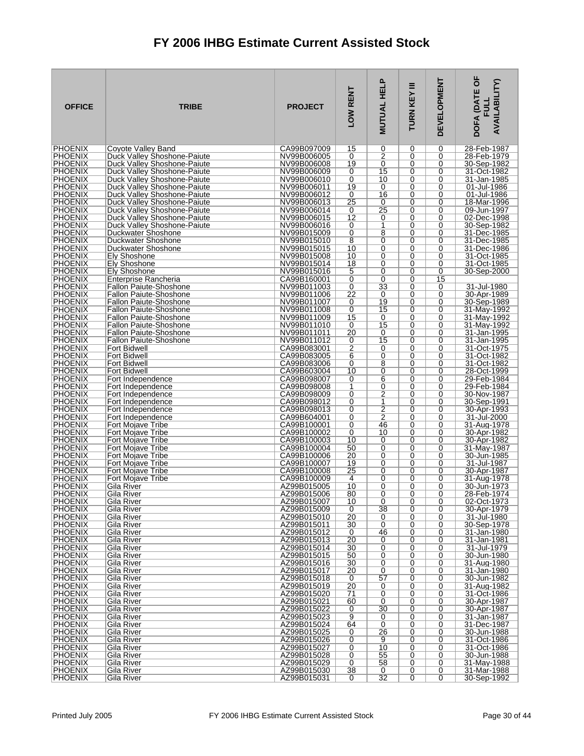# FY 2006 IHBG Estimate Current Assisted Stock

| OFFICE | TRIBE | PROJECT | LOW RENT | MUTUAL HELP | TURN KEY III | DEVELOPMENT | DOFA (DATE OF FULL AVAILABILITY) |
|---|---|---|---|---|---|---|---|
| PHOENIX | Coyote Valley Band | CA99B097009 | 15 | 0 | 0 | 0 | 28-Feb-1987 |
| PHOENIX | Duck Valley Shoshone-Paiute | NV99B006005 | 0 | 2 | 0 | 0 | 28-Feb-1979 |
| PHOENIX | Duck Valley Shoshone-Paiute | NV99B006008 | 19 | 0 | 0 | 0 | 30-Sep-1982 |
| PHOENIX | Duck Valley Shoshone-Paiute | NV99B006009 | 0 | 15 | 0 | 0 | 31-Oct-1982 |
| PHOENIX | Duck Valley Shoshone-Paiute | NV99B006010 | 0 | 10 | 0 | 0 | 31-Jan-1985 |
| PHOENIX | Duck Valley Shoshone-Paiute | NV99B006011 | 19 | 0 | 0 | 0 | 01-Jul-1986 |
| PHOENIX | Duck Valley Shoshone-Paiute | NV99B006012 | 0 | 16 | 0 | 0 | 01-Jul-1986 |
| PHOENIX | Duck Valley Shoshone-Paiute | NV99B006013 | 25 | 0 | 0 | 0 | 18-Mar-1996 |
| PHOENIX | Duck Valley Shoshone-Paiute | NV99B006014 | 0 | 25 | 0 | 0 | 09-Jun-1997 |
| PHOENIX | Duck Valley Shoshone-Paiute | NV99B006015 | 12 | 0 | 0 | 0 | 02-Dec-1998 |
| PHOENIX | Duck Valley Shoshone-Paiute | NV99B006016 | 0 | 1 | 0 | 0 | 30-Sep-1982 |
| PHOENIX | Duckwater Shoshone | NV99B015009 | 0 | 8 | 0 | 0 | 31-Dec-1985 |
| PHOENIX | Duckwater Shoshone | NV99B015010 | 8 | 0 | 0 | 0 | 31-Dec-1985 |
| PHOENIX | Duckwater Shoshone | NV99B015015 | 10 | 0 | 0 | 0 | 31-Dec-1986 |
| PHOENIX | Ely Shoshone | NV99B015008 | 10 | 0 | 0 | 0 | 31-Oct-1985 |
| PHOENIX | Ely Shoshone | NV99B015014 | 18 | 0 | 0 | 0 | 31-Oct-1985 |
| PHOENIX | Ely Shoshone | NV99B015016 | 5 | 0 | 0 | 0 | 30-Sep-2000 |
| PHOENIX | Enterprise Rancheria | CA99B160001 | 0 | 0 | 0 | 15 | |
| PHOENIX | Fallon Paiute-Shoshone | NV99B011003 | 0 | 33 | 0 | 0 | 31-Jul-1980 |
| PHOENIX | Fallon Paiute-Shoshone | NV99B011006 | 22 | 0 | 0 | 0 | 30-Apr-1989 |
| PHOENIX | Fallon Paiute-Shoshone | NV99B011007 | 0 | 19 | 0 | 0 | 30-Sep-1989 |
| PHOENIX | Fallon Paiute-Shoshone | NV99B011008 | 0 | 15 | 0 | 0 | 31-May-1992 |
| PHOENIX | Fallon Paiute-Shoshone | NV99B011009 | 15 | 0 | 0 | 0 | 31-May-1992 |
| PHOENIX | Fallon Paiute-Shoshone | NV99B011010 | 0 | 15 | 0 | 0 | 31-May-1992 |
| PHOENIX | Fallon Paiute-Shoshone | NV99B011011 | 20 | 0 | 0 | 0 | 31-Jan-1995 |
| PHOENIX | Fallon Paiute-Shoshone | NV99B011012 | 0 | 15 | 0 | 0 | 31-Jan-1995 |
| PHOENIX | Fort Bidwell | CA99B083001 | 2 | 0 | 0 | 0 | 31-Oct-1975 |
| PHOENIX | Fort Bidwell | CA99B083005 | 6 | 0 | 0 | 0 | 31-Oct-1982 |
| PHOENIX | Fort Bidwell | CA99B083006 | 0 | 8 | 0 | 0 | 31-Oct-1982 |
| PHOENIX | Fort Bidwell | CA99B603004 | 10 | 0 | 0 | 0 | 28-Oct-1999 |
| PHOENIX | Fort Independence | CA99B098007 | 0 | 6 | 0 | 0 | 29-Feb-1984 |
| PHOENIX | Fort Independence | CA99B098008 | 1 | 0 | 0 | 0 | 29-Feb-1984 |
| PHOENIX | Fort Independence | CA99B098009 | 0 | 2 | 0 | 0 | 30-Nov-1987 |
| PHOENIX | Fort Independence | CA99B098012 | 0 | 1 | 0 | 0 | 30-Sep-1991 |
| PHOENIX | Fort Independence | CA99B098013 | 0 | 2 | 0 | 0 | 30-Apr-1993 |
| PHOENIX | Fort Independence | CA99B604001 | 0 | 2 | 0 | 0 | 31-Jul-2000 |
| PHOENIX | Fort Mojave Tribe | CA99B100001 | 0 | 46 | 0 | 0 | 31-Aug-1978 |
| PHOENIX | Fort Mojave Tribe | CA99B100002 | 0 | 10 | 0 | 0 | 30-Apr-1982 |
| PHOENIX | Fort Mojave Tribe | CA99B100003 | 10 | 0 | 0 | 0 | 30-Apr-1982 |
| PHOENIX | Fort Mojave Tribe | CA99B100004 | 50 | 0 | 0 | 0 | 31-May-1987 |
| PHOENIX | Fort Mojave Tribe | CA99B100006 | 20 | 0 | 0 | 0 | 30-Jun-1985 |
| PHOENIX | Fort Mojave Tribe | CA99B100007 | 19 | 0 | 0 | 0 | 31-Jul-1987 |
| PHOENIX | Fort Mojave Tribe | CA99B100008 | 25 | 0 | 0 | 0 | 30-Apr-1987 |
| PHOENIX | Fort Mojave Tribe | CA99B100009 | 4 | 0 | 0 | 0 | 31-Aug-1978 |
| PHOENIX | Gila River | AZ99B015005 | 10 | 0 | 0 | 0 | 30-Jun-1973 |
| PHOENIX | Gila River | AZ99B015006 | 80 | 0 | 0 | 0 | 28-Feb-1974 |
| PHOENIX | Gila River | AZ99B015007 | 10 | 0 | 0 | 0 | 02-Oct-1973 |
| PHOENIX | Gila River | AZ99B015009 | 0 | 38 | 0 | 0 | 30-Apr-1979 |
| PHOENIX | Gila River | AZ99B015010 | 20 | 0 | 0 | 0 | 31-Jul-1980 |
| PHOENIX | Gila River | AZ99B015011 | 30 | 0 | 0 | 0 | 30-Sep-1978 |
| PHOENIX | Gila River | AZ99B015012 | 0 | 46 | 0 | 0 | 31-Jan-1980 |
| PHOENIX | Gila River | AZ99B015013 | 20 | 0 | 0 | 0 | 31-Jan-1981 |
| PHOENIX | Gila River | AZ99B015014 | 30 | 0 | 0 | 0 | 31-Jul-1979 |
| PHOENIX | Gila River | AZ99B015015 | 50 | 0 | 0 | 0 | 30-Jun-1980 |
| PHOENIX | Gila River | AZ99B015016 | 30 | 0 | 0 | 0 | 31-Aug-1980 |
| PHOENIX | Gila River | AZ99B015017 | 20 | 0 | 0 | 0 | 31-Jan-1980 |
| PHOENIX | Gila River | AZ99B015018 | 0 | 57 | 0 | 0 | 30-Jun-1982 |
| PHOENIX | Gila River | AZ99B015019 | 20 | 0 | 0 | 0 | 31-Aug-1982 |
| PHOENIX | Gila River | AZ99B015020 | 71 | 0 | 0 | 0 | 31-Oct-1986 |
| PHOENIX | Gila River | AZ99B015021 | 60 | 0 | 0 | 0 | 30-Apr-1987 |
| PHOENIX | Gila River | AZ99B015022 | 0 | 30 | 0 | 0 | 30-Apr-1987 |
| PHOENIX | Gila River | AZ99B015023 | 9 | 0 | 0 | 0 | 31-Jan-1987 |
| PHOENIX | Gila River | AZ99B015024 | 64 | 0 | 0 | 0 | 31-Dec-1987 |
| PHOENIX | Gila River | AZ99B015025 | 0 | 26 | 0 | 0 | 30-Jun-1988 |
| PHOENIX | Gila River | AZ99B015026 | 0 | 9 | 0 | 0 | 31-Oct-1986 |
| PHOENIX | Gila River | AZ99B015027 | 0 | 10 | 0 | 0 | 31-Oct-1986 |
| PHOENIX | Gila River | AZ99B015028 | 0 | 55 | 0 | 0 | 30-Jun-1988 |
| PHOENIX | Gila River | AZ99B015029 | 0 | 58 | 0 | 0 | 31-May-1988 |
| PHOENIX | Gila River | AZ99B015030 | 38 | 0 | 0 | 0 | 31-Mar-1988 |
| PHOENIX | Gila River | AZ99B015031 | 0 | 32 | 0 | 0 | 30-Sep-1992 |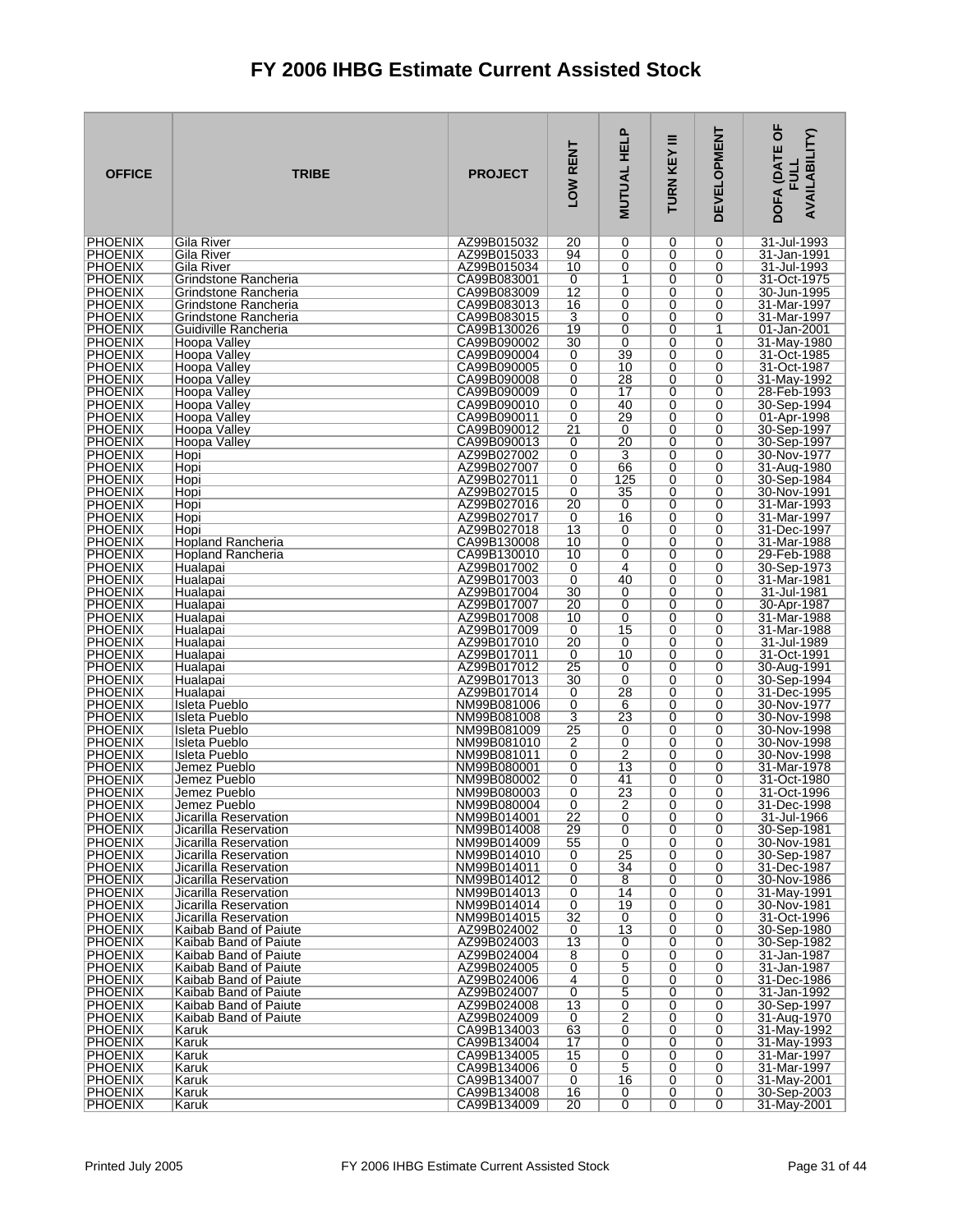# FY 2006 IHBG Estimate Current Assisted Stock

| OFFICE | TRIBE | PROJECT | LOW RENT | MUTUAL HELP | TURN KEY III | DEVELOPMENT | DOFA (DATE OF FULL AVAILABILITY) |
|---|---|---|---|---|---|---|---|
| PHOENIX | Gila River | AZ99B015032 | 20 | 0 | 0 | 0 | 31-Jul-1993 |
| PHOENIX | Gila River | AZ99B015033 | 94 | 0 | 0 | 0 | 31-Jan-1991 |
| PHOENIX | Gila River | AZ99B015034 | 10 | 0 | 0 | 0 | 31-Jul-1993 |
| PHOENIX | Grindstone Rancheria | CA99B083001 | 0 | 1 | 0 | 0 | 31-Oct-1975 |
| PHOENIX | Grindstone Rancheria | CA99B083009 | 12 | 0 | 0 | 0 | 30-Jun-1995 |
| PHOENIX | Grindstone Rancheria | CA99B083013 | 16 | 0 | 0 | 0 | 31-Mar-1997 |
| PHOENIX | Grindstone Rancheria | CA99B083015 | 3 | 0 | 0 | 0 | 31-Mar-1997 |
| PHOENIX | Guidiville Rancheria | CA99B130026 | 19 | 0 | 0 | 1 | 01-Jan-2001 |
| PHOENIX | Hoopa Valley | CA99B090002 | 30 | 0 | 0 | 0 | 31-May-1980 |
| PHOENIX | Hoopa Valley | CA99B090004 | 0 | 39 | 0 | 0 | 31-Oct-1985 |
| PHOENIX | Hoopa Valley | CA99B090005 | 0 | 10 | 0 | 0 | 31-Oct-1987 |
| PHOENIX | Hoopa Valley | CA99B090008 | 0 | 28 | 0 | 0 | 31-May-1992 |
| PHOENIX | Hoopa Valley | CA99B090009 | 0 | 17 | 0 | 0 | 28-Feb-1993 |
| PHOENIX | Hoopa Valley | CA99B090010 | 0 | 40 | 0 | 0 | 30-Sep-1994 |
| PHOENIX | Hoopa Valley | CA99B090011 | 0 | 29 | 0 | 0 | 01-Apr-1998 |
| PHOENIX | Hoopa Valley | CA99B090012 | 21 | 0 | 0 | 0 | 30-Sep-1997 |
| PHOENIX | Hoopa Valley | CA99B090013 | 0 | 20 | 0 | 0 | 30-Sep-1997 |
| PHOENIX | Hopi | AZ99B027002 | 0 | 3 | 0 | 0 | 30-Nov-1977 |
| PHOENIX | Hopi | AZ99B027007 | 0 | 66 | 0 | 0 | 31-Aug-1980 |
| PHOENIX | Hopi | AZ99B027011 | 0 | 125 | 0 | 0 | 30-Sep-1984 |
| PHOENIX | Hopi | AZ99B027015 | 0 | 35 | 0 | 0 | 30-Nov-1991 |
| PHOENIX | Hopi | AZ99B027016 | 20 | 0 | 0 | 0 | 31-Mar-1993 |
| PHOENIX | Hopi | AZ99B027017 | 0 | 16 | 0 | 0 | 31-Mar-1997 |
| PHOENIX | Hopi | AZ99B027018 | 13 | 0 | 0 | 0 | 31-Dec-1997 |
| PHOENIX | Hopland Rancheria | CA99B130008 | 10 | 0 | 0 | 0 | 31-Mar-1988 |
| PHOENIX | Hopland Rancheria | CA99B130010 | 10 | 0 | 0 | 0 | 29-Feb-1988 |
| PHOENIX | Hualapai | AZ99B017002 | 0 | 4 | 0 | 0 | 30-Sep-1973 |
| PHOENIX | Hualapai | AZ99B017003 | 0 | 40 | 0 | 0 | 31-Mar-1981 |
| PHOENIX | Hualapai | AZ99B017004 | 30 | 0 | 0 | 0 | 31-Jul-1981 |
| PHOENIX | Hualapai | AZ99B017007 | 20 | 0 | 0 | 0 | 30-Apr-1987 |
| PHOENIX | Hualapai | AZ99B017008 | 10 | 0 | 0 | 0 | 31-Mar-1988 |
| PHOENIX | Hualapai | AZ99B017009 | 0 | 15 | 0 | 0 | 31-Mar-1988 |
| PHOENIX | Hualapai | AZ99B017010 | 20 | 0 | 0 | 0 | 31-Jul-1989 |
| PHOENIX | Hualapai | AZ99B017011 | 0 | 10 | 0 | 0 | 31-Oct-1991 |
| PHOENIX | Hualapai | AZ99B017012 | 25 | 0 | 0 | 0 | 30-Aug-1991 |
| PHOENIX | Hualapai | AZ99B017013 | 30 | 0 | 0 | 0 | 30-Sep-1994 |
| PHOENIX | Hualapai | AZ99B017014 | 0 | 28 | 0 | 0 | 31-Dec-1995 |
| PHOENIX | Isleta Pueblo | NM99B081006 | 0 | 6 | 0 | 0 | 30-Nov-1977 |
| PHOENIX | Isleta Pueblo | NM99B081008 | 3 | 23 | 0 | 0 | 30-Nov-1998 |
| PHOENIX | Isleta Pueblo | NM99B081009 | 25 | 0 | 0 | 0 | 30-Nov-1998 |
| PHOENIX | Isleta Pueblo | NM99B081010 | 2 | 0 | 0 | 0 | 30-Nov-1998 |
| PHOENIX | Isleta Pueblo | NM99B081011 | 0 | 2 | 0 | 0 | 30-Nov-1998 |
| PHOENIX | Jemez Pueblo | NM99B080001 | 0 | 13 | 0 | 0 | 31-Mar-1978 |
| PHOENIX | Jemez Pueblo | NM99B080002 | 0 | 41 | 0 | 0 | 31-Oct-1980 |
| PHOENIX | Jemez Pueblo | NM99B080003 | 0 | 23 | 0 | 0 | 31-Oct-1996 |
| PHOENIX | Jemez Pueblo | NM99B080004 | 0 | 2 | 0 | 0 | 31-Dec-1998 |
| PHOENIX | Jicarilla Reservation | NM99B014001 | 22 | 0 | 0 | 0 | 31-Jul-1966 |
| PHOENIX | Jicarilla Reservation | NM99B014008 | 29 | 0 | 0 | 0 | 30-Sep-1981 |
| PHOENIX | Jicarilla Reservation | NM99B014009 | 55 | 0 | 0 | 0 | 30-Nov-1981 |
| PHOENIX | Jicarilla Reservation | NM99B014010 | 0 | 25 | 0 | 0 | 30-Sep-1987 |
| PHOENIX | Jicarilla Reservation | NM99B014011 | 0 | 34 | 0 | 0 | 31-Dec-1987 |
| PHOENIX | Jicarilla Reservation | NM99B014012 | 0 | 8 | 0 | 0 | 30-Nov-1986 |
| PHOENIX | Jicarilla Reservation | NM99B014013 | 0 | 14 | 0 | 0 | 31-May-1991 |
| PHOENIX | Jicarilla Reservation | NM99B014014 | 0 | 19 | 0 | 0 | 30-Nov-1981 |
| PHOENIX | Jicarilla Reservation | NM99B014015 | 32 | 0 | 0 | 0 | 31-Oct-1996 |
| PHOENIX | Kaibab Band of Paiute | AZ99B024002 | 0 | 13 | 0 | 0 | 30-Sep-1980 |
| PHOENIX | Kaibab Band of Paiute | AZ99B024003 | 13 | 0 | 0 | 0 | 30-Sep-1982 |
| PHOENIX | Kaibab Band of Paiute | AZ99B024004 | 8 | 0 | 0 | 0 | 31-Jan-1987 |
| PHOENIX | Kaibab Band of Paiute | AZ99B024005 | 0 | 5 | 0 | 0 | 31-Jan-1987 |
| PHOENIX | Kaibab Band of Paiute | AZ99B024006 | 4 | 0 | 0 | 0 | 31-Dec-1986 |
| PHOENIX | Kaibab Band of Paiute | AZ99B024007 | 0 | 5 | 0 | 0 | 31-Jan-1992 |
| PHOENIX | Kaibab Band of Paiute | AZ99B024008 | 13 | 0 | 0 | 0 | 30-Sep-1997 |
| PHOENIX | Kaibab Band of Paiute | AZ99B024009 | 0 | 2 | 0 | 0 | 31-Aug-1970 |
| PHOENIX | Karuk | CA99B134003 | 63 | 0 | 0 | 0 | 31-May-1992 |
| PHOENIX | Karuk | CA99B134004 | 17 | 0 | 0 | 0 | 31-May-1993 |
| PHOENIX | Karuk | CA99B134005 | 15 | 0 | 0 | 0 | 31-Mar-1997 |
| PHOENIX | Karuk | CA99B134006 | 0 | 5 | 0 | 0 | 31-Mar-1997 |
| PHOENIX | Karuk | CA99B134007 | 0 | 16 | 0 | 0 | 31-May-2001 |
| PHOENIX | Karuk | CA99B134008 | 16 | 0 | 0 | 0 | 30-Sep-2003 |
| PHOENIX | Karuk | CA99B134009 | 20 | 0 | 0 | 0 | 31-May-2001 |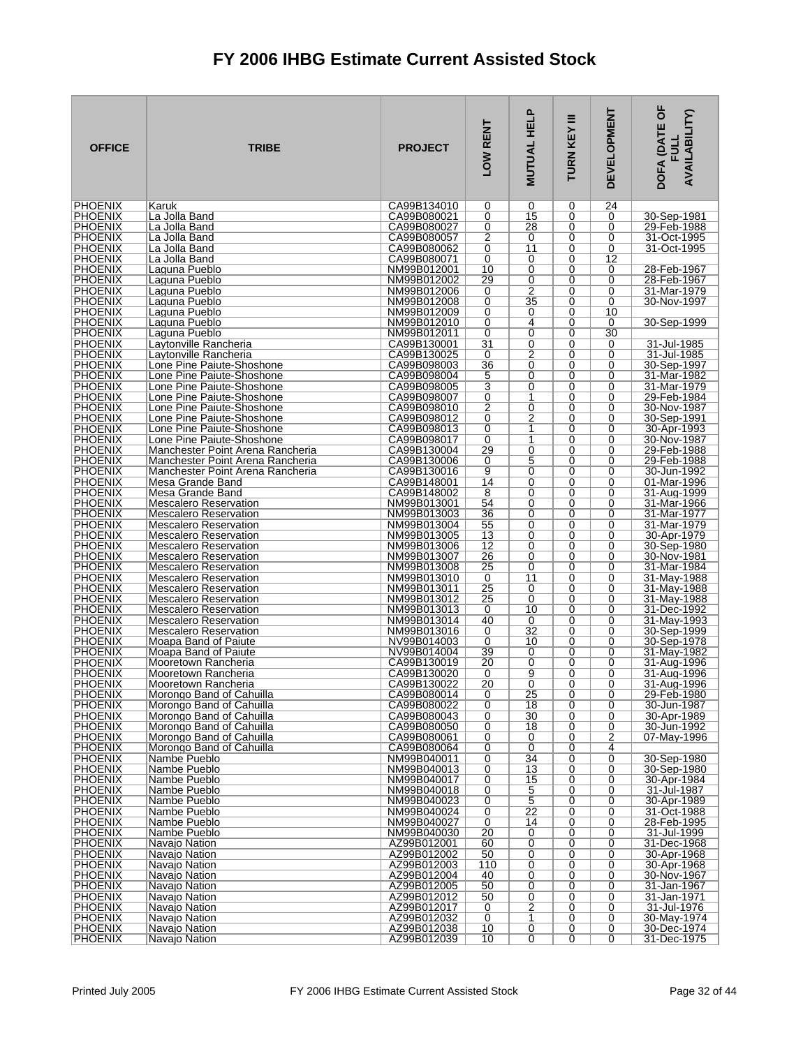# FY 2006 IHBG Estimate Current Assisted Stock

| OFFICE | TRIBE | PROJECT | LOW RENT | MUTUAL HELP | TURN KEY III | DEVELOPMENT | DOFA (DATE OF FULL AVAILABILITY) |
|---|---|---|---|---|---|---|---|
| PHOENIX | Karuk | CA99B134010 | 0 | 0 | 0 | 24 | |
| PHOENIX | La Jolla Band | CA99B080021 | 0 | 15 | 0 | 0 | 30-Sep-1981 |
| PHOENIX | La Jolla Band | CA99B080027 | 0 | 28 | 0 | 0 | 29-Feb-1988 |
| PHOENIX | La Jolla Band | CA99B080057 | 2 | 0 | 0 | 0 | 31-Oct-1995 |
| PHOENIX | La Jolla Band | CA99B080062 | 0 | 11 | 0 | 0 | 31-Oct-1995 |
| PHOENIX | La Jolla Band | CA99B080071 | 0 | 0 | 0 | 12 | |
| PHOENIX | Laguna Pueblo | NM99B012001 | 10 | 0 | 0 | 0 | 28-Feb-1967 |
| PHOENIX | Laguna Pueblo | NM99B012002 | 29 | 0 | 0 | 0 | 28-Feb-1967 |
| PHOENIX | Laguna Pueblo | NM99B012006 | 0 | 2 | 0 | 0 | 31-Mar-1979 |
| PHOENIX | Laguna Pueblo | NM99B012008 | 0 | 35 | 0 | 0 | 30-Nov-1997 |
| PHOENIX | Laguna Pueblo | NM99B012009 | 0 | 0 | 0 | 10 | |
| PHOENIX | Laguna Pueblo | NM99B012010 | 0 | 4 | 0 | 0 | 30-Sep-1999 |
| PHOENIX | Laguna Pueblo | NM99B012011 | 0 | 0 | 0 | 30 | |
| PHOENIX | Laytonville Rancheria | CA99B130001 | 31 | 0 | 0 | 0 | 31-Jul-1985 |
| PHOENIX | Laytonville Rancheria | CA99B130025 | 0 | 2 | 0 | 0 | 31-Jul-1985 |
| PHOENIX | Lone Pine Paiute-Shoshone | CA99B098003 | 36 | 0 | 0 | 0 | 30-Sep-1997 |
| PHOENIX | Lone Pine Paiute-Shoshone | CA99B098004 | 5 | 0 | 0 | 0 | 31-Mar-1982 |
| PHOENIX | Lone Pine Paiute-Shoshone | CA99B098005 | 3 | 0 | 0 | 0 | 31-Mar-1979 |
| PHOENIX | Lone Pine Paiute-Shoshone | CA99B098007 | 0 | 1 | 0 | 0 | 29-Feb-1984 |
| PHOENIX | Lone Pine Paiute-Shoshone | CA99B098010 | 2 | 0 | 0 | 0 | 30-Nov-1987 |
| PHOENIX | Lone Pine Paiute-Shoshone | CA99B098012 | 0 | 2 | 0 | 0 | 30-Sep-1991 |
| PHOENIX | Lone Pine Paiute-Shoshone | CA99B098013 | 0 | 1 | 0 | 0 | 30-Apr-1993 |
| PHOENIX | Lone Pine Paiute-Shoshone | CA99B098017 | 0 | 1 | 0 | 0 | 30-Nov-1987 |
| PHOENIX | Manchester Point Arena Rancheria | CA99B130004 | 29 | 0 | 0 | 0 | 29-Feb-1988 |
| PHOENIX | Manchester Point Arena Rancheria | CA99B130006 | 0 | 5 | 0 | 0 | 29-Feb-1988 |
| PHOENIX | Manchester Point Arena Rancheria | CA99B130016 | 9 | 0 | 0 | 0 | 30-Jun-1992 |
| PHOENIX | Mesa Grande Band | CA99B148001 | 14 | 0 | 0 | 0 | 01-Mar-1996 |
| PHOENIX | Mesa Grande Band | CA99B148002 | 8 | 0 | 0 | 0 | 31-Aug-1999 |
| PHOENIX | Mescalero Reservation | NM99B013001 | 54 | 0 | 0 | 0 | 31-Mar-1966 |
| PHOENIX | Mescalero Reservation | NM99B013003 | 36 | 0 | 0 | 0 | 31-Mar-1977 |
| PHOENIX | Mescalero Reservation | NM99B013004 | 55 | 0 | 0 | 0 | 31-Mar-1979 |
| PHOENIX | Mescalero Reservation | NM99B013005 | 13 | 0 | 0 | 0 | 30-Apr-1979 |
| PHOENIX | Mescalero Reservation | NM99B013006 | 12 | 0 | 0 | 0 | 30-Sep-1980 |
| PHOENIX | Mescalero Reservation | NM99B013007 | 26 | 0 | 0 | 0 | 30-Nov-1981 |
| PHOENIX | Mescalero Reservation | NM99B013008 | 25 | 0 | 0 | 0 | 31-Mar-1984 |
| PHOENIX | Mescalero Reservation | NM99B013010 | 0 | 11 | 0 | 0 | 31-May-1988 |
| PHOENIX | Mescalero Reservation | NM99B013011 | 25 | 0 | 0 | 0 | 31-May-1988 |
| PHOENIX | Mescalero Reservation | NM99B013012 | 25 | 0 | 0 | 0 | 31-May-1988 |
| PHOENIX | Mescalero Reservation | NM99B013013 | 0 | 10 | 0 | 0 | 31-Dec-1992 |
| PHOENIX | Mescalero Reservation | NM99B013014 | 40 | 0 | 0 | 0 | 31-May-1993 |
| PHOENIX | Mescalero Reservation | NM99B013016 | 0 | 32 | 0 | 0 | 30-Sep-1999 |
| PHOENIX | Moapa Band of Paiute | NV99B014003 | 0 | 10 | 0 | 0 | 30-Sep-1978 |
| PHOENIX | Moapa Band of Paiute | NV99B014004 | 39 | 0 | 0 | 0 | 31-May-1982 |
| PHOENIX | Mooretown Rancheria | CA99B130019 | 20 | 0 | 0 | 0 | 31-Aug-1996 |
| PHOENIX | Mooretown Rancheria | CA99B130020 | 0 | 9 | 0 | 0 | 31-Aug-1996 |
| PHOENIX | Mooretown Rancheria | CA99B130022 | 20 | 0 | 0 | 0 | 31-Aug-1996 |
| PHOENIX | Morongo Band of Cahuilla | CA99B080014 | 0 | 25 | 0 | 0 | 29-Feb-1980 |
| PHOENIX | Morongo Band of Cahuilla | CA99B080022 | 0 | 18 | 0 | 0 | 30-Jun-1987 |
| PHOENIX | Morongo Band of Cahuilla | CA99B080043 | 0 | 30 | 0 | 0 | 30-Apr-1989 |
| PHOENIX | Morongo Band of Cahuilla | CA99B080050 | 0 | 18 | 0 | 0 | 30-Jun-1992 |
| PHOENIX | Morongo Band of Cahuilla | CA99B080061 | 0 | 0 | 0 | 2 | 07-May-1996 |
| PHOENIX | Morongo Band of Cahuilla | CA99B080064 | 0 | 0 | 0 | 4 | |
| PHOENIX | Nambe Pueblo | NM99B040011 | 0 | 34 | 0 | 0 | 30-Sep-1980 |
| PHOENIX | Nambe Pueblo | NM99B040013 | 0 | 13 | 0 | 0 | 30-Sep-1980 |
| PHOENIX | Nambe Pueblo | NM99B040017 | 0 | 15 | 0 | 0 | 30-Apr-1984 |
| PHOENIX | Nambe Pueblo | NM99B040018 | 0 | 5 | 0 | 0 | 31-Jul-1987 |
| PHOENIX | Nambe Pueblo | NM99B040023 | 0 | 5 | 0 | 0 | 30-Apr-1989 |
| PHOENIX | Nambe Pueblo | NM99B040024 | 0 | 22 | 0 | 0 | 31-Oct-1988 |
| PHOENIX | Nambe Pueblo | NM99B040027 | 0 | 14 | 0 | 0 | 28-Feb-1995 |
| PHOENIX | Nambe Pueblo | NM99B040030 | 20 | 0 | 0 | 0 | 31-Jul-1999 |
| PHOENIX | Navajo Nation | AZ99B012001 | 60 | 0 | 0 | 0 | 31-Dec-1968 |
| PHOENIX | Navajo Nation | AZ99B012002 | 50 | 0 | 0 | 0 | 30-Apr-1968 |
| PHOENIX | Navajo Nation | AZ99B012003 | 110 | 0 | 0 | 0 | 30-Apr-1968 |
| PHOENIX | Navajo Nation | AZ99B012004 | 40 | 0 | 0 | 0 | 30-Nov-1967 |
| PHOENIX | Navajo Nation | AZ99B012005 | 50 | 0 | 0 | 0 | 31-Jan-1967 |
| PHOENIX | Navajo Nation | AZ99B012012 | 50 | 0 | 0 | 0 | 31-Jan-1971 |
| PHOENIX | Navajo Nation | AZ99B012017 | 0 | 2 | 0 | 0 | 31-Jul-1976 |
| PHOENIX | Navajo Nation | AZ99B012032 | 0 | 1 | 0 | 0 | 30-May-1974 |
| PHOENIX | Navajo Nation | AZ99B012038 | 10 | 0 | 0 | 0 | 30-Dec-1974 |
| PHOENIX | Navajo Nation | AZ99B012039 | 10 | 0 | 0 | 0 | 31-Dec-1975 |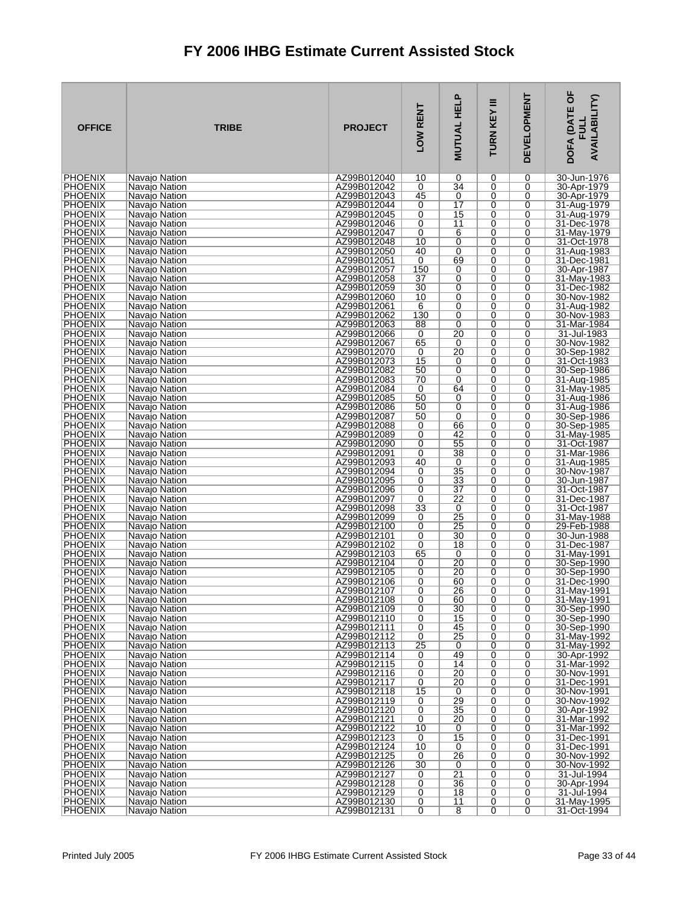# FY 2006 IHBG Estimate Current Assisted Stock

| OFFICE | TRIBE | PROJECT | LOW RENT | MUTUAL HELP | TURN KEY III | DEVELOPMENT | DOFA (DATE OF FULL AVAILABILITY) |
|---|---|---|---|---|---|---|---|
| PHOENIX | Navajo Nation | AZ99B012040 | 10 | 0 | 0 | 0 | 30-Jun-1976 |
| PHOENIX | Navajo Nation | AZ99B012042 | 0 | 34 | 0 | 0 | 30-Apr-1979 |
| PHOENIX | Navajo Nation | AZ99B012043 | 45 | 0 | 0 | 0 | 30-Apr-1979 |
| PHOENIX | Navajo Nation | AZ99B012044 | 0 | 17 | 0 | 0 | 31-Aug-1979 |
| PHOENIX | Navajo Nation | AZ99B012045 | 0 | 15 | 0 | 0 | 31-Aug-1979 |
| PHOENIX | Navajo Nation | AZ99B012046 | 0 | 11 | 0 | 0 | 31-Dec-1978 |
| PHOENIX | Navajo Nation | AZ99B012047 | 0 | 6 | 0 | 0 | 31-May-1979 |
| PHOENIX | Navajo Nation | AZ99B012048 | 10 | 0 | 0 | 0 | 31-Oct-1978 |
| PHOENIX | Navajo Nation | AZ99B012050 | 40 | 0 | 0 | 0 | 31-Aug-1983 |
| PHOENIX | Navajo Nation | AZ99B012051 | 0 | 69 | 0 | 0 | 31-Dec-1981 |
| PHOENIX | Navajo Nation | AZ99B012057 | 150 | 0 | 0 | 0 | 30-Apr-1987 |
| PHOENIX | Navajo Nation | AZ99B012058 | 37 | 0 | 0 | 0 | 31-May-1983 |
| PHOENIX | Navajo Nation | AZ99B012059 | 30 | 0 | 0 | 0 | 31-Dec-1982 |
| PHOENIX | Navajo Nation | AZ99B012060 | 10 | 0 | 0 | 0 | 30-Nov-1982 |
| PHOENIX | Navajo Nation | AZ99B012061 | 6 | 0 | 0 | 0 | 31-Aug-1982 |
| PHOENIX | Navajo Nation | AZ99B012062 | 130 | 0 | 0 | 0 | 30-Nov-1983 |
| PHOENIX | Navajo Nation | AZ99B012063 | 88 | 0 | 0 | 0 | 31-Mar-1984 |
| PHOENIX | Navajo Nation | AZ99B012066 | 0 | 20 | 0 | 0 | 31-Jul-1983 |
| PHOENIX | Navajo Nation | AZ99B012067 | 65 | 0 | 0 | 0 | 30-Nov-1982 |
| PHOENIX | Navajo Nation | AZ99B012070 | 0 | 20 | 0 | 0 | 30-Sep-1982 |
| PHOENIX | Navajo Nation | AZ99B012073 | 15 | 0 | 0 | 0 | 31-Oct-1983 |
| PHOENIX | Navajo Nation | AZ99B012082 | 50 | 0 | 0 | 0 | 30-Sep-1986 |
| PHOENIX | Navajo Nation | AZ99B012083 | 70 | 0 | 0 | 0 | 31-Aug-1985 |
| PHOENIX | Navajo Nation | AZ99B012084 | 0 | 64 | 0 | 0 | 31-May-1985 |
| PHOENIX | Navajo Nation | AZ99B012085 | 50 | 0 | 0 | 0 | 31-Aug-1986 |
| PHOENIX | Navajo Nation | AZ99B012086 | 50 | 0 | 0 | 0 | 31-Aug-1986 |
| PHOENIX | Navajo Nation | AZ99B012087 | 50 | 0 | 0 | 0 | 30-Sep-1986 |
| PHOENIX | Navajo Nation | AZ99B012088 | 0 | 66 | 0 | 0 | 30-Sep-1985 |
| PHOENIX | Navajo Nation | AZ99B012089 | 0 | 42 | 0 | 0 | 31-May-1985 |
| PHOENIX | Navajo Nation | AZ99B012090 | 0 | 55 | 0 | 0 | 31-Oct-1987 |
| PHOENIX | Navajo Nation | AZ99B012091 | 0 | 38 | 0 | 0 | 31-Mar-1986 |
| PHOENIX | Navajo Nation | AZ99B012093 | 40 | 0 | 0 | 0 | 31-Aug-1985 |
| PHOENIX | Navajo Nation | AZ99B012094 | 0 | 35 | 0 | 0 | 30-Nov-1987 |
| PHOENIX | Navajo Nation | AZ99B012095 | 0 | 33 | 0 | 0 | 30-Jun-1987 |
| PHOENIX | Navajo Nation | AZ99B012096 | 0 | 37 | 0 | 0 | 31-Oct-1987 |
| PHOENIX | Navajo Nation | AZ99B012097 | 0 | 22 | 0 | 0 | 31-Dec-1987 |
| PHOENIX | Navajo Nation | AZ99B012098 | 33 | 0 | 0 | 0 | 31-Oct-1987 |
| PHOENIX | Navajo Nation | AZ99B012099 | 0 | 25 | 0 | 0 | 31-May-1988 |
| PHOENIX | Navajo Nation | AZ99B012100 | 0 | 25 | 0 | 0 | 29-Feb-1988 |
| PHOENIX | Navajo Nation | AZ99B012101 | 0 | 30 | 0 | 0 | 30-Jun-1988 |
| PHOENIX | Navajo Nation | AZ99B012102 | 0 | 18 | 0 | 0 | 31-Dec-1987 |
| PHOENIX | Navajo Nation | AZ99B012103 | 65 | 0 | 0 | 0 | 31-May-1991 |
| PHOENIX | Navajo Nation | AZ99B012104 | 0 | 20 | 0 | 0 | 30-Sep-1990 |
| PHOENIX | Navajo Nation | AZ99B012105 | 0 | 20 | 0 | 0 | 30-Sep-1990 |
| PHOENIX | Navajo Nation | AZ99B012106 | 0 | 60 | 0 | 0 | 31-Dec-1990 |
| PHOENIX | Navajo Nation | AZ99B012107 | 0 | 26 | 0 | 0 | 31-May-1991 |
| PHOENIX | Navajo Nation | AZ99B012108 | 0 | 60 | 0 | 0 | 31-May-1991 |
| PHOENIX | Navajo Nation | AZ99B012109 | 0 | 30 | 0 | 0 | 30-Sep-1990 |
| PHOENIX | Navajo Nation | AZ99B012110 | 0 | 15 | 0 | 0 | 30-Sep-1990 |
| PHOENIX | Navajo Nation | AZ99B012111 | 0 | 45 | 0 | 0 | 30-Sep-1990 |
| PHOENIX | Navajo Nation | AZ99B012112 | 0 | 25 | 0 | 0 | 31-May-1992 |
| PHOENIX | Navajo Nation | AZ99B012113 | 25 | 0 | 0 | 0 | 31-May-1992 |
| PHOENIX | Navajo Nation | AZ99B012114 | 0 | 49 | 0 | 0 | 30-Apr-1992 |
| PHOENIX | Navajo Nation | AZ99B012115 | 0 | 14 | 0 | 0 | 31-Mar-1992 |
| PHOENIX | Navajo Nation | AZ99B012116 | 0 | 20 | 0 | 0 | 30-Nov-1991 |
| PHOENIX | Navajo Nation | AZ99B012117 | 0 | 20 | 0 | 0 | 31-Dec-1991 |
| PHOENIX | Navajo Nation | AZ99B012118 | 15 | 0 | 0 | 0 | 30-Nov-1991 |
| PHOENIX | Navajo Nation | AZ99B012119 | 0 | 29 | 0 | 0 | 30-Nov-1992 |
| PHOENIX | Navajo Nation | AZ99B012120 | 0 | 35 | 0 | 0 | 30-Apr-1992 |
| PHOENIX | Navajo Nation | AZ99B012121 | 0 | 20 | 0 | 0 | 31-Mar-1992 |
| PHOENIX | Navajo Nation | AZ99B012122 | 10 | 0 | 0 | 0 | 31-Mar-1992 |
| PHOENIX | Navajo Nation | AZ99B012123 | 0 | 15 | 0 | 0 | 31-Dec-1991 |
| PHOENIX | Navajo Nation | AZ99B012124 | 10 | 0 | 0 | 0 | 31-Dec-1991 |
| PHOENIX | Navajo Nation | AZ99B012125 | 0 | 26 | 0 | 0 | 30-Nov-1992 |
| PHOENIX | Navajo Nation | AZ99B012126 | 30 | 0 | 0 | 0 | 30-Nov-1992 |
| PHOENIX | Navajo Nation | AZ99B012127 | 0 | 21 | 0 | 0 | 31-Jul-1994 |
| PHOENIX | Navajo Nation | AZ99B012128 | 0 | 36 | 0 | 0 | 30-Apr-1994 |
| PHOENIX | Navajo Nation | AZ99B012129 | 0 | 18 | 0 | 0 | 31-Jul-1994 |
| PHOENIX | Navajo Nation | AZ99B012130 | 0 | 11 | 0 | 0 | 31-May-1995 |
| PHOENIX | Navajo Nation | AZ99B012131 | 0 | 8 | 0 | 0 | 31-Oct-1994 |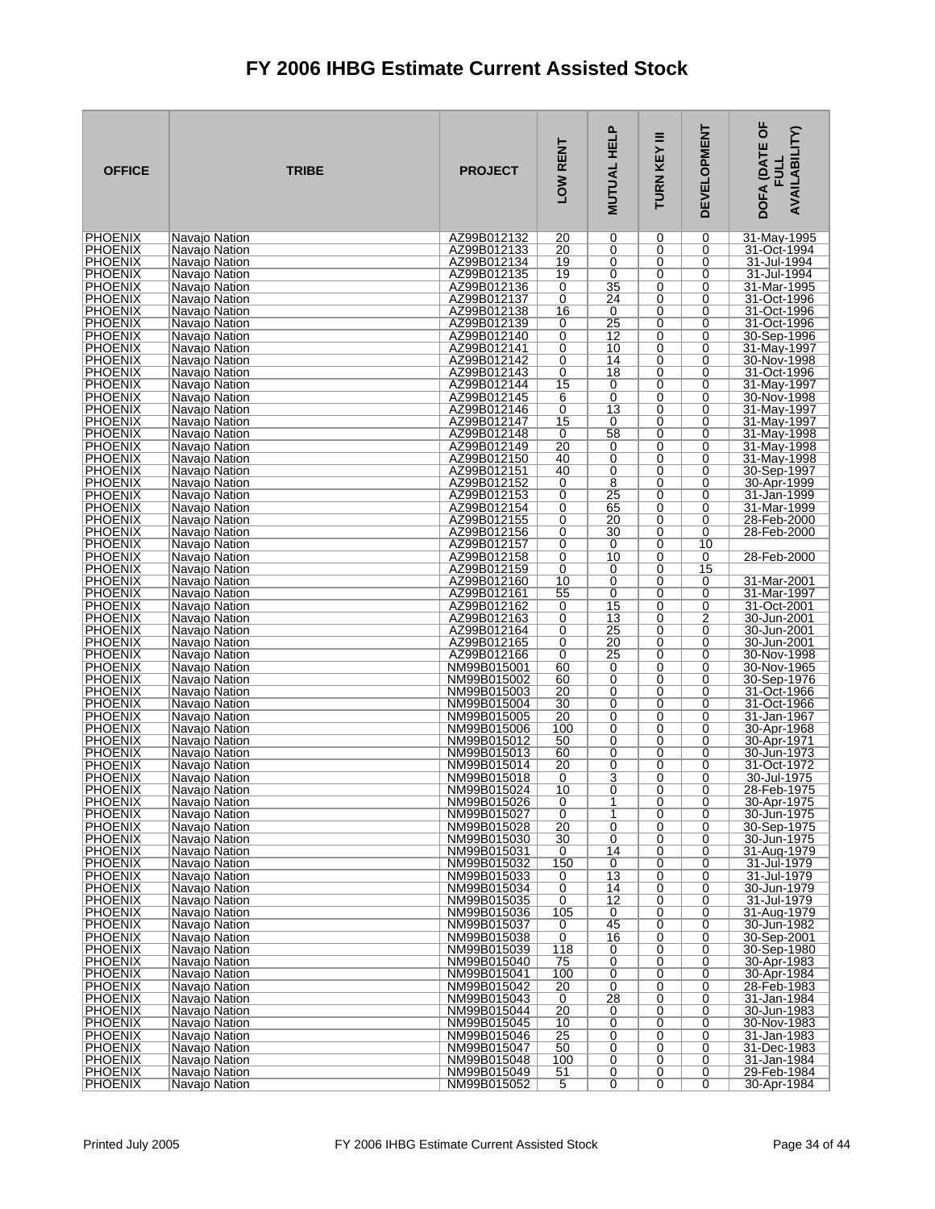# FY 2006 IHBG Estimate Current Assisted Stock

| OFFICE | TRIBE | PROJECT | LOW RENT | MUTUAL HELP | TURN KEY III | DEVELOPMENT | DOFA (DATE OF FULL AVAILABILITY) |
|---|---|---|---|---|---|---|---|
| PHOENIX | Navajo Nation | AZ99B012132 | 20 | 0 | 0 | 0 | 31-May-1995 |
| PHOENIX | Navajo Nation | AZ99B012133 | 20 | 0 | 0 | 0 | 31-Oct-1994 |
| PHOENIX | Navajo Nation | AZ99B012134 | 19 | 0 | 0 | 0 | 31-Jul-1994 |
| PHOENIX | Navajo Nation | AZ99B012135 | 19 | 0 | 0 | 0 | 31-Jul-1994 |
| PHOENIX | Navajo Nation | AZ99B012136 | 0 | 35 | 0 | 0 | 31-Mar-1995 |
| PHOENIX | Navajo Nation | AZ99B012137 | 0 | 24 | 0 | 0 | 31-Oct-1996 |
| PHOENIX | Navajo Nation | AZ99B012138 | 16 | 0 | 0 | 0 | 31-Oct-1996 |
| PHOENIX | Navajo Nation | AZ99B012139 | 0 | 25 | 0 | 0 | 31-Oct-1996 |
| PHOENIX | Navajo Nation | AZ99B012140 | 0 | 12 | 0 | 0 | 30-Sep-1996 |
| PHOENIX | Navajo Nation | AZ99B012141 | 0 | 10 | 0 | 0 | 31-May-1997 |
| PHOENIX | Navajo Nation | AZ99B012142 | 0 | 14 | 0 | 0 | 30-Nov-1998 |
| PHOENIX | Navajo Nation | AZ99B012143 | 0 | 18 | 0 | 0 | 31-Oct-1996 |
| PHOENIX | Navajo Nation | AZ99B012144 | 15 | 0 | 0 | 0 | 31-May-1997 |
| PHOENIX | Navajo Nation | AZ99B012145 | 6 | 0 | 0 | 0 | 30-Nov-1998 |
| PHOENIX | Navajo Nation | AZ99B012146 | 0 | 13 | 0 | 0 | 31-May-1997 |
| PHOENIX | Navajo Nation | AZ99B012147 | 15 | 0 | 0 | 0 | 31-May-1997 |
| PHOENIX | Navajo Nation | AZ99B012148 | 0 | 58 | 0 | 0 | 31-May-1998 |
| PHOENIX | Navajo Nation | AZ99B012149 | 20 | 0 | 0 | 0 | 31-May-1998 |
| PHOENIX | Navajo Nation | AZ99B012150 | 40 | 0 | 0 | 0 | 31-May-1998 |
| PHOENIX | Navajo Nation | AZ99B012151 | 40 | 0 | 0 | 0 | 30-Sep-1997 |
| PHOENIX | Navajo Nation | AZ99B012152 | 0 | 8 | 0 | 0 | 30-Apr-1999 |
| PHOENIX | Navajo Nation | AZ99B012153 | 0 | 25 | 0 | 0 | 31-Jan-1999 |
| PHOENIX | Navajo Nation | AZ99B012154 | 0 | 65 | 0 | 0 | 31-Mar-1999 |
| PHOENIX | Navajo Nation | AZ99B012155 | 0 | 20 | 0 | 0 | 28-Feb-2000 |
| PHOENIX | Navajo Nation | AZ99B012156 | 0 | 30 | 0 | 0 | 28-Feb-2000 |
| PHOENIX | Navajo Nation | AZ99B012157 | 0 | 0 | 0 | 10 | |
| PHOENIX | Navajo Nation | AZ99B012158 | 0 | 10 | 0 | 0 | 28-Feb-2000 |
| PHOENIX | Navajo Nation | AZ99B012159 | 0 | 0 | 0 | 15 | |
| PHOENIX | Navajo Nation | AZ99B012160 | 10 | 0 | 0 | 0 | 31-Mar-2001 |
| PHOENIX | Navajo Nation | AZ99B012161 | 55 | 0 | 0 | 0 | 31-Mar-1997 |
| PHOENIX | Navajo Nation | AZ99B012162 | 0 | 15 | 0 | 0 | 31-Oct-2001 |
| PHOENIX | Navajo Nation | AZ99B012163 | 0 | 13 | 0 | 2 | 30-Jun-2001 |
| PHOENIX | Navajo Nation | AZ99B012164 | 0 | 25 | 0 | 0 | 30-Jun-2001 |
| PHOENIX | Navajo Nation | AZ99B012165 | 0 | 20 | 0 | 0 | 30-Jun-2001 |
| PHOENIX | Navajo Nation | AZ99B012166 | 0 | 25 | 0 | 0 | 30-Nov-1998 |
| PHOENIX | Navajo Nation | NM99B015001 | 60 | 0 | 0 | 0 | 30-Nov-1965 |
| PHOENIX | Navajo Nation | NM99B015002 | 60 | 0 | 0 | 0 | 30-Sep-1976 |
| PHOENIX | Navajo Nation | NM99B015003 | 20 | 0 | 0 | 0 | 31-Oct-1966 |
| PHOENIX | Navajo Nation | NM99B015004 | 30 | 0 | 0 | 0 | 31-Oct-1966 |
| PHOENIX | Navajo Nation | NM99B015005 | 20 | 0 | 0 | 0 | 31-Jan-1967 |
| PHOENIX | Navajo Nation | NM99B015006 | 100 | 0 | 0 | 0 | 30-Apr-1968 |
| PHOENIX | Navajo Nation | NM99B015012 | 50 | 0 | 0 | 0 | 30-Apr-1971 |
| PHOENIX | Navajo Nation | NM99B015013 | 60 | 0 | 0 | 0 | 30-Jun-1973 |
| PHOENIX | Navajo Nation | NM99B015014 | 20 | 0 | 0 | 0 | 31-Oct-1972 |
| PHOENIX | Navajo Nation | NM99B015018 | 0 | 3 | 0 | 0 | 30-Jul-1975 |
| PHOENIX | Navajo Nation | NM99B015024 | 10 | 0 | 0 | 0 | 28-Feb-1975 |
| PHOENIX | Navajo Nation | NM99B015026 | 0 | 1 | 0 | 0 | 30-Apr-1975 |
| PHOENIX | Navajo Nation | NM99B015027 | 0 | 1 | 0 | 0 | 30-Jun-1975 |
| PHOENIX | Navajo Nation | NM99B015028 | 20 | 0 | 0 | 0 | 30-Sep-1975 |
| PHOENIX | Navajo Nation | NM99B015030 | 30 | 0 | 0 | 0 | 30-Jun-1975 |
| PHOENIX | Navajo Nation | NM99B015031 | 0 | 14 | 0 | 0 | 31-Aug-1979 |
| PHOENIX | Navajo Nation | NM99B015032 | 150 | 0 | 0 | 0 | 31-Jul-1979 |
| PHOENIX | Navajo Nation | NM99B015033 | 0 | 13 | 0 | 0 | 31-Jul-1979 |
| PHOENIX | Navajo Nation | NM99B015034 | 0 | 14 | 0 | 0 | 30-Jun-1979 |
| PHOENIX | Navajo Nation | NM99B015035 | 0 | 12 | 0 | 0 | 31-Jul-1979 |
| PHOENIX | Navajo Nation | NM99B015036 | 105 | 0 | 0 | 0 | 31-Aug-1979 |
| PHOENIX | Navajo Nation | NM99B015037 | 0 | 45 | 0 | 0 | 30-Jun-1982 |
| PHOENIX | Navajo Nation | NM99B015038 | 0 | 16 | 0 | 0 | 30-Sep-2001 |
| PHOENIX | Navajo Nation | NM99B015039 | 118 | 0 | 0 | 0 | 30-Sep-1980 |
| PHOENIX | Navajo Nation | NM99B015040 | 75 | 0 | 0 | 0 | 30-Apr-1983 |
| PHOENIX | Navajo Nation | NM99B015041 | 100 | 0 | 0 | 0 | 30-Apr-1984 |
| PHOENIX | Navajo Nation | NM99B015042 | 20 | 0 | 0 | 0 | 28-Feb-1983 |
| PHOENIX | Navajo Nation | NM99B015043 | 0 | 28 | 0 | 0 | 31-Jan-1984 |
| PHOENIX | Navajo Nation | NM99B015044 | 20 | 0 | 0 | 0 | 30-Jun-1983 |
| PHOENIX | Navajo Nation | NM99B015045 | 10 | 0 | 0 | 0 | 30-Nov-1983 |
| PHOENIX | Navajo Nation | NM99B015046 | 25 | 0 | 0 | 0 | 31-Jan-1983 |
| PHOENIX | Navajo Nation | NM99B015047 | 50 | 0 | 0 | 0 | 31-Dec-1983 |
| PHOENIX | Navajo Nation | NM99B015048 | 100 | 0 | 0 | 0 | 31-Jan-1984 |
| PHOENIX | Navajo Nation | NM99B015049 | 51 | 0 | 0 | 0 | 29-Feb-1984 |
| PHOENIX | Navajo Nation | NM99B015052 | 5 | 0 | 0 | 0 | 30-Apr-1984 |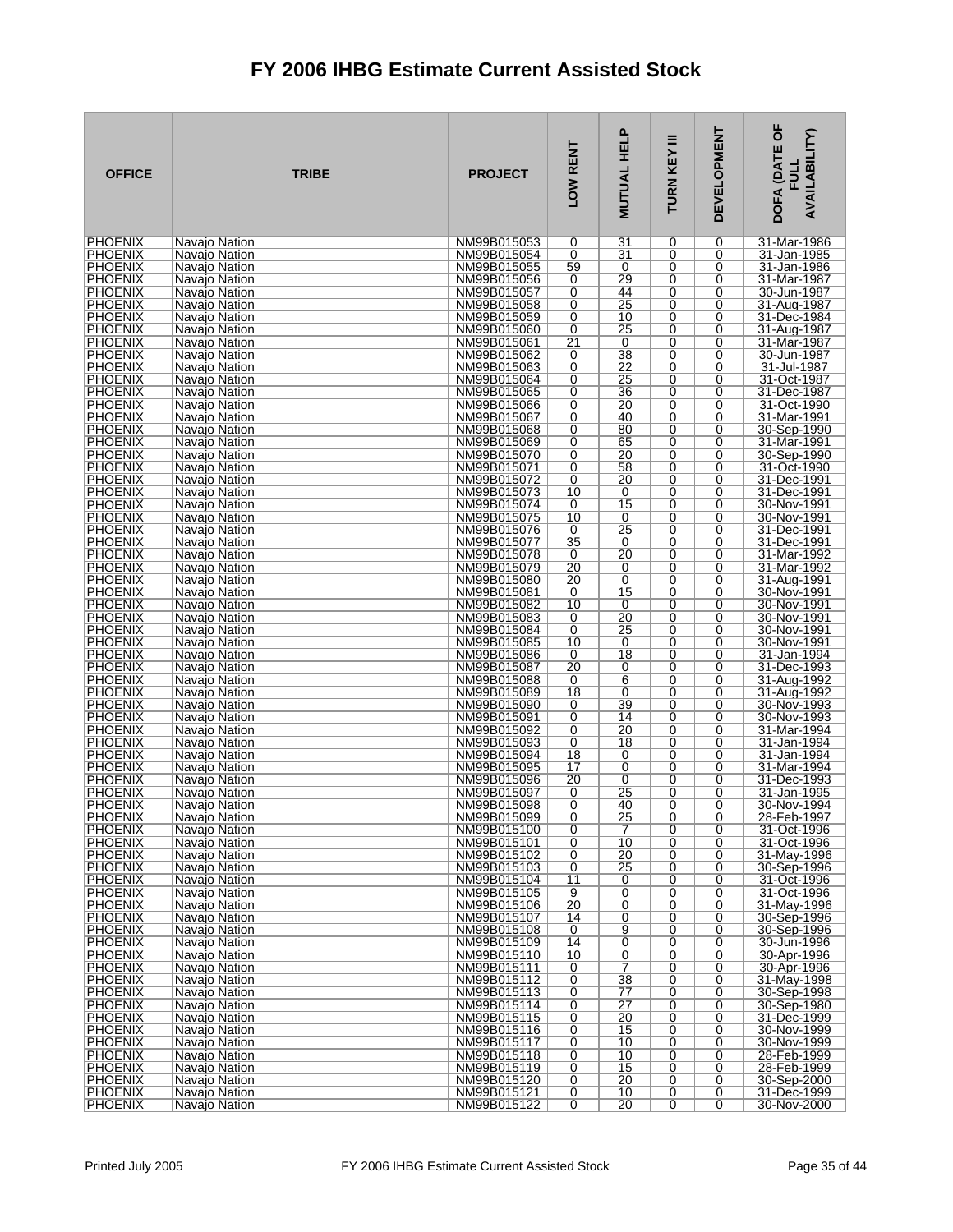# FY 2006 IHBG Estimate Current Assisted Stock

| OFFICE | TRIBE | PROJECT | LOW RENT | MUTUAL HELP | TURN KEY III | DEVELOPMENT | DOFA (DATE OF FULL AVAILABILITY) |
|---|---|---|---|---|---|---|---|
| PHOENIX | Navajo Nation | NM99B015053 | 0 | 31 | 0 | 0 | 31-Mar-1986 |
| PHOENIX | Navajo Nation | NM99B015054 | 0 | 31 | 0 | 0 | 31-Jan-1985 |
| PHOENIX | Navajo Nation | NM99B015055 | 59 | 0 | 0 | 0 | 31-Jan-1986 |
| PHOENIX | Navajo Nation | NM99B015056 | 0 | 29 | 0 | 0 | 31-Mar-1987 |
| PHOENIX | Navajo Nation | NM99B015057 | 0 | 44 | 0 | 0 | 30-Jun-1987 |
| PHOENIX | Navajo Nation | NM99B015058 | 0 | 25 | 0 | 0 | 31-Aug-1987 |
| PHOENIX | Navajo Nation | NM99B015059 | 0 | 10 | 0 | 0 | 31-Dec-1984 |
| PHOENIX | Navajo Nation | NM99B015060 | 0 | 25 | 0 | 0 | 31-Aug-1987 |
| PHOENIX | Navajo Nation | NM99B015061 | 21 | 0 | 0 | 0 | 31-Mar-1987 |
| PHOENIX | Navajo Nation | NM99B015062 | 0 | 38 | 0 | 0 | 30-Jun-1987 |
| PHOENIX | Navajo Nation | NM99B015063 | 0 | 22 | 0 | 0 | 31-Jul-1987 |
| PHOENIX | Navajo Nation | NM99B015064 | 0 | 25 | 0 | 0 | 31-Oct-1987 |
| PHOENIX | Navajo Nation | NM99B015065 | 0 | 36 | 0 | 0 | 31-Dec-1987 |
| PHOENIX | Navajo Nation | NM99B015066 | 0 | 20 | 0 | 0 | 31-Oct-1990 |
| PHOENIX | Navajo Nation | NM99B015067 | 0 | 40 | 0 | 0 | 31-Mar-1991 |
| PHOENIX | Navajo Nation | NM99B015068 | 0 | 80 | 0 | 0 | 30-Sep-1990 |
| PHOENIX | Navajo Nation | NM99B015069 | 0 | 65 | 0 | 0 | 31-Mar-1991 |
| PHOENIX | Navajo Nation | NM99B015070 | 0 | 20 | 0 | 0 | 30-Sep-1990 |
| PHOENIX | Navajo Nation | NM99B015071 | 0 | 58 | 0 | 0 | 31-Oct-1990 |
| PHOENIX | Navajo Nation | NM99B015072 | 0 | 20 | 0 | 0 | 31-Dec-1991 |
| PHOENIX | Navajo Nation | NM99B015073 | 10 | 0 | 0 | 0 | 31-Dec-1991 |
| PHOENIX | Navajo Nation | NM99B015074 | 0 | 15 | 0 | 0 | 30-Nov-1991 |
| PHOENIX | Navajo Nation | NM99B015075 | 10 | 0 | 0 | 0 | 30-Nov-1991 |
| PHOENIX | Navajo Nation | NM99B015076 | 0 | 25 | 0 | 0 | 31-Dec-1991 |
| PHOENIX | Navajo Nation | NM99B015077 | 35 | 0 | 0 | 0 | 31-Dec-1991 |
| PHOENIX | Navajo Nation | NM99B015078 | 0 | 20 | 0 | 0 | 31-Mar-1992 |
| PHOENIX | Navajo Nation | NM99B015079 | 20 | 0 | 0 | 0 | 31-Mar-1992 |
| PHOENIX | Navajo Nation | NM99B015080 | 20 | 0 | 0 | 0 | 31-Aug-1991 |
| PHOENIX | Navajo Nation | NM99B015081 | 0 | 15 | 0 | 0 | 30-Nov-1991 |
| PHOENIX | Navajo Nation | NM99B015082 | 10 | 0 | 0 | 0 | 30-Nov-1991 |
| PHOENIX | Navajo Nation | NM99B015083 | 0 | 20 | 0 | 0 | 30-Nov-1991 |
| PHOENIX | Navajo Nation | NM99B015084 | 0 | 25 | 0 | 0 | 30-Nov-1991 |
| PHOENIX | Navajo Nation | NM99B015085 | 10 | 0 | 0 | 0 | 30-Nov-1991 |
| PHOENIX | Navajo Nation | NM99B015086 | 0 | 18 | 0 | 0 | 31-Jan-1994 |
| PHOENIX | Navajo Nation | NM99B015087 | 20 | 0 | 0 | 0 | 31-Dec-1993 |
| PHOENIX | Navajo Nation | NM99B015088 | 0 | 6 | 0 | 0 | 31-Aug-1992 |
| PHOENIX | Navajo Nation | NM99B015089 | 18 | 0 | 0 | 0 | 31-Aug-1992 |
| PHOENIX | Navajo Nation | NM99B015090 | 0 | 39 | 0 | 0 | 30-Nov-1993 |
| PHOENIX | Navajo Nation | NM99B015091 | 0 | 14 | 0 | 0 | 30-Nov-1993 |
| PHOENIX | Navajo Nation | NM99B015092 | 0 | 20 | 0 | 0 | 31-Mar-1994 |
| PHOENIX | Navajo Nation | NM99B015093 | 0 | 18 | 0 | 0 | 31-Jan-1994 |
| PHOENIX | Navajo Nation | NM99B015094 | 18 | 0 | 0 | 0 | 31-Jan-1994 |
| PHOENIX | Navajo Nation | NM99B015095 | 17 | 0 | 0 | 0 | 31-Mar-1994 |
| PHOENIX | Navajo Nation | NM99B015096 | 20 | 0 | 0 | 0 | 31-Dec-1993 |
| PHOENIX | Navajo Nation | NM99B015097 | 0 | 25 | 0 | 0 | 31-Jan-1995 |
| PHOENIX | Navajo Nation | NM99B015098 | 0 | 40 | 0 | 0 | 30-Nov-1994 |
| PHOENIX | Navajo Nation | NM99B015099 | 0 | 25 | 0 | 0 | 28-Feb-1997 |
| PHOENIX | Navajo Nation | NM99B015100 | 0 | 7 | 0 | 0 | 31-Oct-1996 |
| PHOENIX | Navajo Nation | NM99B015101 | 0 | 10 | 0 | 0 | 31-Oct-1996 |
| PHOENIX | Navajo Nation | NM99B015102 | 0 | 20 | 0 | 0 | 31-May-1996 |
| PHOENIX | Navajo Nation | NM99B015103 | 0 | 25 | 0 | 0 | 30-Sep-1996 |
| PHOENIX | Navajo Nation | NM99B015104 | 11 | 0 | 0 | 0 | 31-Oct-1996 |
| PHOENIX | Navajo Nation | NM99B015105 | 9 | 0 | 0 | 0 | 31-Oct-1996 |
| PHOENIX | Navajo Nation | NM99B015106 | 20 | 0 | 0 | 0 | 31-May-1996 |
| PHOENIX | Navajo Nation | NM99B015107 | 14 | 0 | 0 | 0 | 30-Sep-1996 |
| PHOENIX | Navajo Nation | NM99B015108 | 0 | 9 | 0 | 0 | 30-Sep-1996 |
| PHOENIX | Navajo Nation | NM99B015109 | 14 | 0 | 0 | 0 | 30-Jun-1996 |
| PHOENIX | Navajo Nation | NM99B015110 | 10 | 0 | 0 | 0 | 30-Apr-1996 |
| PHOENIX | Navajo Nation | NM99B015111 | 0 | 7 | 0 | 0 | 30-Apr-1996 |
| PHOENIX | Navajo Nation | NM99B015112 | 0 | 38 | 0 | 0 | 31-May-1998 |
| PHOENIX | Navajo Nation | NM99B015113 | 0 | 77 | 0 | 0 | 30-Sep-1998 |
| PHOENIX | Navajo Nation | NM99B015114 | 0 | 27 | 0 | 0 | 30-Sep-1980 |
| PHOENIX | Navajo Nation | NM99B015115 | 0 | 20 | 0 | 0 | 31-Dec-1999 |
| PHOENIX | Navajo Nation | NM99B015116 | 0 | 15 | 0 | 0 | 30-Nov-1999 |
| PHOENIX | Navajo Nation | NM99B015117 | 0 | 10 | 0 | 0 | 30-Nov-1999 |
| PHOENIX | Navajo Nation | NM99B015118 | 0 | 10 | 0 | 0 | 28-Feb-1999 |
| PHOENIX | Navajo Nation | NM99B015119 | 0 | 15 | 0 | 0 | 28-Feb-1999 |
| PHOENIX | Navajo Nation | NM99B015120 | 0 | 20 | 0 | 0 | 30-Sep-2000 |
| PHOENIX | Navajo Nation | NM99B015121 | 0 | 10 | 0 | 0 | 31-Dec-1999 |
| PHOENIX | Navajo Nation | NM99B015122 | 0 | 20 | 0 | 0 | 30-Nov-2000 |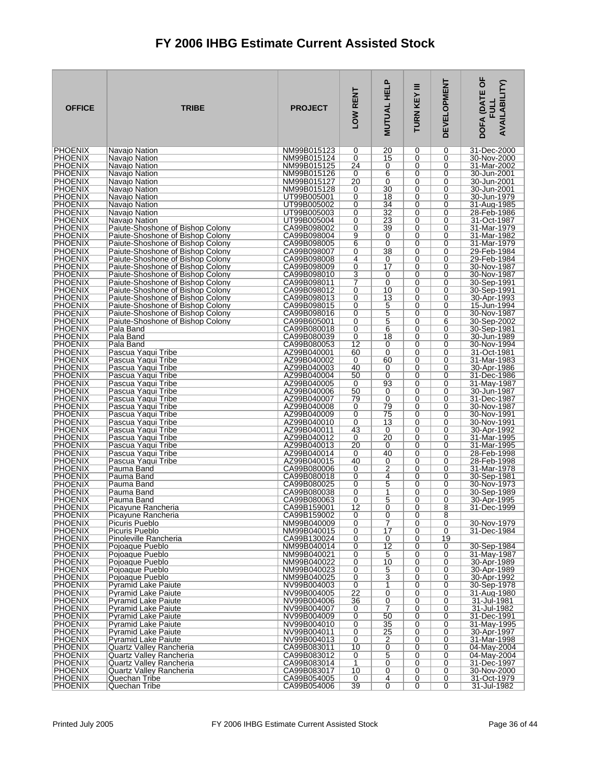# FY 2006 IHBG Estimate Current Assisted Stock

| OFFICE | TRIBE | PROJECT | LOW RENT | MUTUAL HELP | TURN KEY III | DEVELOPMENT | DOFA (DATE OF FULL AVAILABILITY) |
|---|---|---|---|---|---|---|---|
| PHOENIX | Navajo Nation | NM99B015123 | 0 | 20 | 0 | 0 | 31-Dec-2000 |
| PHOENIX | Navajo Nation | NM99B015124 | 0 | 15 | 0 | 0 | 30-Nov-2000 |
| PHOENIX | Navajo Nation | NM99B015125 | 24 | 0 | 0 | 0 | 31-Mar-2002 |
| PHOENIX | Navajo Nation | NM99B015126 | 0 | 6 | 0 | 0 | 30-Jun-2001 |
| PHOENIX | Navajo Nation | NM99B015127 | 20 | 0 | 0 | 0 | 30-Jun-2001 |
| PHOENIX | Navajo Nation | NM99B015128 | 0 | 30 | 0 | 0 | 30-Jun-2001 |
| PHOENIX | Navajo Nation | UT99B005001 | 0 | 18 | 0 | 0 | 30-Jun-1979 |
| PHOENIX | Navajo Nation | UT99B005002 | 0 | 34 | 0 | 0 | 31-Aug-1985 |
| PHOENIX | Navajo Nation | UT99B005003 | 0 | 32 | 0 | 0 | 28-Feb-1986 |
| PHOENIX | Navajo Nation | UT99B005004 | 0 | 23 | 0 | 0 | 31-Oct-1987 |
| PHOENIX | Paiute-Shoshone of Bishop Colony | CA99B098002 | 0 | 39 | 0 | 0 | 31-Mar-1979 |
| PHOENIX | Paiute-Shoshone of Bishop Colony | CA99B098004 | 9 | 0 | 0 | 0 | 31-Mar-1982 |
| PHOENIX | Paiute-Shoshone of Bishop Colony | CA99B098005 | 6 | 0 | 0 | 0 | 31-Mar-1979 |
| PHOENIX | Paiute-Shoshone of Bishop Colony | CA99B098007 | 0 | 38 | 0 | 0 | 29-Feb-1984 |
| PHOENIX | Paiute-Shoshone of Bishop Colony | CA99B098008 | 4 | 0 | 0 | 0 | 29-Feb-1984 |
| PHOENIX | Paiute-Shoshone of Bishop Colony | CA99B098009 | 0 | 17 | 0 | 0 | 30-Nov-1987 |
| PHOENIX | Paiute-Shoshone of Bishop Colony | CA99B098010 | 3 | 0 | 0 | 0 | 30-Nov-1987 |
| PHOENIX | Paiute-Shoshone of Bishop Colony | CA99B098011 | 7 | 0 | 0 | 0 | 30-Sep-1991 |
| PHOENIX | Paiute-Shoshone of Bishop Colony | CA99B098012 | 0 | 10 | 0 | 0 | 30-Sep-1991 |
| PHOENIX | Paiute-Shoshone of Bishop Colony | CA99B098013 | 0 | 13 | 0 | 0 | 30-Apr-1993 |
| PHOENIX | Paiute-Shoshone of Bishop Colony | CA99B098015 | 0 | 5 | 0 | 0 | 15-Jun-1994 |
| PHOENIX | Paiute-Shoshone of Bishop Colony | CA99B098016 | 0 | 5 | 0 | 0 | 30-Nov-1987 |
| PHOENIX | Paiute-Shoshone of Bishop Colony | CA99B605001 | 0 | 5 | 0 | 6 | 30-Sep-2002 |
| PHOENIX | Pala Band | CA99B080018 | 0 | 6 | 0 | 0 | 30-Sep-1981 |
| PHOENIX | Pala Band | CA99B080039 | 0 | 18 | 0 | 0 | 30-Jun-1989 |
| PHOENIX | Pala Band | CA99B080053 | 12 | 0 | 0 | 0 | 30-Nov-1994 |
| PHOENIX | Pascua Yaqui Tribe | AZ99B040001 | 60 | 0 | 0 | 0 | 31-Oct-1981 |
| PHOENIX | Pascua Yaqui Tribe | AZ99B040002 | 0 | 60 | 0 | 0 | 31-Mar-1983 |
| PHOENIX | Pascua Yaqui Tribe | AZ99B040003 | 40 | 0 | 0 | 0 | 30-Apr-1986 |
| PHOENIX | Pascua Yaqui Tribe | AZ99B040004 | 50 | 0 | 0 | 0 | 31-Dec-1986 |
| PHOENIX | Pascua Yaqui Tribe | AZ99B040005 | 0 | 93 | 0 | 0 | 31-May-1987 |
| PHOENIX | Pascua Yaqui Tribe | AZ99B040006 | 50 | 0 | 0 | 0 | 30-Jun-1987 |
| PHOENIX | Pascua Yaqui Tribe | AZ99B040007 | 79 | 0 | 0 | 0 | 31-Dec-1987 |
| PHOENIX | Pascua Yaqui Tribe | AZ99B040008 | 0 | 79 | 0 | 0 | 30-Nov-1987 |
| PHOENIX | Pascua Yaqui Tribe | AZ99B040009 | 0 | 75 | 0 | 0 | 30-Nov-1991 |
| PHOENIX | Pascua Yaqui Tribe | AZ99B040010 | 0 | 13 | 0 | 0 | 30-Nov-1991 |
| PHOENIX | Pascua Yaqui Tribe | AZ99B040011 | 43 | 0 | 0 | 0 | 30-Apr-1992 |
| PHOENIX | Pascua Yaqui Tribe | AZ99B040012 | 0 | 20 | 0 | 0 | 31-Mar-1995 |
| PHOENIX | Pascua Yaqui Tribe | AZ99B040013 | 20 | 0 | 0 | 0 | 31-Mar-1995 |
| PHOENIX | Pascua Yaqui Tribe | AZ99B040014 | 0 | 40 | 0 | 0 | 28-Feb-1998 |
| PHOENIX | Pascua Yaqui Tribe | AZ99B040015 | 40 | 0 | 0 | 0 | 28-Feb-1998 |
| PHOENIX | Pauma Band | CA99B080006 | 0 | 2 | 0 | 0 | 31-Mar-1978 |
| PHOENIX | Pauma Band | CA99B080018 | 0 | 4 | 0 | 0 | 30-Sep-1981 |
| PHOENIX | Pauma Band | CA99B080025 | 0 | 5 | 0 | 0 | 30-Nov-1973 |
| PHOENIX | Pauma Band | CA99B080038 | 0 | 1 | 0 | 0 | 30-Sep-1989 |
| PHOENIX | Pauma Band | CA99B080063 | 0 | 5 | 0 | 0 | 30-Apr-1995 |
| PHOENIX | Picayune Rancheria | CA99B159001 | 12 | 0 | 0 | 8 | 31-Dec-1999 |
| PHOENIX | Picayune Rancheria | CA99B159002 | 0 | 0 | 0 | 8 | |
| PHOENIX | Picuris Pueblo | NM99B040009 | 0 | 7 | 0 | 0 | 30-Nov-1979 |
| PHOENIX | Picuris Pueblo | NM99B040015 | 0 | 17 | 0 | 0 | 31-Dec-1984 |
| PHOENIX | Pinoleville Rancheria | CA99B130024 | 0 | 0 | 0 | 19 | |
| PHOENIX | Pojoaque Pueblo | NM99B040014 | 0 | 12 | 0 | 0 | 30-Sep-1984 |
| PHOENIX | Pojoaque Pueblo | NM99B040021 | 0 | 5 | 0 | 0 | 31-May-1987 |
| PHOENIX | Pojoaque Pueblo | NM99B040022 | 0 | 10 | 0 | 0 | 30-Apr-1989 |
| PHOENIX | Pojoaque Pueblo | NM99B040023 | 0 | 5 | 0 | 0 | 30-Apr-1989 |
| PHOENIX | Pojoaque Pueblo | NM99B040025 | 0 | 3 | 0 | 0 | 30-Apr-1992 |
| PHOENIX | Pyramid Lake Paiute | NV99B004003 | 0 | 1 | 0 | 0 | 30-Sep-1978 |
| PHOENIX | Pyramid Lake Paiute | NV99B004005 | 22 | 0 | 0 | 0 | 31-Aug-1980 |
| PHOENIX | Pyramid Lake Paiute | NV99B004006 | 36 | 0 | 0 | 0 | 31-Jul-1981 |
| PHOENIX | Pyramid Lake Paiute | NV99B004007 | 0 | 7 | 0 | 0 | 31-Jul-1982 |
| PHOENIX | Pyramid Lake Paiute | NV99B004009 | 0 | 50 | 0 | 0 | 31-Dec-1991 |
| PHOENIX | Pyramid Lake Paiute | NV99B004010 | 0 | 35 | 0 | 0 | 31-May-1995 |
| PHOENIX | Pyramid Lake Paiute | NV99B004011 | 0 | 25 | 0 | 0 | 30-Apr-1997 |
| PHOENIX | Pyramid Lake Paiute | NV99B004013 | 0 | 2 | 0 | 0 | 31-Mar-1998 |
| PHOENIX | Quartz Valley Rancheria | CA99B083011 | 10 | 0 | 0 | 0 | 04-May-2004 |
| PHOENIX | Quartz Valley Rancheria | CA99B083012 | 0 | 5 | 0 | 0 | 04-May-2004 |
| PHOENIX | Quartz Valley Rancheria | CA99B083014 | 1 | 0 | 0 | 0 | 31-Dec-1997 |
| PHOENIX | Quartz Valley Rancheria | CA99B083017 | 10 | 0 | 0 | 0 | 30-Nov-2000 |
| PHOENIX | Quechan Tribe | CA99B054005 | 0 | 4 | 0 | 0 | 31-Oct-1979 |
| PHOENIX | Quechan Tribe | CA99B054006 | 39 | 0 | 0 | 0 | 31-Jul-1982 |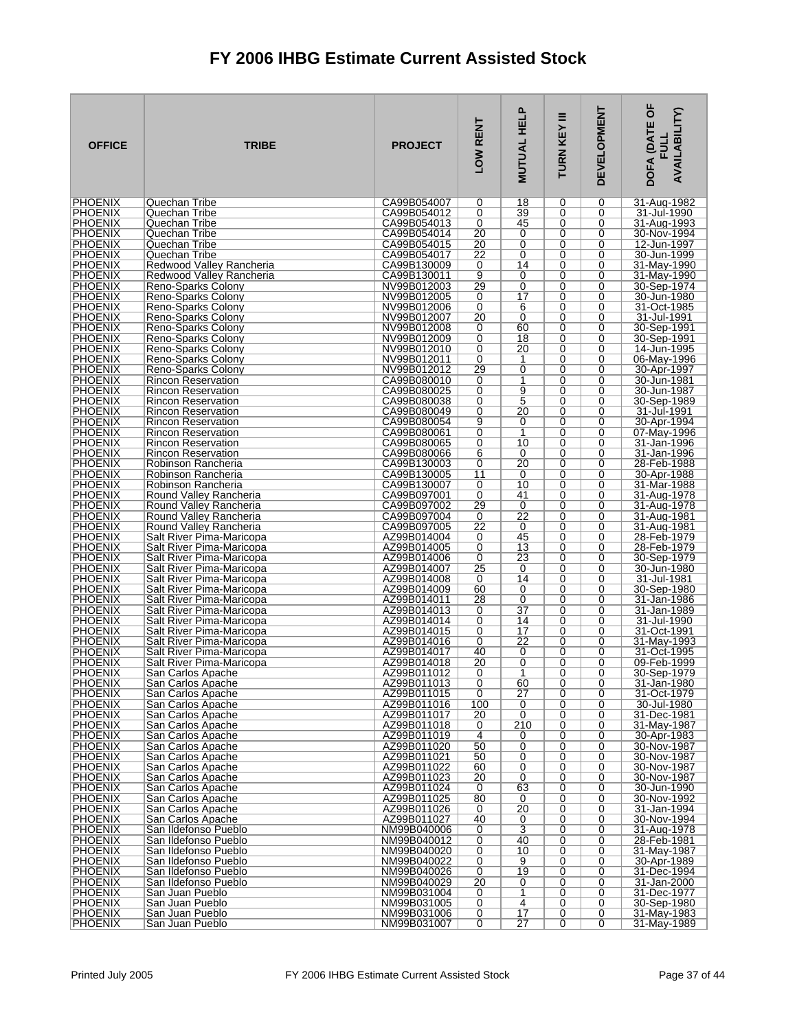# FY 2006 IHBG Estimate Current Assisted Stock

| OFFICE | TRIBE | PROJECT | LOW RENT | MUTUAL HELP | TURN KEY III | DEVELOPMENT | DOFA (DATE OF FULL AVAILABILITY) |
|---|---|---|---|---|---|---|---|
| PHOENIX | Quechan Tribe | CA99B054007 | 0 | 18 | 0 | 0 | 31-Aug-1982 |
| PHOENIX | Quechan Tribe | CA99B054012 | 0 | 39 | 0 | 0 | 31-Jul-1990 |
| PHOENIX | Quechan Tribe | CA99B054013 | 0 | 45 | 0 | 0 | 31-Aug-1993 |
| PHOENIX | Quechan Tribe | CA99B054014 | 20 | 0 | 0 | 0 | 30-Nov-1994 |
| PHOENIX | Quechan Tribe | CA99B054015 | 20 | 0 | 0 | 0 | 12-Jun-1997 |
| PHOENIX | Quechan Tribe | CA99B054017 | 22 | 0 | 0 | 0 | 30-Jun-1999 |
| PHOENIX | Redwood Valley Rancheria | CA99B130009 | 0 | 14 | 0 | 0 | 31-May-1990 |
| PHOENIX | Redwood Valley Rancheria | CA99B130011 | 9 | 0 | 0 | 0 | 31-May-1990 |
| PHOENIX | Reno-Sparks Colony | NV99B012003 | 29 | 0 | 0 | 0 | 30-Sep-1974 |
| PHOENIX | Reno-Sparks Colony | NV99B012005 | 0 | 17 | 0 | 0 | 30-Jun-1980 |
| PHOENIX | Reno-Sparks Colony | NV99B012006 | 0 | 6 | 0 | 0 | 31-Oct-1985 |
| PHOENIX | Reno-Sparks Colony | NV99B012007 | 20 | 0 | 0 | 0 | 31-Jul-1991 |
| PHOENIX | Reno-Sparks Colony | NV99B012008 | 0 | 60 | 0 | 0 | 30-Sep-1991 |
| PHOENIX | Reno-Sparks Colony | NV99B012009 | 0 | 18 | 0 | 0 | 30-Sep-1991 |
| PHOENIX | Reno-Sparks Colony | NV99B012010 | 0 | 20 | 0 | 0 | 14-Jun-1995 |
| PHOENIX | Reno-Sparks Colony | NV99B012011 | 0 | 1 | 0 | 0 | 06-May-1996 |
| PHOENIX | Reno-Sparks Colony | NV99B012012 | 29 | 0 | 0 | 0 | 30-Apr-1997 |
| PHOENIX | Rincon Reservation | CA99B080010 | 0 | 1 | 0 | 0 | 30-Jun-1981 |
| PHOENIX | Rincon Reservation | CA99B080025 | 0 | 9 | 0 | 0 | 30-Jun-1987 |
| PHOENIX | Rincon Reservation | CA99B080038 | 0 | 5 | 0 | 0 | 30-Sep-1989 |
| PHOENIX | Rincon Reservation | CA99B080049 | 0 | 20 | 0 | 0 | 31-Jul-1991 |
| PHOENIX | Rincon Reservation | CA99B080054 | 9 | 0 | 0 | 0 | 30-Apr-1994 |
| PHOENIX | Rincon Reservation | CA99B080061 | 0 | 1 | 0 | 0 | 07-May-1996 |
| PHOENIX | Rincon Reservation | CA99B080065 | 0 | 10 | 0 | 0 | 31-Jan-1996 |
| PHOENIX | Rincon Reservation | CA99B080066 | 6 | 0 | 0 | 0 | 31-Jan-1996 |
| PHOENIX | Robinson Rancheria | CA99B130003 | 0 | 20 | 0 | 0 | 28-Feb-1988 |
| PHOENIX | Robinson Rancheria | CA99B130005 | 11 | 0 | 0 | 0 | 30-Apr-1988 |
| PHOENIX | Robinson Rancheria | CA99B130007 | 0 | 10 | 0 | 0 | 31-Mar-1988 |
| PHOENIX | Round Valley Rancheria | CA99B097001 | 0 | 41 | 0 | 0 | 31-Aug-1978 |
| PHOENIX | Round Valley Rancheria | CA99B097002 | 29 | 0 | 0 | 0 | 31-Aug-1978 |
| PHOENIX | Round Valley Rancheria | CA99B097004 | 0 | 22 | 0 | 0 | 31-Aug-1981 |
| PHOENIX | Round Valley Rancheria | CA99B097005 | 22 | 0 | 0 | 0 | 31-Aug-1981 |
| PHOENIX | Salt River Pima-Maricopa | AZ99B014004 | 0 | 45 | 0 | 0 | 28-Feb-1979 |
| PHOENIX | Salt River Pima-Maricopa | AZ99B014005 | 0 | 13 | 0 | 0 | 28-Feb-1979 |
| PHOENIX | Salt River Pima-Maricopa | AZ99B014006 | 0 | 23 | 0 | 0 | 30-Sep-1979 |
| PHOENIX | Salt River Pima-Maricopa | AZ99B014007 | 25 | 0 | 0 | 0 | 30-Jun-1980 |
| PHOENIX | Salt River Pima-Maricopa | AZ99B014008 | 0 | 14 | 0 | 0 | 31-Jul-1981 |
| PHOENIX | Salt River Pima-Maricopa | AZ99B014009 | 60 | 0 | 0 | 0 | 30-Sep-1980 |
| PHOENIX | Salt River Pima-Maricopa | AZ99B014011 | 28 | 0 | 0 | 0 | 31-Jan-1986 |
| PHOENIX | Salt River Pima-Maricopa | AZ99B014013 | 0 | 37 | 0 | 0 | 31-Jan-1989 |
| PHOENIX | Salt River Pima-Maricopa | AZ99B014014 | 0 | 14 | 0 | 0 | 31-Jul-1990 |
| PHOENIX | Salt River Pima-Maricopa | AZ99B014015 | 0 | 17 | 0 | 0 | 31-Oct-1991 |
| PHOENIX | Salt River Pima-Maricopa | AZ99B014016 | 0 | 22 | 0 | 0 | 31-May-1993 |
| PHOENIX | Salt River Pima-Maricopa | AZ99B014017 | 40 | 0 | 0 | 0 | 31-Oct-1995 |
| PHOENIX | Salt River Pima-Maricopa | AZ99B014018 | 20 | 0 | 0 | 0 | 09-Feb-1999 |
| PHOENIX | San Carlos Apache | AZ99B011012 | 0 | 1 | 0 | 0 | 30-Sep-1979 |
| PHOENIX | San Carlos Apache | AZ99B011013 | 0 | 60 | 0 | 0 | 31-Jan-1980 |
| PHOENIX | San Carlos Apache | AZ99B011015 | 0 | 27 | 0 | 0 | 31-Oct-1979 |
| PHOENIX | San Carlos Apache | AZ99B011016 | 100 | 0 | 0 | 0 | 30-Jul-1980 |
| PHOENIX | San Carlos Apache | AZ99B011017 | 20 | 0 | 0 | 0 | 31-Dec-1981 |
| PHOENIX | San Carlos Apache | AZ99B011018 | 0 | 210 | 0 | 0 | 31-May-1987 |
| PHOENIX | San Carlos Apache | AZ99B011019 | 4 | 0 | 0 | 0 | 30-Apr-1983 |
| PHOENIX | San Carlos Apache | AZ99B011020 | 50 | 0 | 0 | 0 | 30-Nov-1987 |
| PHOENIX | San Carlos Apache | AZ99B011021 | 50 | 0 | 0 | 0 | 30-Nov-1987 |
| PHOENIX | San Carlos Apache | AZ99B011022 | 60 | 0 | 0 | 0 | 30-Nov-1987 |
| PHOENIX | San Carlos Apache | AZ99B011023 | 20 | 0 | 0 | 0 | 30-Nov-1987 |
| PHOENIX | San Carlos Apache | AZ99B011024 | 0 | 63 | 0 | 0 | 30-Jun-1990 |
| PHOENIX | San Carlos Apache | AZ99B011025 | 80 | 0 | 0 | 0 | 30-Nov-1992 |
| PHOENIX | San Carlos Apache | AZ99B011026 | 0 | 20 | 0 | 0 | 31-Jan-1994 |
| PHOENIX | San Carlos Apache | AZ99B011027 | 40 | 0 | 0 | 0 | 30-Nov-1994 |
| PHOENIX | San Ildefonso Pueblo | NM99B040006 | 0 | 3 | 0 | 0 | 31-Aug-1978 |
| PHOENIX | San Ildefonso Pueblo | NM99B040012 | 0 | 40 | 0 | 0 | 28-Feb-1981 |
| PHOENIX | San Ildefonso Pueblo | NM99B040020 | 0 | 10 | 0 | 0 | 31-May-1987 |
| PHOENIX | San Ildefonso Pueblo | NM99B040022 | 0 | 9 | 0 | 0 | 30-Apr-1989 |
| PHOENIX | San Ildefonso Pueblo | NM99B040026 | 0 | 19 | 0 | 0 | 31-Dec-1994 |
| PHOENIX | San Ildefonso Pueblo | NM99B040029 | 20 | 0 | 0 | 0 | 31-Jan-2000 |
| PHOENIX | San Juan Pueblo | NM99B031004 | 0 | 1 | 0 | 0 | 31-Dec-1977 |
| PHOENIX | San Juan Pueblo | NM99B031005 | 0 | 4 | 0 | 0 | 30-Sep-1980 |
| PHOENIX | San Juan Pueblo | NM99B031006 | 0 | 17 | 0 | 0 | 31-May-1983 |
| PHOENIX | San Juan Pueblo | NM99B031007 | 0 | 27 | 0 | 0 | 31-May-1989 |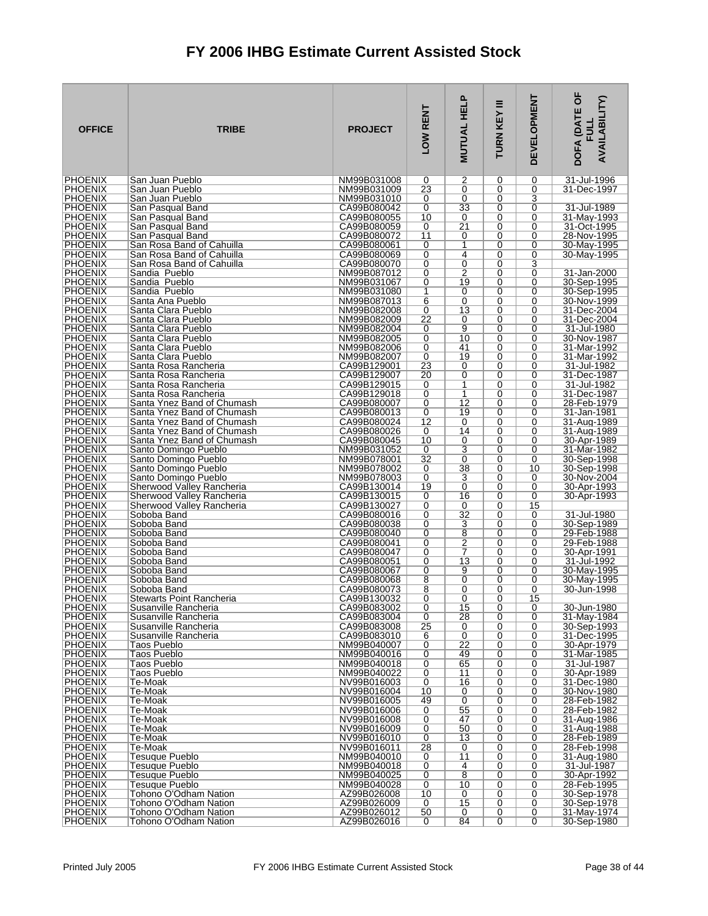# FY 2006 IHBG Estimate Current Assisted Stock

| OFFICE | TRIBE | PROJECT | LOW RENT | MUTUAL HELP | TURN KEY III | DEVELOPMENT | DOFA (DATE OF FULL AVAILABILITY) |
|---|---|---|---|---|---|---|---|
| PHOENIX | San Juan Pueblo | NM99B031008 | 0 | 2 | 0 | 0 | 31-Jul-1996 |
| PHOENIX | San Juan Pueblo | NM99B031009 | 23 | 0 | 0 | 0 | 31-Dec-1997 |
| PHOENIX | San Juan Pueblo | NM99B031010 | 0 | 0 | 0 | 3 | |
| PHOENIX | San Pasqual Band | CA99B080042 | 0 | 33 | 0 | 0 | 31-Jul-1989 |
| PHOENIX | San Pasqual Band | CA99B080055 | 10 | 0 | 0 | 0 | 31-May-1993 |
| PHOENIX | San Pasqual Band | CA99B080059 | 0 | 21 | 0 | 0 | 31-Oct-1995 |
| PHOENIX | San Pasqual Band | CA99B080072 | 11 | 0 | 0 | 0 | 28-Nov-1995 |
| PHOENIX | San Rosa Band of Cahuilla | CA99B080061 | 0 | 1 | 0 | 0 | 30-May-1995 |
| PHOENIX | San Rosa Band of Cahuilla | CA99B080069 | 0 | 4 | 0 | 0 | 30-May-1995 |
| PHOENIX | San Rosa Band of Cahuilla | CA99B080070 | 0 | 0 | 0 | 3 | |
| PHOENIX | Sandia Pueblo | NM99B087012 | 0 | 2 | 0 | 0 | 31-Jan-2000 |
| PHOENIX | Sandia Pueblo | NM99B031067 | 0 | 19 | 0 | 0 | 30-Sep-1995 |
| PHOENIX | Sandia Pueblo | NM99B031080 | 1 | 0 | 0 | 0 | 30-Sep-1995 |
| PHOENIX | Santa Ana Pueblo | NM99B087013 | 6 | 0 | 0 | 0 | 30-Nov-1999 |
| PHOENIX | Santa Clara Pueblo | NM99B082008 | 0 | 13 | 0 | 0 | 31-Dec-2004 |
| PHOENIX | Santa Clara Pueblo | NM99B082009 | 22 | 0 | 0 | 0 | 31-Dec-2004 |
| PHOENIX | Santa Clara Pueblo | NM99B082004 | 0 | 9 | 0 | 0 | 31-Jul-1980 |
| PHOENIX | Santa Clara Pueblo | NM99B082005 | 0 | 10 | 0 | 0 | 30-Nov-1987 |
| PHOENIX | Santa Clara Pueblo | NM99B082006 | 0 | 41 | 0 | 0 | 31-Mar-1992 |
| PHOENIX | Santa Clara Pueblo | NM99B082007 | 0 | 19 | 0 | 0 | 31-Mar-1992 |
| PHOENIX | Santa Rosa Rancheria | CA99B129001 | 23 | 0 | 0 | 0 | 31-Jul-1982 |
| PHOENIX | Santa Rosa Rancheria | CA99B129007 | 20 | 0 | 0 | 0 | 31-Dec-1987 |
| PHOENIX | Santa Rosa Rancheria | CA99B129015 | 0 | 1 | 0 | 0 | 31-Jul-1982 |
| PHOENIX | Santa Rosa Rancheria | CA99B129018 | 0 | 1 | 0 | 0 | 31-Dec-1987 |
| PHOENIX | Santa Ynez Band of Chumash | CA99B080007 | 0 | 12 | 0 | 0 | 28-Feb-1979 |
| PHOENIX | Santa Ynez Band of Chumash | CA99B080013 | 0 | 19 | 0 | 0 | 31-Jan-1981 |
| PHOENIX | Santa Ynez Band of Chumash | CA99B080024 | 12 | 0 | 0 | 0 | 31-Aug-1989 |
| PHOENIX | Santa Ynez Band of Chumash | CA99B080026 | 0 | 14 | 0 | 0 | 31-Aug-1989 |
| PHOENIX | Santa Ynez Band of Chumash | CA99B080045 | 10 | 0 | 0 | 0 | 30-Apr-1989 |
| PHOENIX | Santo Domingo Pueblo | NM99B031052 | 0 | 3 | 0 | 0 | 31-Mar-1982 |
| PHOENIX | Santo Domingo Pueblo | NM99B078001 | 32 | 0 | 0 | 0 | 30-Sep-1998 |
| PHOENIX | Santo Domingo Pueblo | NM99B078002 | 0 | 38 | 0 | 10 | 30-Sep-1998 |
| PHOENIX | Santo Domingo Pueblo | NM99B078003 | 0 | 3 | 0 | 0 | 30-Nov-2004 |
| PHOENIX | Sherwood Valley Rancheria | CA99B130014 | 19 | 0 | 0 | 0 | 30-Apr-1993 |
| PHOENIX | Sherwood Valley Rancheria | CA99B130015 | 0 | 16 | 0 | 0 | 30-Apr-1993 |
| PHOENIX | Sherwood Valley Rancheria | CA99B130027 | 0 | 0 | 0 | 15 | |
| PHOENIX | Soboba Band | CA99B080016 | 0 | 32 | 0 | 0 | 31-Jul-1980 |
| PHOENIX | Soboba Band | CA99B080038 | 0 | 3 | 0 | 0 | 30-Sep-1989 |
| PHOENIX | Soboba Band | CA99B080040 | 0 | 8 | 0 | 0 | 29-Feb-1988 |
| PHOENIX | Soboba Band | CA99B080041 | 0 | 2 | 0 | 0 | 29-Feb-1988 |
| PHOENIX | Soboba Band | CA99B080047 | 0 | 7 | 0 | 0 | 30-Apr-1991 |
| PHOENIX | Soboba Band | CA99B080051 | 0 | 13 | 0 | 0 | 31-Jul-1992 |
| PHOENIX | Soboba Band | CA99B080067 | 0 | 9 | 0 | 0 | 30-May-1995 |
| PHOENIX | Soboba Band | CA99B080068 | 8 | 0 | 0 | 0 | 30-May-1995 |
| PHOENIX | Soboba Band | CA99B080073 | 8 | 0 | 0 | 0 | 30-Jun-1998 |
| PHOENIX | Stewarts Point Rancheria | CA99B130032 | 0 | 0 | 0 | 15 | |
| PHOENIX | Susanville Rancheria | CA99B083002 | 0 | 15 | 0 | 0 | 30-Jun-1980 |
| PHOENIX | Susanville Rancheria | CA99B083004 | 0 | 28 | 0 | 0 | 31-May-1984 |
| PHOENIX | Susanville Rancheria | CA99B083008 | 25 | 0 | 0 | 0 | 30-Sep-1993 |
| PHOENIX | Susanville Rancheria | CA99B083010 | 6 | 0 | 0 | 0 | 31-Dec-1995 |
| PHOENIX | Taos Pueblo | NM99B040007 | 0 | 22 | 0 | 0 | 30-Apr-1979 |
| PHOENIX | Taos Pueblo | NM99B040016 | 0 | 49 | 0 | 0 | 31-Mar-1985 |
| PHOENIX | Taos Pueblo | NM99B040018 | 0 | 65 | 0 | 0 | 31-Jul-1987 |
| PHOENIX | Taos Pueblo | NM99B040022 | 0 | 11 | 0 | 0 | 30-Apr-1989 |
| PHOENIX | Te-Moak | NV99B016003 | 0 | 16 | 0 | 0 | 31-Dec-1980 |
| PHOENIX | Te-Moak | NV99B016004 | 10 | 0 | 0 | 0 | 30-Nov-1980 |
| PHOENIX | Te-Moak | NV99B016005 | 49 | 0 | 0 | 0 | 28-Feb-1982 |
| PHOENIX | Te-Moak | NV99B016006 | 0 | 55 | 0 | 0 | 28-Feb-1982 |
| PHOENIX | Te-Moak | NV99B016008 | 0 | 47 | 0 | 0 | 31-Aug-1986 |
| PHOENIX | Te-Moak | NV99B016009 | 0 | 50 | 0 | 0 | 31-Aug-1988 |
| PHOENIX | Te-Moak | NV99B016010 | 0 | 13 | 0 | 0 | 28-Feb-1989 |
| PHOENIX | Te-Moak | NV99B016011 | 28 | 0 | 0 | 0 | 28-Feb-1998 |
| PHOENIX | Tesuque Pueblo | NM99B040010 | 0 | 11 | 0 | 0 | 31-Aug-1980 |
| PHOENIX | Tesuque Pueblo | NM99B040018 | 0 | 4 | 0 | 0 | 31-Jul-1987 |
| PHOENIX | Tesuque Pueblo | NM99B040025 | 0 | 8 | 0 | 0 | 30-Apr-1992 |
| PHOENIX | Tesuque Pueblo | NM99B040028 | 0 | 10 | 0 | 0 | 28-Feb-1995 |
| PHOENIX | Tohono O'Odham Nation | AZ99B026008 | 10 | 0 | 0 | 0 | 30-Sep-1978 |
| PHOENIX | Tohono O'Odham Nation | AZ99B026009 | 0 | 15 | 0 | 0 | 30-Sep-1978 |
| PHOENIX | Tohono O'Odham Nation | AZ99B026012 | 50 | 0 | 0 | 0 | 31-May-1974 |
| PHOENIX | Tohono O'Odham Nation | AZ99B026016 | 0 | 84 | 0 | 0 | 30-Sep-1980 |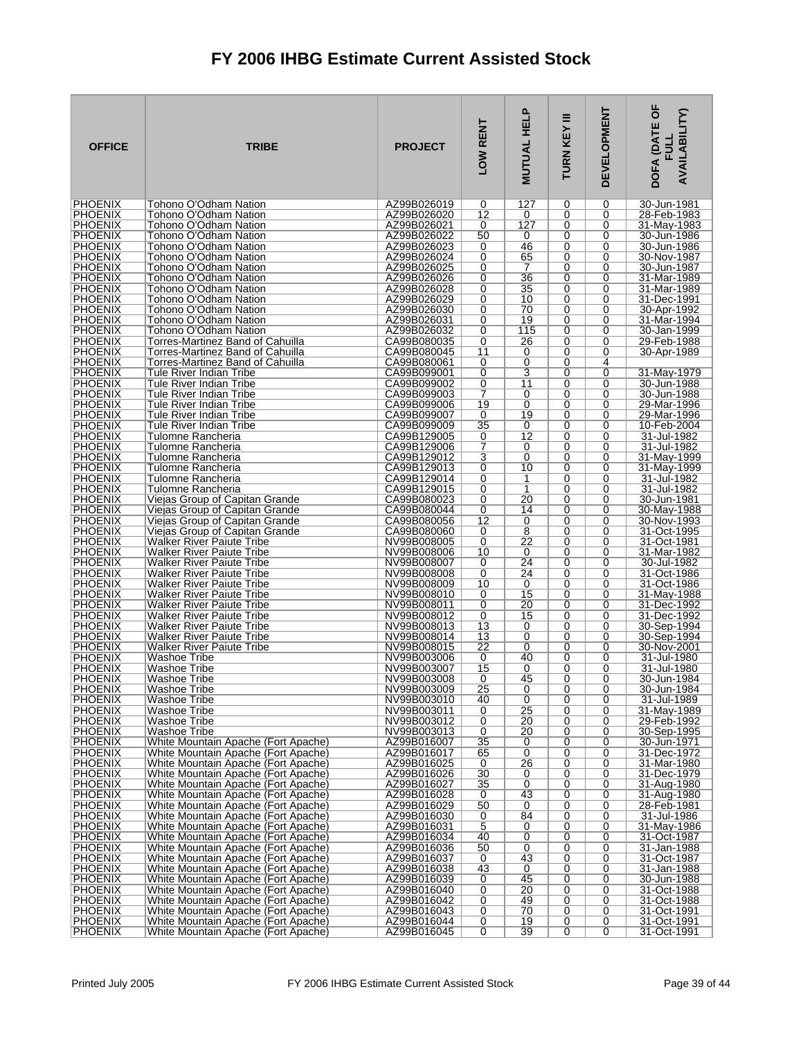# FY 2006 IHBG Estimate Current Assisted Stock

| OFFICE | TRIBE | PROJECT | LOW RENT | MUTUAL HELP | TURN KEY III | DEVELOPMENT | DOFA (DATE OF FULL AVAILABILITY) |
|---|---|---|---|---|---|---|---|
| PHOENIX | Tohono O'Odham Nation | AZ99B026019 | 0 | 127 | 0 | 0 | 30-Jun-1981 |
| PHOENIX | Tohono O'Odham Nation | AZ99B026020 | 12 | 0 | 0 | 0 | 28-Feb-1983 |
| PHOENIX | Tohono O'Odham Nation | AZ99B026021 | 0 | 127 | 0 | 0 | 31-May-1983 |
| PHOENIX | Tohono O'Odham Nation | AZ99B026022 | 50 | 0 | 0 | 0 | 30-Jun-1986 |
| PHOENIX | Tohono O'Odham Nation | AZ99B026023 | 0 | 46 | 0 | 0 | 30-Jun-1986 |
| PHOENIX | Tohono O'Odham Nation | AZ99B026024 | 0 | 65 | 0 | 0 | 30-Nov-1987 |
| PHOENIX | Tohono O'Odham Nation | AZ99B026025 | 0 | 7 | 0 | 0 | 30-Jun-1987 |
| PHOENIX | Tohono O'Odham Nation | AZ99B026026 | 0 | 36 | 0 | 0 | 31-Mar-1989 |
| PHOENIX | Tohono O'Odham Nation | AZ99B026028 | 0 | 35 | 0 | 0 | 31-Mar-1989 |
| PHOENIX | Tohono O'Odham Nation | AZ99B026029 | 0 | 10 | 0 | 0 | 31-Dec-1991 |
| PHOENIX | Tohono O'Odham Nation | AZ99B026030 | 0 | 70 | 0 | 0 | 30-Apr-1992 |
| PHOENIX | Tohono O'Odham Nation | AZ99B026031 | 0 | 19 | 0 | 0 | 31-Mar-1994 |
| PHOENIX | Tohono O'Odham Nation | AZ99B026032 | 0 | 115 | 0 | 0 | 30-Jan-1999 |
| PHOENIX | Torres-Martinez Band of Cahuilla | CA99B080035 | 0 | 26 | 0 | 0 | 29-Feb-1988 |
| PHOENIX | Torres-Martinez Band of Cahuilla | CA99B080045 | 11 | 0 | 0 | 0 | 30-Apr-1989 |
| PHOENIX | Torres-Martinez Band of Cahuilla | CA99B080061 | 0 | 0 | 0 | 4 | |
| PHOENIX | Tule River Indian Tribe | CA99B099001 | 0 | 3 | 0 | 0 | 31-May-1979 |
| PHOENIX | Tule River Indian Tribe | CA99B099002 | 0 | 11 | 0 | 0 | 30-Jun-1988 |
| PHOENIX | Tule River Indian Tribe | CA99B099003 | 7 | 0 | 0 | 0 | 30-Jun-1988 |
| PHOENIX | Tule River Indian Tribe | CA99B099006 | 19 | 0 | 0 | 0 | 29-Mar-1996 |
| PHOENIX | Tule River Indian Tribe | CA99B099007 | 0 | 19 | 0 | 0 | 29-Mar-1996 |
| PHOENIX | Tule River Indian Tribe | CA99B099009 | 35 | 0 | 0 | 0 | 10-Feb-2004 |
| PHOENIX | Tulomne Rancheria | CA99B129005 | 0 | 12 | 0 | 0 | 31-Jul-1982 |
| PHOENIX | Tulomne Rancheria | CA99B129006 | 7 | 0 | 0 | 0 | 31-Jul-1982 |
| PHOENIX | Tulomne Rancheria | CA99B129012 | 3 | 0 | 0 | 0 | 31-May-1999 |
| PHOENIX | Tulomne Rancheria | CA99B129013 | 0 | 10 | 0 | 0 | 31-May-1999 |
| PHOENIX | Tulomne Rancheria | CA99B129014 | 0 | 1 | 0 | 0 | 31-Jul-1982 |
| PHOENIX | Tulomne Rancheria | CA99B129015 | 0 | 1 | 0 | 0 | 31-Jul-1982 |
| PHOENIX | Viejas Group of Capitan Grande | CA99B080023 | 0 | 20 | 0 | 0 | 30-Jun-1981 |
| PHOENIX | Viejas Group of Capitan Grande | CA99B080044 | 0 | 14 | 0 | 0 | 30-May-1988 |
| PHOENIX | Viejas Group of Capitan Grande | CA99B080056 | 12 | 0 | 0 | 0 | 30-Nov-1993 |
| PHOENIX | Viejas Group of Capitan Grande | CA99B080060 | 0 | 8 | 0 | 0 | 31-Oct-1995 |
| PHOENIX | Walker River Paiute Tribe | NV99B008005 | 0 | 22 | 0 | 0 | 31-Oct-1981 |
| PHOENIX | Walker River Paiute Tribe | NV99B008006 | 10 | 0 | 0 | 0 | 31-Mar-1982 |
| PHOENIX | Walker River Paiute Tribe | NV99B008007 | 0 | 24 | 0 | 0 | 30-Jul-1982 |
| PHOENIX | Walker River Paiute Tribe | NV99B008008 | 0 | 24 | 0 | 0 | 31-Oct-1986 |
| PHOENIX | Walker River Paiute Tribe | NV99B008009 | 10 | 0 | 0 | 0 | 31-Oct-1986 |
| PHOENIX | Walker River Paiute Tribe | NV99B008010 | 0 | 15 | 0 | 0 | 31-May-1988 |
| PHOENIX | Walker River Paiute Tribe | NV99B008011 | 0 | 20 | 0 | 0 | 31-Dec-1992 |
| PHOENIX | Walker River Paiute Tribe | NV99B008012 | 0 | 15 | 0 | 0 | 31-Dec-1992 |
| PHOENIX | Walker River Paiute Tribe | NV99B008013 | 13 | 0 | 0 | 0 | 30-Sep-1994 |
| PHOENIX | Walker River Paiute Tribe | NV99B008014 | 13 | 0 | 0 | 0 | 30-Sep-1994 |
| PHOENIX | Walker River Paiute Tribe | NV99B008015 | 22 | 0 | 0 | 0 | 30-Nov-2001 |
| PHOENIX | Washoe Tribe | NV99B003006 | 0 | 40 | 0 | 0 | 31-Jul-1980 |
| PHOENIX | Washoe Tribe | NV99B003007 | 15 | 0 | 0 | 0 | 31-Jul-1980 |
| PHOENIX | Washoe Tribe | NV99B003008 | 0 | 45 | 0 | 0 | 30-Jun-1984 |
| PHOENIX | Washoe Tribe | NV99B003009 | 25 | 0 | 0 | 0 | 30-Jun-1984 |
| PHOENIX | Washoe Tribe | NV99B003010 | 40 | 0 | 0 | 0 | 31-Jul-1989 |
| PHOENIX | Washoe Tribe | NV99B003011 | 0 | 25 | 0 | 0 | 31-May-1989 |
| PHOENIX | Washoe Tribe | NV99B003012 | 0 | 20 | 0 | 0 | 29-Feb-1992 |
| PHOENIX | Washoe Tribe | NV99B003013 | 0 | 20 | 0 | 0 | 30-Sep-1995 |
| PHOENIX | White Mountain Apache (Fort Apache) | AZ99B016007 | 35 | 0 | 0 | 0 | 30-Jun-1971 |
| PHOENIX | White Mountain Apache (Fort Apache) | AZ99B016017 | 65 | 0 | 0 | 0 | 31-Dec-1972 |
| PHOENIX | White Mountain Apache (Fort Apache) | AZ99B016025 | 0 | 26 | 0 | 0 | 31-Mar-1980 |
| PHOENIX | White Mountain Apache (Fort Apache) | AZ99B016026 | 30 | 0 | 0 | 0 | 31-Dec-1979 |
| PHOENIX | White Mountain Apache (Fort Apache) | AZ99B016027 | 35 | 0 | 0 | 0 | 31-Aug-1980 |
| PHOENIX | White Mountain Apache (Fort Apache) | AZ99B016028 | 0 | 43 | 0 | 0 | 31-Aug-1980 |
| PHOENIX | White Mountain Apache (Fort Apache) | AZ99B016029 | 50 | 0 | 0 | 0 | 28-Feb-1981 |
| PHOENIX | White Mountain Apache (Fort Apache) | AZ99B016030 | 0 | 84 | 0 | 0 | 31-Jul-1986 |
| PHOENIX | White Mountain Apache (Fort Apache) | AZ99B016031 | 5 | 0 | 0 | 0 | 31-May-1986 |
| PHOENIX | White Mountain Apache (Fort Apache) | AZ99B016034 | 40 | 0 | 0 | 0 | 31-Oct-1987 |
| PHOENIX | White Mountain Apache (Fort Apache) | AZ99B016036 | 50 | 0 | 0 | 0 | 31-Jan-1988 |
| PHOENIX | White Mountain Apache (Fort Apache) | AZ99B016037 | 0 | 43 | 0 | 0 | 31-Oct-1987 |
| PHOENIX | White Mountain Apache (Fort Apache) | AZ99B016038 | 43 | 0 | 0 | 0 | 31-Jan-1988 |
| PHOENIX | White Mountain Apache (Fort Apache) | AZ99B016039 | 0 | 45 | 0 | 0 | 30-Jun-1988 |
| PHOENIX | White Mountain Apache (Fort Apache) | AZ99B016040 | 0 | 20 | 0 | 0 | 31-Oct-1988 |
| PHOENIX | White Mountain Apache (Fort Apache) | AZ99B016042 | 0 | 49 | 0 | 0 | 31-Oct-1988 |
| PHOENIX | White Mountain Apache (Fort Apache) | AZ99B016043 | 0 | 70 | 0 | 0 | 31-Oct-1991 |
| PHOENIX | White Mountain Apache (Fort Apache) | AZ99B016044 | 0 | 19 | 0 | 0 | 31-Oct-1991 |
| PHOENIX | White Mountain Apache (Fort Apache) | AZ99B016045 | 0 | 39 | 0 | 0 | 31-Oct-1991 |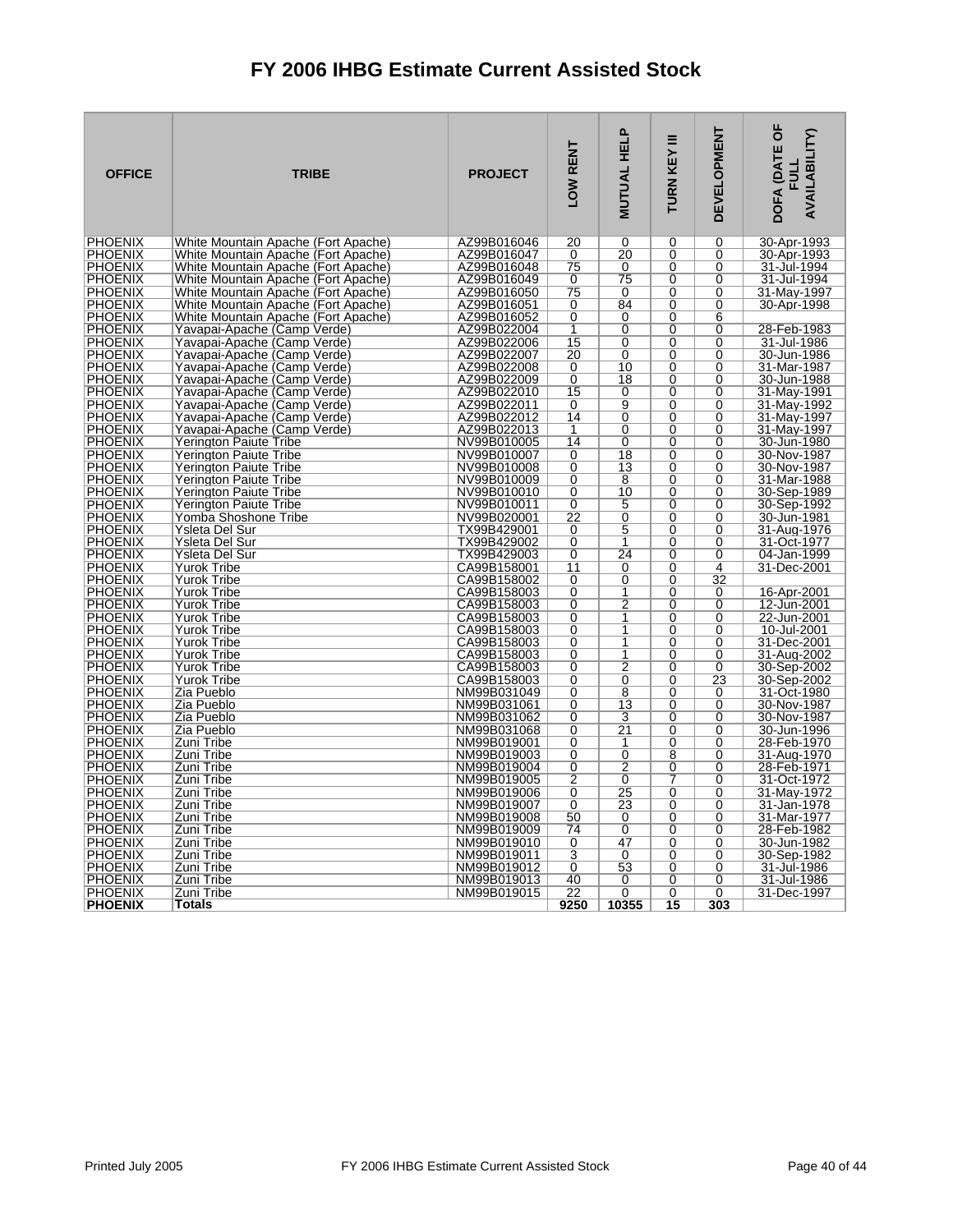# FY 2006 IHBG Estimate Current Assisted Stock

| OFFICE | TRIBE | PROJECT | LOW RENT | MUTUAL HELP | TURN KEY III | DEVELOPMENT | DOFA (DATE OF FULL AVAILABILITY) |
|---|---|---|---|---|---|---|---|
| PHOENIX | White Mountain Apache (Fort Apache) | AZ99B016046 | 20 | 0 | 0 | 0 | 30-Apr-1993 |
| PHOENIX | White Mountain Apache (Fort Apache) | AZ99B016047 | 0 | 20 | 0 | 0 | 30-Apr-1993 |
| PHOENIX | White Mountain Apache (Fort Apache) | AZ99B016048 | 75 | 0 | 0 | 0 | 31-Jul-1994 |
| PHOENIX | White Mountain Apache (Fort Apache) | AZ99B016049 | 0 | 75 | 0 | 0 | 31-Jul-1994 |
| PHOENIX | White Mountain Apache (Fort Apache) | AZ99B016050 | 75 | 0 | 0 | 0 | 31-May-1997 |
| PHOENIX | White Mountain Apache (Fort Apache) | AZ99B016051 | 0 | 84 | 0 | 0 | 30-Apr-1998 |
| PHOENIX | White Mountain Apache (Fort Apache) | AZ99B016052 | 0 | 0 | 0 | 6 | |
| PHOENIX | Yavapai-Apache (Camp Verde) | AZ99B022004 | 1 | 0 | 0 | 0 | 28-Feb-1983 |
| PHOENIX | Yavapai-Apache (Camp Verde) | AZ99B022006 | 15 | 0 | 0 | 0 | 31-Jul-1986 |
| PHOENIX | Yavapai-Apache (Camp Verde) | AZ99B022007 | 20 | 0 | 0 | 0 | 30-Jun-1986 |
| PHOENIX | Yavapai-Apache (Camp Verde) | AZ99B022008 | 0 | 10 | 0 | 0 | 31-Mar-1987 |
| PHOENIX | Yavapai-Apache (Camp Verde) | AZ99B022009 | 0 | 18 | 0 | 0 | 30-Jun-1988 |
| PHOENIX | Yavapai-Apache (Camp Verde) | AZ99B022010 | 15 | 0 | 0 | 0 | 31-May-1991 |
| PHOENIX | Yavapai-Apache (Camp Verde) | AZ99B022011 | 0 | 9 | 0 | 0 | 31-May-1992 |
| PHOENIX | Yavapai-Apache (Camp Verde) | AZ99B022012 | 14 | 0 | 0 | 0 | 31-May-1997 |
| PHOENIX | Yavapai-Apache (Camp Verde) | AZ99B022013 | 1 | 0 | 0 | 0 | 31-May-1997 |
| PHOENIX | Yerington Paiute Tribe | NV99B010005 | 14 | 0 | 0 | 0 | 30-Jun-1980 |
| PHOENIX | Yerington Paiute Tribe | NV99B010007 | 0 | 18 | 0 | 0 | 30-Nov-1987 |
| PHOENIX | Yerington Paiute Tribe | NV99B010008 | 0 | 13 | 0 | 0 | 30-Nov-1987 |
| PHOENIX | Yerington Paiute Tribe | NV99B010009 | 0 | 8 | 0 | 0 | 31-Mar-1988 |
| PHOENIX | Yerington Paiute Tribe | NV99B010010 | 0 | 10 | 0 | 0 | 30-Sep-1989 |
| PHOENIX | Yerington Paiute Tribe | NV99B010011 | 0 | 5 | 0 | 0 | 30-Sep-1992 |
| PHOENIX | Yomba Shoshone Tribe | NV99B020001 | 22 | 0 | 0 | 0 | 30-Jun-1981 |
| PHOENIX | Ysleta Del Sur | TX99B429001 | 0 | 5 | 0 | 0 | 31-Aug-1976 |
| PHOENIX | Ysleta Del Sur | TX99B429002 | 0 | 1 | 0 | 0 | 31-Oct-1977 |
| PHOENIX | Ysleta Del Sur | TX99B429003 | 0 | 24 | 0 | 0 | 04-Jan-1999 |
| PHOENIX | Yurok Tribe | CA99B158001 | 11 | 0 | 0 | 4 | 31-Dec-2001 |
| PHOENIX | Yurok Tribe | CA99B158002 | 0 | 0 | 0 | 32 | |
| PHOENIX | Yurok Tribe | CA99B158003 | 0 | 1 | 0 | 0 | 16-Apr-2001 |
| PHOENIX | Yurok Tribe | CA99B158003 | 0 | 2 | 0 | 0 | 12-Jun-2001 |
| PHOENIX | Yurok Tribe | CA99B158003 | 0 | 1 | 0 | 0 | 22-Jun-2001 |
| PHOENIX | Yurok Tribe | CA99B158003 | 0 | 1 | 0 | 0 | 10-Jul-2001 |
| PHOENIX | Yurok Tribe | CA99B158003 | 0 | 1 | 0 | 0 | 31-Dec-2001 |
| PHOENIX | Yurok Tribe | CA99B158003 | 0 | 1 | 0 | 0 | 31-Aug-2002 |
| PHOENIX | Yurok Tribe | CA99B158003 | 0 | 2 | 0 | 0 | 30-Sep-2002 |
| PHOENIX | Yurok Tribe | CA99B158003 | 0 | 0 | 0 | 23 | 30-Sep-2002 |
| PHOENIX | Zia Pueblo | NM99B031049 | 0 | 8 | 0 | 0 | 31-Oct-1980 |
| PHOENIX | Zia Pueblo | NM99B031061 | 0 | 13 | 0 | 0 | 30-Nov-1987 |
| PHOENIX | Zia Pueblo | NM99B031062 | 0 | 3 | 0 | 0 | 30-Nov-1987 |
| PHOENIX | Zia Pueblo | NM99B031068 | 0 | 21 | 0 | 0 | 30-Jun-1996 |
| PHOENIX | Zuni Tribe | NM99B019001 | 0 | 1 | 0 | 0 | 28-Feb-1970 |
| PHOENIX | Zuni Tribe | NM99B019003 | 0 | 0 | 8 | 0 | 31-Aug-1970 |
| PHOENIX | Zuni Tribe | NM99B019004 | 0 | 2 | 0 | 0 | 28-Feb-1971 |
| PHOENIX | Zuni Tribe | NM99B019005 | 2 | 0 | 7 | 0 | 31-Oct-1972 |
| PHOENIX | Zuni Tribe | NM99B019006 | 0 | 25 | 0 | 0 | 31-May-1972 |
| PHOENIX | Zuni Tribe | NM99B019007 | 0 | 23 | 0 | 0 | 31-Jan-1978 |
| PHOENIX | Zuni Tribe | NM99B019008 | 50 | 0 | 0 | 0 | 31-Mar-1977 |
| PHOENIX | Zuni Tribe | NM99B019009 | 74 | 0 | 0 | 0 | 28-Feb-1982 |
| PHOENIX | Zuni Tribe | NM99B019010 | 0 | 47 | 0 | 0 | 30-Jun-1982 |
| PHOENIX | Zuni Tribe | NM99B019011 | 3 | 0 | 0 | 0 | 30-Sep-1982 |
| PHOENIX | Zuni Tribe | NM99B019012 | 0 | 53 | 0 | 0 | 31-Jul-1986 |
| PHOENIX | Zuni Tribe | NM99B019013 | 40 | 0 | 0 | 0 | 31-Jul-1986 |
| PHOENIX | Zuni Tribe | NM99B019015 | 22 | 0 | 0 | 0 | 31-Dec-1997 |
| **PHOENIX** | **Totals** | | **9250** | **10355** | **15** | **303** | |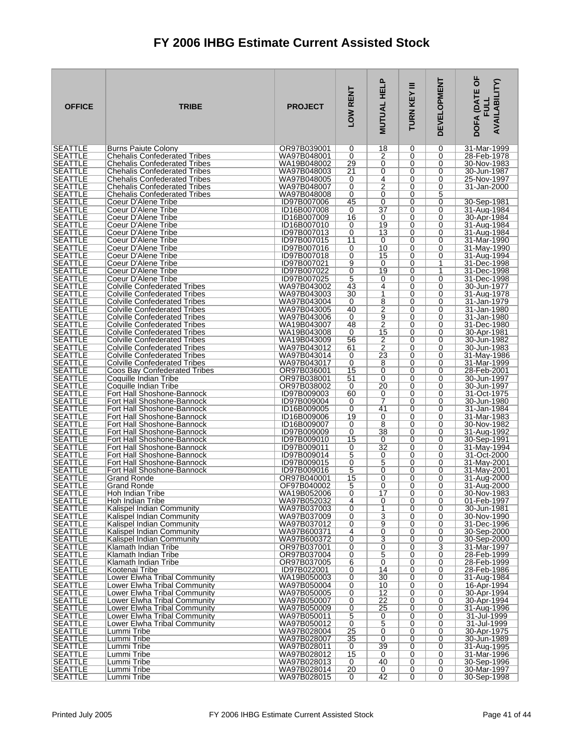# FY 2006 IHBG Estimate Current Assisted Stock

| OFFICE | TRIBE | PROJECT | LOW RENT | MUTUAL HELP | TURN KEY III | DEVELOPMENT | DOFA (DATE OF FULL AVAILABILITY) |
|---|---|---|---|---|---|---|---|
| SEATTLE | Burns Paiute Colony | OR97B039001 | 0 | 18 | 0 | 0 | 31-Mar-1999 |
| SEATTLE | Chehalis Confederated Tribes | WA97B048001 | 0 | 2 | 0 | 0 | 28-Feb-1978 |
| SEATTLE | Chehalis Confederated Tribes | WA19B048002 | 29 | 0 | 0 | 0 | 30-Nov-1983 |
| SEATTLE | Chehalis Confederated Tribes | WA97B048003 | 21 | 0 | 0 | 0 | 30-Jun-1987 |
| SEATTLE | Chehalis Confederated Tribes | WA97B048005 | 0 | 4 | 0 | 0 | 25-Nov-1997 |
| SEATTLE | Chehalis Confederated Tribes | WA97B048007 | 0 | 2 | 0 | 0 | 31-Jan-2000 |
| SEATTLE | Chehalis Confederated Tribes | WA97B048008 | 0 | 0 | 0 | 5 | |
| SEATTLE | Coeur D'Alene Tribe | ID97B007006 | 45 | 0 | 0 | 0 | 30-Sep-1981 |
| SEATTLE | Coeur D'Alene Tribe | ID16B007008 | 0 | 37 | 0 | 0 | 31-Aug-1984 |
| SEATTLE | Coeur D'Alene Tribe | ID16B007009 | 16 | 0 | 0 | 0 | 30-Apr-1984 |
| SEATTLE | Coeur D'Alene Tribe | ID16B007010 | 0 | 19 | 0 | 0 | 31-Aug-1984 |
| SEATTLE | Coeur D'Alene Tribe | ID97B007013 | 0 | 13 | 0 | 0 | 31-Aug-1984 |
| SEATTLE | Coeur D'Alene Tribe | ID97B007015 | 11 | 0 | 0 | 0 | 31-Mar-1990 |
| SEATTLE | Coeur D'Alene Tribe | ID97B007016 | 0 | 10 | 0 | 0 | 31-May-1990 |
| SEATTLE | Coeur D'Alene Tribe | ID97B007018 | 0 | 15 | 0 | 0 | 31-Aug-1994 |
| SEATTLE | Coeur D'Alene Tribe | ID97B007021 | 9 | 0 | 0 | 1 | 31-Dec-1998 |
| SEATTLE | Coeur D'Alene Tribe | ID97B007022 | 0 | 19 | 0 | 1 | 31-Dec-1998 |
| SEATTLE | Coeur D'Alene Tribe | ID97B007025 | 5 | 0 | 0 | 0 | 31-Dec-1998 |
| SEATTLE | Colville Confederated Tribes | WA97B043002 | 43 | 4 | 0 | 0 | 30-Jun-1977 |
| SEATTLE | Colville Confederated Tribes | WA97B043003 | 30 | 1 | 0 | 0 | 31-Aug-1978 |
| SEATTLE | Colville Confederated Tribes | WA97B043004 | 0 | 8 | 0 | 0 | 31-Jan-1979 |
| SEATTLE | Colville Confederated Tribes | WA97B043005 | 40 | 2 | 0 | 0 | 31-Jan-1980 |
| SEATTLE | Colville Confederated Tribes | WA97B043006 | 0 | 9 | 0 | 0 | 31-Jan-1980 |
| SEATTLE | Colville Confederated Tribes | WA19B043007 | 48 | 2 | 0 | 0 | 31-Dec-1980 |
| SEATTLE | Colville Confederated Tribes | WA19B043008 | 0 | 15 | 0 | 0 | 30-Apr-1981 |
| SEATTLE | Colville Confederated Tribes | WA19B043009 | 56 | 2 | 0 | 0 | 30-Jun-1982 |
| SEATTLE | Colville Confederated Tribes | WA97B043012 | 61 | 2 | 0 | 0 | 30-Jun-1983 |
| SEATTLE | Colville Confederated Tribes | WA97B043014 | 0 | 23 | 0 | 0 | 31-May-1986 |
| SEATTLE | Colville Confederated Tribes | WA97B043017 | 0 | 8 | 0 | 0 | 31-Mar-1999 |
| SEATTLE | Coos Bay Confederated Tribes | OR97B036001 | 15 | 0 | 0 | 0 | 28-Feb-2001 |
| SEATTLE | Coquille Indian Tribe | OR97B038001 | 51 | 0 | 0 | 0 | 30-Jun-1997 |
| SEATTLE | Coquille Indian Tribe | OR97B038002 | 0 | 20 | 0 | 0 | 30-Jun-1997 |
| SEATTLE | Fort Hall Shoshone-Bannock | ID97B009003 | 60 | 0 | 0 | 0 | 31-Oct-1975 |
| SEATTLE | Fort Hall Shoshone-Bannock | ID97B009004 | 0 | 7 | 0 | 0 | 30-Jun-1980 |
| SEATTLE | Fort Hall Shoshone-Bannock | ID16B009005 | 0 | 41 | 0 | 0 | 31-Jan-1984 |
| SEATTLE | Fort Hall Shoshone-Bannock | ID16B009006 | 19 | 0 | 0 | 0 | 31-Mar-1983 |
| SEATTLE | Fort Hall Shoshone-Bannock | ID16B009007 | 0 | 8 | 0 | 0 | 30-Nov-1982 |
| SEATTLE | Fort Hall Shoshone-Bannock | ID97B009009 | 0 | 38 | 0 | 0 | 31-Aug-1992 |
| SEATTLE | Fort Hall Shoshone-Bannock | ID97B009010 | 15 | 0 | 0 | 0 | 30-Sep-1991 |
| SEATTLE | Fort Hall Shoshone-Bannock | ID97B009011 | 0 | 32 | 0 | 0 | 31-May-1994 |
| SEATTLE | Fort Hall Shoshone-Bannock | ID97B009014 | 5 | 0 | 0 | 0 | 31-Oct-2000 |
| SEATTLE | Fort Hall Shoshone-Bannock | ID97B009015 | 0 | 5 | 0 | 0 | 31-May-2001 |
| SEATTLE | Fort Hall Shoshone-Bannock | ID97B009016 | 5 | 0 | 0 | 0 | 31-May-2001 |
| SEATTLE | Grand Ronde | OR97B040001 | 15 | 0 | 0 | 0 | 31-Aug-2000 |
| SEATTLE | Grand Ronde | OF97B040002 | 5 | 0 | 0 | 0 | 31-Aug-2000 |
| SEATTLE | Hoh Indian Tribe | WA19B052006 | 0 | 17 | 0 | 0 | 30-Nov-1983 |
| SEATTLE | Hoh Indian Tribe | WA97B052032 | 4 | 0 | 0 | 0 | 01-Feb-1997 |
| SEATTLE | Kalispel Indian Community | WA97B037003 | 0 | 1 | 0 | 0 | 30-Jun-1981 |
| SEATTLE | Kalispel Indian Community | WA97B037009 | 0 | 3 | 0 | 0 | 30-Nov-1990 |
| SEATTLE | Kalispel Indian Community | WA97B037012 | 0 | 9 | 0 | 0 | 31-Dec-1996 |
| SEATTLE | Kalispel Indian Community | WA97B600371 | 4 | 0 | 0 | 0 | 30-Sep-2000 |
| SEATTLE | Kalispel Indian Community | WA97B600372 | 0 | 3 | 0 | 0 | 30-Sep-2000 |
| SEATTLE | Klamath Indian Tribe | OR97B037001 | 0 | 0 | 0 | 3 | 31-Mar-1997 |
| SEATTLE | Klamath Indian Tribe | OR97B037004 | 0 | 5 | 0 | 0 | 28-Feb-1999 |
| SEATTLE | Klamath Indian Tribe | OR97B037005 | 6 | 0 | 0 | 0 | 28-Feb-1999 |
| SEATTLE | Kootenai Tribe | ID97B022001 | 0 | 14 | 0 | 0 | 28-Feb-1986 |
| SEATTLE | Lower Elwha Tribal Community | WA19B050003 | 0 | 30 | 0 | 0 | 31-Aug-1984 |
| SEATTLE | Lower Elwha Tribal Community | WA97B050004 | 0 | 10 | 0 | 0 | 16-Apr-1994 |
| SEATTLE | Lower Elwha Tribal Community | WA97B050005 | 0 | 12 | 0 | 0 | 30-Apr-1994 |
| SEATTLE | Lower Elwha Tribal Community | WA97B050007 | 0 | 22 | 0 | 0 | 30-Apr-1994 |
| SEATTLE | Lower Elwha Tribal Community | WA97B050009 | 0 | 25 | 0 | 0 | 31-Aug-1996 |
| SEATTLE | Lower Elwha Tribal Community | WA97B050011 | 5 | 0 | 0 | 0 | 31-Jul-1999 |
| SEATTLE | Lower Elwha Tribal Community | WA97B050012 | 0 | 5 | 0 | 0 | 31-Jul-1999 |
| SEATTLE | Lummi Tribe | WA97B028004 | 25 | 0 | 0 | 0 | 30-Apr-1975 |
| SEATTLE | Lummi Tribe | WA97B028007 | 35 | 0 | 0 | 0 | 30-Jun-1989 |
| SEATTLE | Lummi Tribe | WA97B028011 | 0 | 39 | 0 | 0 | 31-Aug-1995 |
| SEATTLE | Lummi Tribe | WA97B028012 | 15 | 0 | 0 | 0 | 31-Mar-1996 |
| SEATTLE | Lummi Tribe | WA97B028013 | 0 | 40 | 0 | 0 | 30-Sep-1996 |
| SEATTLE | Lummi Tribe | WA97B028014 | 20 | 0 | 0 | 0 | 30-Mar-1997 |
| SEATTLE | Lummi Tribe | WA97B028015 | 0 | 42 | 0 | 0 | 30-Sep-1998 |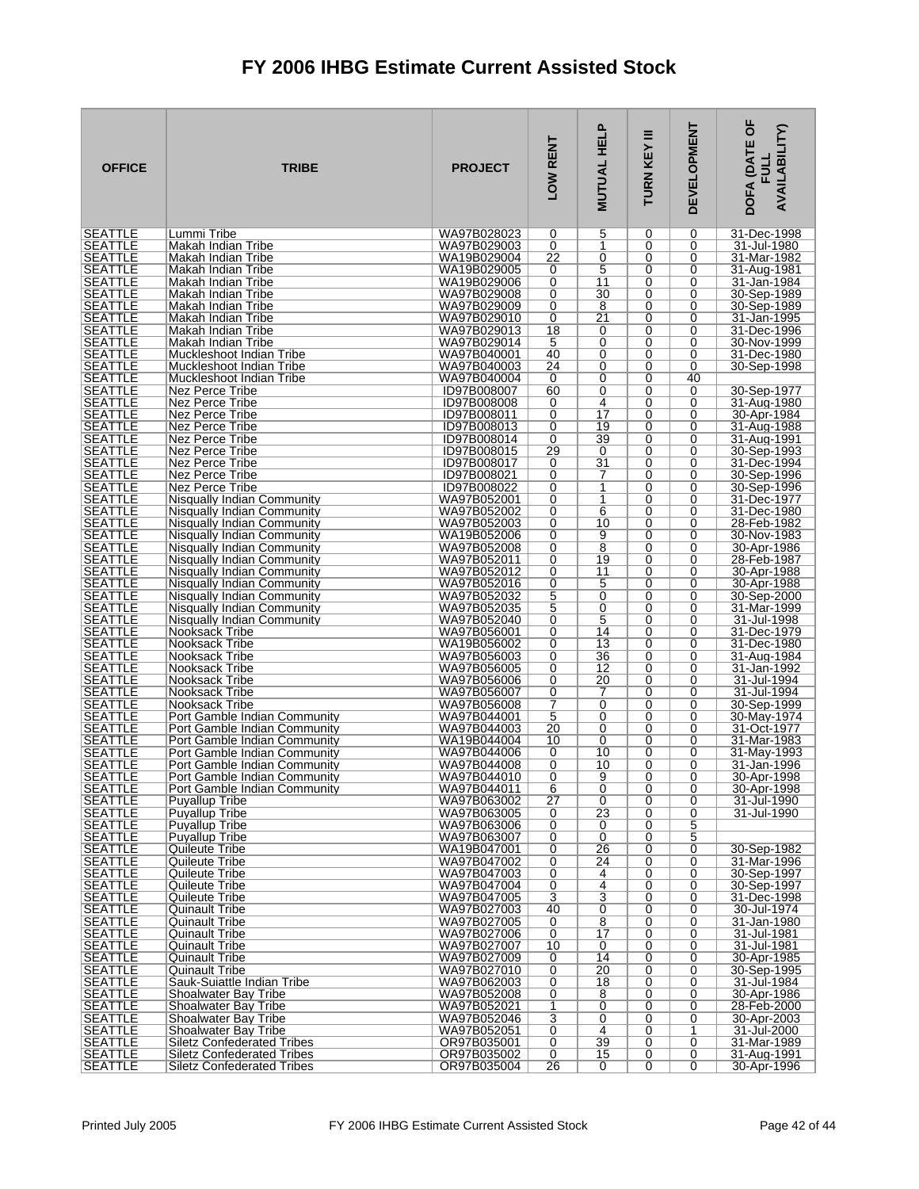# FY 2006 IHBG Estimate Current Assisted Stock

| OFFICE | TRIBE | PROJECT | LOW RENT | MUTUAL HELP | TURN KEY III | DEVELOPMENT | DOFA (DATE OF FULL AVAILABILITY) |
|---|---|---|---|---|---|---|---|
| SEATTLE | Lummi Tribe | WA97B028023 | 0 | 5 | 0 | 0 | 31-Dec-1998 |
| SEATTLE | Makah Indian Tribe | WA97B029003 | 0 | 1 | 0 | 0 | 31-Jul-1980 |
| SEATTLE | Makah Indian Tribe | WA19B029004 | 22 | 0 | 0 | 0 | 31-Mar-1982 |
| SEATTLE | Makah Indian Tribe | WA19B029005 | 0 | 5 | 0 | 0 | 31-Aug-1981 |
| SEATTLE | Makah Indian Tribe | WA19B029006 | 0 | 11 | 0 | 0 | 31-Jan-1984 |
| SEATTLE | Makah Indian Tribe | WA97B029008 | 0 | 30 | 0 | 0 | 30-Sep-1989 |
| SEATTLE | Makah Indian Tribe | WA97B029009 | 0 | 8 | 0 | 0 | 30-Sep-1989 |
| SEATTLE | Makah Indian Tribe | WA97B029010 | 0 | 21 | 0 | 0 | 31-Jan-1995 |
| SEATTLE | Makah Indian Tribe | WA97B029013 | 18 | 0 | 0 | 0 | 31-Dec-1996 |
| SEATTLE | Makah Indian Tribe | WA97B029014 | 5 | 0 | 0 | 0 | 30-Nov-1999 |
| SEATTLE | Muckleshoot Indian Tribe | WA97B040001 | 40 | 0 | 0 | 0 | 31-Dec-1980 |
| SEATTLE | Muckleshoot Indian Tribe | WA97B040003 | 24 | 0 | 0 | 0 | 30-Sep-1998 |
| SEATTLE | Muckleshoot Indian Tribe | WA97B040004 | 0 | 0 | 0 | 40 | |
| SEATTLE | Nez Perce Tribe | ID97B008007 | 60 | 0 | 0 | 0 | 30-Sep-1977 |
| SEATTLE | Nez Perce Tribe | ID97B008008 | 0 | 4 | 0 | 0 | 31-Aug-1980 |
| SEATTLE | Nez Perce Tribe | ID97B008011 | 0 | 17 | 0 | 0 | 30-Apr-1984 |
| SEATTLE | Nez Perce Tribe | ID97B008013 | 0 | 19 | 0 | 0 | 31-Aug-1988 |
| SEATTLE | Nez Perce Tribe | ID97B008014 | 0 | 39 | 0 | 0 | 31-Aug-1991 |
| SEATTLE | Nez Perce Tribe | ID97B008015 | 29 | 0 | 0 | 0 | 30-Sep-1993 |
| SEATTLE | Nez Perce Tribe | ID97B008017 | 0 | 31 | 0 | 0 | 31-Dec-1994 |
| SEATTLE | Nez Perce Tribe | ID97B008021 | 0 | 7 | 0 | 0 | 30-Sep-1996 |
| SEATTLE | Nez Perce Tribe | ID97B008022 | 0 | 1 | 0 | 0 | 30-Sep-1996 |
| SEATTLE | Nisqually Indian Community | WA97B052001 | 0 | 1 | 0 | 0 | 31-Dec-1977 |
| SEATTLE | Nisqually Indian Community | WA97B052002 | 0 | 6 | 0 | 0 | 31-Dec-1980 |
| SEATTLE | Nisqually Indian Community | WA97B052003 | 0 | 10 | 0 | 0 | 28-Feb-1982 |
| SEATTLE | Nisqually Indian Community | WA19B052006 | 0 | 9 | 0 | 0 | 30-Nov-1983 |
| SEATTLE | Nisqually Indian Community | WA97B052008 | 0 | 8 | 0 | 0 | 30-Apr-1986 |
| SEATTLE | Nisqually Indian Community | WA97B052011 | 0 | 19 | 0 | 0 | 28-Feb-1987 |
| SEATTLE | Nisqually Indian Community | WA97B052012 | 0 | 11 | 0 | 0 | 30-Apr-1988 |
| SEATTLE | Nisqually Indian Community | WA97B052016 | 0 | 5 | 0 | 0 | 30-Apr-1988 |
| SEATTLE | Nisqually Indian Community | WA97B052032 | 5 | 0 | 0 | 0 | 30-Sep-2000 |
| SEATTLE | Nisqually Indian Community | WA97B052035 | 5 | 0 | 0 | 0 | 31-Mar-1999 |
| SEATTLE | Nisqually Indian Community | WA97B052040 | 0 | 5 | 0 | 0 | 31-Jul-1998 |
| SEATTLE | Nooksack Tribe | WA97B056001 | 0 | 14 | 0 | 0 | 31-Dec-1979 |
| SEATTLE | Nooksack Tribe | WA19B056002 | 0 | 13 | 0 | 0 | 31-Dec-1980 |
| SEATTLE | Nooksack Tribe | WA97B056003 | 0 | 36 | 0 | 0 | 31-Aug-1984 |
| SEATTLE | Nooksack Tribe | WA97B056005 | 0 | 12 | 0 | 0 | 31-Jan-1992 |
| SEATTLE | Nooksack Tribe | WA97B056006 | 0 | 20 | 0 | 0 | 31-Jul-1994 |
| SEATTLE | Nooksack Tribe | WA97B056007 | 0 | 7 | 0 | 0 | 31-Jul-1994 |
| SEATTLE | Nooksack Tribe | WA97B056008 | 7 | 0 | 0 | 0 | 30-Sep-1999 |
| SEATTLE | Port Gamble Indian Community | WA97B044001 | 5 | 0 | 0 | 0 | 30-May-1974 |
| SEATTLE | Port Gamble Indian Community | WA97B044003 | 20 | 0 | 0 | 0 | 31-Oct-1977 |
| SEATTLE | Port Gamble Indian Community | WA19B044004 | 10 | 0 | 0 | 0 | 31-Mar-1983 |
| SEATTLE | Port Gamble Indian Community | WA97B044006 | 0 | 10 | 0 | 0 | 31-May-1993 |
| SEATTLE | Port Gamble Indian Community | WA97B044008 | 0 | 10 | 0 | 0 | 31-Jan-1996 |
| SEATTLE | Port Gamble Indian Community | WA97B044010 | 0 | 9 | 0 | 0 | 30-Apr-1998 |
| SEATTLE | Port Gamble Indian Community | WA97B044011 | 6 | 0 | 0 | 0 | 30-Apr-1998 |
| SEATTLE | Puyallup Tribe | WA97B063002 | 27 | 0 | 0 | 0 | 31-Jul-1990 |
| SEATTLE | Puyallup Tribe | WA97B063005 | 0 | 23 | 0 | 0 | 31-Jul-1990 |
| SEATTLE | Puyallup Tribe | WA97B063006 | 0 | 0 | 0 | 5 | |
| SEATTLE | Puyallup Tribe | WA97B063007 | 0 | 0 | 0 | 5 | |
| SEATTLE | Quileute Tribe | WA19B047001 | 0 | 26 | 0 | 0 | 30-Sep-1982 |
| SEATTLE | Quileute Tribe | WA97B047002 | 0 | 24 | 0 | 0 | 31-Mar-1996 |
| SEATTLE | Quileute Tribe | WA97B047003 | 0 | 4 | 0 | 0 | 30-Sep-1997 |
| SEATTLE | Quileute Tribe | WA97B047004 | 0 | 4 | 0 | 0 | 30-Sep-1997 |
| SEATTLE | Quileute Tribe | WA97B047005 | 3 | 3 | 0 | 0 | 31-Dec-1998 |
| SEATTLE | Quinault Tribe | WA97B027003 | 40 | 0 | 0 | 0 | 30-Jul-1974 |
| SEATTLE | Quinault Tribe | WA97B027005 | 0 | 8 | 0 | 0 | 31-Jan-1980 |
| SEATTLE | Quinault Tribe | WA97B027006 | 0 | 17 | 0 | 0 | 31-Jul-1981 |
| SEATTLE | Quinault Tribe | WA97B027007 | 10 | 0 | 0 | 0 | 31-Jul-1981 |
| SEATTLE | Quinault Tribe | WA97B027009 | 0 | 14 | 0 | 0 | 30-Apr-1985 |
| SEATTLE | Quinault Tribe | WA97B027010 | 0 | 20 | 0 | 0 | 30-Sep-1995 |
| SEATTLE | Sauk-Suiattle Indian Tribe | WA97B062003 | 0 | 18 | 0 | 0 | 31-Jul-1984 |
| SEATTLE | Shoalwater Bay Tribe | WA97B052008 | 0 | 8 | 0 | 0 | 30-Apr-1986 |
| SEATTLE | Shoalwater Bay Tribe | WA97B052021 | 1 | 0 | 0 | 0 | 28-Feb-2000 |
| SEATTLE | Shoalwater Bay Tribe | WA97B052046 | 3 | 0 | 0 | 0 | 30-Apr-2003 |
| SEATTLE | Shoalwater Bay Tribe | WA97B052051 | 0 | 4 | 0 | 1 | 31-Jul-2000 |
| SEATTLE | Siletz Confederated Tribes | OR97B035001 | 0 | 39 | 0 | 0 | 31-Mar-1989 |
| SEATTLE | Siletz Confederated Tribes | OR97B035002 | 0 | 15 | 0 | 0 | 31-Aug-1991 |
| SEATTLE | Siletz Confederated Tribes | OR97B035004 | 26 | 0 | 0 | 0 | 30-Apr-1996 |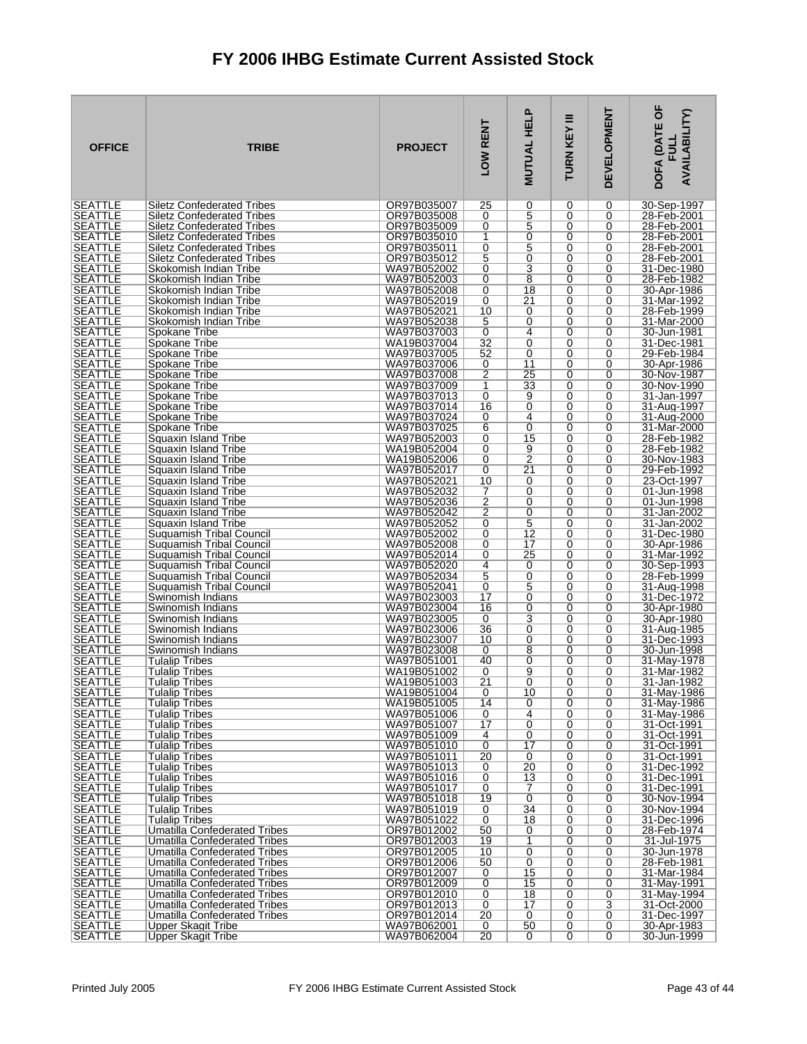# FY 2006 IHBG Estimate Current Assisted Stock

| OFFICE | TRIBE | PROJECT | LOW RENT | MUTUAL HELP | TURN KEY III | DEVELOPMENT | DOFA (DATE OF FULL AVAILABILITY) |
|---|---|---|---|---|---|---|---|
| SEATTLE | Siletz Confederated Tribes | OR97B035007 | 25 | 0 | 0 | 0 | 30-Sep-1997 |
| SEATTLE | Siletz Confederated Tribes | OR97B035008 | 0 | 5 | 0 | 0 | 28-Feb-2001 |
| SEATTLE | Siletz Confederated Tribes | OR97B035009 | 0 | 5 | 0 | 0 | 28-Feb-2001 |
| SEATTLE | Siletz Confederated Tribes | OR97B035010 | 1 | 0 | 0 | 0 | 28-Feb-2001 |
| SEATTLE | Siletz Confederated Tribes | OR97B035011 | 0 | 5 | 0 | 0 | 28-Feb-2001 |
| SEATTLE | Siletz Confederated Tribes | OR97B035012 | 5 | 0 | 0 | 0 | 28-Feb-2001 |
| SEATTLE | Skokomish Indian Tribe | WA97B052002 | 0 | 3 | 0 | 0 | 31-Dec-1980 |
| SEATTLE | Skokomish Indian Tribe | WA97B052003 | 0 | 8 | 0 | 0 | 28-Feb-1982 |
| SEATTLE | Skokomish Indian Tribe | WA97B052008 | 0 | 18 | 0 | 0 | 30-Apr-1986 |
| SEATTLE | Skokomish Indian Tribe | WA97B052019 | 0 | 21 | 0 | 0 | 31-Mar-1992 |
| SEATTLE | Skokomish Indian Tribe | WA97B052021 | 10 | 0 | 0 | 0 | 28-Feb-1999 |
| SEATTLE | Skokomish Indian Tribe | WA97B052038 | 5 | 0 | 0 | 0 | 31-Mar-2000 |
| SEATTLE | Spokane Tribe | WA97B037003 | 0 | 4 | 0 | 0 | 30-Jun-1981 |
| SEATTLE | Spokane Tribe | WA19B037004 | 32 | 0 | 0 | 0 | 31-Dec-1981 |
| SEATTLE | Spokane Tribe | WA97B037005 | 52 | 0 | 0 | 0 | 29-Feb-1984 |
| SEATTLE | Spokane Tribe | WA97B037006 | 0 | 11 | 0 | 0 | 30-Apr-1986 |
| SEATTLE | Spokane Tribe | WA97B037008 | 2 | 25 | 0 | 0 | 30-Nov-1987 |
| SEATTLE | Spokane Tribe | WA97B037009 | 1 | 33 | 0 | 0 | 30-Nov-1990 |
| SEATTLE | Spokane Tribe | WA97B037013 | 0 | 9 | 0 | 0 | 31-Jan-1997 |
| SEATTLE | Spokane Tribe | WA97B037014 | 16 | 0 | 0 | 0 | 31-Aug-1997 |
| SEATTLE | Spokane Tribe | WA97B037024 | 0 | 4 | 0 | 0 | 31-Aug-2000 |
| SEATTLE | Spokane Tribe | WA97B037025 | 6 | 0 | 0 | 0 | 31-Mar-2000 |
| SEATTLE | Squaxin Island Tribe | WA97B052003 | 0 | 15 | 0 | 0 | 28-Feb-1982 |
| SEATTLE | Squaxin Island Tribe | WA19B052004 | 0 | 9 | 0 | 0 | 28-Feb-1982 |
| SEATTLE | Squaxin Island Tribe | WA19B052006 | 0 | 2 | 0 | 0 | 30-Nov-1983 |
| SEATTLE | Squaxin Island Tribe | WA97B052017 | 0 | 21 | 0 | 0 | 29-Feb-1992 |
| SEATTLE | Squaxin Island Tribe | WA97B052021 | 10 | 0 | 0 | 0 | 23-Oct-1997 |
| SEATTLE | Squaxin Island Tribe | WA97B052032 | 7 | 0 | 0 | 0 | 01-Jun-1998 |
| SEATTLE | Squaxin Island Tribe | WA97B052036 | 2 | 0 | 0 | 0 | 01-Jun-1998 |
| SEATTLE | Squaxin Island Tribe | WA97B052042 | 2 | 0 | 0 | 0 | 31-Jan-2002 |
| SEATTLE | Squaxin Island Tribe | WA97B052052 | 0 | 5 | 0 | 0 | 31-Jan-2002 |
| SEATTLE | Suquamish Tribal Council | WA97B052002 | 0 | 12 | 0 | 0 | 31-Dec-1980 |
| SEATTLE | Suquamish Tribal Council | WA97B052008 | 0 | 17 | 0 | 0 | 30-Apr-1986 |
| SEATTLE | Suquamish Tribal Council | WA97B052014 | 0 | 25 | 0 | 0 | 31-Mar-1992 |
| SEATTLE | Suquamish Tribal Council | WA97B052020 | 4 | 0 | 0 | 0 | 30-Sep-1993 |
| SEATTLE | Suquamish Tribal Council | WA97B052034 | 5 | 0 | 0 | 0 | 28-Feb-1999 |
| SEATTLE | Suquamish Tribal Council | WA97B052041 | 0 | 5 | 0 | 0 | 31-Aug-1998 |
| SEATTLE | Swinomish Indians | WA97B023003 | 17 | 0 | 0 | 0 | 31-Dec-1972 |
| SEATTLE | Swinomish Indians | WA97B023004 | 16 | 0 | 0 | 0 | 30-Apr-1980 |
| SEATTLE | Swinomish Indians | WA97B023005 | 0 | 3 | 0 | 0 | 30-Apr-1980 |
| SEATTLE | Swinomish Indians | WA97B023006 | 36 | 0 | 0 | 0 | 31-Aug-1985 |
| SEATTLE | Swinomish Indians | WA97B023007 | 10 | 0 | 0 | 0 | 31-Dec-1993 |
| SEATTLE | Swinomish Indians | WA97B023008 | 0 | 8 | 0 | 0 | 30-Jun-1998 |
| SEATTLE | Tulalip Tribes | WA97B051001 | 40 | 0 | 0 | 0 | 31-May-1978 |
| SEATTLE | Tulalip Tribes | WA19B051002 | 0 | 9 | 0 | 0 | 31-Mar-1982 |
| SEATTLE | Tulalip Tribes | WA19B051003 | 21 | 0 | 0 | 0 | 31-Jan-1982 |
| SEATTLE | Tulalip Tribes | WA19B051004 | 0 | 10 | 0 | 0 | 31-May-1986 |
| SEATTLE | Tulalip Tribes | WA19B051005 | 14 | 0 | 0 | 0 | 31-May-1986 |
| SEATTLE | Tulalip Tribes | WA97B051006 | 0 | 4 | 0 | 0 | 31-May-1986 |
| SEATTLE | Tulalip Tribes | WA97B051007 | 17 | 0 | 0 | 0 | 31-Oct-1991 |
| SEATTLE | Tulalip Tribes | WA97B051009 | 4 | 0 | 0 | 0 | 31-Oct-1991 |
| SEATTLE | Tulalip Tribes | WA97B051010 | 0 | 17 | 0 | 0 | 31-Oct-1991 |
| SEATTLE | Tulalip Tribes | WA97B051011 | 20 | 0 | 0 | 0 | 31-Oct-1991 |
| SEATTLE | Tulalip Tribes | WA97B051013 | 0 | 20 | 0 | 0 | 31-Dec-1992 |
| SEATTLE | Tulalip Tribes | WA97B051016 | 0 | 13 | 0 | 0 | 31-Dec-1991 |
| SEATTLE | Tulalip Tribes | WA97B051017 | 0 | 7 | 0 | 0 | 31-Dec-1991 |
| SEATTLE | Tulalip Tribes | WA97B051018 | 19 | 0 | 0 | 0 | 30-Nov-1994 |
| SEATTLE | Tulalip Tribes | WA97B051019 | 0 | 34 | 0 | 0 | 30-Nov-1994 |
| SEATTLE | Tulalip Tribes | WA97B051022 | 0 | 18 | 0 | 0 | 31-Dec-1996 |
| SEATTLE | Umatilla Confederated Tribes | OR97B012002 | 50 | 0 | 0 | 0 | 28-Feb-1974 |
| SEATTLE | Umatilla Confederated Tribes | OR97B012003 | 19 | 1 | 0 | 0 | 31-Jul-1975 |
| SEATTLE | Umatilla Confederated Tribes | OR97B012005 | 10 | 0 | 0 | 0 | 30-Jun-1978 |
| SEATTLE | Umatilla Confederated Tribes | OR97B012006 | 50 | 0 | 0 | 0 | 28-Feb-1981 |
| SEATTLE | Umatilla Confederated Tribes | OR97B012007 | 0 | 15 | 0 | 0 | 31-Mar-1984 |
| SEATTLE | Umatilla Confederated Tribes | OR97B012009 | 0 | 15 | 0 | 0 | 31-May-1991 |
| SEATTLE | Umatilla Confederated Tribes | OR97B012010 | 0 | 18 | 0 | 0 | 31-May-1994 |
| SEATTLE | Umatilla Confederated Tribes | OR97B012013 | 0 | 17 | 0 | 3 | 31-Oct-2000 |
| SEATTLE | Umatilla Confederated Tribes | OR97B012014 | 20 | 0 | 0 | 0 | 31-Dec-1997 |
| SEATTLE | Upper Skagit Tribe | WA97B062001 | 0 | 50 | 0 | 0 | 30-Apr-1983 |
| SEATTLE | Upper Skagit Tribe | WA97B062004 | 20 | 0 | 0 | 0 | 30-Jun-1999 |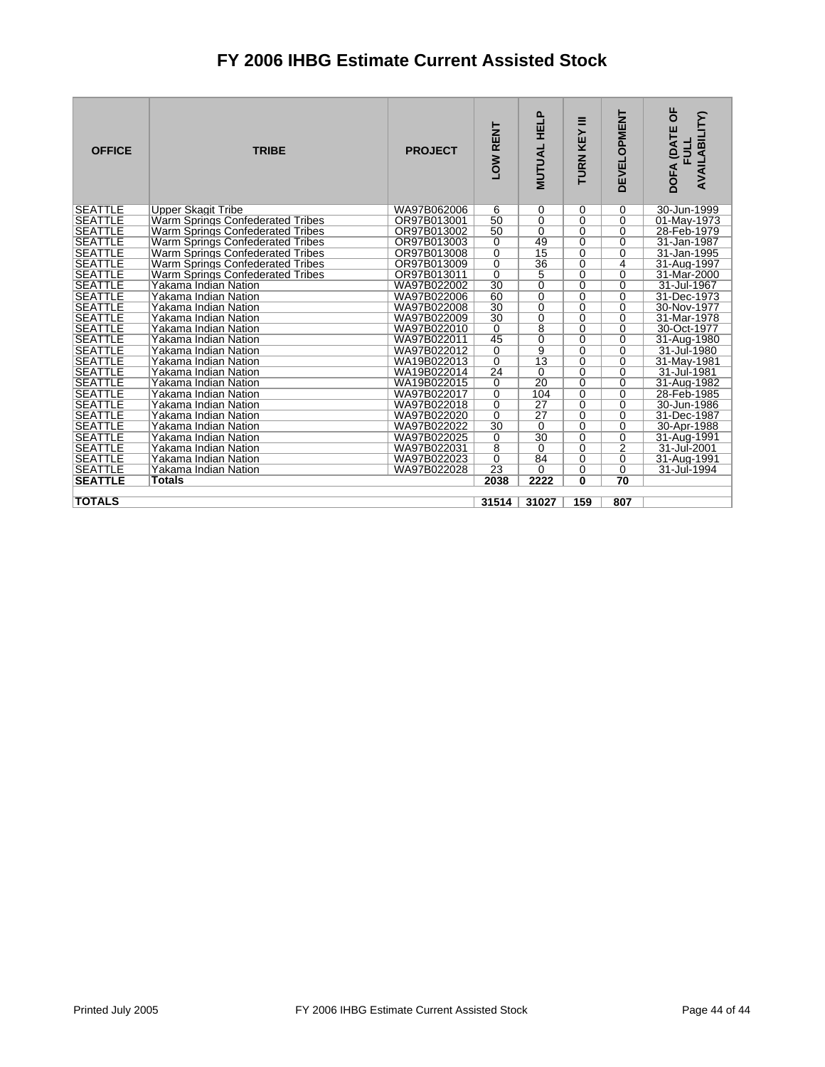# FY 2006 IHBG Estimate Current Assisted Stock

| OFFICE | TRIBE | PROJECT | LOW RENT | MUTUAL HELP | TURN KEY III | DEVELOPMENT | DOFA (DATE OF FULL AVAILABILITY) |
|---|---|---|---|---|---|---|---|
| SEATTLE | Upper Skagit Tribe | WA97B062006 | 6 | 0 | 0 | 0 | 30-Jun-1999 |
| SEATTLE | Warm Springs Confederated Tribes | OR97B013001 | 50 | 0 | 0 | 0 | 01-May-1973 |
| SEATTLE | Warm Springs Confederated Tribes | OR97B013002 | 50 | 0 | 0 | 0 | 28-Feb-1979 |
| SEATTLE | Warm Springs Confederated Tribes | OR97B013003 | 0 | 49 | 0 | 0 | 31-Jan-1987 |
| SEATTLE | Warm Springs Confederated Tribes | OR97B013008 | 0 | 15 | 0 | 0 | 31-Jan-1995 |
| SEATTLE | Warm Springs Confederated Tribes | OR97B013009 | 0 | 36 | 0 | 4 | 31-Aug-1997 |
| SEATTLE | Warm Springs Confederated Tribes | OR97B013011 | 0 | 5 | 0 | 0 | 31-Mar-2000 |
| SEATTLE | Yakama Indian Nation | WA97B022002 | 30 | 0 | 0 | 0 | 31-Jul-1967 |
| SEATTLE | Yakama Indian Nation | WA97B022006 | 60 | 0 | 0 | 0 | 31-Dec-1973 |
| SEATTLE | Yakama Indian Nation | WA97B022008 | 30 | 0 | 0 | 0 | 30-Nov-1977 |
| SEATTLE | Yakama Indian Nation | WA97B022009 | 30 | 0 | 0 | 0 | 31-Mar-1978 |
| SEATTLE | Yakama Indian Nation | WA97B022010 | 0 | 8 | 0 | 0 | 30-Oct-1977 |
| SEATTLE | Yakama Indian Nation | WA97B022011 | 45 | 0 | 0 | 0 | 31-Aug-1980 |
| SEATTLE | Yakama Indian Nation | WA97B022012 | 0 | 9 | 0 | 0 | 31-Jul-1980 |
| SEATTLE | Yakama Indian Nation | WA19B022013 | 0 | 13 | 0 | 0 | 31-May-1981 |
| SEATTLE | Yakama Indian Nation | WA19B022014 | 24 | 0 | 0 | 0 | 31-Jul-1981 |
| SEATTLE | Yakama Indian Nation | WA19B022015 | 0 | 20 | 0 | 0 | 31-Aug-1982 |
| SEATTLE | Yakama Indian Nation | WA97B022017 | 0 | 104 | 0 | 0 | 28-Feb-1985 |
| SEATTLE | Yakama Indian Nation | WA97B022018 | 0 | 27 | 0 | 0 | 30-Jun-1986 |
| SEATTLE | Yakama Indian Nation | WA97B022020 | 0 | 27 | 0 | 0 | 31-Dec-1987 |
| SEATTLE | Yakama Indian Nation | WA97B022022 | 30 | 0 | 0 | 0 | 30-Apr-1988 |
| SEATTLE | Yakama Indian Nation | WA97B022025 | 0 | 30 | 0 | 0 | 31-Aug-1991 |
| SEATTLE | Yakama Indian Nation | WA97B022031 | 8 | 0 | 0 | 2 | 31-Jul-2001 |
| SEATTLE | Yakama Indian Nation | WA97B022023 | 0 | 84 | 0 | 0 | 31-Aug-1991 |
| SEATTLE | Yakama Indian Nation | WA97B022028 | 23 | 0 | 0 | 0 | 31-Jul-1994 |
| **SEATTLE** | **Totals** | | **2038** | **2222** | **0** | **70** | |
| **TOTALS** | | | **31514** | **31027** | **159** | **807** | |